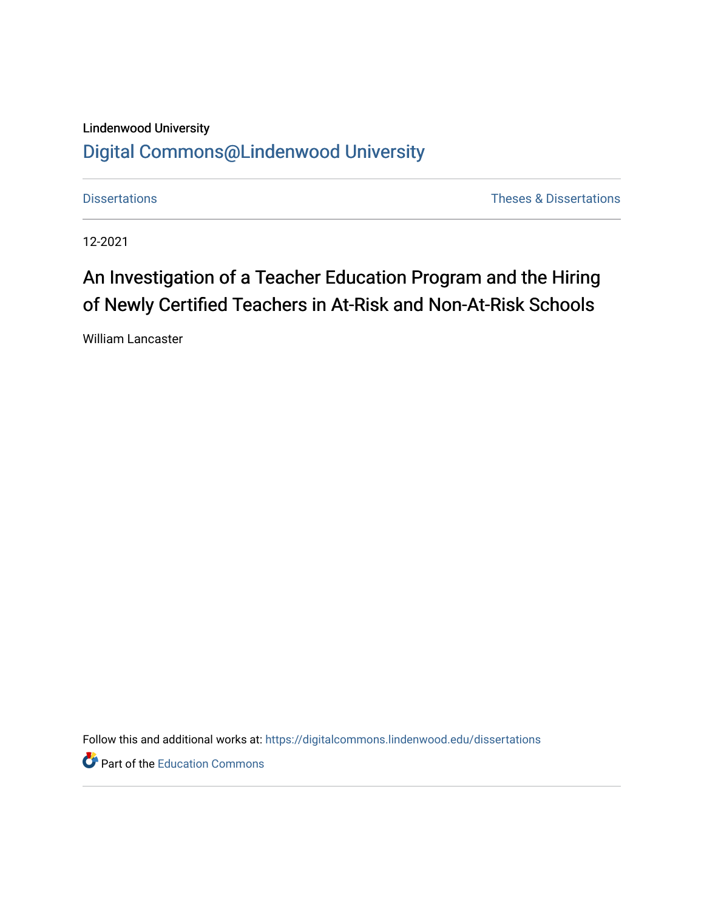Lindenwood University

# Digital Commons@Lindenwood University

Dissertations

Theses & Dissertations

12-2021

## An Investigation of a Teacher Education Program and the Hiring of Newly Certified Teachers in At-Risk and Non-At-Risk Schools

William Lancaster

Follow this and additional works at: https://digitalcommons.lindenwood.edu/dissertations

Part of the Education Commons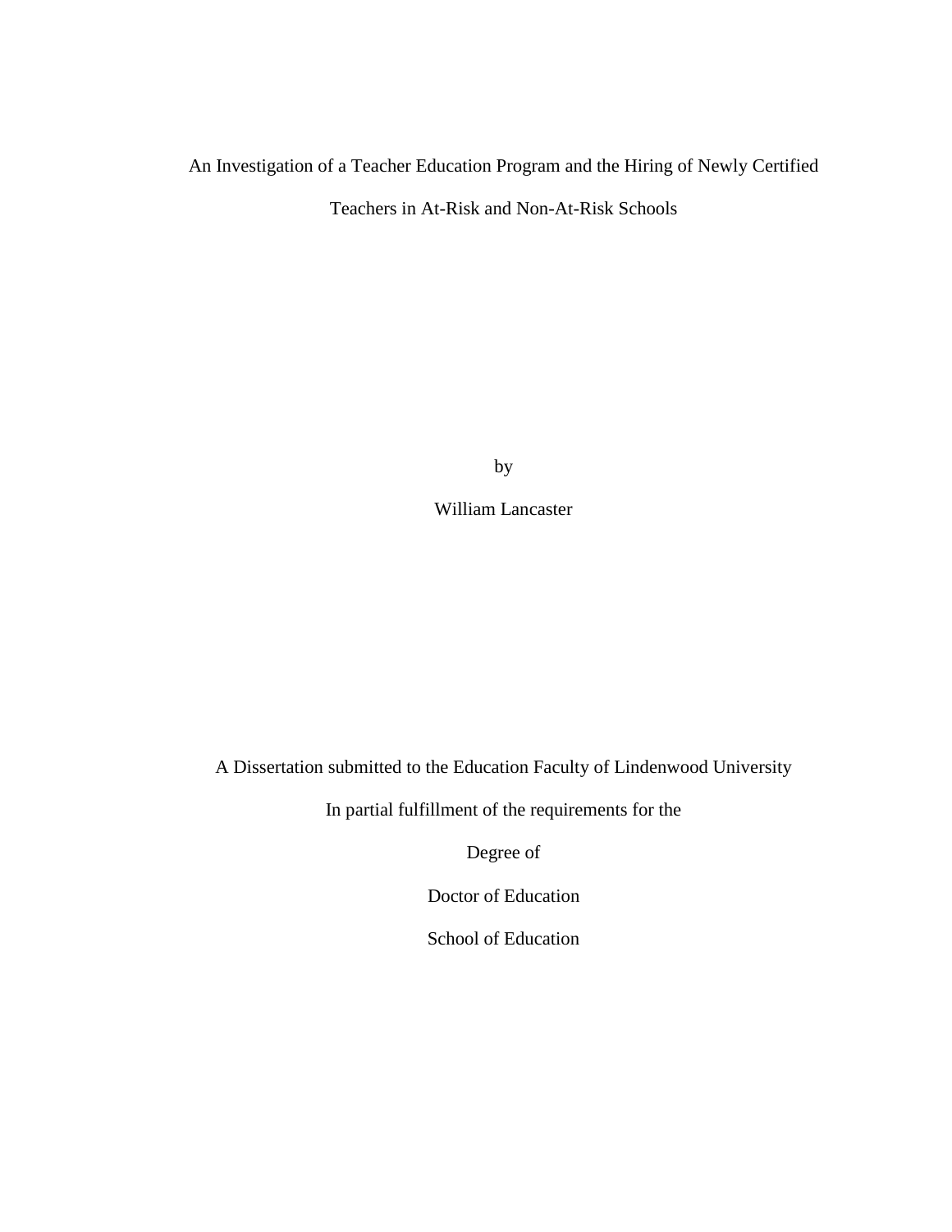An Investigation of a Teacher Education Program and the Hiring of Newly Certified Teachers in At-Risk and Non-At-Risk Schools

by

William Lancaster

A Dissertation submitted to the Education Faculty of Lindenwood University

In partial fulfillment of the requirements for the

Degree of

Doctor of Education

School of Education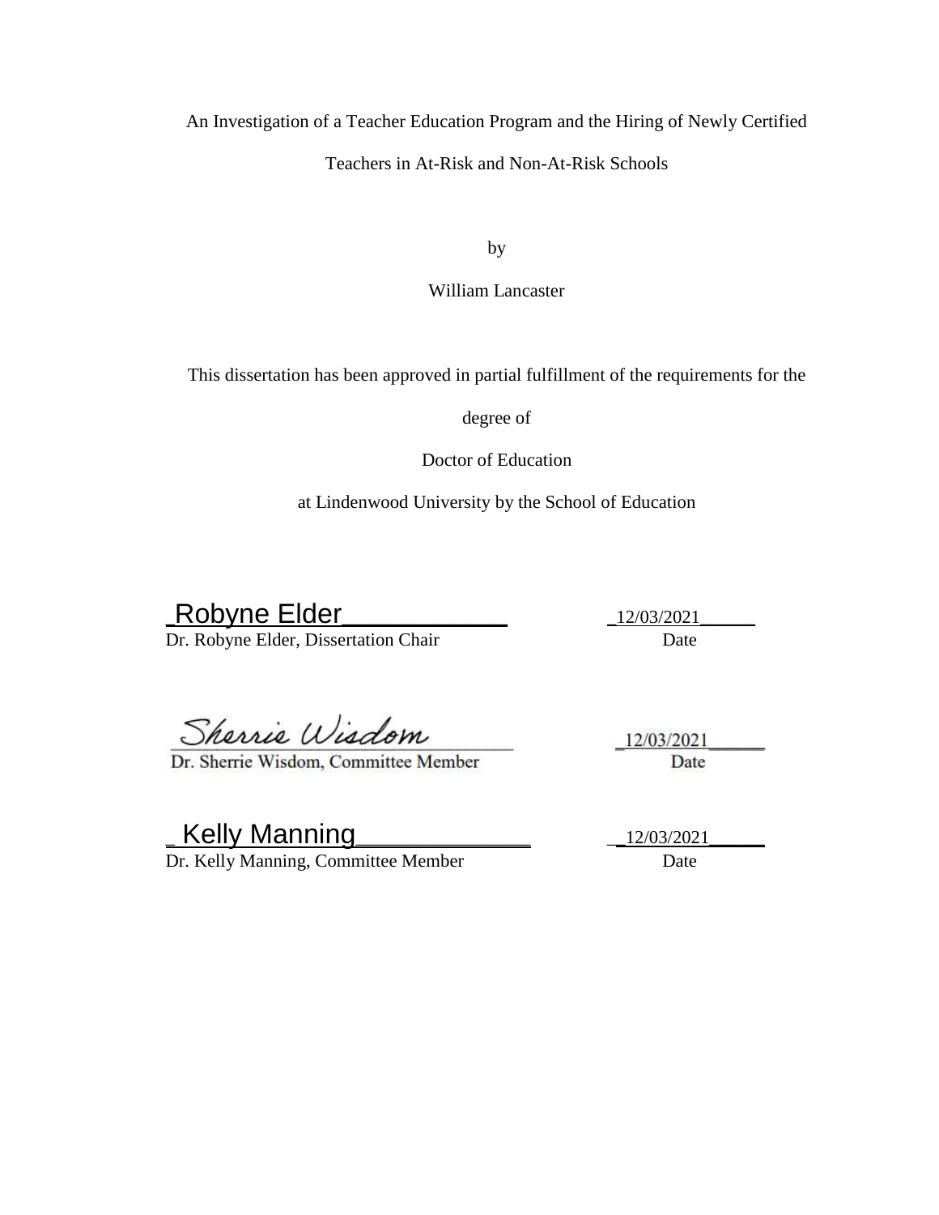An Investigation of a Teacher Education Program and the Hiring of Newly Certified Teachers in At-Risk and Non-At-Risk Schools

by

William Lancaster

This dissertation has been approved in partial fulfillment of the requirements for the degree of

Doctor of Education

at Lindenwood University by the School of Education

_Robyne Elder_____________ _12/03/2021______
Dr. Robyne Elder, Dissertation Chair Date

Sherrie Wisdom _12/03/2021______
Dr. Sherrie Wisdom, Committee Member Date

_ Kelly Manning_______________ __12/03/2021_____
Dr. Kelly Manning, Committee Member Date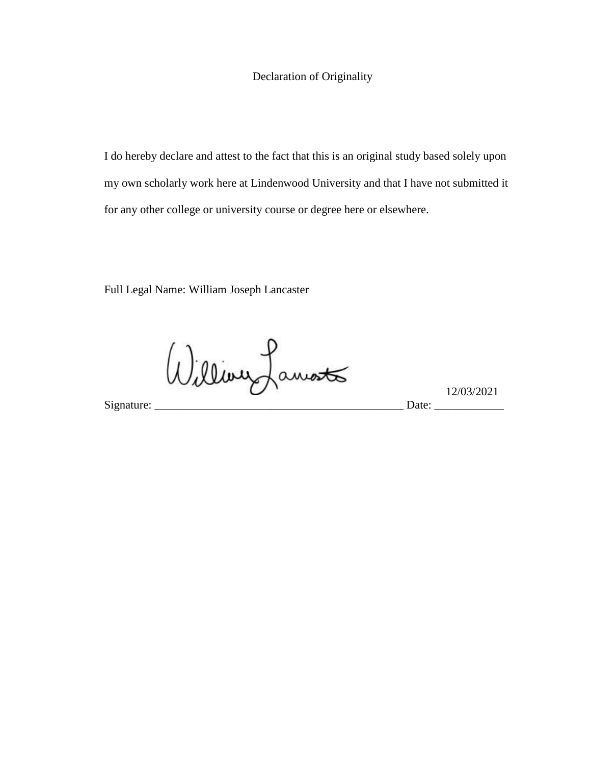# Declaration of Originality

I do hereby declare and attest to the fact that this is an original study based solely upon my own scholarly work here at Lindenwood University and that I have not submitted it for any other college or university course or degree here or elsewhere.

Full Legal Name: William Joseph Lancaster

Signature: _____________________________________________ Date: 12/03/2021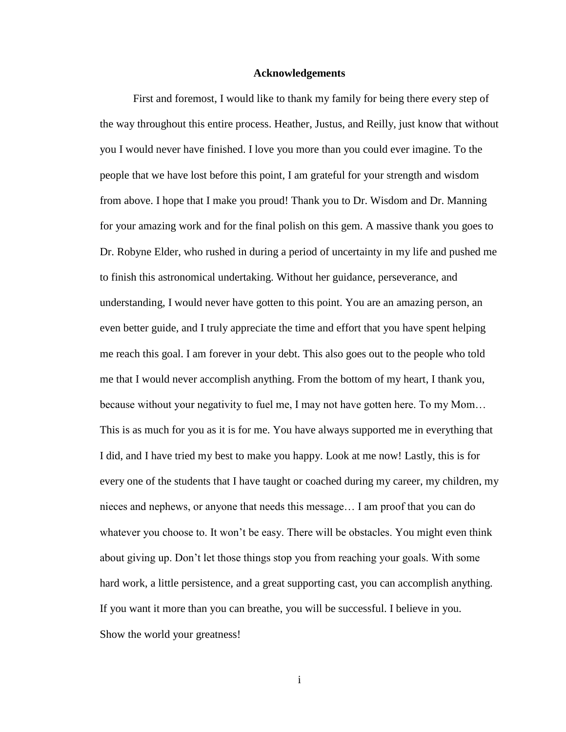# Acknowledgements

First and foremost, I would like to thank my family for being there every step of the way throughout this entire process. Heather, Justus, and Reilly, just know that without you I would never have finished. I love you more than you could ever imagine. To the people that we have lost before this point, I am grateful for your strength and wisdom from above. I hope that I make you proud! Thank you to Dr. Wisdom and Dr. Manning for your amazing work and for the final polish on this gem. A massive thank you goes to Dr. Robyne Elder, who rushed in during a period of uncertainty in my life and pushed me to finish this astronomical undertaking. Without her guidance, perseverance, and understanding, I would never have gotten to this point. You are an amazing person, an even better guide, and I truly appreciate the time and effort that you have spent helping me reach this goal. I am forever in your debt. This also goes out to the people who told me that I would never accomplish anything. From the bottom of my heart, I thank you, because without your negativity to fuel me, I may not have gotten here. To my Mom… This is as much for you as it is for me. You have always supported me in everything that I did, and I have tried my best to make you happy. Look at me now! Lastly, this is for every one of the students that I have taught or coached during my career, my children, my nieces and nephews, or anyone that needs this message… I am proof that you can do whatever you choose to. It won't be easy. There will be obstacles. You might even think about giving up. Don't let those things stop you from reaching your goals. With some hard work, a little persistence, and a great supporting cast, you can accomplish anything. If you want it more than you can breathe, you will be successful. I believe in you. Show the world your greatness!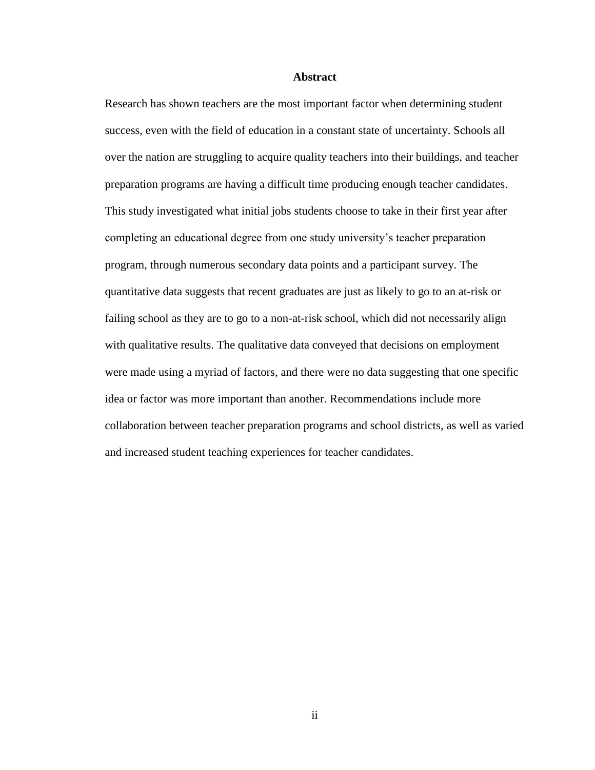## Abstract

Research has shown teachers are the most important factor when determining student success, even with the field of education in a constant state of uncertainty. Schools all over the nation are struggling to acquire quality teachers into their buildings, and teacher preparation programs are having a difficult time producing enough teacher candidates. This study investigated what initial jobs students choose to take in their first year after completing an educational degree from one study university's teacher preparation program, through numerous secondary data points and a participant survey. The quantitative data suggests that recent graduates are just as likely to go to an at-risk or failing school as they are to go to a non-at-risk school, which did not necessarily align with qualitative results. The qualitative data conveyed that decisions on employment were made using a myriad of factors, and there were no data suggesting that one specific idea or factor was more important than another. Recommendations include more collaboration between teacher preparation programs and school districts, as well as varied and increased student teaching experiences for teacher candidates.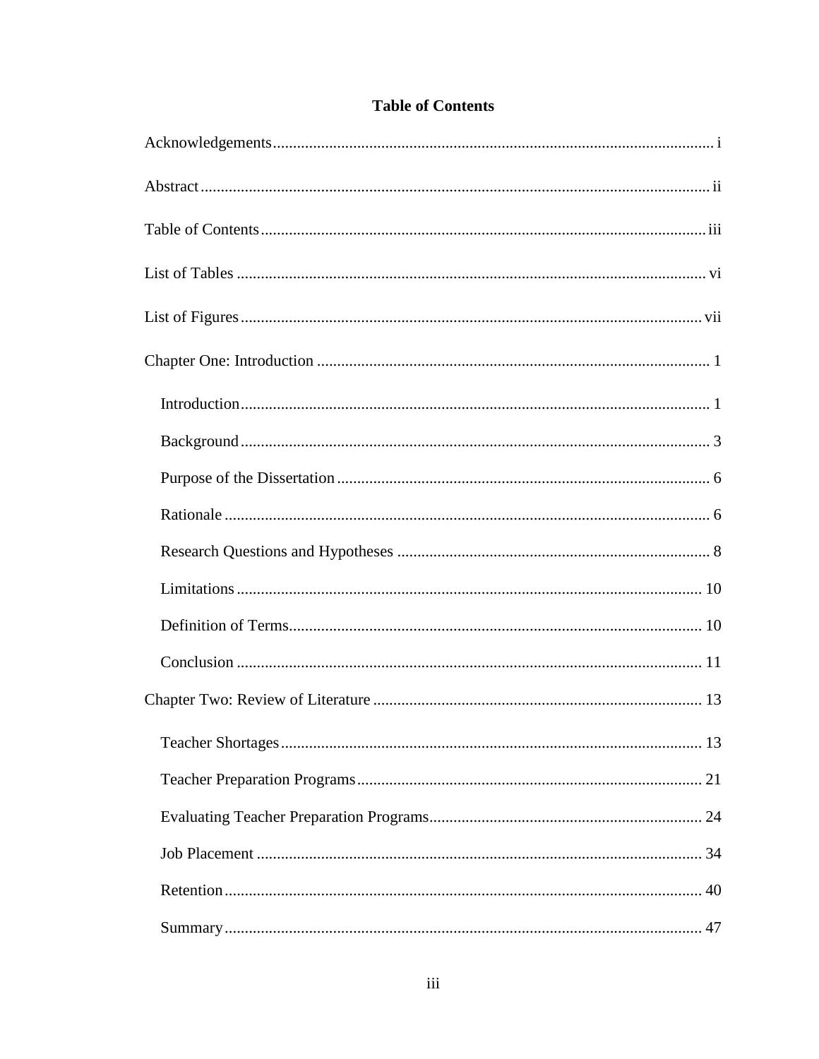# Table of Contents

Acknowledgements ... i

Abstract ... ii

Table of Contents ... iii

List of Tables ... vi

List of Figures ... vii

Chapter One: Introduction ... 1

- Introduction ... 1
- Background ... 3
- Purpose of the Dissertation ... 6
- Rationale ... 6
- Research Questions and Hypotheses ... 8
- Limitations ... 10
- Definition of Terms ... 10
- Conclusion ... 11

Chapter Two: Review of Literature ... 13

- Teacher Shortages ... 13
- Teacher Preparation Programs ... 21
- Evaluating Teacher Preparation Programs ... 24
- Job Placement ... 34
- Retention ... 40
- Summary ... 47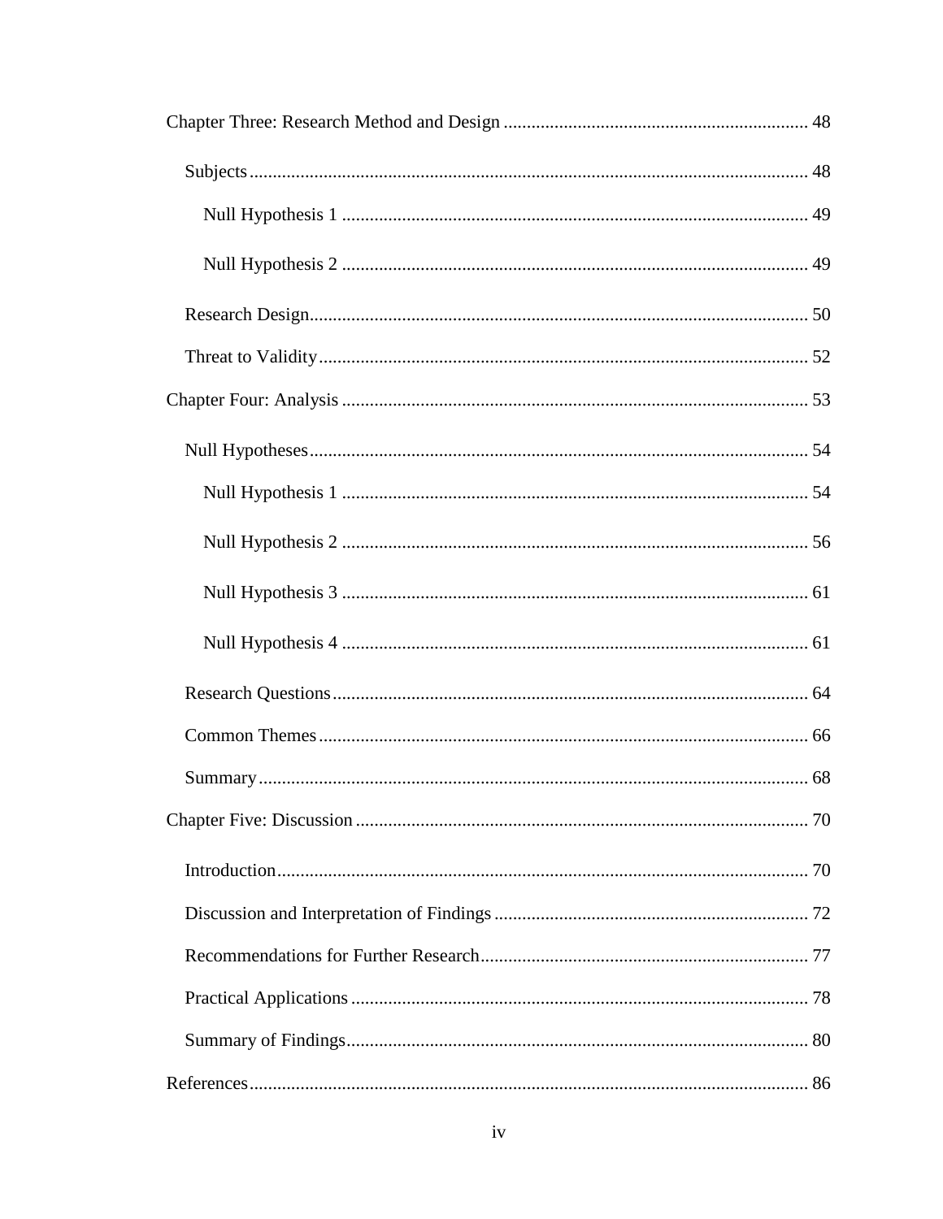Chapter Three: Research Method and Design ........................................................ 48

Subjects ........................................................................................................ 48

Null Hypothesis 1 .................................................................................... 49

Null Hypothesis 2 .................................................................................... 49

Research Design ........................................................................................... 50

Threat to Validity .......................................................................................... 52

Chapter Four: Analysis ....................................................................................... 53

Null Hypotheses ............................................................................................ 54

Null Hypothesis 1 .................................................................................... 54

Null Hypothesis 2 .................................................................................... 56

Null Hypothesis 3 .................................................................................... 61

Null Hypothesis 4 .................................................................................... 61

Research Questions ....................................................................................... 64

Common Themes .......................................................................................... 66

Summary ....................................................................................................... 68

Chapter Five: Discussion .................................................................................... 70

Introduction ................................................................................................... 70

Discussion and Interpretation of Findings .................................................... 72

Recommendations for Further Research ....................................................... 77

Practical Applications ................................................................................... 78

Summary of Findings .................................................................................... 80

References ........................................................................................................... 86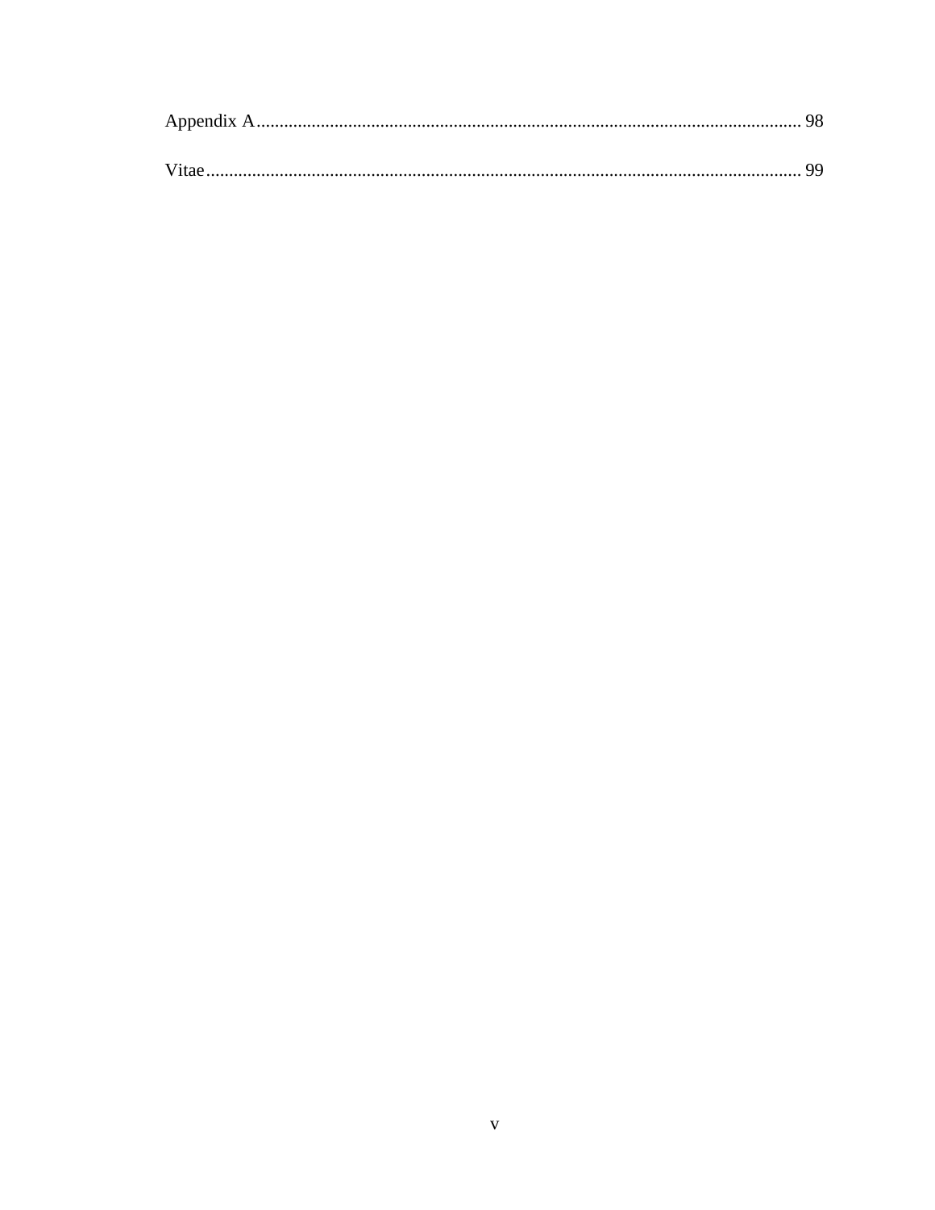Appendix A ...................................................................................................................... 98

Vitae ............................................................................................................................... 99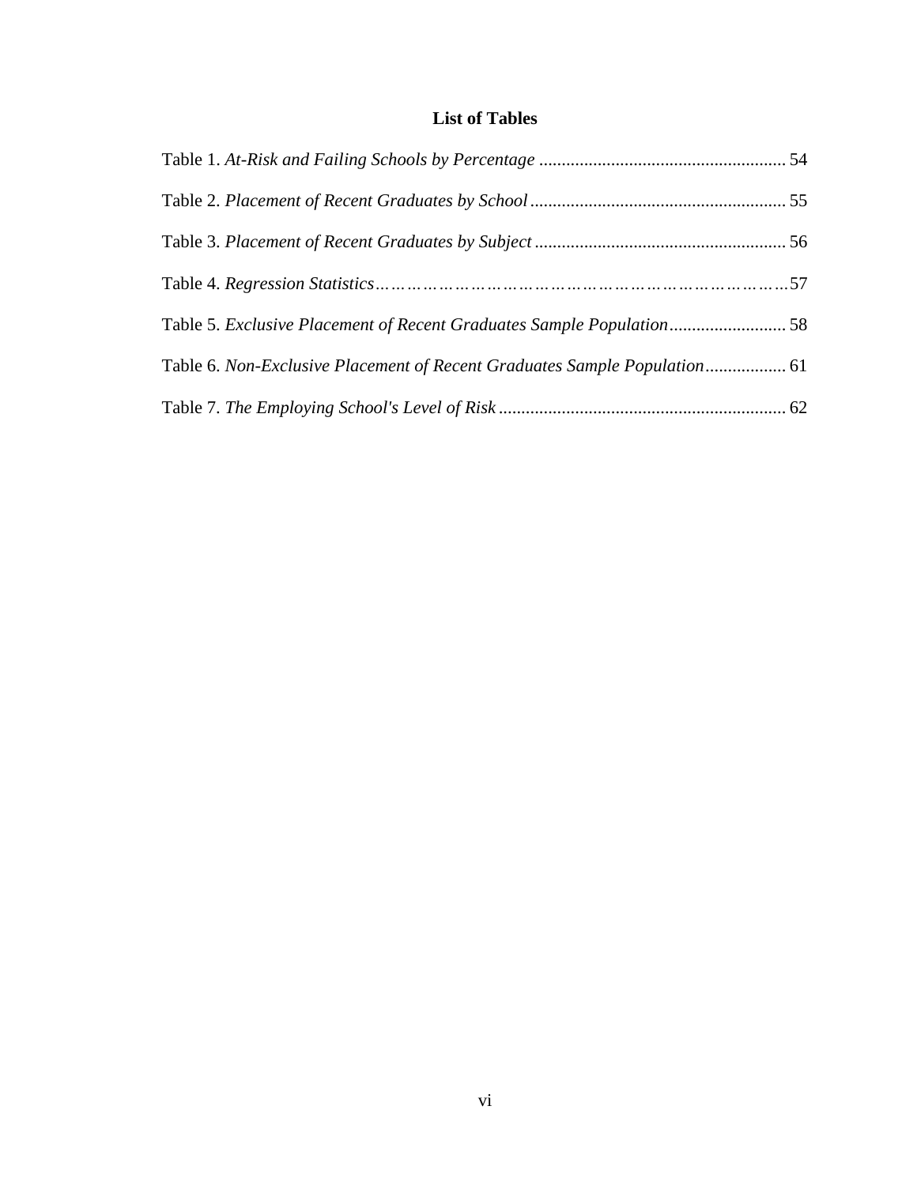# List of Tables

Table 1. *At-Risk and Failing Schools by Percentage* ...................................................... 54

Table 2. *Placement of Recent Graduates by School* ........................................................ 55

Table 3. *Placement of Recent Graduates by Subject* ....................................................... 56

Table 4. *Regression Statistics*……………………………………………………………57

Table 5. *Exclusive Placement of Recent Graduates Sample Population*.......................... 58

Table 6. *Non-Exclusive Placement of Recent Graduates Sample Population*.................. 61

Table 7. *The Employing School's Level of Risk* ............................................................... 62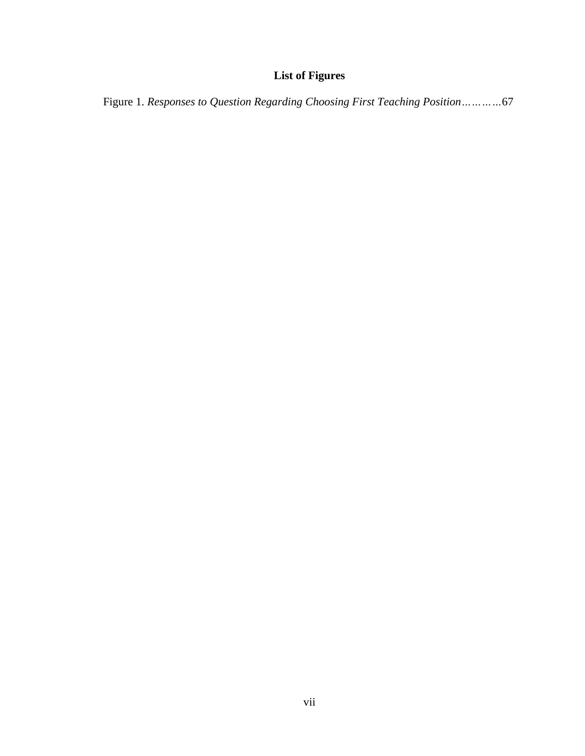# List of Figures

Figure 1. *Responses to Question Regarding Choosing First Teaching Position*…………67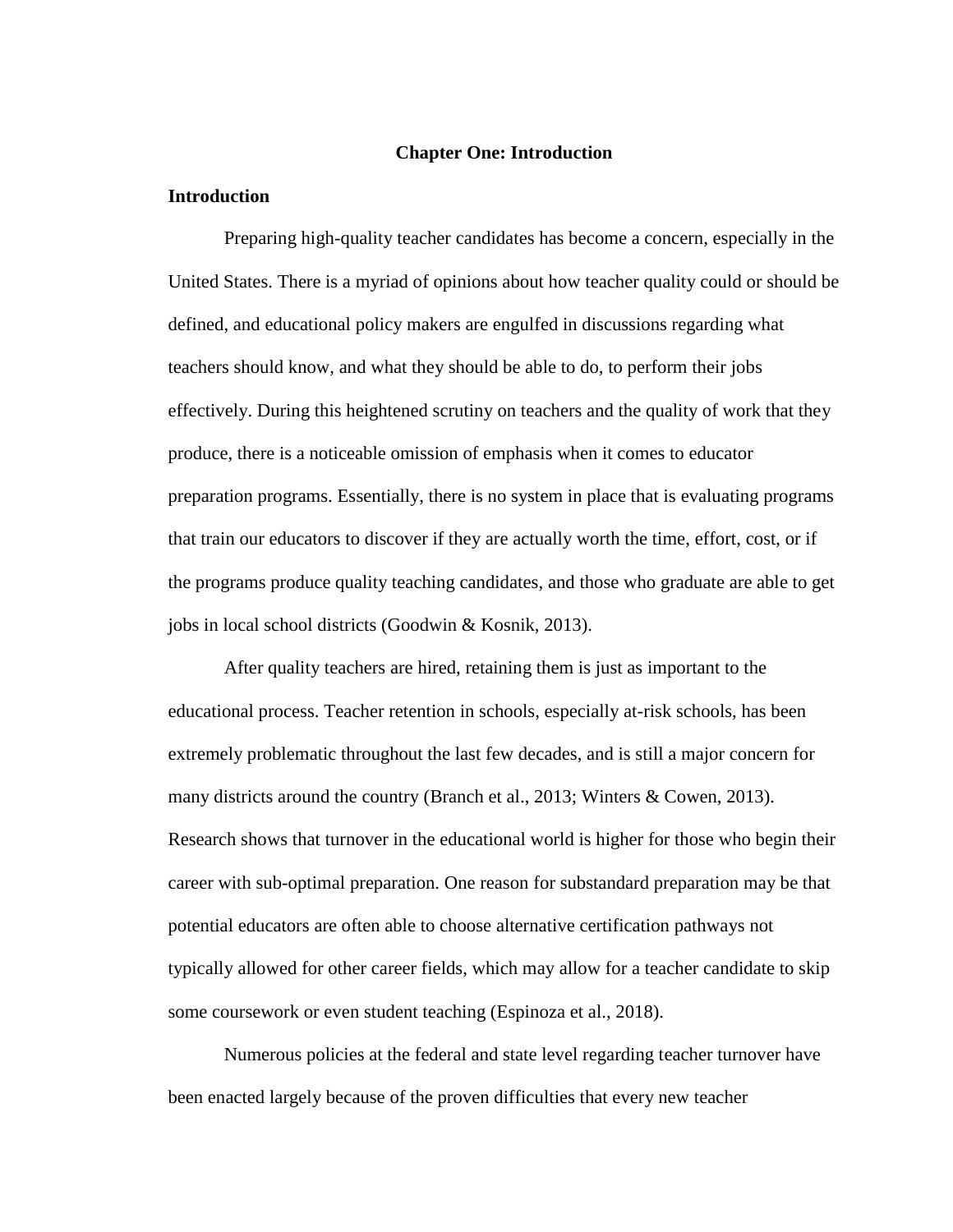# Chapter One: Introduction

## Introduction

Preparing high-quality teacher candidates has become a concern, especially in the United States. There is a myriad of opinions about how teacher quality could or should be defined, and educational policy makers are engulfed in discussions regarding what teachers should know, and what they should be able to do, to perform their jobs effectively. During this heightened scrutiny on teachers and the quality of work that they produce, there is a noticeable omission of emphasis when it comes to educator preparation programs. Essentially, there is no system in place that is evaluating programs that train our educators to discover if they are actually worth the time, effort, cost, or if the programs produce quality teaching candidates, and those who graduate are able to get jobs in local school districts (Goodwin & Kosnik, 2013).

After quality teachers are hired, retaining them is just as important to the educational process. Teacher retention in schools, especially at-risk schools, has been extremely problematic throughout the last few decades, and is still a major concern for many districts around the country (Branch et al., 2013; Winters & Cowen, 2013). Research shows that turnover in the educational world is higher for those who begin their career with sub-optimal preparation. One reason for substandard preparation may be that potential educators are often able to choose alternative certification pathways not typically allowed for other career fields, which may allow for a teacher candidate to skip some coursework or even student teaching (Espinoza et al., 2018).

Numerous policies at the federal and state level regarding teacher turnover have been enacted largely because of the proven difficulties that every new teacher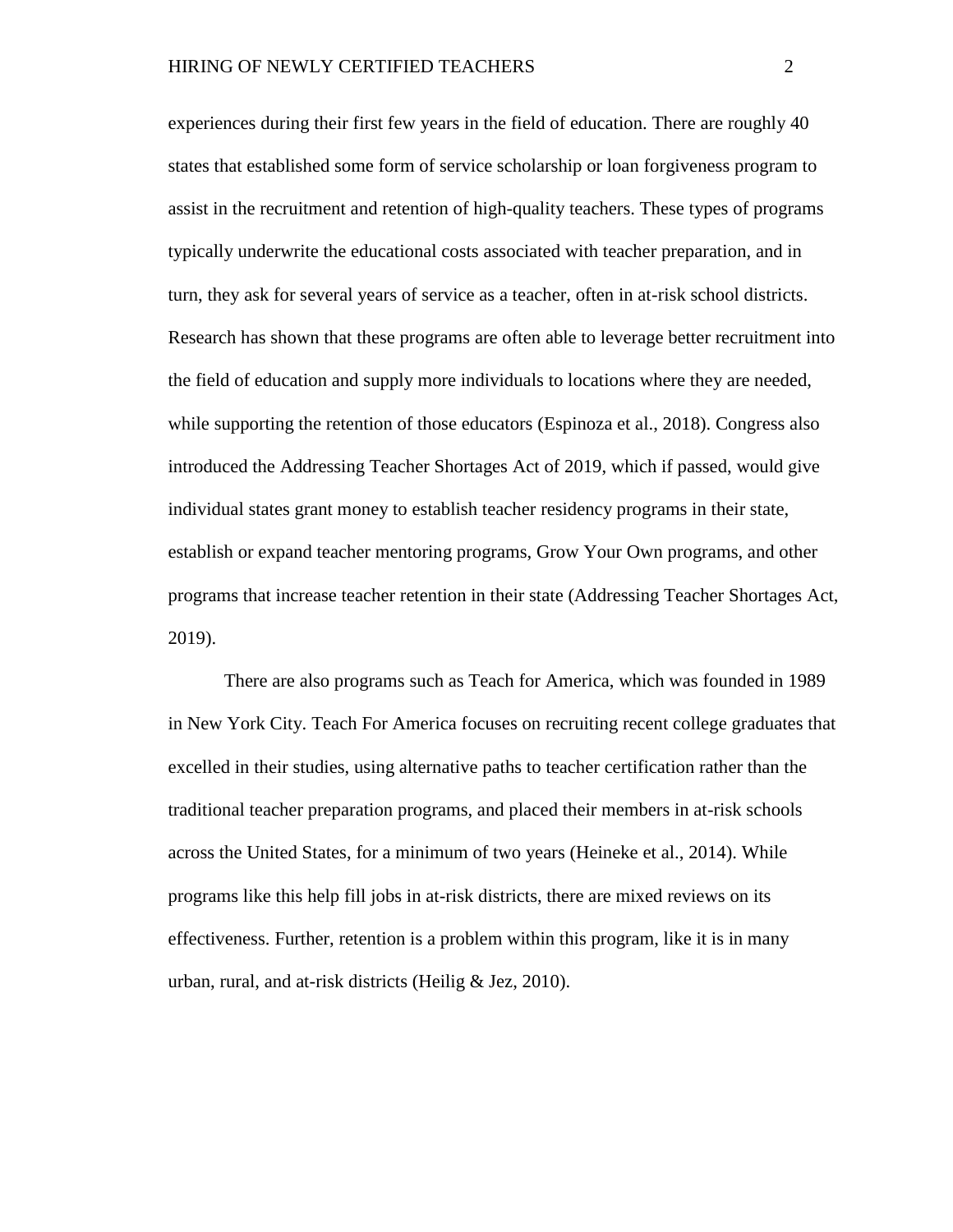experiences during their first few years in the field of education. There are roughly 40 states that established some form of service scholarship or loan forgiveness program to assist in the recruitment and retention of high-quality teachers. These types of programs typically underwrite the educational costs associated with teacher preparation, and in turn, they ask for several years of service as a teacher, often in at-risk school districts. Research has shown that these programs are often able to leverage better recruitment into the field of education and supply more individuals to locations where they are needed, while supporting the retention of those educators (Espinoza et al., 2018). Congress also introduced the Addressing Teacher Shortages Act of 2019, which if passed, would give individual states grant money to establish teacher residency programs in their state, establish or expand teacher mentoring programs, Grow Your Own programs, and other programs that increase teacher retention in their state (Addressing Teacher Shortages Act, 2019).

There are also programs such as Teach for America, which was founded in 1989 in New York City. Teach For America focuses on recruiting recent college graduates that excelled in their studies, using alternative paths to teacher certification rather than the traditional teacher preparation programs, and placed their members in at-risk schools across the United States, for a minimum of two years (Heineke et al., 2014). While programs like this help fill jobs in at-risk districts, there are mixed reviews on its effectiveness. Further, retention is a problem within this program, like it is in many urban, rural, and at-risk districts (Heilig & Jez, 2010).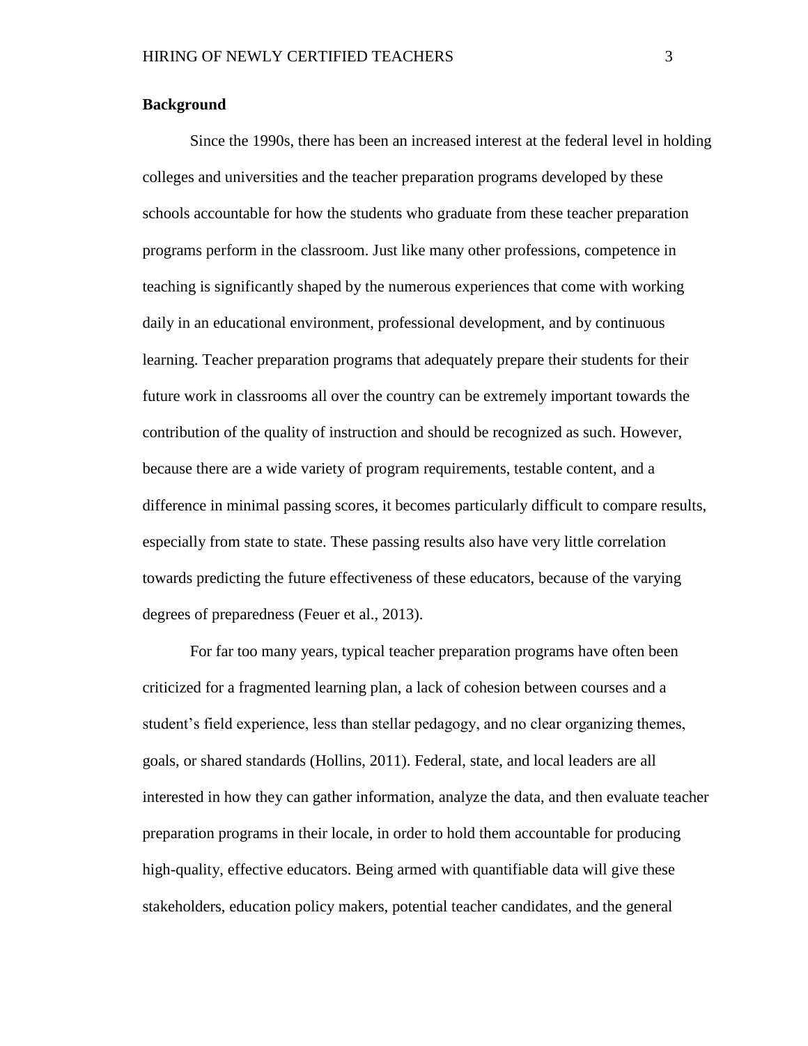## Background

Since the 1990s, there has been an increased interest at the federal level in holding colleges and universities and the teacher preparation programs developed by these schools accountable for how the students who graduate from these teacher preparation programs perform in the classroom. Just like many other professions, competence in teaching is significantly shaped by the numerous experiences that come with working daily in an educational environment, professional development, and by continuous learning. Teacher preparation programs that adequately prepare their students for their future work in classrooms all over the country can be extremely important towards the contribution of the quality of instruction and should be recognized as such. However, because there are a wide variety of program requirements, testable content, and a difference in minimal passing scores, it becomes particularly difficult to compare results, especially from state to state. These passing results also have very little correlation towards predicting the future effectiveness of these educators, because of the varying degrees of preparedness (Feuer et al., 2013).

For far too many years, typical teacher preparation programs have often been criticized for a fragmented learning plan, a lack of cohesion between courses and a student's field experience, less than stellar pedagogy, and no clear organizing themes, goals, or shared standards (Hollins, 2011). Federal, state, and local leaders are all interested in how they can gather information, analyze the data, and then evaluate teacher preparation programs in their locale, in order to hold them accountable for producing high-quality, effective educators. Being armed with quantifiable data will give these stakeholders, education policy makers, potential teacher candidates, and the general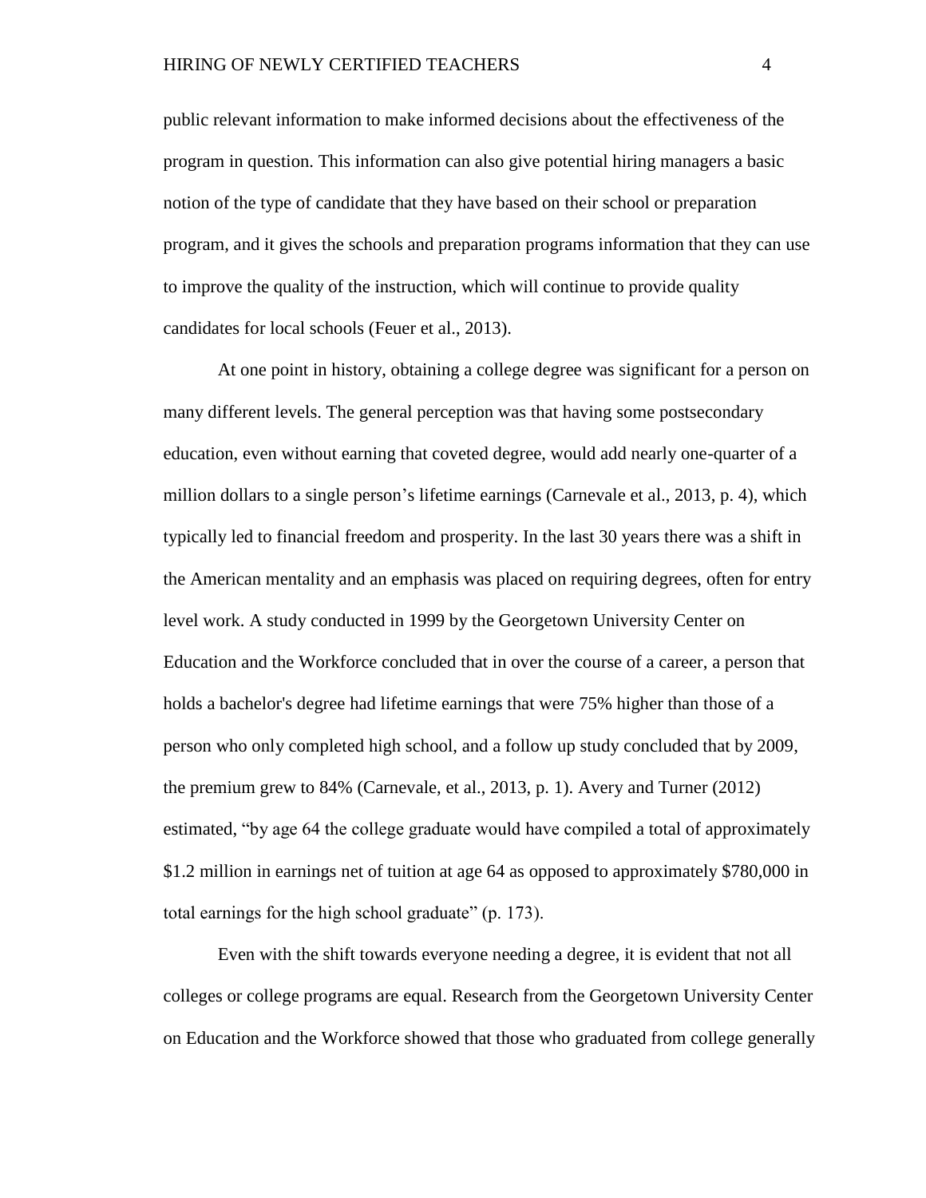public relevant information to make informed decisions about the effectiveness of the program in question. This information can also give potential hiring managers a basic notion of the type of candidate that they have based on their school or preparation program, and it gives the schools and preparation programs information that they can use to improve the quality of the instruction, which will continue to provide quality candidates for local schools (Feuer et al., 2013).

At one point in history, obtaining a college degree was significant for a person on many different levels. The general perception was that having some postsecondary education, even without earning that coveted degree, would add nearly one-quarter of a million dollars to a single person's lifetime earnings (Carnevale et al., 2013, p. 4), which typically led to financial freedom and prosperity. In the last 30 years there was a shift in the American mentality and an emphasis was placed on requiring degrees, often for entry level work. A study conducted in 1999 by the Georgetown University Center on Education and the Workforce concluded that in over the course of a career, a person that holds a bachelor's degree had lifetime earnings that were 75% higher than those of a person who only completed high school, and a follow up study concluded that by 2009, the premium grew to 84% (Carnevale, et al., 2013, p. 1). Avery and Turner (2012) estimated, "by age 64 the college graduate would have compiled a total of approximately $1.2 million in earnings net of tuition at age 64 as opposed to approximately $780,000 in total earnings for the high school graduate" (p. 173).

Even with the shift towards everyone needing a degree, it is evident that not all colleges or college programs are equal. Research from the Georgetown University Center on Education and the Workforce showed that those who graduated from college generally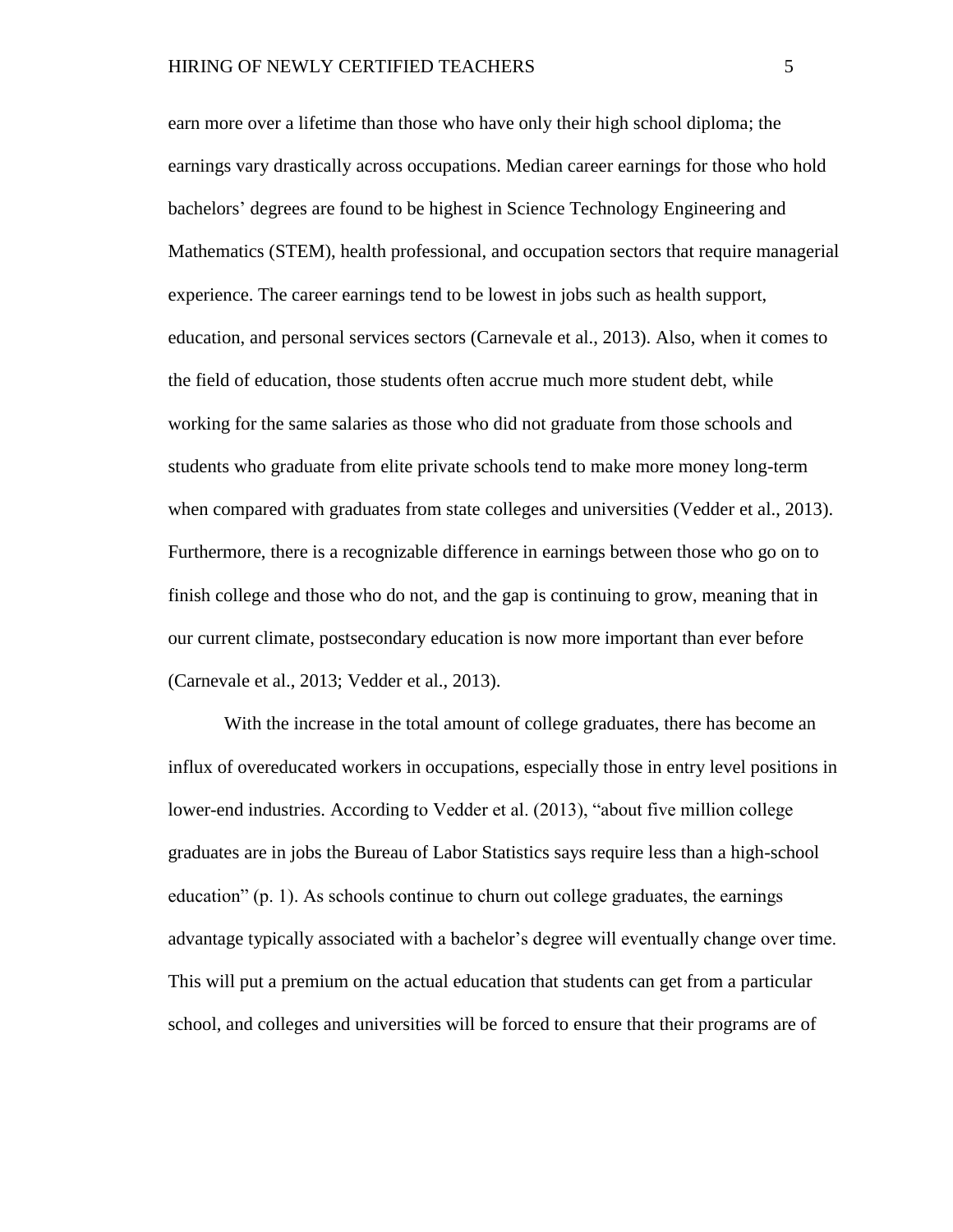earn more over a lifetime than those who have only their high school diploma; the earnings vary drastically across occupations. Median career earnings for those who hold bachelors' degrees are found to be highest in Science Technology Engineering and Mathematics (STEM), health professional, and occupation sectors that require managerial experience. The career earnings tend to be lowest in jobs such as health support, education, and personal services sectors (Carnevale et al., 2013). Also, when it comes to the field of education, those students often accrue much more student debt, while working for the same salaries as those who did not graduate from those schools and students who graduate from elite private schools tend to make more money long-term when compared with graduates from state colleges and universities (Vedder et al., 2013). Furthermore, there is a recognizable difference in earnings between those who go on to finish college and those who do not, and the gap is continuing to grow, meaning that in our current climate, postsecondary education is now more important than ever before (Carnevale et al., 2013; Vedder et al., 2013).

With the increase in the total amount of college graduates, there has become an influx of overeducated workers in occupations, especially those in entry level positions in lower-end industries. According to Vedder et al. (2013), "about five million college graduates are in jobs the Bureau of Labor Statistics says require less than a high-school education" (p. 1). As schools continue to churn out college graduates, the earnings advantage typically associated with a bachelor's degree will eventually change over time. This will put a premium on the actual education that students can get from a particular school, and colleges and universities will be forced to ensure that their programs are of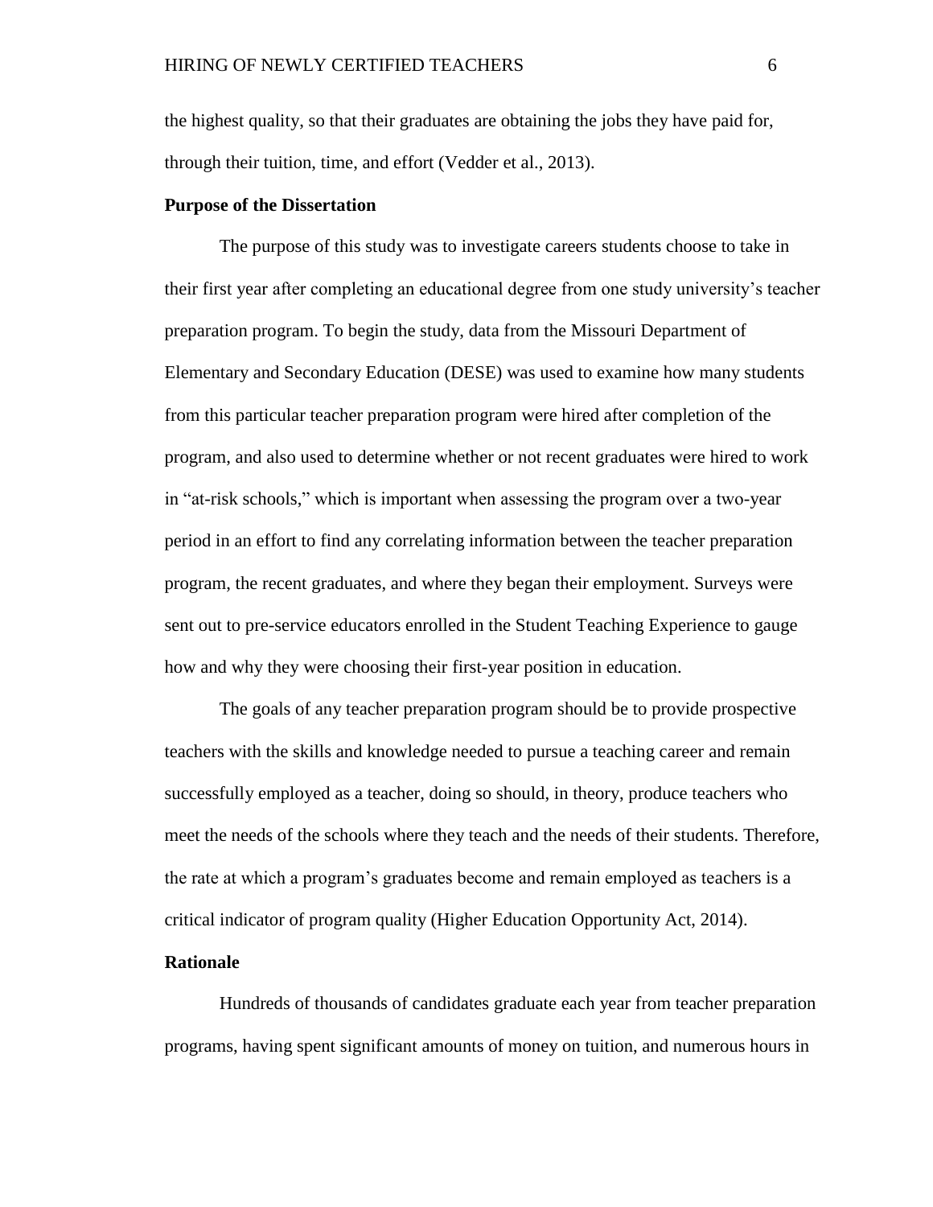the highest quality, so that their graduates are obtaining the jobs they have paid for, through their tuition, time, and effort (Vedder et al., 2013).

**Purpose of the Dissertation**

The purpose of this study was to investigate careers students choose to take in their first year after completing an educational degree from one study university's teacher preparation program. To begin the study, data from the Missouri Department of Elementary and Secondary Education (DESE) was used to examine how many students from this particular teacher preparation program were hired after completion of the program, and also used to determine whether or not recent graduates were hired to work in "at-risk schools," which is important when assessing the program over a two-year period in an effort to find any correlating information between the teacher preparation program, the recent graduates, and where they began their employment. Surveys were sent out to pre-service educators enrolled in the Student Teaching Experience to gauge how and why they were choosing their first-year position in education.

The goals of any teacher preparation program should be to provide prospective teachers with the skills and knowledge needed to pursue a teaching career and remain successfully employed as a teacher, doing so should, in theory, produce teachers who meet the needs of the schools where they teach and the needs of their students. Therefore, the rate at which a program's graduates become and remain employed as teachers is a critical indicator of program quality (Higher Education Opportunity Act, 2014).

**Rationale**

Hundreds of thousands of candidates graduate each year from teacher preparation programs, having spent significant amounts of money on tuition, and numerous hours in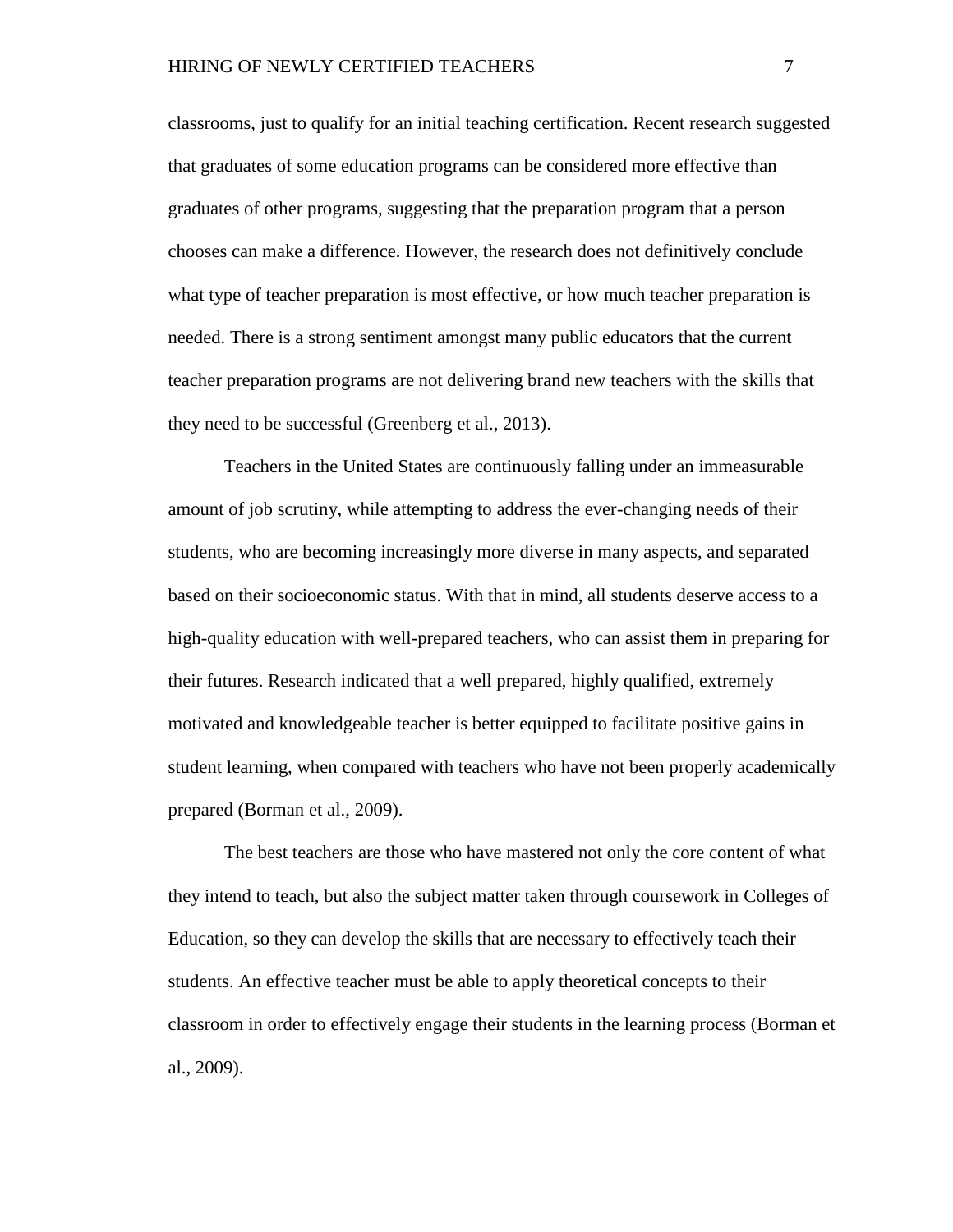classrooms, just to qualify for an initial teaching certification. Recent research suggested that graduates of some education programs can be considered more effective than graduates of other programs, suggesting that the preparation program that a person chooses can make a difference. However, the research does not definitively conclude what type of teacher preparation is most effective, or how much teacher preparation is needed. There is a strong sentiment amongst many public educators that the current teacher preparation programs are not delivering brand new teachers with the skills that they need to be successful (Greenberg et al., 2013).

Teachers in the United States are continuously falling under an immeasurable amount of job scrutiny, while attempting to address the ever-changing needs of their students, who are becoming increasingly more diverse in many aspects, and separated based on their socioeconomic status. With that in mind, all students deserve access to a high-quality education with well-prepared teachers, who can assist them in preparing for their futures. Research indicated that a well prepared, highly qualified, extremely motivated and knowledgeable teacher is better equipped to facilitate positive gains in student learning, when compared with teachers who have not been properly academically prepared (Borman et al., 2009).

The best teachers are those who have mastered not only the core content of what they intend to teach, but also the subject matter taken through coursework in Colleges of Education, so they can develop the skills that are necessary to effectively teach their students. An effective teacher must be able to apply theoretical concepts to their classroom in order to effectively engage their students in the learning process (Borman et al., 2009).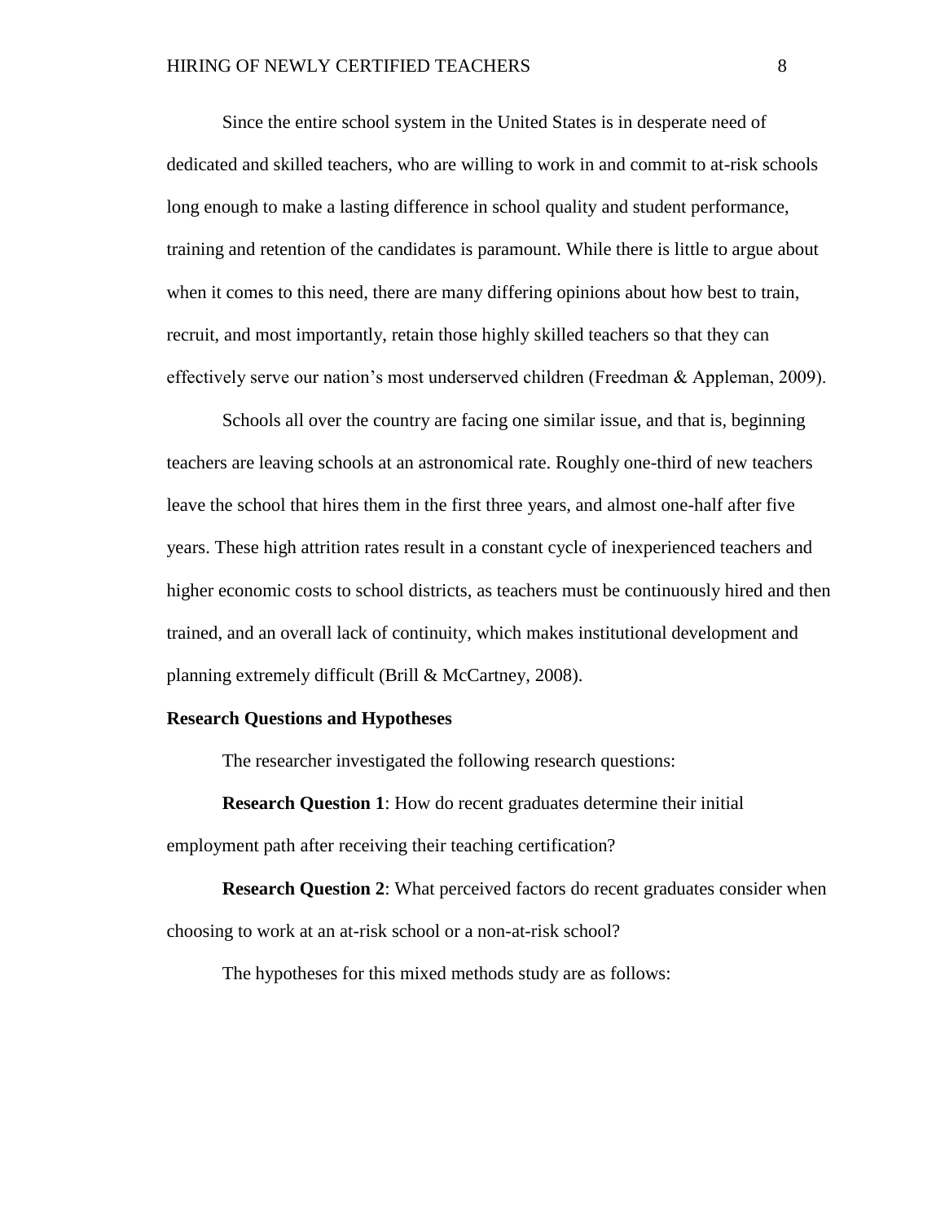Since the entire school system in the United States is in desperate need of dedicated and skilled teachers, who are willing to work in and commit to at-risk schools long enough to make a lasting difference in school quality and student performance, training and retention of the candidates is paramount. While there is little to argue about when it comes to this need, there are many differing opinions about how best to train, recruit, and most importantly, retain those highly skilled teachers so that they can effectively serve our nation's most underserved children (Freedman & Appleman, 2009).

Schools all over the country are facing one similar issue, and that is, beginning teachers are leaving schools at an astronomical rate. Roughly one-third of new teachers leave the school that hires them in the first three years, and almost one-half after five years. These high attrition rates result in a constant cycle of inexperienced teachers and higher economic costs to school districts, as teachers must be continuously hired and then trained, and an overall lack of continuity, which makes institutional development and planning extremely difficult (Brill & McCartney, 2008).

**Research Questions and Hypotheses**

The researcher investigated the following research questions:

**Research Question 1**: How do recent graduates determine their initial employment path after receiving their teaching certification?

**Research Question 2**: What perceived factors do recent graduates consider when choosing to work at an at-risk school or a non-at-risk school?

The hypotheses for this mixed methods study are as follows: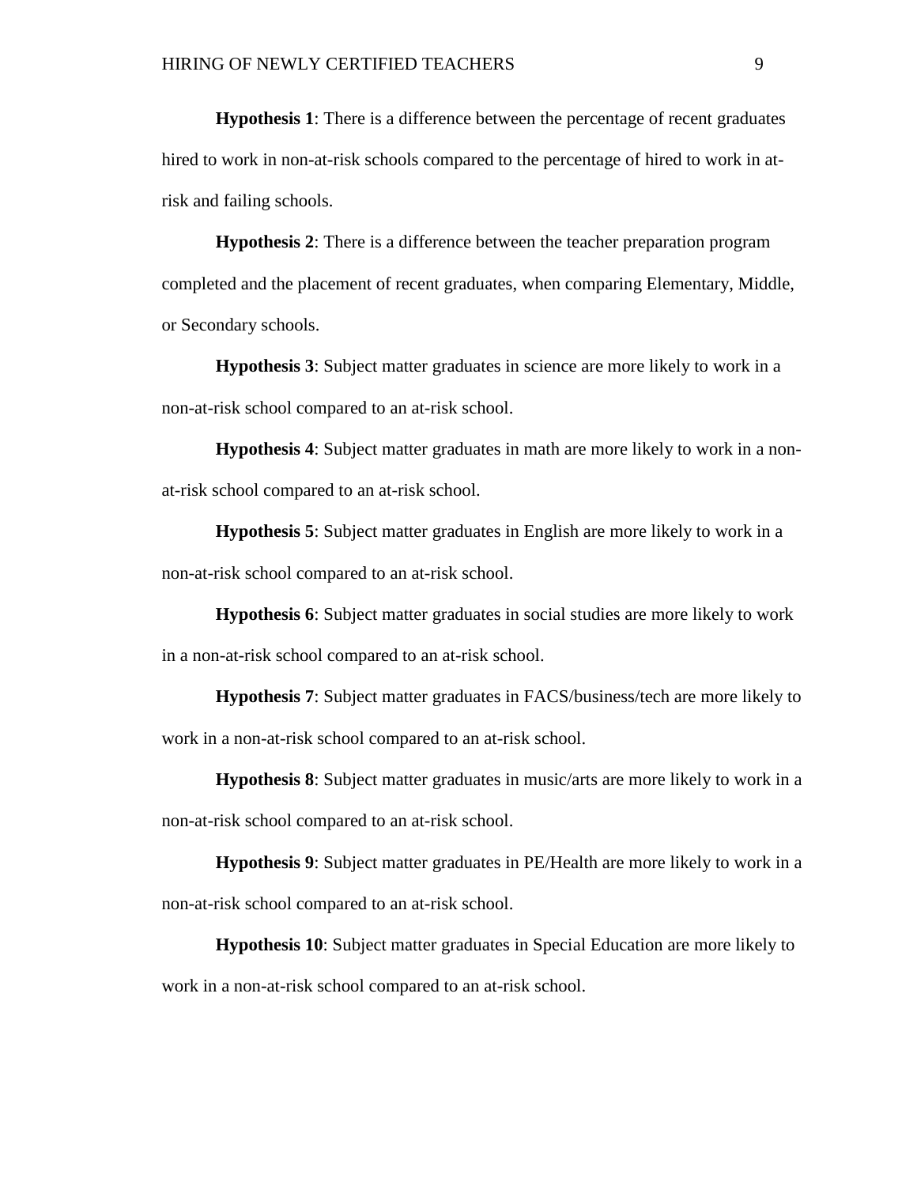**Hypothesis 1**: There is a difference between the percentage of recent graduates hired to work in non-at-risk schools compared to the percentage of hired to work in at-risk and failing schools.

**Hypothesis 2**: There is a difference between the teacher preparation program completed and the placement of recent graduates, when comparing Elementary, Middle, or Secondary schools.

**Hypothesis 3**: Subject matter graduates in science are more likely to work in a non-at-risk school compared to an at-risk school.

**Hypothesis 4**: Subject matter graduates in math are more likely to work in a non-at-risk school compared to an at-risk school.

**Hypothesis 5**: Subject matter graduates in English are more likely to work in a non-at-risk school compared to an at-risk school.

**Hypothesis 6**: Subject matter graduates in social studies are more likely to work in a non-at-risk school compared to an at-risk school.

**Hypothesis 7**: Subject matter graduates in FACS/business/tech are more likely to work in a non-at-risk school compared to an at-risk school.

**Hypothesis 8**: Subject matter graduates in music/arts are more likely to work in a non-at-risk school compared to an at-risk school.

**Hypothesis 9**: Subject matter graduates in PE/Health are more likely to work in a non-at-risk school compared to an at-risk school.

**Hypothesis 10**: Subject matter graduates in Special Education are more likely to work in a non-at-risk school compared to an at-risk school.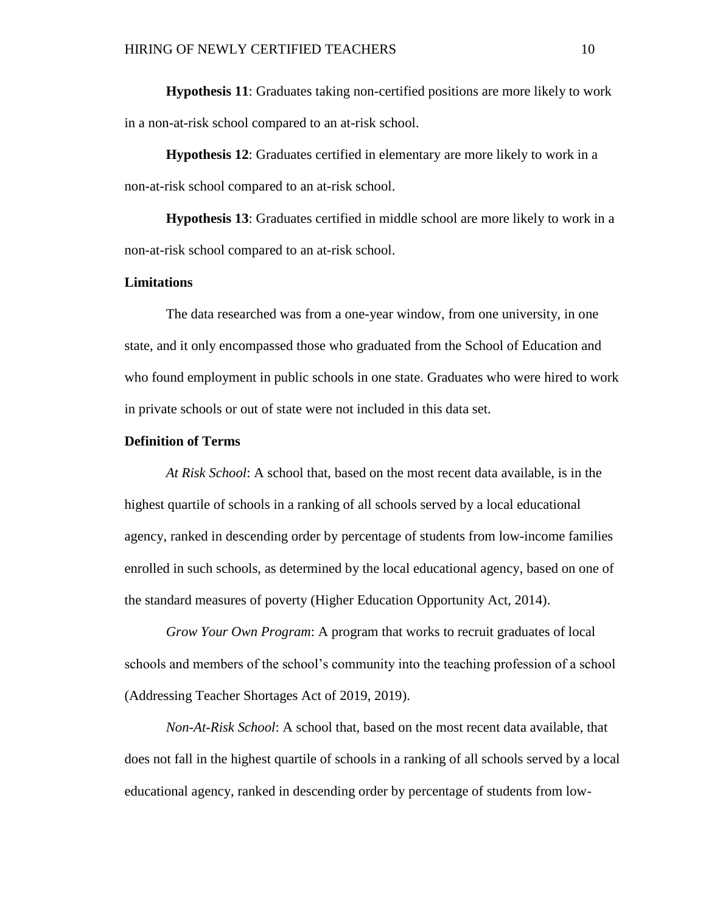**Hypothesis 11**: Graduates taking non-certified positions are more likely to work in a non-at-risk school compared to an at-risk school.

**Hypothesis 12**: Graduates certified in elementary are more likely to work in a non-at-risk school compared to an at-risk school.

**Hypothesis 13**: Graduates certified in middle school are more likely to work in a non-at-risk school compared to an at-risk school.

## Limitations

The data researched was from a one-year window, from one university, in one state, and it only encompassed those who graduated from the School of Education and who found employment in public schools in one state. Graduates who were hired to work in private schools or out of state were not included in this data set.

## Definition of Terms

*At Risk School*: A school that, based on the most recent data available, is in the highest quartile of schools in a ranking of all schools served by a local educational agency, ranked in descending order by percentage of students from low-income families enrolled in such schools, as determined by the local educational agency, based on one of the standard measures of poverty (Higher Education Opportunity Act, 2014).

*Grow Your Own Program*: A program that works to recruit graduates of local schools and members of the school's community into the teaching profession of a school (Addressing Teacher Shortages Act of 2019, 2019).

*Non-At-Risk School*: A school that, based on the most recent data available, that does not fall in the highest quartile of schools in a ranking of all schools served by a local educational agency, ranked in descending order by percentage of students from low-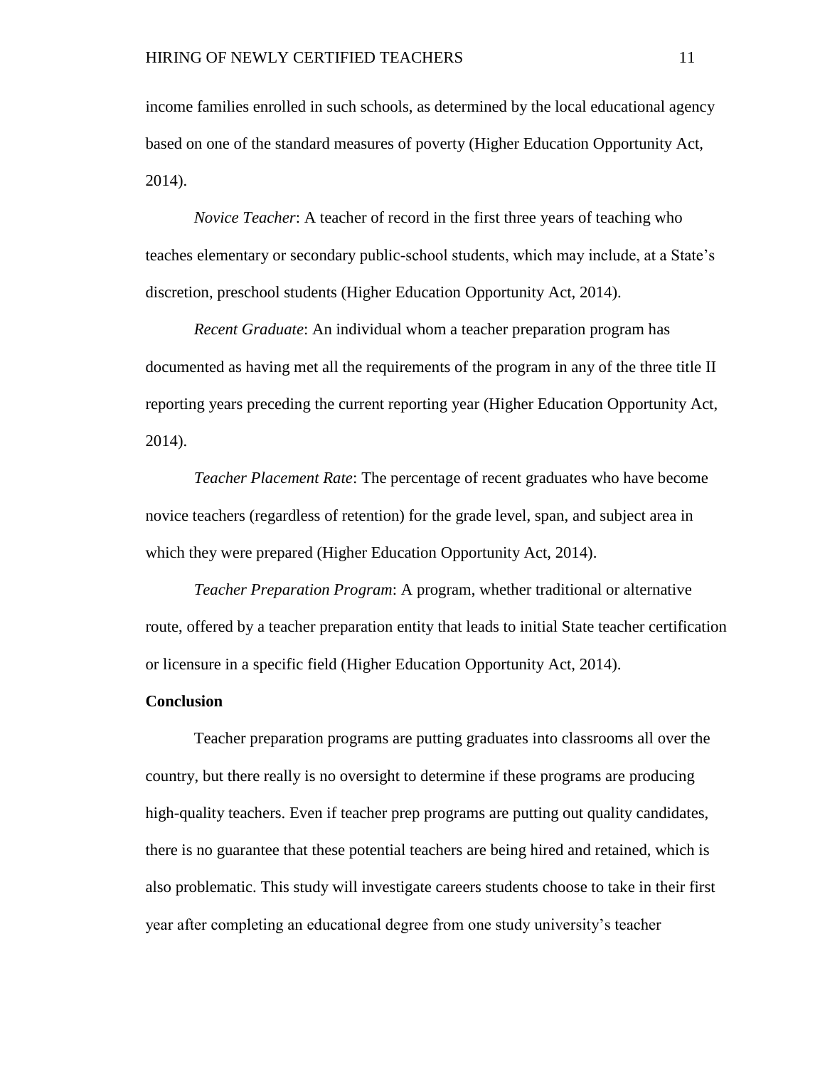income families enrolled in such schools, as determined by the local educational agency based on one of the standard measures of poverty (Higher Education Opportunity Act, 2014).

*Novice Teacher*: A teacher of record in the first three years of teaching who teaches elementary or secondary public-school students, which may include, at a State's discretion, preschool students (Higher Education Opportunity Act, 2014).

*Recent Graduate*: An individual whom a teacher preparation program has documented as having met all the requirements of the program in any of the three title II reporting years preceding the current reporting year (Higher Education Opportunity Act, 2014).

*Teacher Placement Rate*: The percentage of recent graduates who have become novice teachers (regardless of retention) for the grade level, span, and subject area in which they were prepared (Higher Education Opportunity Act, 2014).

*Teacher Preparation Program*: A program, whether traditional or alternative route, offered by a teacher preparation entity that leads to initial State teacher certification or licensure in a specific field (Higher Education Opportunity Act, 2014).

**Conclusion**

Teacher preparation programs are putting graduates into classrooms all over the country, but there really is no oversight to determine if these programs are producing high-quality teachers. Even if teacher prep programs are putting out quality candidates, there is no guarantee that these potential teachers are being hired and retained, which is also problematic. This study will investigate careers students choose to take in their first year after completing an educational degree from one study university's teacher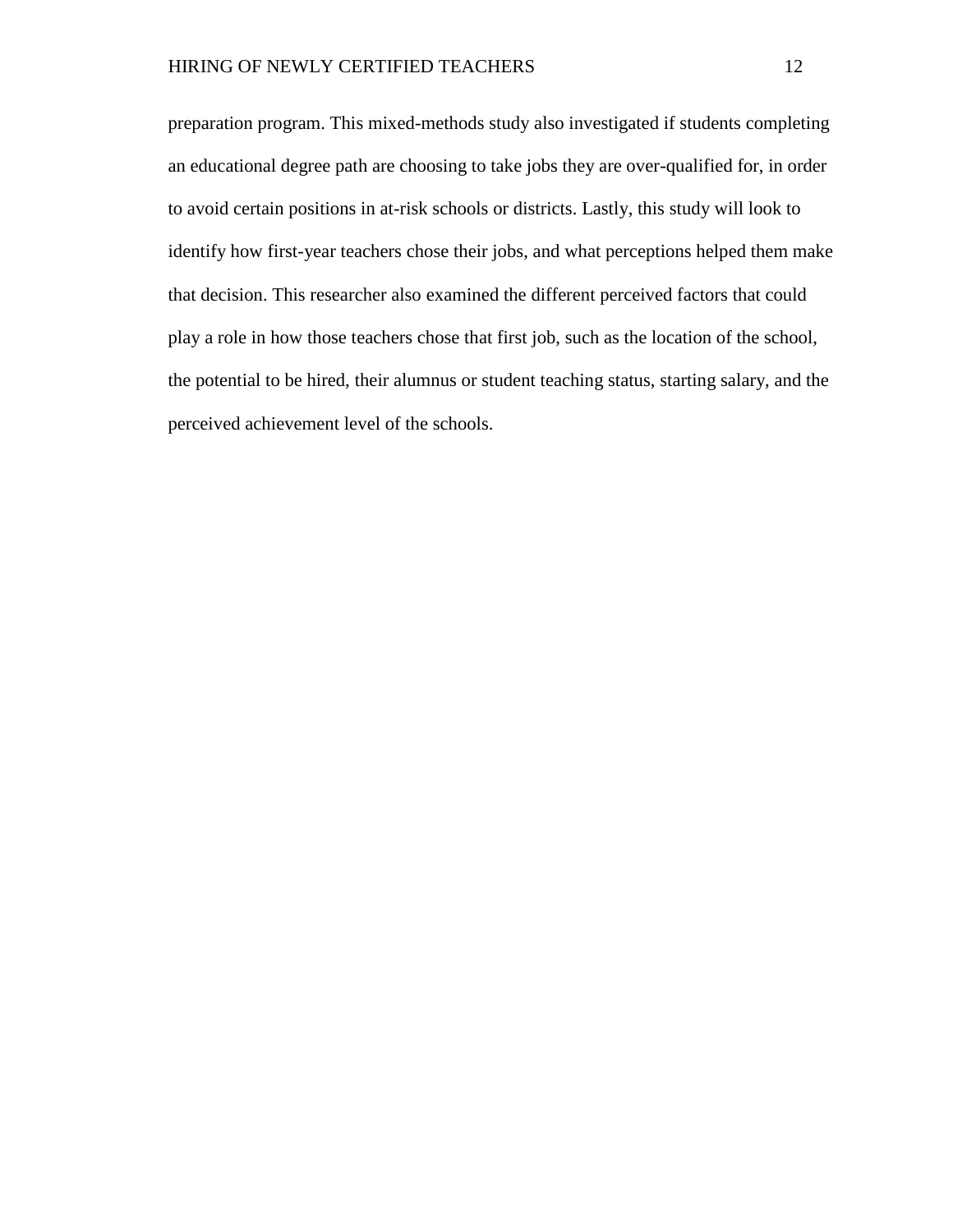preparation program. This mixed-methods study also investigated if students completing an educational degree path are choosing to take jobs they are over-qualified for, in order to avoid certain positions in at-risk schools or districts. Lastly, this study will look to identify how first-year teachers chose their jobs, and what perceptions helped them make that decision. This researcher also examined the different perceived factors that could play a role in how those teachers chose that first job, such as the location of the school, the potential to be hired, their alumnus or student teaching status, starting salary, and the perceived achievement level of the schools.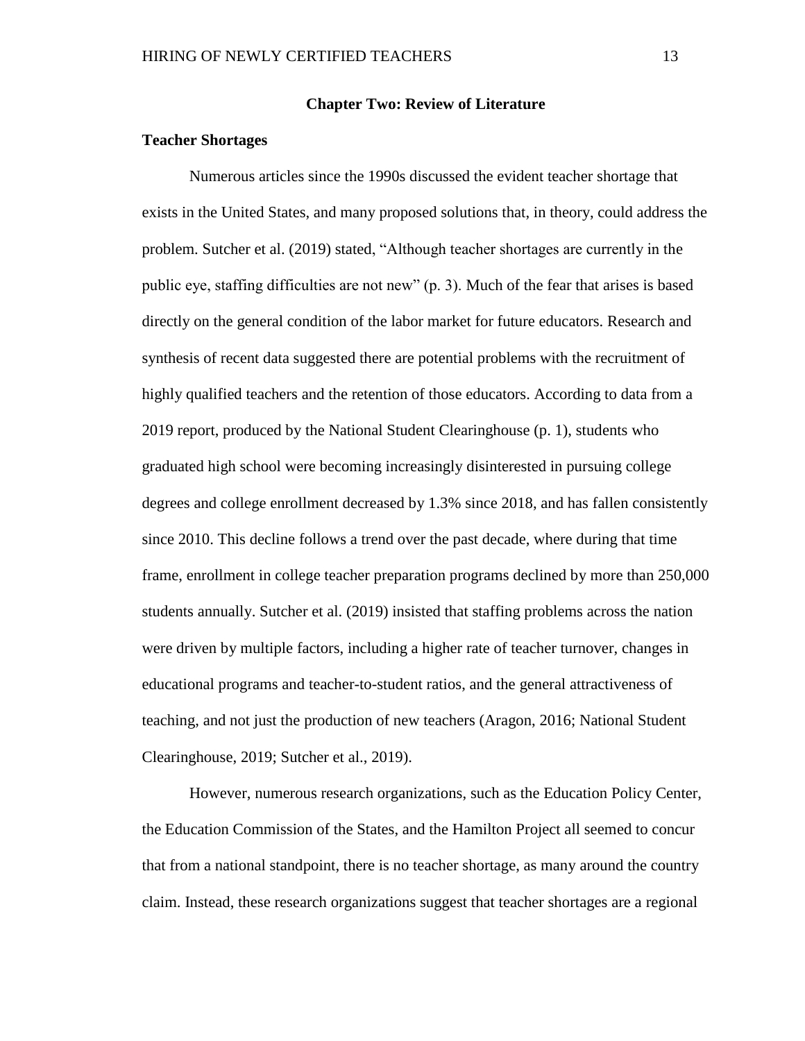## Chapter Two: Review of Literature

### Teacher Shortages

Numerous articles since the 1990s discussed the evident teacher shortage that exists in the United States, and many proposed solutions that, in theory, could address the problem. Sutcher et al. (2019) stated, "Although teacher shortages are currently in the public eye, staffing difficulties are not new" (p. 3). Much of the fear that arises is based directly on the general condition of the labor market for future educators. Research and synthesis of recent data suggested there are potential problems with the recruitment of highly qualified teachers and the retention of those educators. According to data from a 2019 report, produced by the National Student Clearinghouse (p. 1), students who graduated high school were becoming increasingly disinterested in pursuing college degrees and college enrollment decreased by 1.3% since 2018, and has fallen consistently since 2010. This decline follows a trend over the past decade, where during that time frame, enrollment in college teacher preparation programs declined by more than 250,000 students annually. Sutcher et al. (2019) insisted that staffing problems across the nation were driven by multiple factors, including a higher rate of teacher turnover, changes in educational programs and teacher-to-student ratios, and the general attractiveness of teaching, and not just the production of new teachers (Aragon, 2016; National Student Clearinghouse, 2019; Sutcher et al., 2019).

However, numerous research organizations, such as the Education Policy Center, the Education Commission of the States, and the Hamilton Project all seemed to concur that from a national standpoint, there is no teacher shortage, as many around the country claim. Instead, these research organizations suggest that teacher shortages are a regional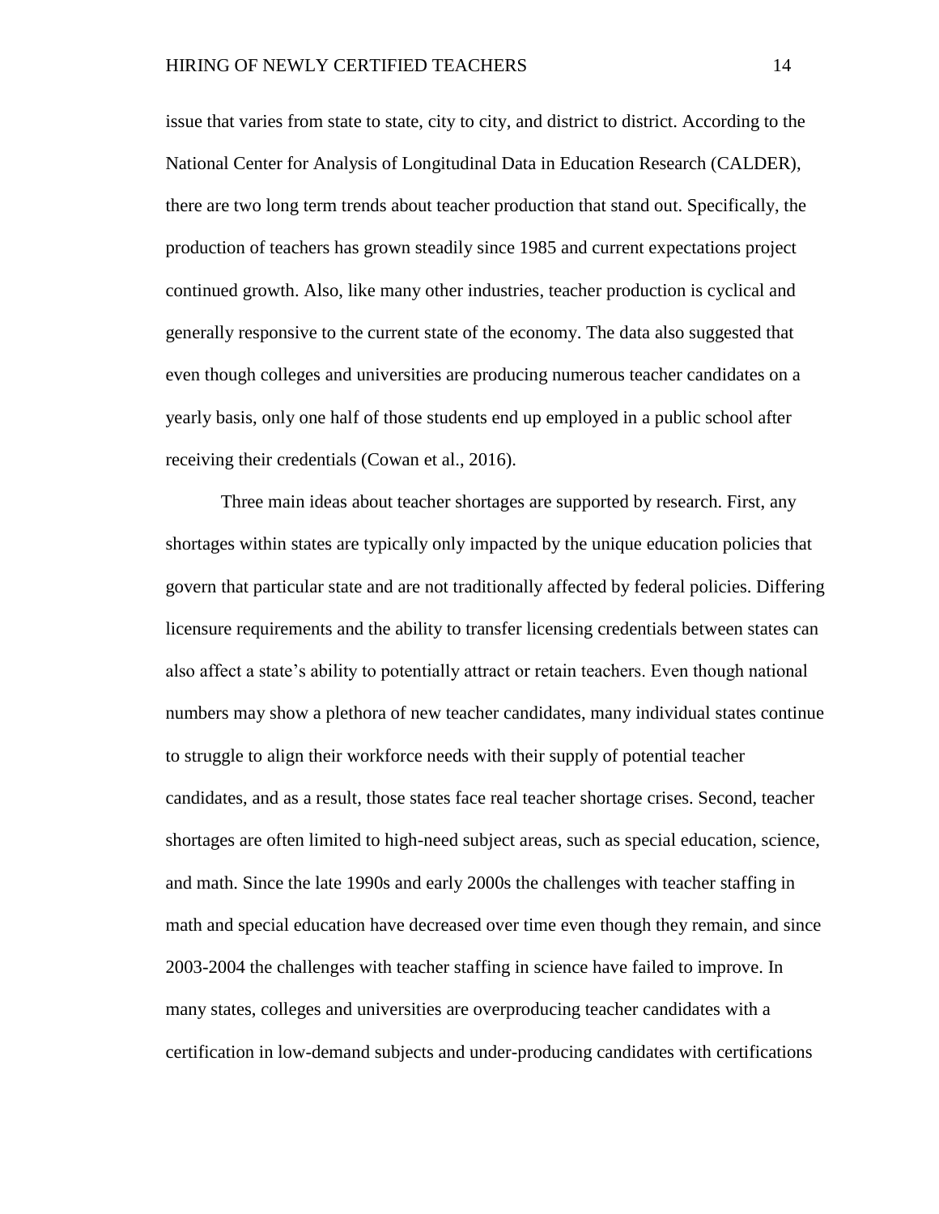issue that varies from state to state, city to city, and district to district. According to the National Center for Analysis of Longitudinal Data in Education Research (CALDER), there are two long term trends about teacher production that stand out. Specifically, the production of teachers has grown steadily since 1985 and current expectations project continued growth. Also, like many other industries, teacher production is cyclical and generally responsive to the current state of the economy. The data also suggested that even though colleges and universities are producing numerous teacher candidates on a yearly basis, only one half of those students end up employed in a public school after receiving their credentials (Cowan et al., 2016).

Three main ideas about teacher shortages are supported by research. First, any shortages within states are typically only impacted by the unique education policies that govern that particular state and are not traditionally affected by federal policies. Differing licensure requirements and the ability to transfer licensing credentials between states can also affect a state's ability to potentially attract or retain teachers. Even though national numbers may show a plethora of new teacher candidates, many individual states continue to struggle to align their workforce needs with their supply of potential teacher candidates, and as a result, those states face real teacher shortage crises. Second, teacher shortages are often limited to high-need subject areas, such as special education, science, and math. Since the late 1990s and early 2000s the challenges with teacher staffing in math and special education have decreased over time even though they remain, and since 2003-2004 the challenges with teacher staffing in science have failed to improve. In many states, colleges and universities are overproducing teacher candidates with a certification in low-demand subjects and under-producing candidates with certifications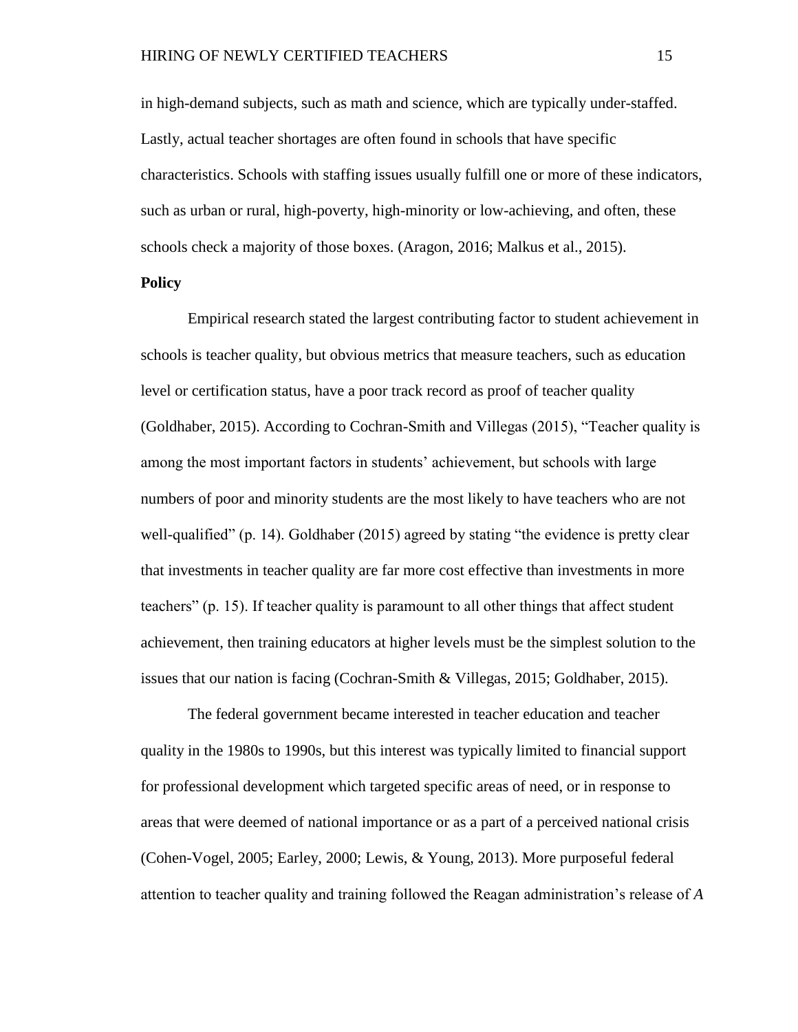in high-demand subjects, such as math and science, which are typically under-staffed. Lastly, actual teacher shortages are often found in schools that have specific characteristics. Schools with staffing issues usually fulfill one or more of these indicators, such as urban or rural, high-poverty, high-minority or low-achieving, and often, these schools check a majority of those boxes. (Aragon, 2016; Malkus et al., 2015).

**Policy**

Empirical research stated the largest contributing factor to student achievement in schools is teacher quality, but obvious metrics that measure teachers, such as education level or certification status, have a poor track record as proof of teacher quality (Goldhaber, 2015). According to Cochran-Smith and Villegas (2015), "Teacher quality is among the most important factors in students' achievement, but schools with large numbers of poor and minority students are the most likely to have teachers who are not well-qualified" (p. 14). Goldhaber (2015) agreed by stating "the evidence is pretty clear that investments in teacher quality are far more cost effective than investments in more teachers" (p. 15). If teacher quality is paramount to all other things that affect student achievement, then training educators at higher levels must be the simplest solution to the issues that our nation is facing (Cochran-Smith & Villegas, 2015; Goldhaber, 2015).

The federal government became interested in teacher education and teacher quality in the 1980s to 1990s, but this interest was typically limited to financial support for professional development which targeted specific areas of need, or in response to areas that were deemed of national importance or as a part of a perceived national crisis (Cohen-Vogel, 2005; Earley, 2000; Lewis, & Young, 2013). More purposeful federal attention to teacher quality and training followed the Reagan administration's release of *A*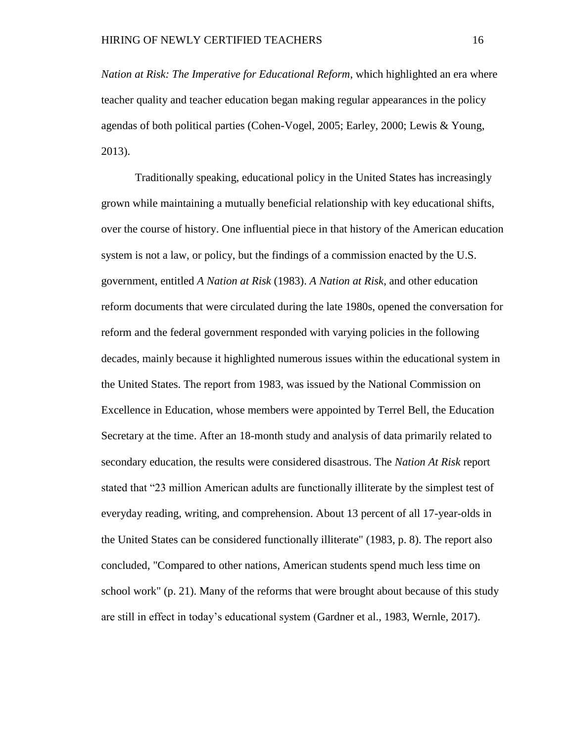*Nation at Risk: The Imperative for Educational Reform*, which highlighted an era where teacher quality and teacher education began making regular appearances in the policy agendas of both political parties (Cohen-Vogel, 2005; Earley, 2000; Lewis & Young, 2013).

Traditionally speaking, educational policy in the United States has increasingly grown while maintaining a mutually beneficial relationship with key educational shifts, over the course of history. One influential piece in that history of the American education system is not a law, or policy, but the findings of a commission enacted by the U.S. government, entitled *A Nation at Risk* (1983). *A Nation at Risk*, and other education reform documents that were circulated during the late 1980s, opened the conversation for reform and the federal government responded with varying policies in the following decades, mainly because it highlighted numerous issues within the educational system in the United States. The report from 1983, was issued by the National Commission on Excellence in Education, whose members were appointed by Terrel Bell, the Education Secretary at the time. After an 18-month study and analysis of data primarily related to secondary education, the results were considered disastrous. The *Nation At Risk* report stated that "23 million American adults are functionally illiterate by the simplest test of everyday reading, writing, and comprehension. About 13 percent of all 17-year-olds in the United States can be considered functionally illiterate" (1983, p. 8). The report also concluded, "Compared to other nations, American students spend much less time on school work" (p. 21). Many of the reforms that were brought about because of this study are still in effect in today's educational system (Gardner et al., 1983, Wernle, 2017).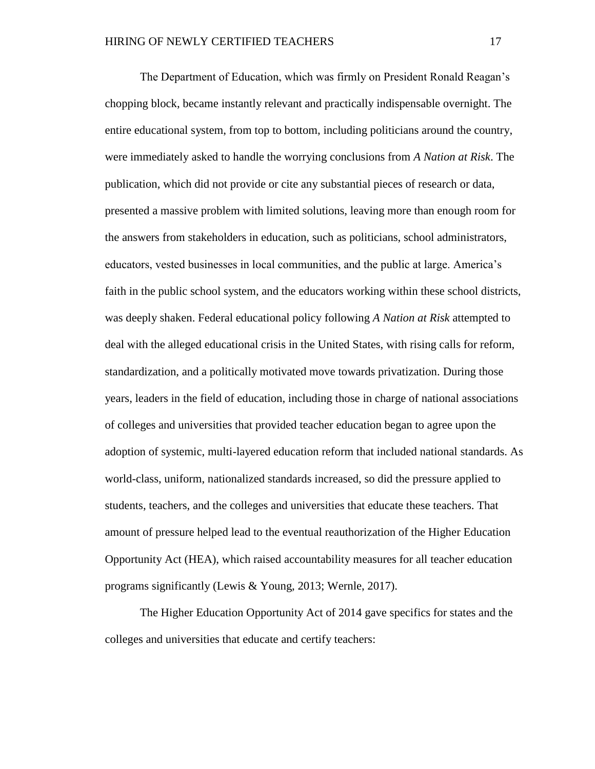The Department of Education, which was firmly on President Ronald Reagan's chopping block, became instantly relevant and practically indispensable overnight. The entire educational system, from top to bottom, including politicians around the country, were immediately asked to handle the worrying conclusions from *A Nation at Risk*. The publication, which did not provide or cite any substantial pieces of research or data, presented a massive problem with limited solutions, leaving more than enough room for the answers from stakeholders in education, such as politicians, school administrators, educators, vested businesses in local communities, and the public at large. America's faith in the public school system, and the educators working within these school districts, was deeply shaken. Federal educational policy following *A Nation at Risk* attempted to deal with the alleged educational crisis in the United States, with rising calls for reform, standardization, and a politically motivated move towards privatization. During those years, leaders in the field of education, including those in charge of national associations of colleges and universities that provided teacher education began to agree upon the adoption of systemic, multi-layered education reform that included national standards. As world-class, uniform, nationalized standards increased, so did the pressure applied to students, teachers, and the colleges and universities that educate these teachers. That amount of pressure helped lead to the eventual reauthorization of the Higher Education Opportunity Act (HEA), which raised accountability measures for all teacher education programs significantly (Lewis & Young, 2013; Wernle, 2017).

The Higher Education Opportunity Act of 2014 gave specifics for states and the colleges and universities that educate and certify teachers: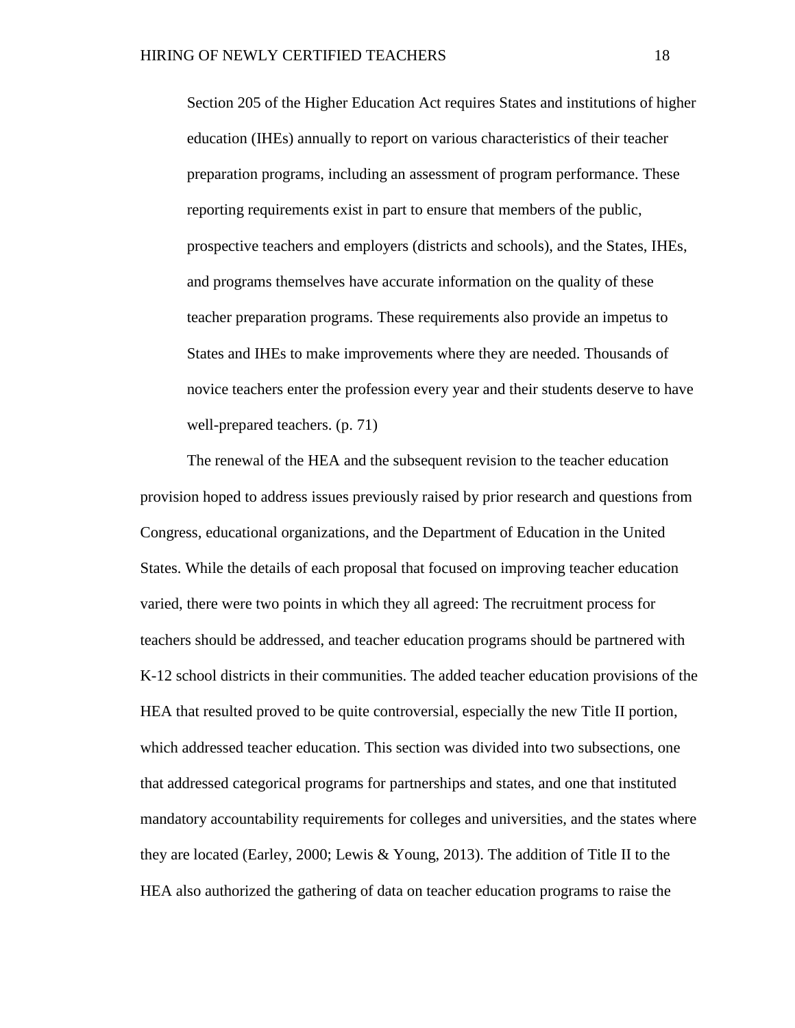> Section 205 of the Higher Education Act requires States and institutions of higher education (IHEs) annually to report on various characteristics of their teacher preparation programs, including an assessment of program performance. These reporting requirements exist in part to ensure that members of the public, prospective teachers and employers (districts and schools), and the States, IHEs, and programs themselves have accurate information on the quality of these teacher preparation programs. These requirements also provide an impetus to States and IHEs to make improvements where they are needed. Thousands of novice teachers enter the profession every year and their students deserve to have well-prepared teachers. (p. 71)

The renewal of the HEA and the subsequent revision to the teacher education provision hoped to address issues previously raised by prior research and questions from Congress, educational organizations, and the Department of Education in the United States. While the details of each proposal that focused on improving teacher education varied, there were two points in which they all agreed: The recruitment process for teachers should be addressed, and teacher education programs should be partnered with K-12 school districts in their communities. The added teacher education provisions of the HEA that resulted proved to be quite controversial, especially the new Title II portion, which addressed teacher education. This section was divided into two subsections, one that addressed categorical programs for partnerships and states, and one that instituted mandatory accountability requirements for colleges and universities, and the states where they are located (Earley, 2000; Lewis & Young, 2013). The addition of Title II to the HEA also authorized the gathering of data on teacher education programs to raise the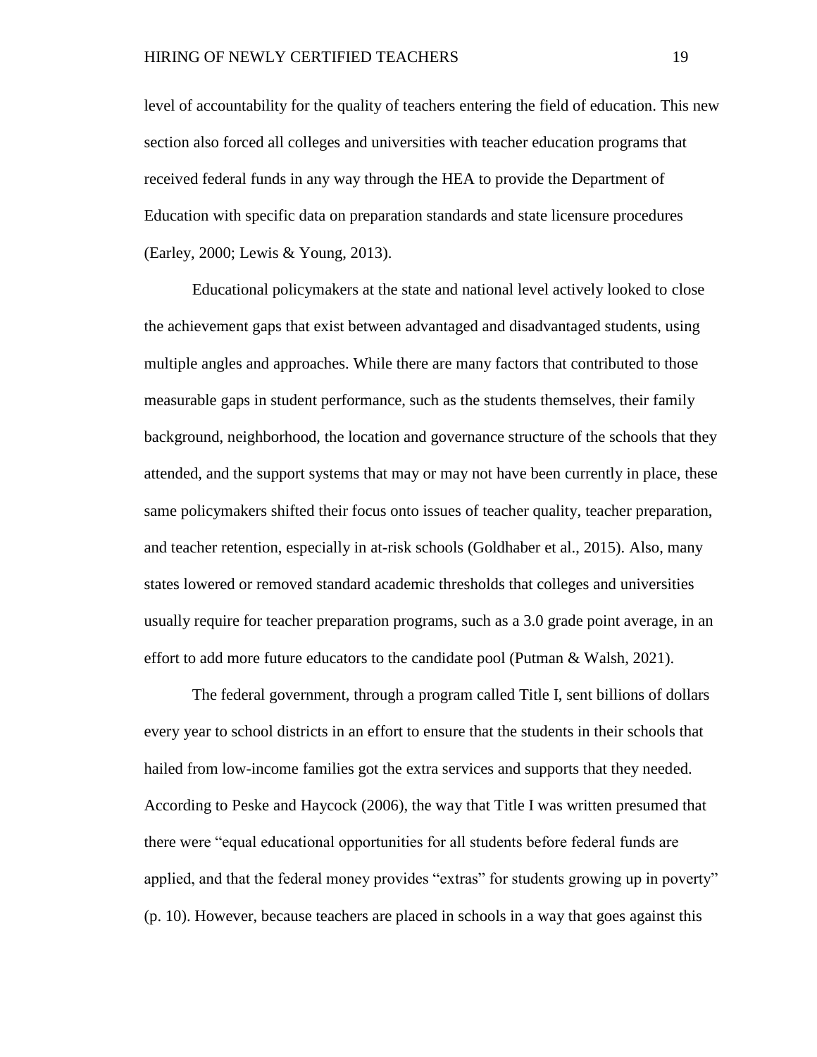level of accountability for the quality of teachers entering the field of education. This new section also forced all colleges and universities with teacher education programs that received federal funds in any way through the HEA to provide the Department of Education with specific data on preparation standards and state licensure procedures (Earley, 2000; Lewis & Young, 2013).

Educational policymakers at the state and national level actively looked to close the achievement gaps that exist between advantaged and disadvantaged students, using multiple angles and approaches. While there are many factors that contributed to those measurable gaps in student performance, such as the students themselves, their family background, neighborhood, the location and governance structure of the schools that they attended, and the support systems that may or may not have been currently in place, these same policymakers shifted their focus onto issues of teacher quality, teacher preparation, and teacher retention, especially in at-risk schools (Goldhaber et al., 2015). Also, many states lowered or removed standard academic thresholds that colleges and universities usually require for teacher preparation programs, such as a 3.0 grade point average, in an effort to add more future educators to the candidate pool (Putman & Walsh, 2021).

The federal government, through a program called Title I, sent billions of dollars every year to school districts in an effort to ensure that the students in their schools that hailed from low-income families got the extra services and supports that they needed. According to Peske and Haycock (2006), the way that Title I was written presumed that there were "equal educational opportunities for all students before federal funds are applied, and that the federal money provides "extras" for students growing up in poverty" (p. 10). However, because teachers are placed in schools in a way that goes against this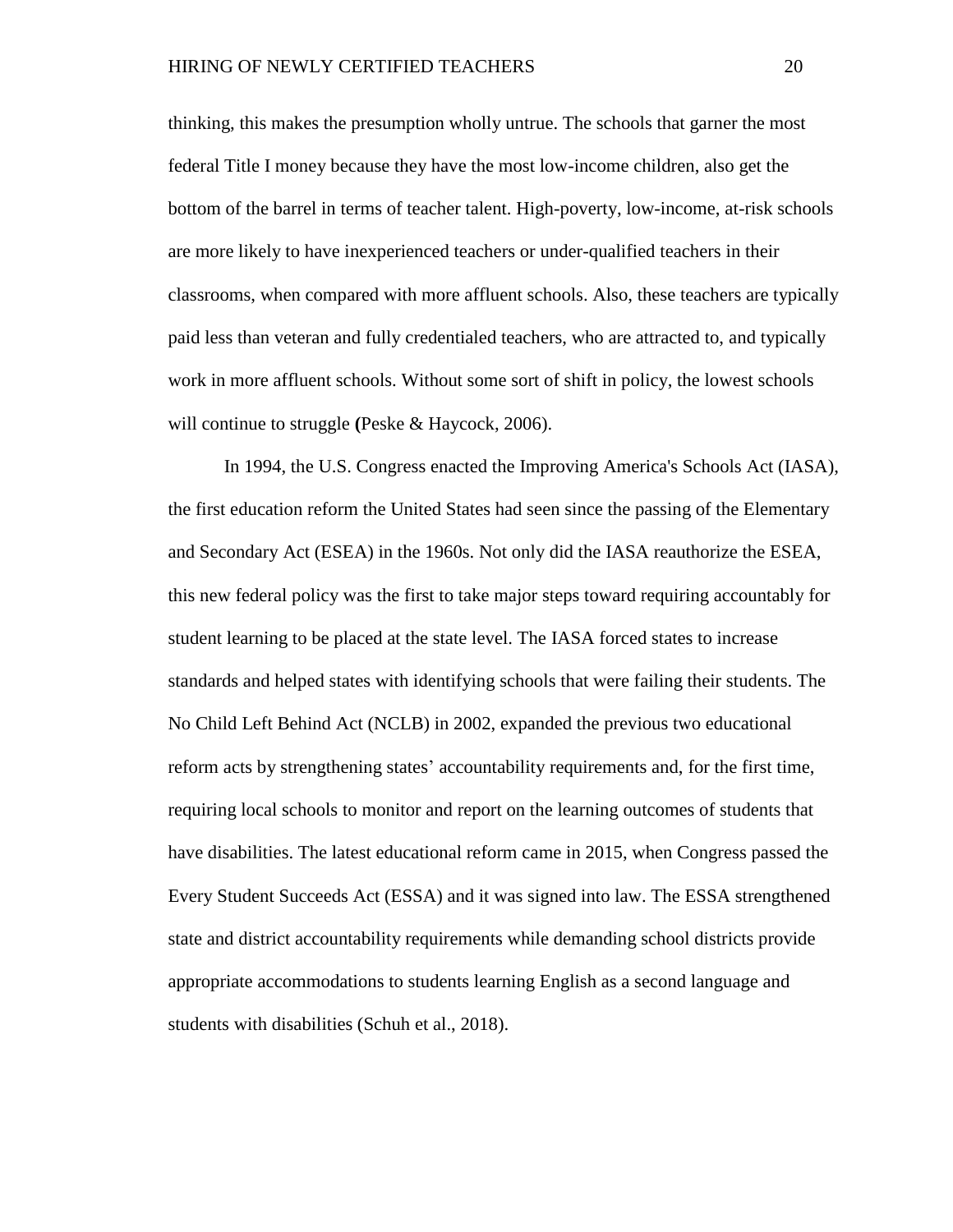thinking, this makes the presumption wholly untrue. The schools that garner the most federal Title I money because they have the most low-income children, also get the bottom of the barrel in terms of teacher talent. High-poverty, low-income, at-risk schools are more likely to have inexperienced teachers or under-qualified teachers in their classrooms, when compared with more affluent schools. Also, these teachers are typically paid less than veteran and fully credentialed teachers, who are attracted to, and typically work in more affluent schools. Without some sort of shift in policy, the lowest schools will continue to struggle (Peske & Haycock, 2006).

In 1994, the U.S. Congress enacted the Improving America's Schools Act (IASA), the first education reform the United States had seen since the passing of the Elementary and Secondary Act (ESEA) in the 1960s. Not only did the IASA reauthorize the ESEA, this new federal policy was the first to take major steps toward requiring accountably for student learning to be placed at the state level. The IASA forced states to increase standards and helped states with identifying schools that were failing their students. The No Child Left Behind Act (NCLB) in 2002, expanded the previous two educational reform acts by strengthening states' accountability requirements and, for the first time, requiring local schools to monitor and report on the learning outcomes of students that have disabilities. The latest educational reform came in 2015, when Congress passed the Every Student Succeeds Act (ESSA) and it was signed into law. The ESSA strengthened state and district accountability requirements while demanding school districts provide appropriate accommodations to students learning English as a second language and students with disabilities (Schuh et al., 2018).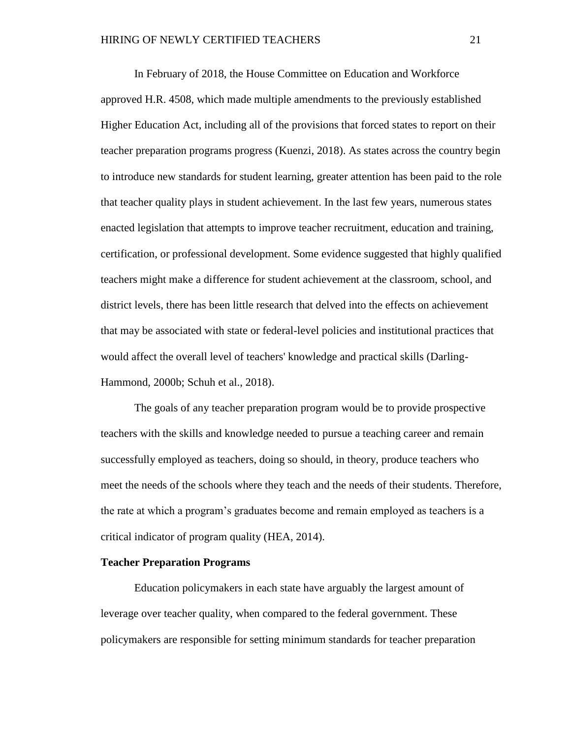In February of 2018, the House Committee on Education and Workforce approved H.R. 4508, which made multiple amendments to the previously established Higher Education Act, including all of the provisions that forced states to report on their teacher preparation programs progress (Kuenzi, 2018). As states across the country begin to introduce new standards for student learning, greater attention has been paid to the role that teacher quality plays in student achievement. In the last few years, numerous states enacted legislation that attempts to improve teacher recruitment, education and training, certification, or professional development. Some evidence suggested that highly qualified teachers might make a difference for student achievement at the classroom, school, and district levels, there has been little research that delved into the effects on achievement that may be associated with state or federal-level policies and institutional practices that would affect the overall level of teachers' knowledge and practical skills (Darling-Hammond, 2000b; Schuh et al., 2018).

The goals of any teacher preparation program would be to provide prospective teachers with the skills and knowledge needed to pursue a teaching career and remain successfully employed as teachers, doing so should, in theory, produce teachers who meet the needs of the schools where they teach and the needs of their students. Therefore, the rate at which a program's graduates become and remain employed as teachers is a critical indicator of program quality (HEA, 2014).

**Teacher Preparation Programs**

Education policymakers in each state have arguably the largest amount of leverage over teacher quality, when compared to the federal government. These policymakers are responsible for setting minimum standards for teacher preparation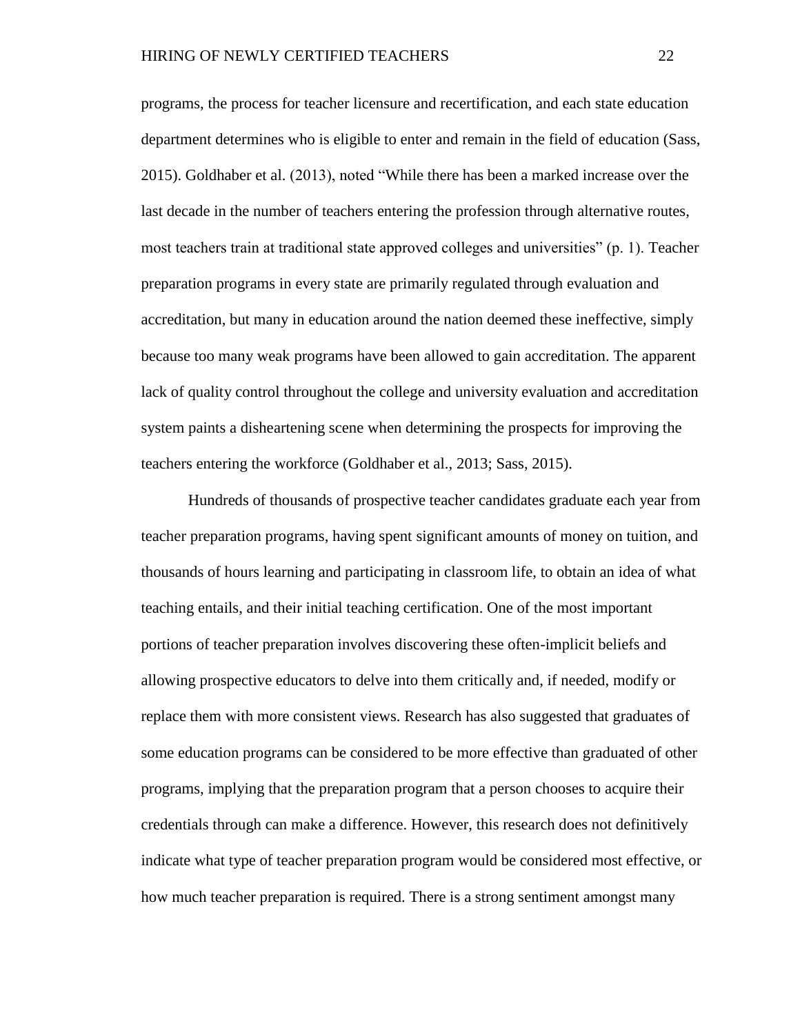programs, the process for teacher licensure and recertification, and each state education department determines who is eligible to enter and remain in the field of education (Sass, 2015). Goldhaber et al. (2013), noted "While there has been a marked increase over the last decade in the number of teachers entering the profession through alternative routes, most teachers train at traditional state approved colleges and universities" (p. 1). Teacher preparation programs in every state are primarily regulated through evaluation and accreditation, but many in education around the nation deemed these ineffective, simply because too many weak programs have been allowed to gain accreditation. The apparent lack of quality control throughout the college and university evaluation and accreditation system paints a disheartening scene when determining the prospects for improving the teachers entering the workforce (Goldhaber et al., 2013; Sass, 2015).

Hundreds of thousands of prospective teacher candidates graduate each year from teacher preparation programs, having spent significant amounts of money on tuition, and thousands of hours learning and participating in classroom life, to obtain an idea of what teaching entails, and their initial teaching certification. One of the most important portions of teacher preparation involves discovering these often-implicit beliefs and allowing prospective educators to delve into them critically and, if needed, modify or replace them with more consistent views. Research has also suggested that graduates of some education programs can be considered to be more effective than graduated of other programs, implying that the preparation program that a person chooses to acquire their credentials through can make a difference. However, this research does not definitively indicate what type of teacher preparation program would be considered most effective, or how much teacher preparation is required. There is a strong sentiment amongst many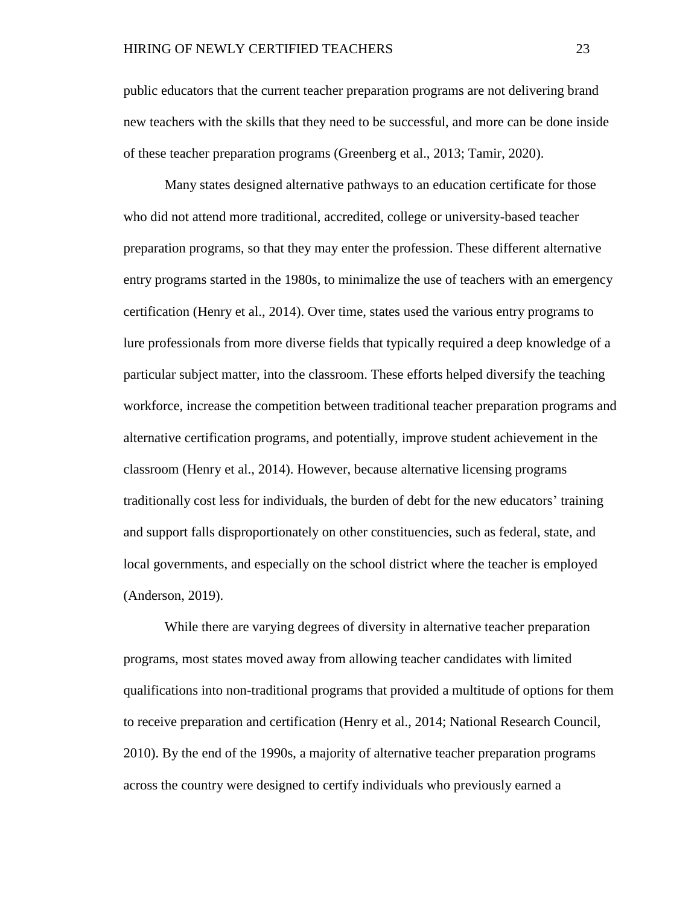public educators that the current teacher preparation programs are not delivering brand new teachers with the skills that they need to be successful, and more can be done inside of these teacher preparation programs (Greenberg et al., 2013; Tamir, 2020).

Many states designed alternative pathways to an education certificate for those who did not attend more traditional, accredited, college or university-based teacher preparation programs, so that they may enter the profession. These different alternative entry programs started in the 1980s, to minimalize the use of teachers with an emergency certification (Henry et al., 2014). Over time, states used the various entry programs to lure professionals from more diverse fields that typically required a deep knowledge of a particular subject matter, into the classroom. These efforts helped diversify the teaching workforce, increase the competition between traditional teacher preparation programs and alternative certification programs, and potentially, improve student achievement in the classroom (Henry et al., 2014). However, because alternative licensing programs traditionally cost less for individuals, the burden of debt for the new educators' training and support falls disproportionately on other constituencies, such as federal, state, and local governments, and especially on the school district where the teacher is employed (Anderson, 2019).

While there are varying degrees of diversity in alternative teacher preparation programs, most states moved away from allowing teacher candidates with limited qualifications into non-traditional programs that provided a multitude of options for them to receive preparation and certification (Henry et al., 2014; National Research Council, 2010). By the end of the 1990s, a majority of alternative teacher preparation programs across the country were designed to certify individuals who previously earned a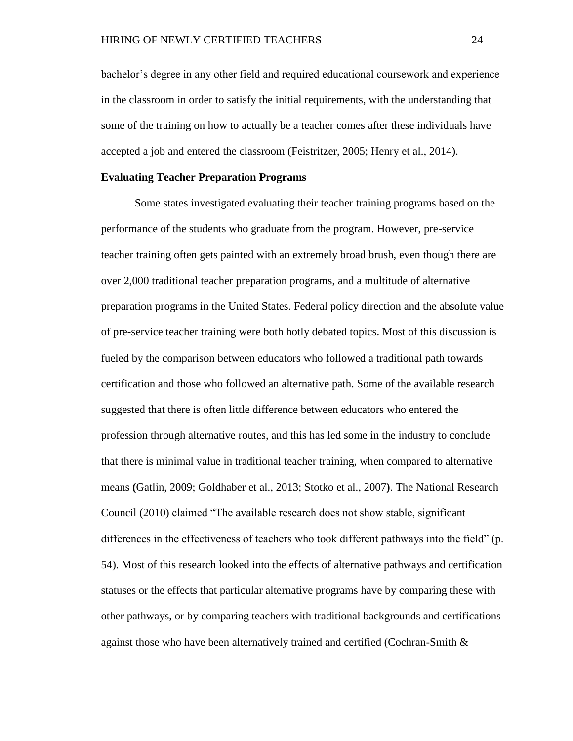bachelor's degree in any other field and required educational coursework and experience in the classroom in order to satisfy the initial requirements, with the understanding that some of the training on how to actually be a teacher comes after these individuals have accepted a job and entered the classroom (Feistritzer, 2005; Henry et al., 2014).

**Evaluating Teacher Preparation Programs**

Some states investigated evaluating their teacher training programs based on the performance of the students who graduate from the program. However, pre-service teacher training often gets painted with an extremely broad brush, even though there are over 2,000 traditional teacher preparation programs, and a multitude of alternative preparation programs in the United States. Federal policy direction and the absolute value of pre-service teacher training were both hotly debated topics. Most of this discussion is fueled by the comparison between educators who followed a traditional path towards certification and those who followed an alternative path. Some of the available research suggested that there is often little difference between educators who entered the profession through alternative routes, and this has led some in the industry to conclude that there is minimal value in traditional teacher training, when compared to alternative means **(**Gatlin, 2009; Goldhaber et al., 2013; Stotko et al., 2007**)**. The National Research Council (2010) claimed "The available research does not show stable, significant differences in the effectiveness of teachers who took different pathways into the field" (p. 54). Most of this research looked into the effects of alternative pathways and certification statuses or the effects that particular alternative programs have by comparing these with other pathways, or by comparing teachers with traditional backgrounds and certifications against those who have been alternatively trained and certified (Cochran-Smith &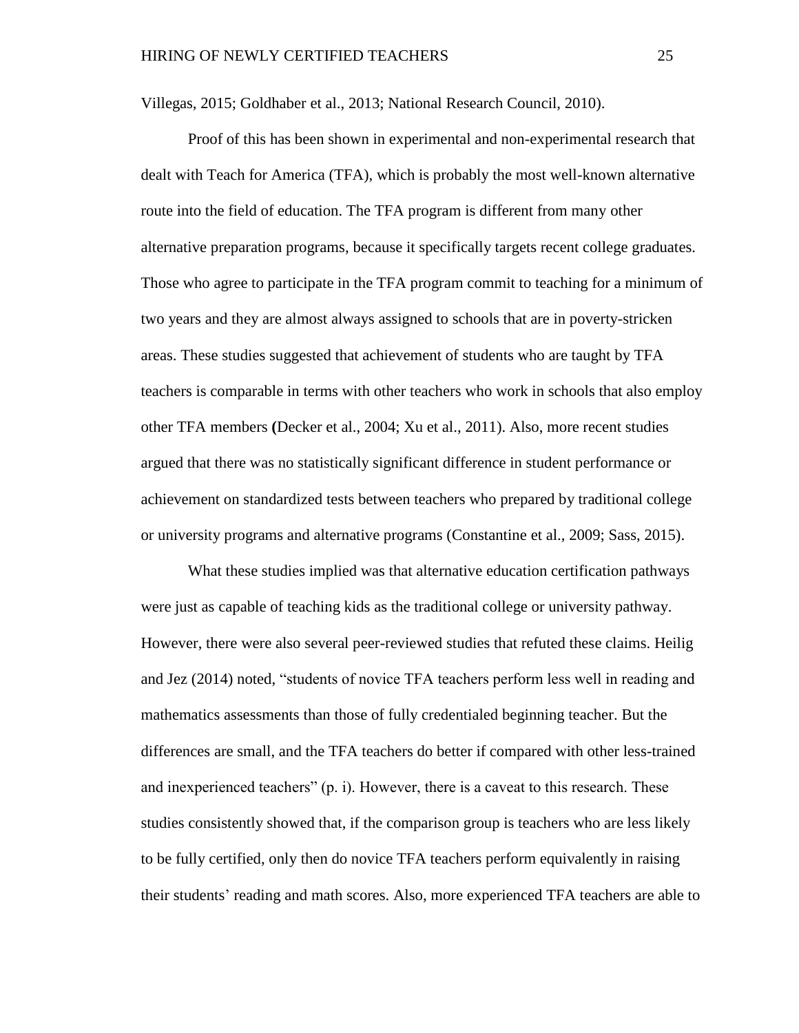Villegas, 2015; Goldhaber et al., 2013; National Research Council, 2010).

Proof of this has been shown in experimental and non-experimental research that dealt with Teach for America (TFA), which is probably the most well-known alternative route into the field of education. The TFA program is different from many other alternative preparation programs, because it specifically targets recent college graduates. Those who agree to participate in the TFA program commit to teaching for a minimum of two years and they are almost always assigned to schools that are in poverty-stricken areas. These studies suggested that achievement of students who are taught by TFA teachers is comparable in terms with other teachers who work in schools that also employ other TFA members (Decker et al., 2004; Xu et al., 2011). Also, more recent studies argued that there was no statistically significant difference in student performance or achievement on standardized tests between teachers who prepared by traditional college or university programs and alternative programs (Constantine et al., 2009; Sass, 2015).

What these studies implied was that alternative education certification pathways were just as capable of teaching kids as the traditional college or university pathway. However, there were also several peer-reviewed studies that refuted these claims. Heilig and Jez (2014) noted, "students of novice TFA teachers perform less well in reading and mathematics assessments than those of fully credentialed beginning teacher. But the differences are small, and the TFA teachers do better if compared with other less-trained and inexperienced teachers" (p. i). However, there is a caveat to this research. These studies consistently showed that, if the comparison group is teachers who are less likely to be fully certified, only then do novice TFA teachers perform equivalently in raising their students' reading and math scores. Also, more experienced TFA teachers are able to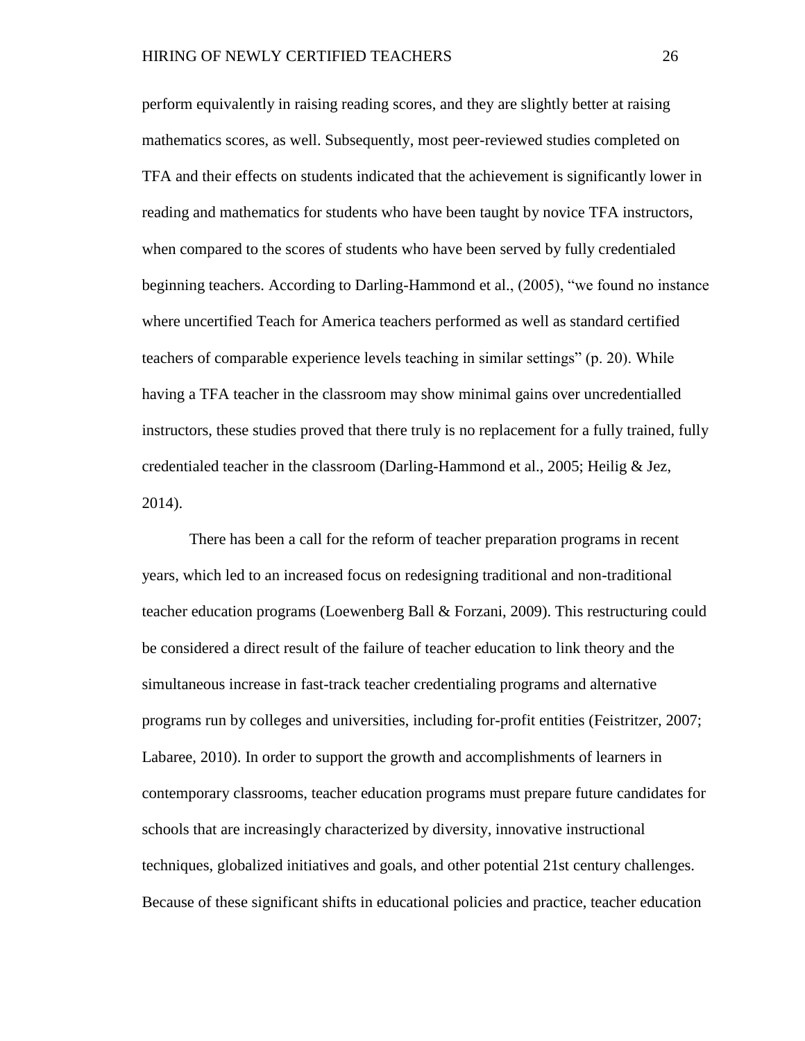perform equivalently in raising reading scores, and they are slightly better at raising mathematics scores, as well. Subsequently, most peer-reviewed studies completed on TFA and their effects on students indicated that the achievement is significantly lower in reading and mathematics for students who have been taught by novice TFA instructors, when compared to the scores of students who have been served by fully credentialed beginning teachers. According to Darling-Hammond et al., (2005), "we found no instance where uncertified Teach for America teachers performed as well as standard certified teachers of comparable experience levels teaching in similar settings" (p. 20). While having a TFA teacher in the classroom may show minimal gains over uncredentialled instructors, these studies proved that there truly is no replacement for a fully trained, fully credentialed teacher in the classroom (Darling-Hammond et al., 2005; Heilig & Jez, 2014).

There has been a call for the reform of teacher preparation programs in recent years, which led to an increased focus on redesigning traditional and non-traditional teacher education programs (Loewenberg Ball & Forzani, 2009). This restructuring could be considered a direct result of the failure of teacher education to link theory and the simultaneous increase in fast-track teacher credentialing programs and alternative programs run by colleges and universities, including for-profit entities (Feistritzer, 2007; Labaree, 2010). In order to support the growth and accomplishments of learners in contemporary classrooms, teacher education programs must prepare future candidates for schools that are increasingly characterized by diversity, innovative instructional techniques, globalized initiatives and goals, and other potential 21st century challenges. Because of these significant shifts in educational policies and practice, teacher education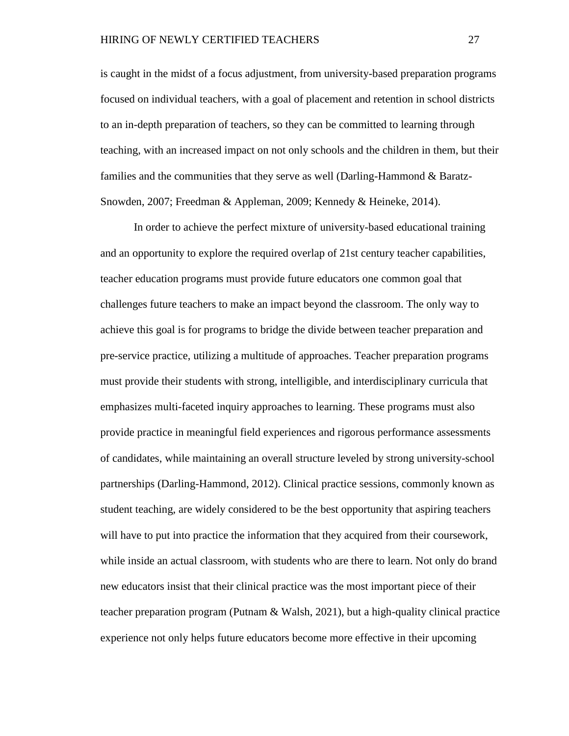is caught in the midst of a focus adjustment, from university-based preparation programs focused on individual teachers, with a goal of placement and retention in school districts to an in-depth preparation of teachers, so they can be committed to learning through teaching, with an increased impact on not only schools and the children in them, but their families and the communities that they serve as well (Darling-Hammond & Baratz-Snowden, 2007; Freedman & Appleman, 2009; Kennedy & Heineke, 2014).

In order to achieve the perfect mixture of university-based educational training and an opportunity to explore the required overlap of 21st century teacher capabilities, teacher education programs must provide future educators one common goal that challenges future teachers to make an impact beyond the classroom. The only way to achieve this goal is for programs to bridge the divide between teacher preparation and pre-service practice, utilizing a multitude of approaches. Teacher preparation programs must provide their students with strong, intelligible, and interdisciplinary curricula that emphasizes multi-faceted inquiry approaches to learning. These programs must also provide practice in meaningful field experiences and rigorous performance assessments of candidates, while maintaining an overall structure leveled by strong university-school partnerships (Darling-Hammond, 2012). Clinical practice sessions, commonly known as student teaching, are widely considered to be the best opportunity that aspiring teachers will have to put into practice the information that they acquired from their coursework, while inside an actual classroom, with students who are there to learn. Not only do brand new educators insist that their clinical practice was the most important piece of their teacher preparation program (Putnam & Walsh, 2021), but a high-quality clinical practice experience not only helps future educators become more effective in their upcoming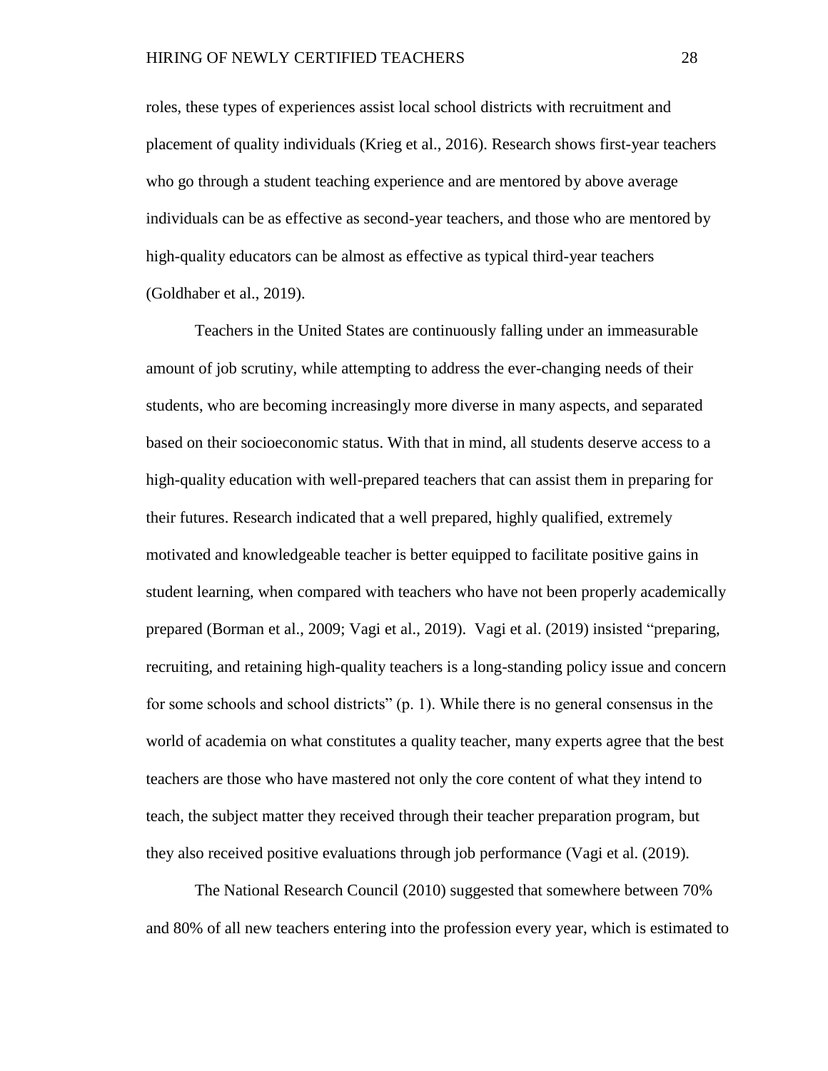roles, these types of experiences assist local school districts with recruitment and placement of quality individuals (Krieg et al., 2016). Research shows first-year teachers who go through a student teaching experience and are mentored by above average individuals can be as effective as second-year teachers, and those who are mentored by high-quality educators can be almost as effective as typical third-year teachers (Goldhaber et al., 2019).

Teachers in the United States are continuously falling under an immeasurable amount of job scrutiny, while attempting to address the ever-changing needs of their students, who are becoming increasingly more diverse in many aspects, and separated based on their socioeconomic status. With that in mind, all students deserve access to a high-quality education with well-prepared teachers that can assist them in preparing for their futures. Research indicated that a well prepared, highly qualified, extremely motivated and knowledgeable teacher is better equipped to facilitate positive gains in student learning, when compared with teachers who have not been properly academically prepared (Borman et al., 2009; Vagi et al., 2019). Vagi et al. (2019) insisted "preparing, recruiting, and retaining high-quality teachers is a long-standing policy issue and concern for some schools and school districts" (p. 1). While there is no general consensus in the world of academia on what constitutes a quality teacher, many experts agree that the best teachers are those who have mastered not only the core content of what they intend to teach, the subject matter they received through their teacher preparation program, but they also received positive evaluations through job performance (Vagi et al. (2019).

The National Research Council (2010) suggested that somewhere between 70% and 80% of all new teachers entering into the profession every year, which is estimated to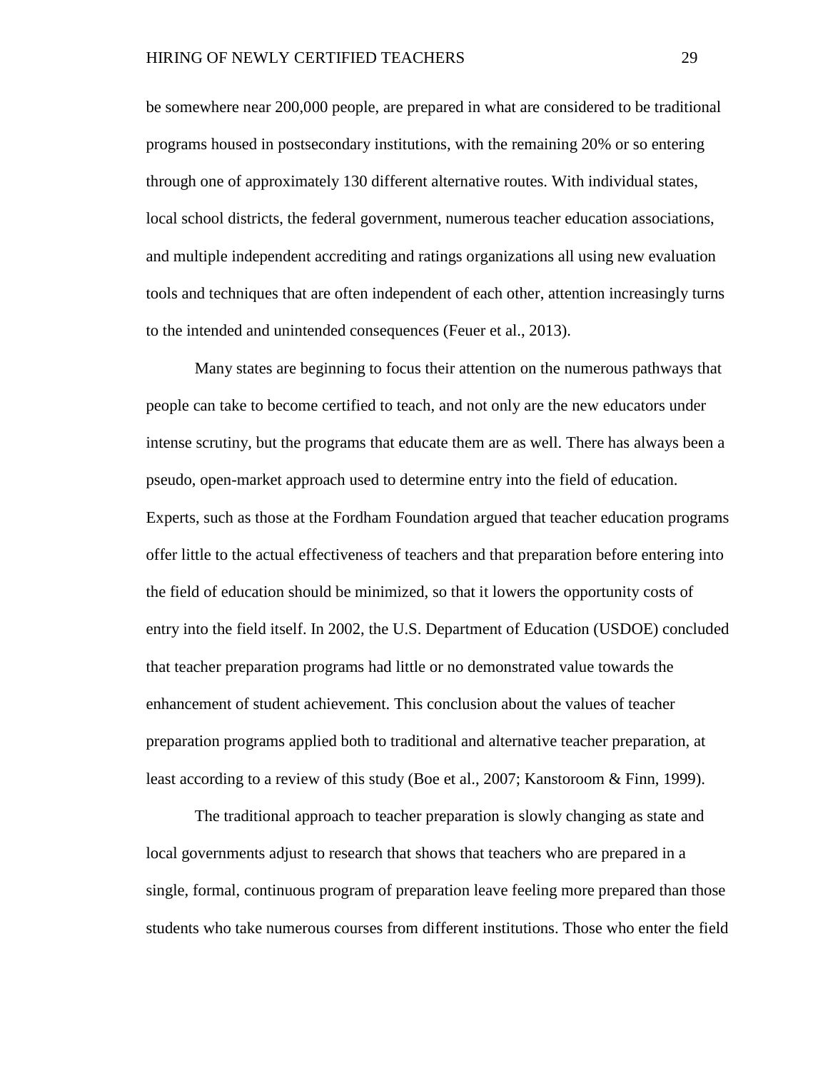be somewhere near 200,000 people, are prepared in what are considered to be traditional programs housed in postsecondary institutions, with the remaining 20% or so entering through one of approximately 130 different alternative routes. With individual states, local school districts, the federal government, numerous teacher education associations, and multiple independent accrediting and ratings organizations all using new evaluation tools and techniques that are often independent of each other, attention increasingly turns to the intended and unintended consequences (Feuer et al., 2013).

Many states are beginning to focus their attention on the numerous pathways that people can take to become certified to teach, and not only are the new educators under intense scrutiny, but the programs that educate them are as well. There has always been a pseudo, open-market approach used to determine entry into the field of education. Experts, such as those at the Fordham Foundation argued that teacher education programs offer little to the actual effectiveness of teachers and that preparation before entering into the field of education should be minimized, so that it lowers the opportunity costs of entry into the field itself. In 2002, the U.S. Department of Education (USDOE) concluded that teacher preparation programs had little or no demonstrated value towards the enhancement of student achievement. This conclusion about the values of teacher preparation programs applied both to traditional and alternative teacher preparation, at least according to a review of this study (Boe et al., 2007; Kanstoroom & Finn, 1999).

The traditional approach to teacher preparation is slowly changing as state and local governments adjust to research that shows that teachers who are prepared in a single, formal, continuous program of preparation leave feeling more prepared than those students who take numerous courses from different institutions. Those who enter the field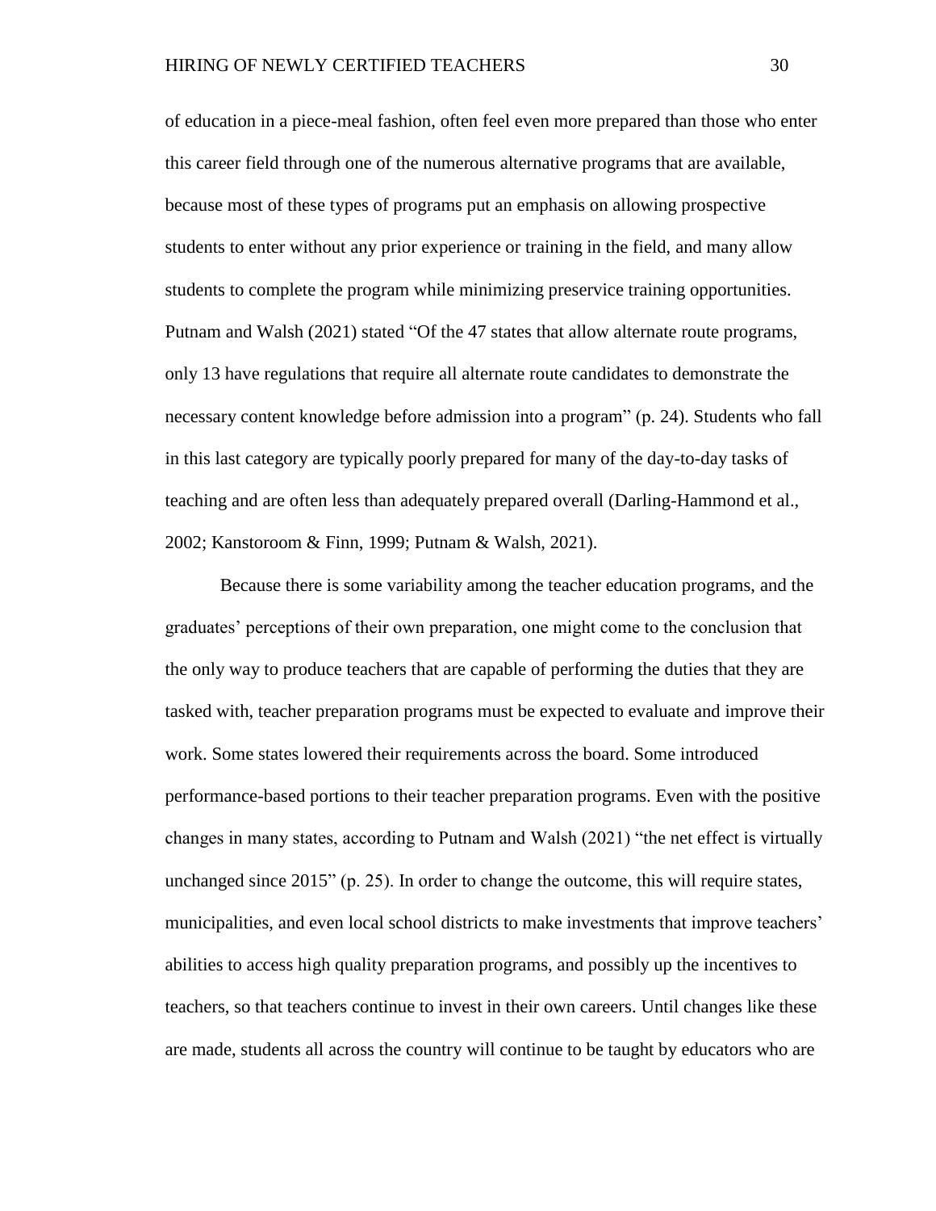of education in a piece-meal fashion, often feel even more prepared than those who enter this career field through one of the numerous alternative programs that are available, because most of these types of programs put an emphasis on allowing prospective students to enter without any prior experience or training in the field, and many allow students to complete the program while minimizing preservice training opportunities. Putnam and Walsh (2021) stated "Of the 47 states that allow alternate route programs, only 13 have regulations that require all alternate route candidates to demonstrate the necessary content knowledge before admission into a program" (p. 24). Students who fall in this last category are typically poorly prepared for many of the day-to-day tasks of teaching and are often less than adequately prepared overall (Darling-Hammond et al., 2002; Kanstoroom & Finn, 1999; Putnam & Walsh, 2021).

Because there is some variability among the teacher education programs, and the graduates' perceptions of their own preparation, one might come to the conclusion that the only way to produce teachers that are capable of performing the duties that they are tasked with, teacher preparation programs must be expected to evaluate and improve their work. Some states lowered their requirements across the board. Some introduced performance-based portions to their teacher preparation programs. Even with the positive changes in many states, according to Putnam and Walsh (2021) "the net effect is virtually unchanged since 2015" (p. 25). In order to change the outcome, this will require states, municipalities, and even local school districts to make investments that improve teachers' abilities to access high quality preparation programs, and possibly up the incentives to teachers, so that teachers continue to invest in their own careers. Until changes like these are made, students all across the country will continue to be taught by educators who are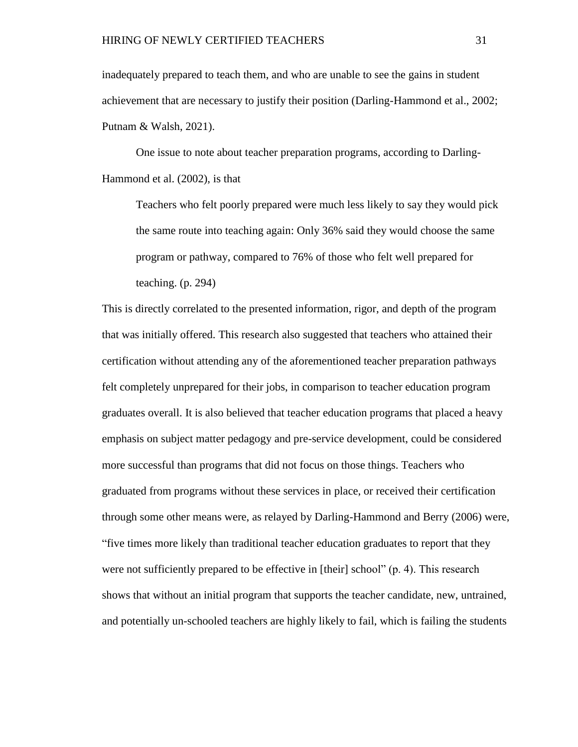inadequately prepared to teach them, and who are unable to see the gains in student achievement that are necessary to justify their position (Darling-Hammond et al., 2002; Putnam & Walsh, 2021).

One issue to note about teacher preparation programs, according to Darling-Hammond et al. (2002), is that

> Teachers who felt poorly prepared were much less likely to say they would pick the same route into teaching again: Only 36% said they would choose the same program or pathway, compared to 76% of those who felt well prepared for teaching. (p. 294)

This is directly correlated to the presented information, rigor, and depth of the program that was initially offered. This research also suggested that teachers who attained their certification without attending any of the aforementioned teacher preparation pathways felt completely unprepared for their jobs, in comparison to teacher education program graduates overall. It is also believed that teacher education programs that placed a heavy emphasis on subject matter pedagogy and pre-service development, could be considered more successful than programs that did not focus on those things. Teachers who graduated from programs without these services in place, or received their certification through some other means were, as relayed by Darling-Hammond and Berry (2006) were, "five times more likely than traditional teacher education graduates to report that they were not sufficiently prepared to be effective in [their] school" (p. 4). This research shows that without an initial program that supports the teacher candidate, new, untrained, and potentially un-schooled teachers are highly likely to fail, which is failing the students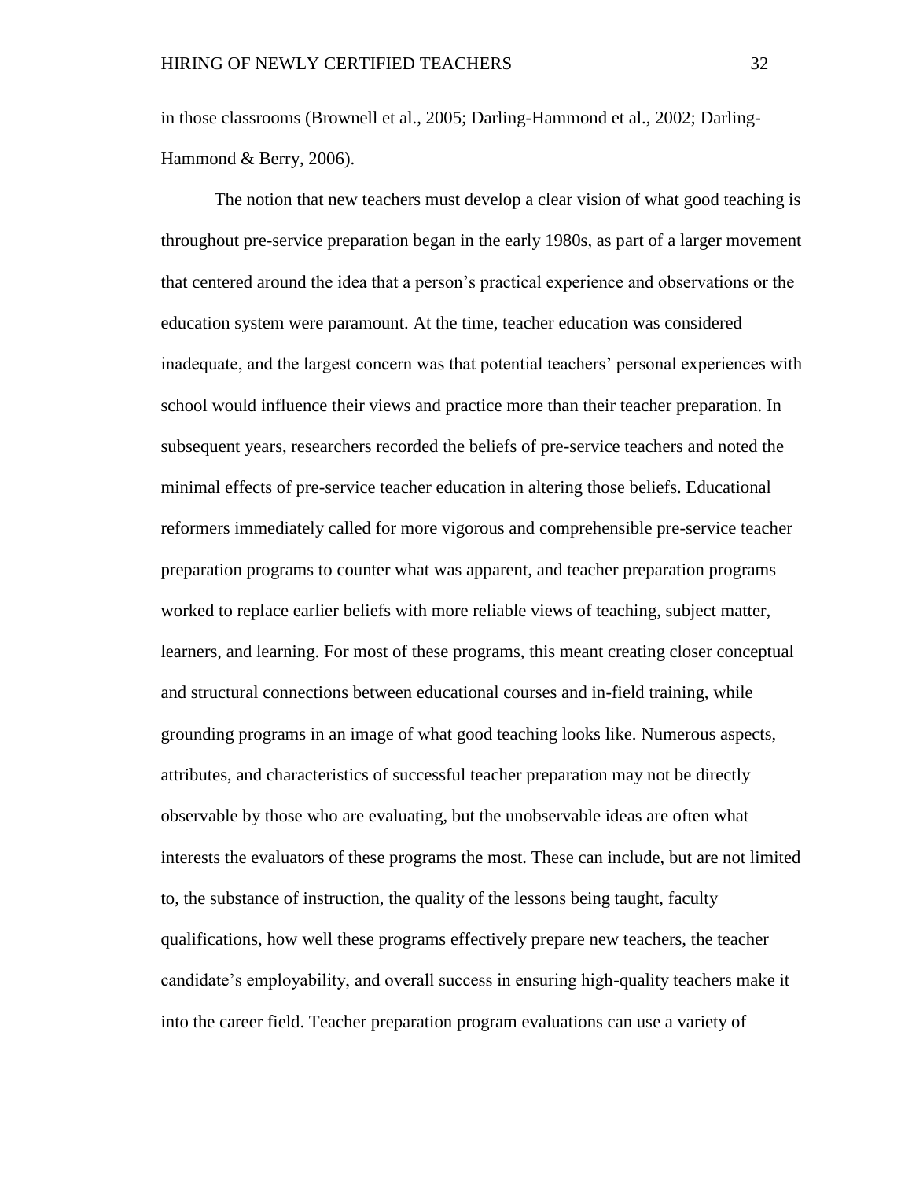in those classrooms (Brownell et al., 2005; Darling-Hammond et al., 2002; Darling-Hammond & Berry, 2006).

The notion that new teachers must develop a clear vision of what good teaching is throughout pre-service preparation began in the early 1980s, as part of a larger movement that centered around the idea that a person's practical experience and observations or the education system were paramount. At the time, teacher education was considered inadequate, and the largest concern was that potential teachers' personal experiences with school would influence their views and practice more than their teacher preparation. In subsequent years, researchers recorded the beliefs of pre-service teachers and noted the minimal effects of pre-service teacher education in altering those beliefs. Educational reformers immediately called for more vigorous and comprehensible pre-service teacher preparation programs to counter what was apparent, and teacher preparation programs worked to replace earlier beliefs with more reliable views of teaching, subject matter, learners, and learning. For most of these programs, this meant creating closer conceptual and structural connections between educational courses and in-field training, while grounding programs in an image of what good teaching looks like. Numerous aspects, attributes, and characteristics of successful teacher preparation may not be directly observable by those who are evaluating, but the unobservable ideas are often what interests the evaluators of these programs the most. These can include, but are not limited to, the substance of instruction, the quality of the lessons being taught, faculty qualifications, how well these programs effectively prepare new teachers, the teacher candidate's employability, and overall success in ensuring high-quality teachers make it into the career field. Teacher preparation program evaluations can use a variety of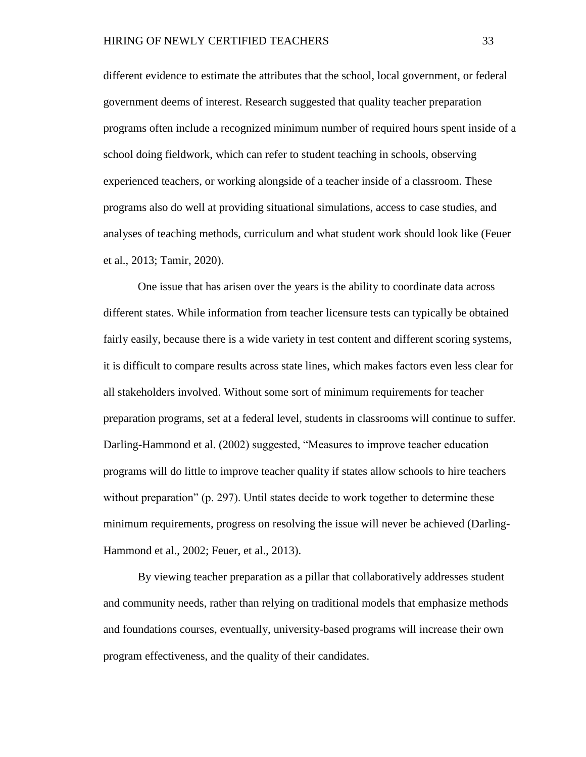different evidence to estimate the attributes that the school, local government, or federal government deems of interest. Research suggested that quality teacher preparation programs often include a recognized minimum number of required hours spent inside of a school doing fieldwork, which can refer to student teaching in schools, observing experienced teachers, or working alongside of a teacher inside of a classroom. These programs also do well at providing situational simulations, access to case studies, and analyses of teaching methods, curriculum and what student work should look like (Feuer et al., 2013; Tamir, 2020).

One issue that has arisen over the years is the ability to coordinate data across different states. While information from teacher licensure tests can typically be obtained fairly easily, because there is a wide variety in test content and different scoring systems, it is difficult to compare results across state lines, which makes factors even less clear for all stakeholders involved. Without some sort of minimum requirements for teacher preparation programs, set at a federal level, students in classrooms will continue to suffer. Darling-Hammond et al. (2002) suggested, “Measures to improve teacher education programs will do little to improve teacher quality if states allow schools to hire teachers without preparation” (p. 297). Until states decide to work together to determine these minimum requirements, progress on resolving the issue will never be achieved (Darling-Hammond et al., 2002; Feuer, et al., 2013).

By viewing teacher preparation as a pillar that collaboratively addresses student and community needs, rather than relying on traditional models that emphasize methods and foundations courses, eventually, university-based programs will increase their own program effectiveness, and the quality of their candidates.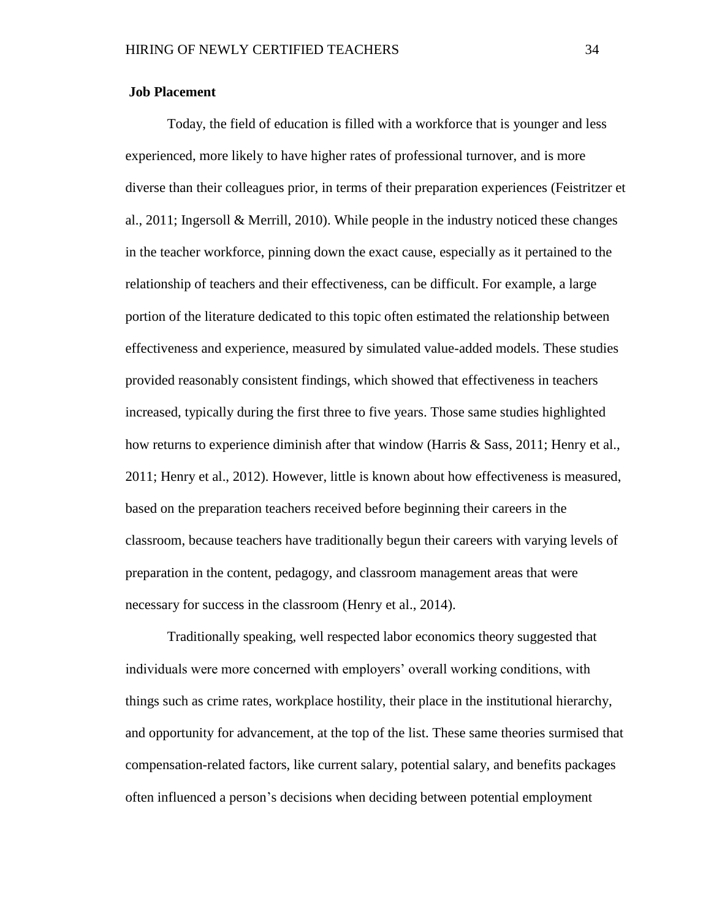**Job Placement**

Today, the field of education is filled with a workforce that is younger and less experienced, more likely to have higher rates of professional turnover, and is more diverse than their colleagues prior, in terms of their preparation experiences (Feistritzer et al., 2011; Ingersoll & Merrill, 2010). While people in the industry noticed these changes in the teacher workforce, pinning down the exact cause, especially as it pertained to the relationship of teachers and their effectiveness, can be difficult. For example, a large portion of the literature dedicated to this topic often estimated the relationship between effectiveness and experience, measured by simulated value-added models. These studies provided reasonably consistent findings, which showed that effectiveness in teachers increased, typically during the first three to five years. Those same studies highlighted how returns to experience diminish after that window (Harris & Sass, 2011; Henry et al., 2011; Henry et al., 2012). However, little is known about how effectiveness is measured, based on the preparation teachers received before beginning their careers in the classroom, because teachers have traditionally begun their careers with varying levels of preparation in the content, pedagogy, and classroom management areas that were necessary for success in the classroom (Henry et al., 2014).

Traditionally speaking, well respected labor economics theory suggested that individuals were more concerned with employers' overall working conditions, with things such as crime rates, workplace hostility, their place in the institutional hierarchy, and opportunity for advancement, at the top of the list. These same theories surmised that compensation-related factors, like current salary, potential salary, and benefits packages often influenced a person's decisions when deciding between potential employment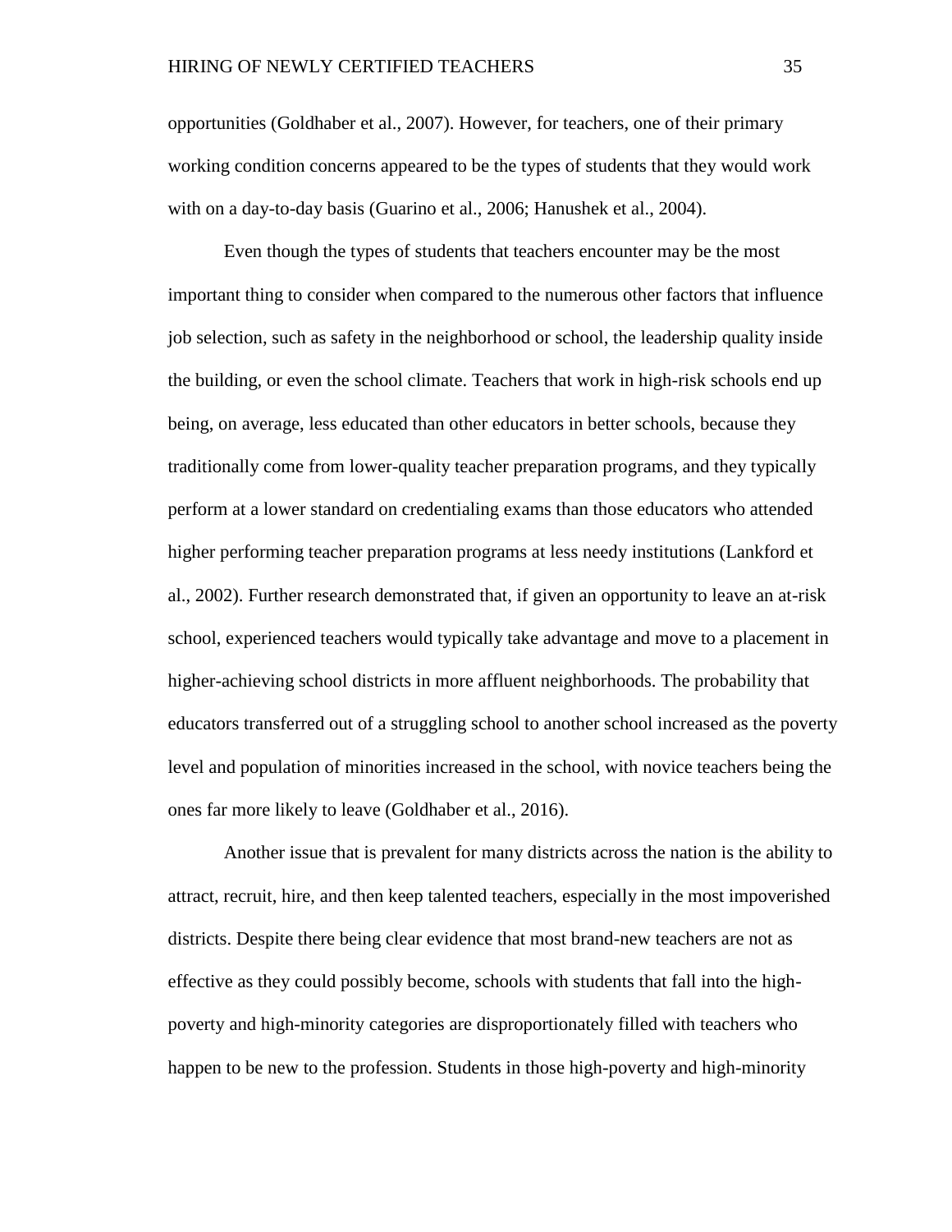opportunities (Goldhaber et al., 2007). However, for teachers, one of their primary working condition concerns appeared to be the types of students that they would work with on a day-to-day basis (Guarino et al., 2006; Hanushek et al., 2004).

Even though the types of students that teachers encounter may be the most important thing to consider when compared to the numerous other factors that influence job selection, such as safety in the neighborhood or school, the leadership quality inside the building, or even the school climate. Teachers that work in high-risk schools end up being, on average, less educated than other educators in better schools, because they traditionally come from lower-quality teacher preparation programs, and they typically perform at a lower standard on credentialing exams than those educators who attended higher performing teacher preparation programs at less needy institutions (Lankford et al., 2002). Further research demonstrated that, if given an opportunity to leave an at-risk school, experienced teachers would typically take advantage and move to a placement in higher-achieving school districts in more affluent neighborhoods. The probability that educators transferred out of a struggling school to another school increased as the poverty level and population of minorities increased in the school, with novice teachers being the ones far more likely to leave (Goldhaber et al., 2016).

Another issue that is prevalent for many districts across the nation is the ability to attract, recruit, hire, and then keep talented teachers, especially in the most impoverished districts. Despite there being clear evidence that most brand-new teachers are not as effective as they could possibly become, schools with students that fall into the high-poverty and high-minority categories are disproportionately filled with teachers who happen to be new to the profession. Students in those high-poverty and high-minority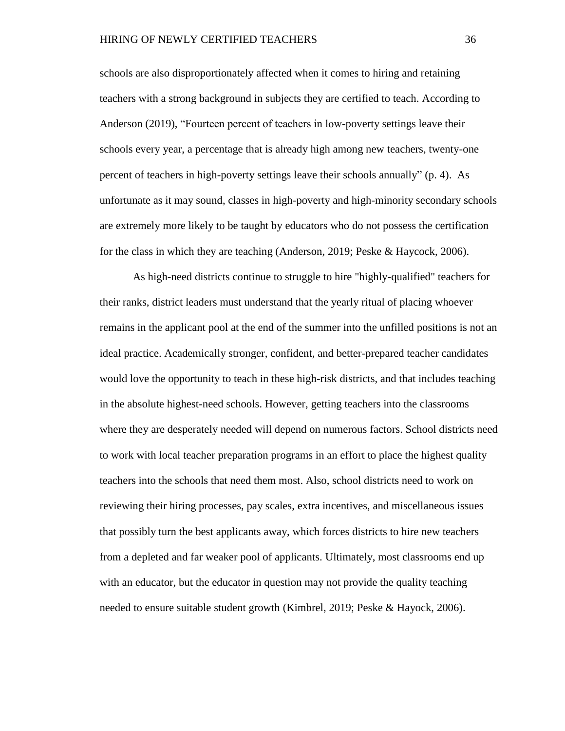schools are also disproportionately affected when it comes to hiring and retaining teachers with a strong background in subjects they are certified to teach. According to Anderson (2019), "Fourteen percent of teachers in low-poverty settings leave their schools every year, a percentage that is already high among new teachers, twenty-one percent of teachers in high-poverty settings leave their schools annually" (p. 4). As unfortunate as it may sound, classes in high-poverty and high-minority secondary schools are extremely more likely to be taught by educators who do not possess the certification for the class in which they are teaching (Anderson, 2019; Peske & Haycock, 2006).

As high-need districts continue to struggle to hire "highly-qualified" teachers for their ranks, district leaders must understand that the yearly ritual of placing whoever remains in the applicant pool at the end of the summer into the unfilled positions is not an ideal practice. Academically stronger, confident, and better-prepared teacher candidates would love the opportunity to teach in these high-risk districts, and that includes teaching in the absolute highest-need schools. However, getting teachers into the classrooms where they are desperately needed will depend on numerous factors. School districts need to work with local teacher preparation programs in an effort to place the highest quality teachers into the schools that need them most. Also, school districts need to work on reviewing their hiring processes, pay scales, extra incentives, and miscellaneous issues that possibly turn the best applicants away, which forces districts to hire new teachers from a depleted and far weaker pool of applicants. Ultimately, most classrooms end up with an educator, but the educator in question may not provide the quality teaching needed to ensure suitable student growth (Kimbrel, 2019; Peske & Hayock, 2006).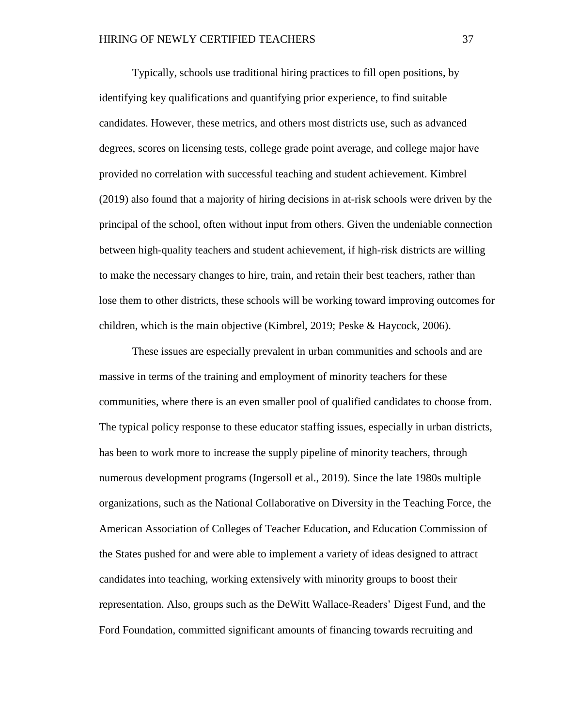Typically, schools use traditional hiring practices to fill open positions, by identifying key qualifications and quantifying prior experience, to find suitable candidates. However, these metrics, and others most districts use, such as advanced degrees, scores on licensing tests, college grade point average, and college major have provided no correlation with successful teaching and student achievement. Kimbrel (2019) also found that a majority of hiring decisions in at-risk schools were driven by the principal of the school, often without input from others. Given the undeniable connection between high-quality teachers and student achievement, if high-risk districts are willing to make the necessary changes to hire, train, and retain their best teachers, rather than lose them to other districts, these schools will be working toward improving outcomes for children, which is the main objective (Kimbrel, 2019; Peske & Haycock, 2006).

These issues are especially prevalent in urban communities and schools and are massive in terms of the training and employment of minority teachers for these communities, where there is an even smaller pool of qualified candidates to choose from. The typical policy response to these educator staffing issues, especially in urban districts, has been to work more to increase the supply pipeline of minority teachers, through numerous development programs (Ingersoll et al., 2019). Since the late 1980s multiple organizations, such as the National Collaborative on Diversity in the Teaching Force, the American Association of Colleges of Teacher Education, and Education Commission of the States pushed for and were able to implement a variety of ideas designed to attract candidates into teaching, working extensively with minority groups to boost their representation. Also, groups such as the DeWitt Wallace-Readers' Digest Fund, and the Ford Foundation, committed significant amounts of financing towards recruiting and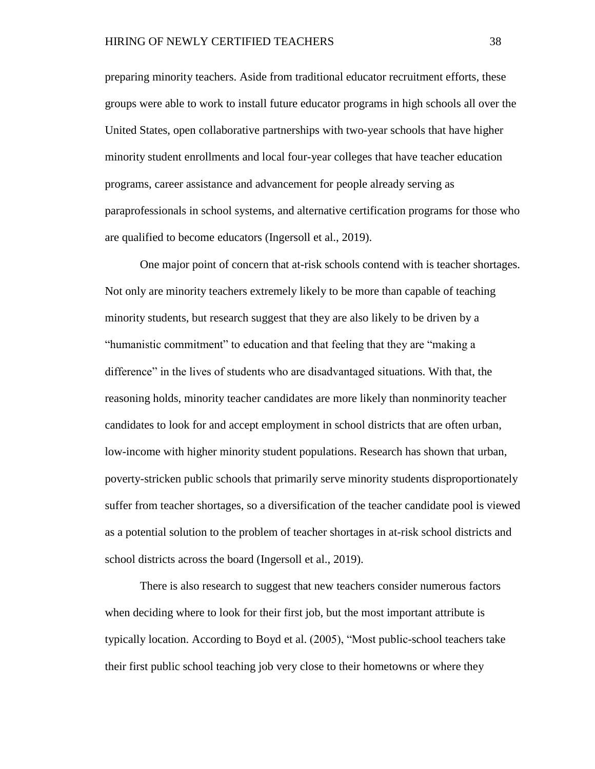preparing minority teachers. Aside from traditional educator recruitment efforts, these groups were able to work to install future educator programs in high schools all over the United States, open collaborative partnerships with two-year schools that have higher minority student enrollments and local four-year colleges that have teacher education programs, career assistance and advancement for people already serving as paraprofessionals in school systems, and alternative certification programs for those who are qualified to become educators (Ingersoll et al., 2019).

One major point of concern that at-risk schools contend with is teacher shortages. Not only are minority teachers extremely likely to be more than capable of teaching minority students, but research suggest that they are also likely to be driven by a "humanistic commitment" to education and that feeling that they are "making a difference" in the lives of students who are disadvantaged situations. With that, the reasoning holds, minority teacher candidates are more likely than nonminority teacher candidates to look for and accept employment in school districts that are often urban, low-income with higher minority student populations. Research has shown that urban, poverty-stricken public schools that primarily serve minority students disproportionately suffer from teacher shortages, so a diversification of the teacher candidate pool is viewed as a potential solution to the problem of teacher shortages in at-risk school districts and school districts across the board (Ingersoll et al., 2019).

There is also research to suggest that new teachers consider numerous factors when deciding where to look for their first job, but the most important attribute is typically location. According to Boyd et al. (2005), "Most public-school teachers take their first public school teaching job very close to their hometowns or where they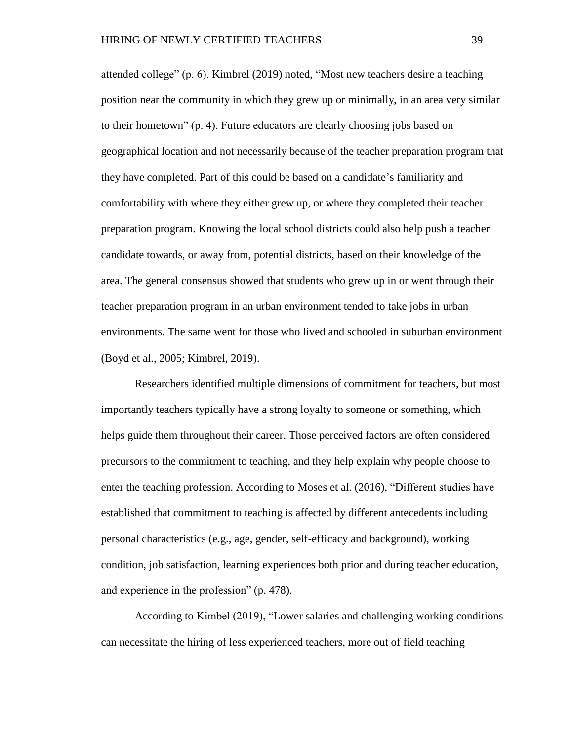attended college" (p. 6). Kimbrel (2019) noted, "Most new teachers desire a teaching position near the community in which they grew up or minimally, in an area very similar to their hometown" (p. 4). Future educators are clearly choosing jobs based on geographical location and not necessarily because of the teacher preparation program that they have completed. Part of this could be based on a candidate's familiarity and comfortability with where they either grew up, or where they completed their teacher preparation program. Knowing the local school districts could also help push a teacher candidate towards, or away from, potential districts, based on their knowledge of the area. The general consensus showed that students who grew up in or went through their teacher preparation program in an urban environment tended to take jobs in urban environments. The same went for those who lived and schooled in suburban environment (Boyd et al., 2005; Kimbrel, 2019).

Researchers identified multiple dimensions of commitment for teachers, but most importantly teachers typically have a strong loyalty to someone or something, which helps guide them throughout their career. Those perceived factors are often considered precursors to the commitment to teaching, and they help explain why people choose to enter the teaching profession. According to Moses et al. (2016), "Different studies have established that commitment to teaching is affected by different antecedents including personal characteristics (e.g., age, gender, self-efficacy and background), working condition, job satisfaction, learning experiences both prior and during teacher education, and experience in the profession" (p. 478).

According to Kimbel (2019), "Lower salaries and challenging working conditions can necessitate the hiring of less experienced teachers, more out of field teaching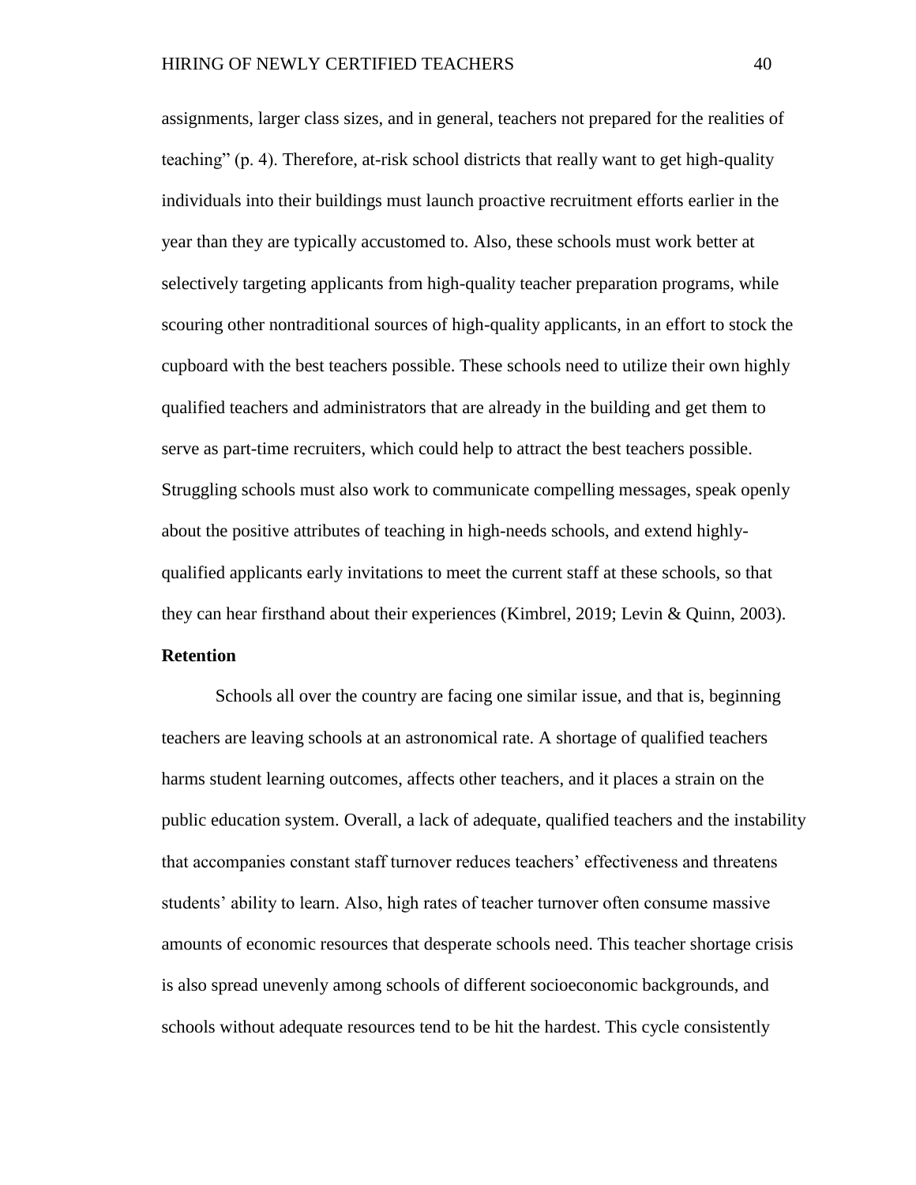assignments, larger class sizes, and in general, teachers not prepared for the realities of teaching" (p. 4). Therefore, at-risk school districts that really want to get high-quality individuals into their buildings must launch proactive recruitment efforts earlier in the year than they are typically accustomed to. Also, these schools must work better at selectively targeting applicants from high-quality teacher preparation programs, while scouring other nontraditional sources of high-quality applicants, in an effort to stock the cupboard with the best teachers possible. These schools need to utilize their own highly qualified teachers and administrators that are already in the building and get them to serve as part-time recruiters, which could help to attract the best teachers possible. Struggling schools must also work to communicate compelling messages, speak openly about the positive attributes of teaching in high-needs schools, and extend highly-qualified applicants early invitations to meet the current staff at these schools, so that they can hear firsthand about their experiences (Kimbrel, 2019; Levin & Quinn, 2003).

## Retention

Schools all over the country are facing one similar issue, and that is, beginning teachers are leaving schools at an astronomical rate. A shortage of qualified teachers harms student learning outcomes, affects other teachers, and it places a strain on the public education system. Overall, a lack of adequate, qualified teachers and the instability that accompanies constant staff turnover reduces teachers' effectiveness and threatens students' ability to learn. Also, high rates of teacher turnover often consume massive amounts of economic resources that desperate schools need. This teacher shortage crisis is also spread unevenly among schools of different socioeconomic backgrounds, and schools without adequate resources tend to be hit the hardest. This cycle consistently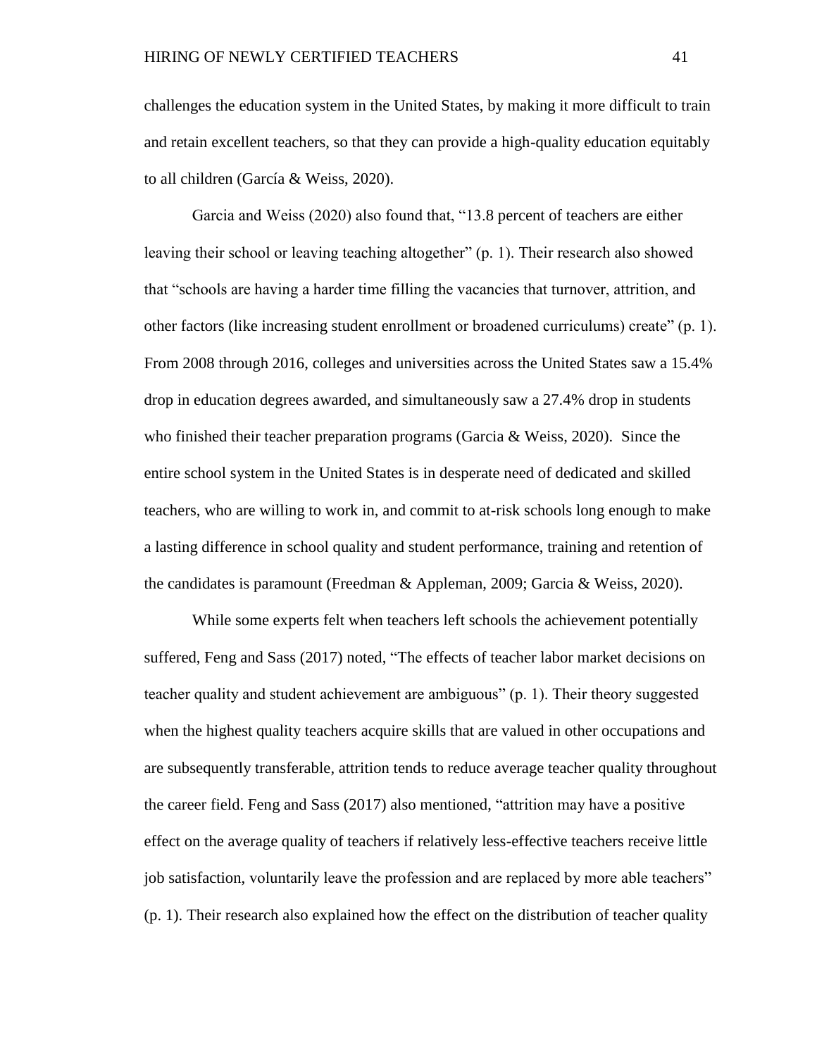challenges the education system in the United States, by making it more difficult to train and retain excellent teachers, so that they can provide a high-quality education equitably to all children (García & Weiss, 2020).

Garcia and Weiss (2020) also found that, "13.8 percent of teachers are either leaving their school or leaving teaching altogether" (p. 1). Their research also showed that "schools are having a harder time filling the vacancies that turnover, attrition, and other factors (like increasing student enrollment or broadened curriculums) create" (p. 1). From 2008 through 2016, colleges and universities across the United States saw a 15.4% drop in education degrees awarded, and simultaneously saw a 27.4% drop in students who finished their teacher preparation programs (Garcia & Weiss, 2020). Since the entire school system in the United States is in desperate need of dedicated and skilled teachers, who are willing to work in, and commit to at-risk schools long enough to make a lasting difference in school quality and student performance, training and retention of the candidates is paramount (Freedman & Appleman, 2009; Garcia & Weiss, 2020).

While some experts felt when teachers left schools the achievement potentially suffered, Feng and Sass (2017) noted, "The effects of teacher labor market decisions on teacher quality and student achievement are ambiguous" (p. 1). Their theory suggested when the highest quality teachers acquire skills that are valued in other occupations and are subsequently transferable, attrition tends to reduce average teacher quality throughout the career field. Feng and Sass (2017) also mentioned, "attrition may have a positive effect on the average quality of teachers if relatively less-effective teachers receive little job satisfaction, voluntarily leave the profession and are replaced by more able teachers" (p. 1). Their research also explained how the effect on the distribution of teacher quality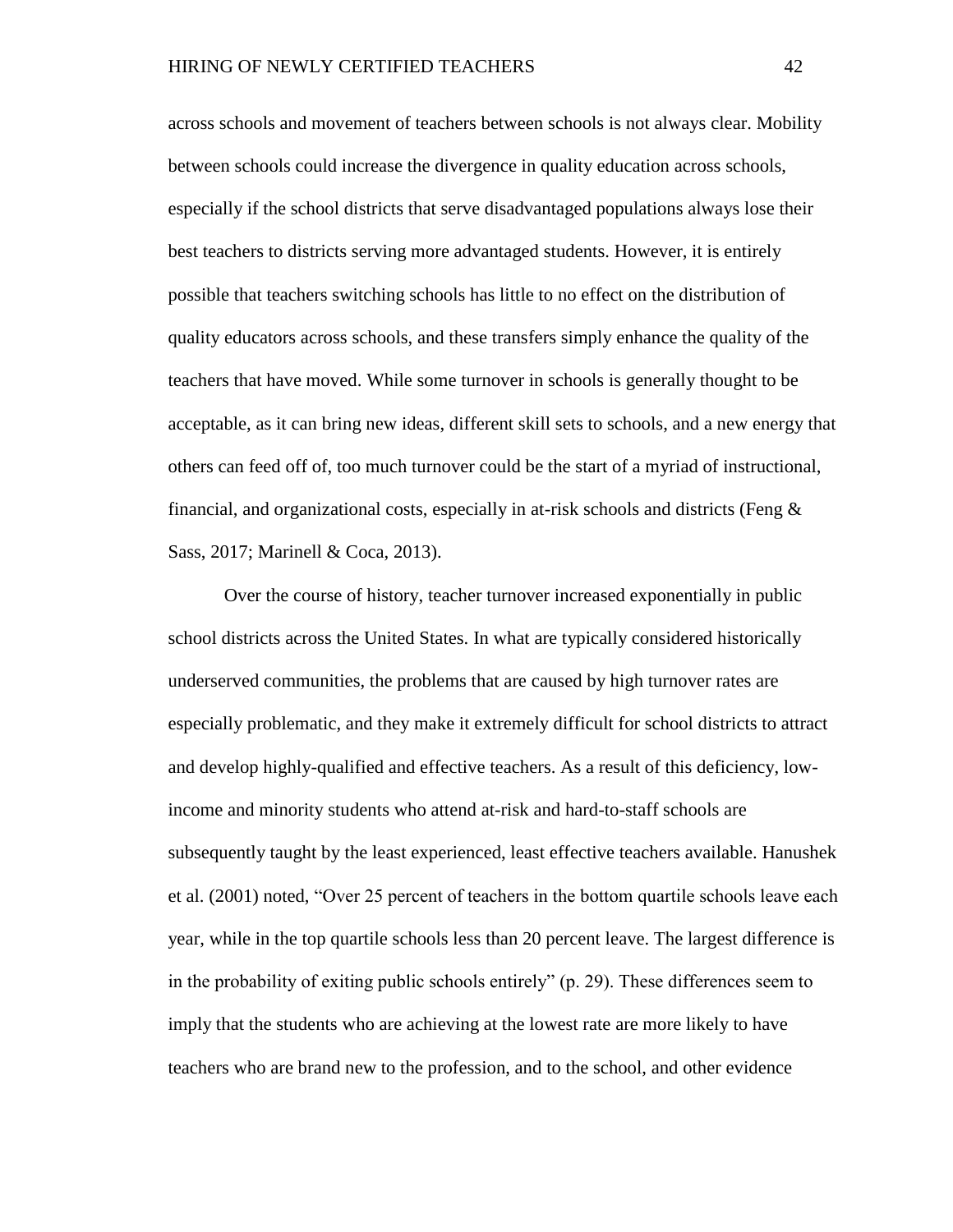across schools and movement of teachers between schools is not always clear. Mobility between schools could increase the divergence in quality education across schools, especially if the school districts that serve disadvantaged populations always lose their best teachers to districts serving more advantaged students. However, it is entirely possible that teachers switching schools has little to no effect on the distribution of quality educators across schools, and these transfers simply enhance the quality of the teachers that have moved. While some turnover in schools is generally thought to be acceptable, as it can bring new ideas, different skill sets to schools, and a new energy that others can feed off of, too much turnover could be the start of a myriad of instructional, financial, and organizational costs, especially in at-risk schools and districts (Feng & Sass, 2017; Marinell & Coca, 2013).

Over the course of history, teacher turnover increased exponentially in public school districts across the United States. In what are typically considered historically underserved communities, the problems that are caused by high turnover rates are especially problematic, and they make it extremely difficult for school districts to attract and develop highly-qualified and effective teachers. As a result of this deficiency, low-income and minority students who attend at-risk and hard-to-staff schools are subsequently taught by the least experienced, least effective teachers available. Hanushek et al. (2001) noted, “Over 25 percent of teachers in the bottom quartile schools leave each year, while in the top quartile schools less than 20 percent leave. The largest difference is in the probability of exiting public schools entirely” (p. 29). These differences seem to imply that the students who are achieving at the lowest rate are more likely to have teachers who are brand new to the profession, and to the school, and other evidence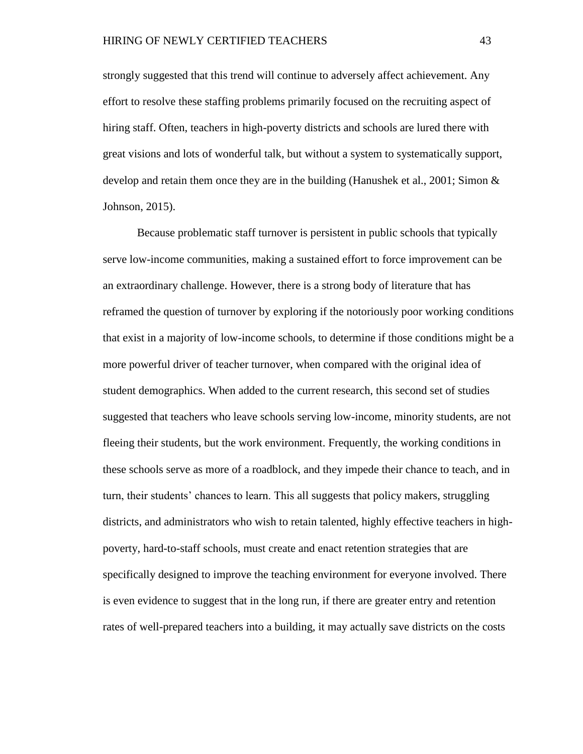strongly suggested that this trend will continue to adversely affect achievement. Any effort to resolve these staffing problems primarily focused on the recruiting aspect of hiring staff. Often, teachers in high-poverty districts and schools are lured there with great visions and lots of wonderful talk, but without a system to systematically support, develop and retain them once they are in the building (Hanushek et al., 2001; Simon & Johnson, 2015).

Because problematic staff turnover is persistent in public schools that typically serve low-income communities, making a sustained effort to force improvement can be an extraordinary challenge. However, there is a strong body of literature that has reframed the question of turnover by exploring if the notoriously poor working conditions that exist in a majority of low-income schools, to determine if those conditions might be a more powerful driver of teacher turnover, when compared with the original idea of student demographics. When added to the current research, this second set of studies suggested that teachers who leave schools serving low-income, minority students, are not fleeing their students, but the work environment. Frequently, the working conditions in these schools serve as more of a roadblock, and they impede their chance to teach, and in turn, their students' chances to learn. This all suggests that policy makers, struggling districts, and administrators who wish to retain talented, highly effective teachers in high-poverty, hard-to-staff schools, must create and enact retention strategies that are specifically designed to improve the teaching environment for everyone involved. There is even evidence to suggest that in the long run, if there are greater entry and retention rates of well-prepared teachers into a building, it may actually save districts on the costs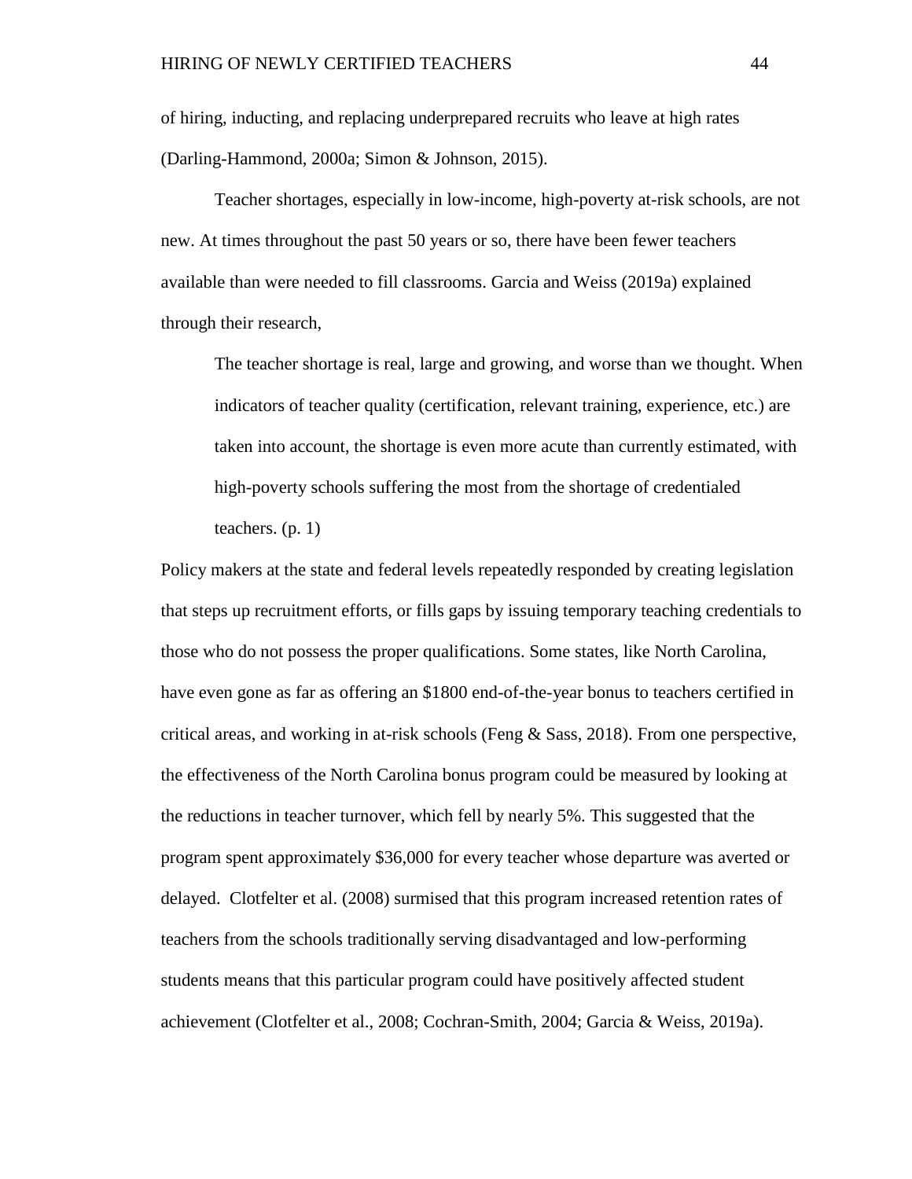of hiring, inducting, and replacing underprepared recruits who leave at high rates (Darling-Hammond, 2000a; Simon & Johnson, 2015).

Teacher shortages, especially in low-income, high-poverty at-risk schools, are not new. At times throughout the past 50 years or so, there have been fewer teachers available than were needed to fill classrooms. Garcia and Weiss (2019a) explained through their research,

> The teacher shortage is real, large and growing, and worse than we thought. When indicators of teacher quality (certification, relevant training, experience, etc.) are taken into account, the shortage is even more acute than currently estimated, with high-poverty schools suffering the most from the shortage of credentialed teachers. (p. 1)

Policy makers at the state and federal levels repeatedly responded by creating legislation that steps up recruitment efforts, or fills gaps by issuing temporary teaching credentials to those who do not possess the proper qualifications. Some states, like North Carolina, have even gone as far as offering an $1800 end-of-the-year bonus to teachers certified in critical areas, and working in at-risk schools (Feng & Sass, 2018). From one perspective, the effectiveness of the North Carolina bonus program could be measured by looking at the reductions in teacher turnover, which fell by nearly 5%. This suggested that the program spent approximately $36,000 for every teacher whose departure was averted or delayed. Clotfelter et al. (2008) surmised that this program increased retention rates of teachers from the schools traditionally serving disadvantaged and low-performing students means that this particular program could have positively affected student achievement (Clotfelter et al., 2008; Cochran-Smith, 2004; Garcia & Weiss, 2019a).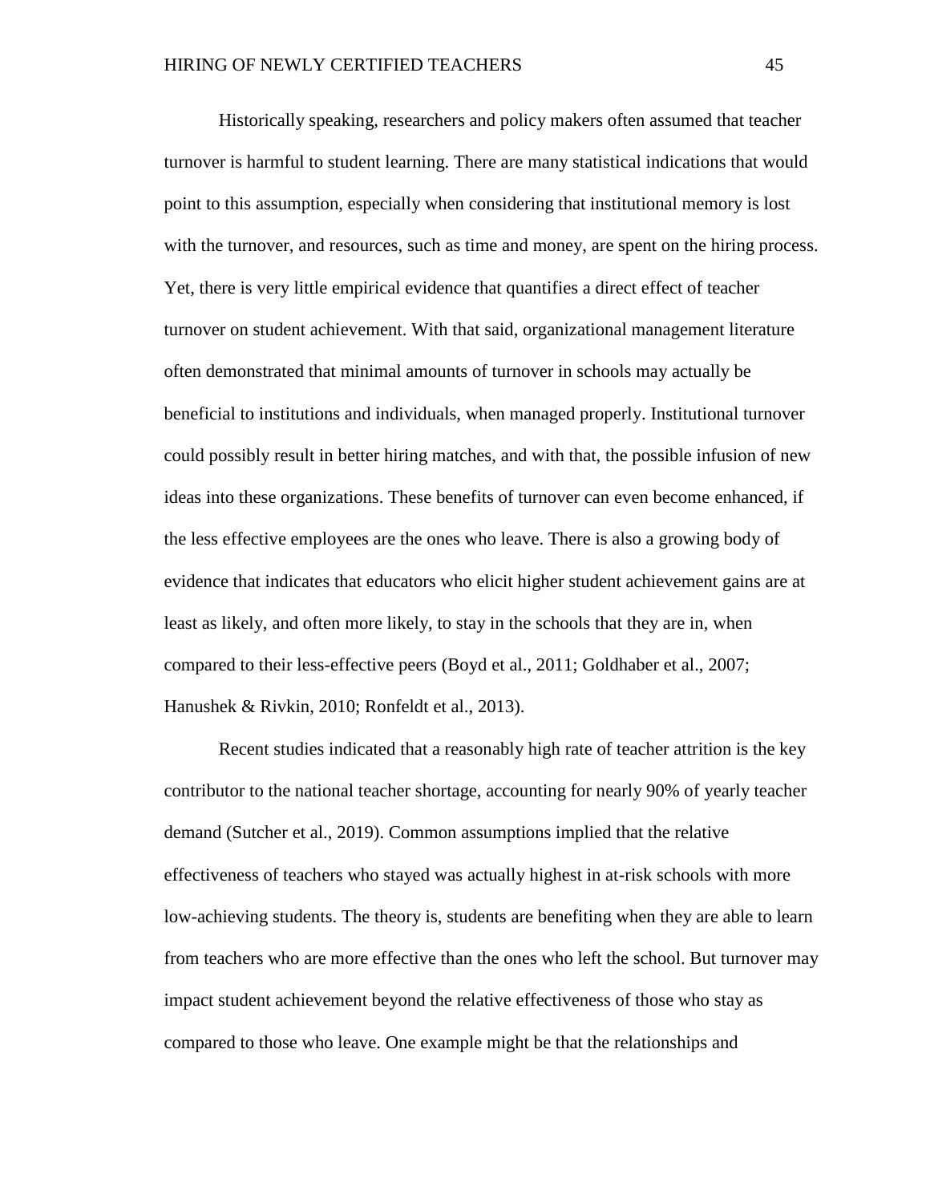Historically speaking, researchers and policy makers often assumed that teacher turnover is harmful to student learning. There are many statistical indications that would point to this assumption, especially when considering that institutional memory is lost with the turnover, and resources, such as time and money, are spent on the hiring process. Yet, there is very little empirical evidence that quantifies a direct effect of teacher turnover on student achievement. With that said, organizational management literature often demonstrated that minimal amounts of turnover in schools may actually be beneficial to institutions and individuals, when managed properly. Institutional turnover could possibly result in better hiring matches, and with that, the possible infusion of new ideas into these organizations. These benefits of turnover can even become enhanced, if the less effective employees are the ones who leave. There is also a growing body of evidence that indicates that educators who elicit higher student achievement gains are at least as likely, and often more likely, to stay in the schools that they are in, when compared to their less-effective peers (Boyd et al., 2011; Goldhaber et al., 2007; Hanushek & Rivkin, 2010; Ronfeldt et al., 2013).

Recent studies indicated that a reasonably high rate of teacher attrition is the key contributor to the national teacher shortage, accounting for nearly 90% of yearly teacher demand (Sutcher et al., 2019). Common assumptions implied that the relative effectiveness of teachers who stayed was actually highest in at-risk schools with more low-achieving students. The theory is, students are benefiting when they are able to learn from teachers who are more effective than the ones who left the school. But turnover may impact student achievement beyond the relative effectiveness of those who stay as compared to those who leave. One example might be that the relationships and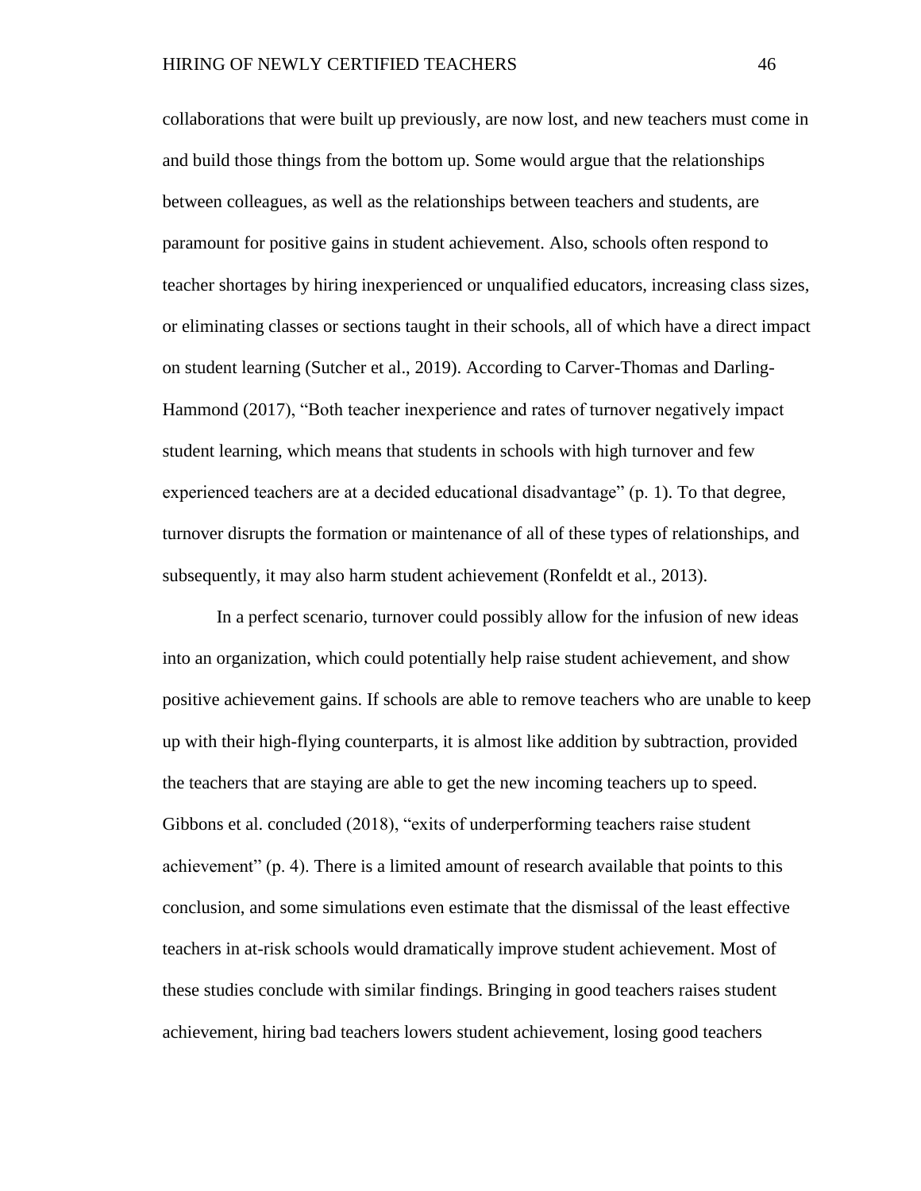collaborations that were built up previously, are now lost, and new teachers must come in and build those things from the bottom up. Some would argue that the relationships between colleagues, as well as the relationships between teachers and students, are paramount for positive gains in student achievement. Also, schools often respond to teacher shortages by hiring inexperienced or unqualified educators, increasing class sizes, or eliminating classes or sections taught in their schools, all of which have a direct impact on student learning (Sutcher et al., 2019). According to Carver-Thomas and Darling-Hammond (2017), "Both teacher inexperience and rates of turnover negatively impact student learning, which means that students in schools with high turnover and few experienced teachers are at a decided educational disadvantage" (p. 1). To that degree, turnover disrupts the formation or maintenance of all of these types of relationships, and subsequently, it may also harm student achievement (Ronfeldt et al., 2013).

In a perfect scenario, turnover could possibly allow for the infusion of new ideas into an organization, which could potentially help raise student achievement, and show positive achievement gains. If schools are able to remove teachers who are unable to keep up with their high-flying counterparts, it is almost like addition by subtraction, provided the teachers that are staying are able to get the new incoming teachers up to speed. Gibbons et al. concluded (2018), "exits of underperforming teachers raise student achievement" (p. 4). There is a limited amount of research available that points to this conclusion, and some simulations even estimate that the dismissal of the least effective teachers in at-risk schools would dramatically improve student achievement. Most of these studies conclude with similar findings. Bringing in good teachers raises student achievement, hiring bad teachers lowers student achievement, losing good teachers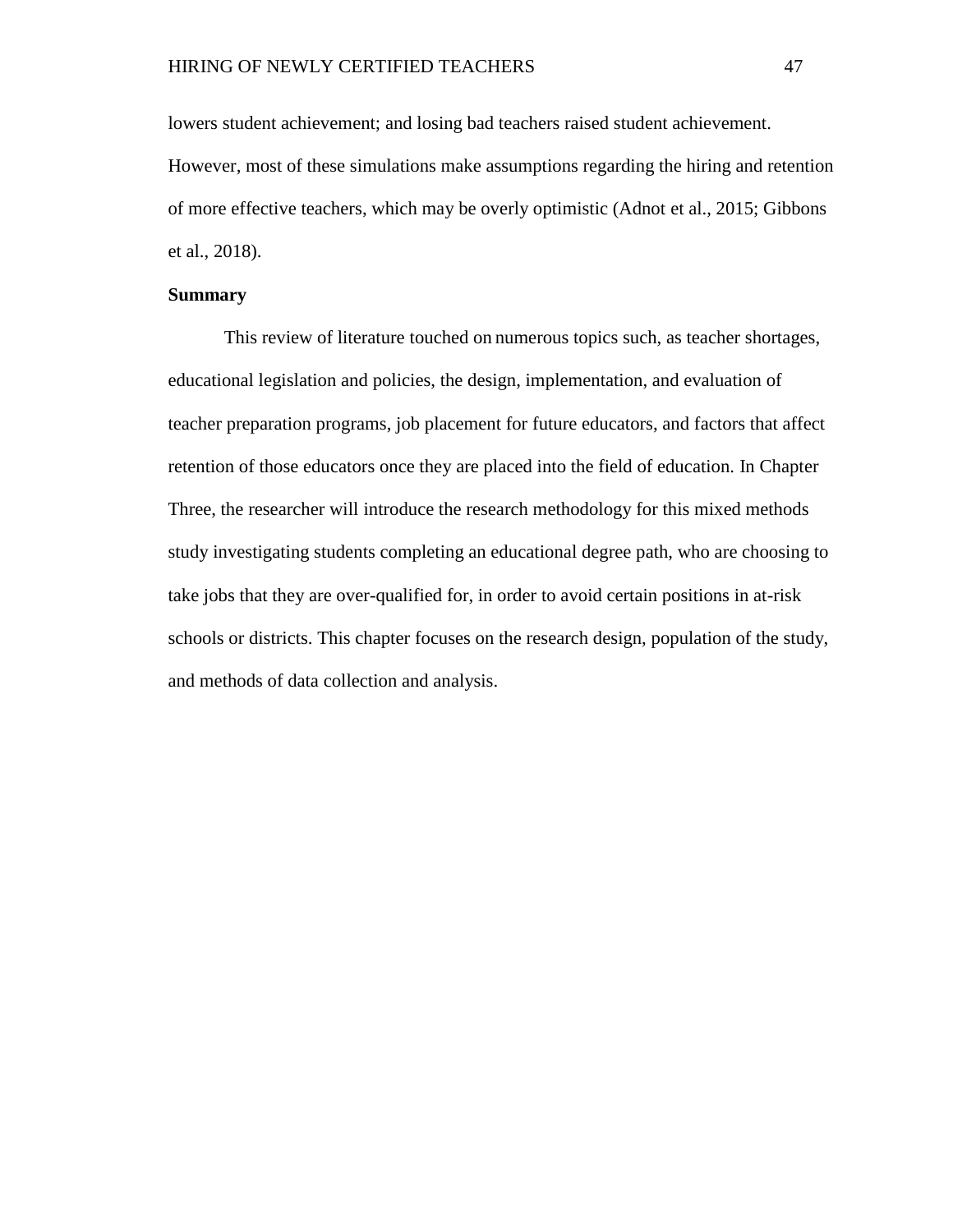lowers student achievement; and losing bad teachers raised student achievement. However, most of these simulations make assumptions regarding the hiring and retention of more effective teachers, which may be overly optimistic (Adnot et al., 2015; Gibbons et al., 2018).

**Summary**

This review of literature touched on numerous topics such, as teacher shortages, educational legislation and policies, the design, implementation, and evaluation of teacher preparation programs, job placement for future educators, and factors that affect retention of those educators once they are placed into the field of education. In Chapter Three, the researcher will introduce the research methodology for this mixed methods study investigating students completing an educational degree path, who are choosing to take jobs that they are over-qualified for, in order to avoid certain positions in at-risk schools or districts. This chapter focuses on the research design, population of the study, and methods of data collection and analysis.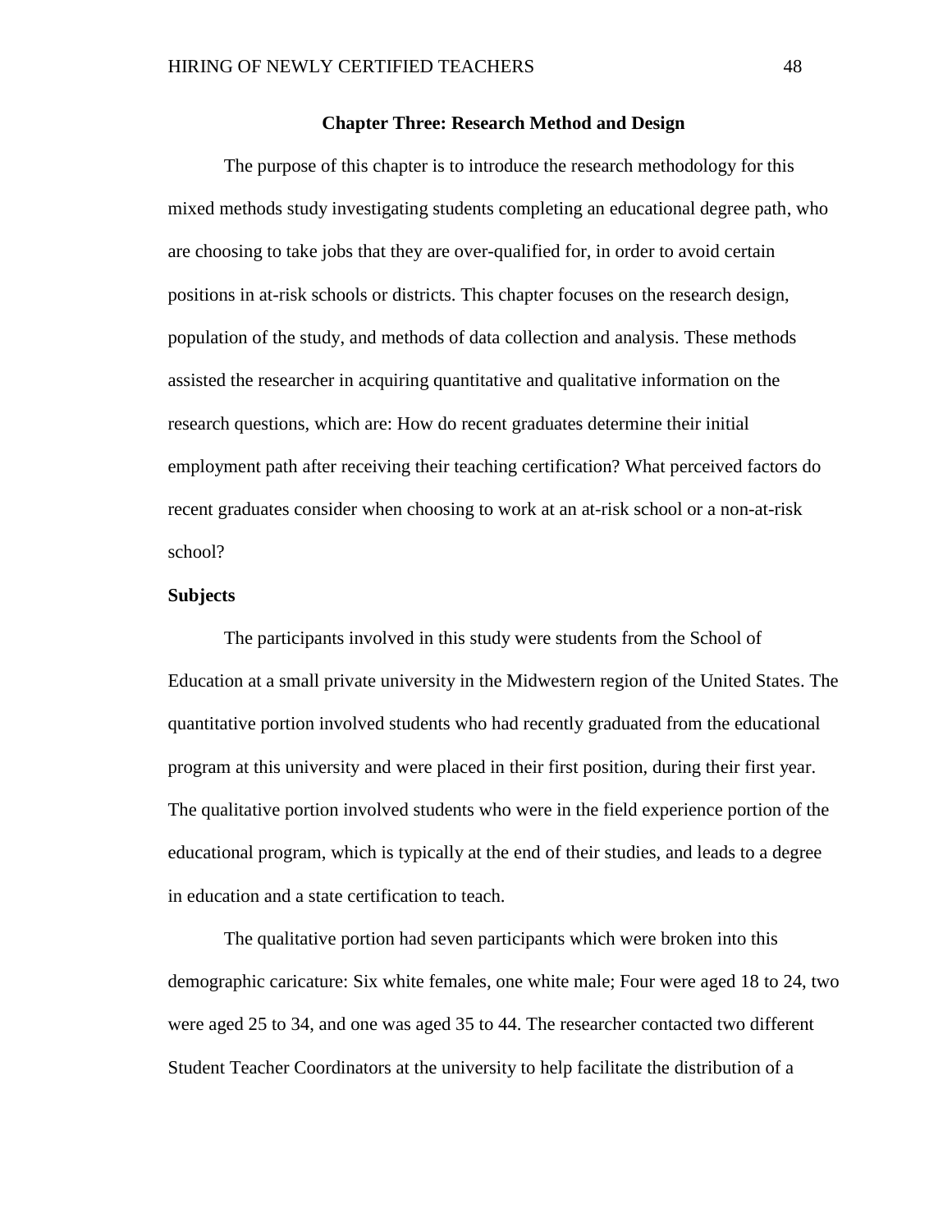## Chapter Three: Research Method and Design

The purpose of this chapter is to introduce the research methodology for this mixed methods study investigating students completing an educational degree path, who are choosing to take jobs that they are over-qualified for, in order to avoid certain positions in at-risk schools or districts. This chapter focuses on the research design, population of the study, and methods of data collection and analysis. These methods assisted the researcher in acquiring quantitative and qualitative information on the research questions, which are: How do recent graduates determine their initial employment path after receiving their teaching certification? What perceived factors do recent graduates consider when choosing to work at an at-risk school or a non-at-risk school?

### Subjects

The participants involved in this study were students from the School of Education at a small private university in the Midwestern region of the United States. The quantitative portion involved students who had recently graduated from the educational program at this university and were placed in their first position, during their first year. The qualitative portion involved students who were in the field experience portion of the educational program, which is typically at the end of their studies, and leads to a degree in education and a state certification to teach.

The qualitative portion had seven participants which were broken into this demographic caricature: Six white females, one white male; Four were aged 18 to 24, two were aged 25 to 34, and one was aged 35 to 44. The researcher contacted two different Student Teacher Coordinators at the university to help facilitate the distribution of a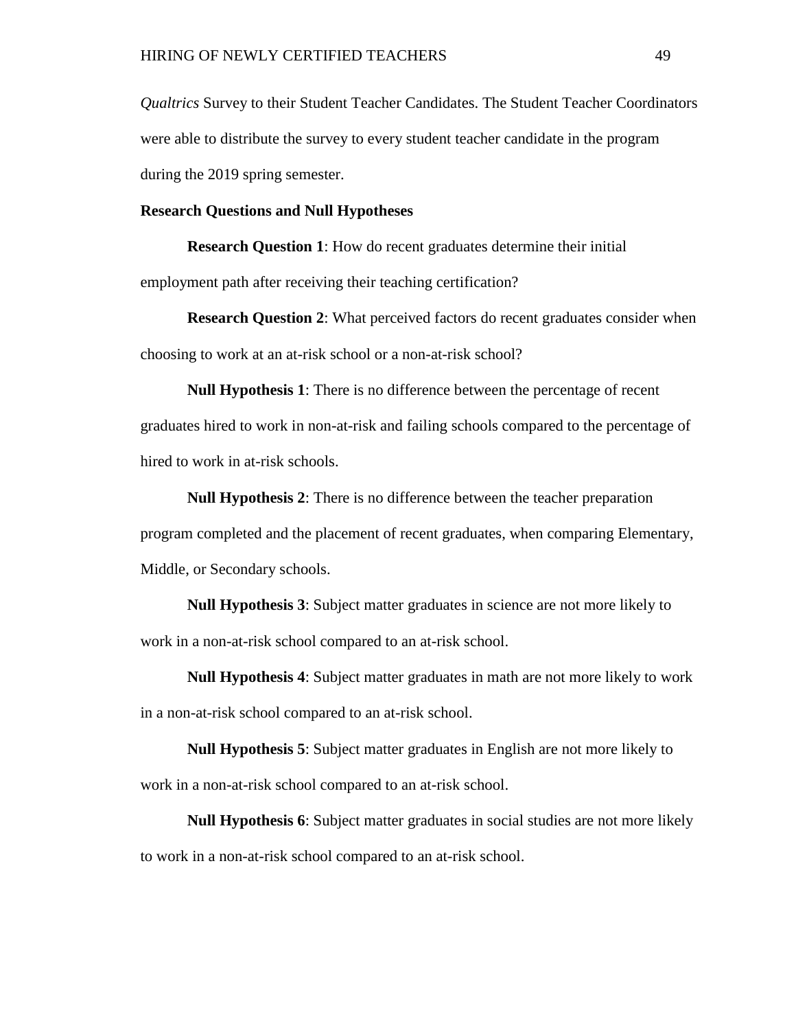*Qualtrics* Survey to their Student Teacher Candidates. The Student Teacher Coordinators were able to distribute the survey to every student teacher candidate in the program during the 2019 spring semester.

**Research Questions and Null Hypotheses**

**Research Question 1**: How do recent graduates determine their initial employment path after receiving their teaching certification?

**Research Question 2**: What perceived factors do recent graduates consider when choosing to work at an at-risk school or a non-at-risk school?

**Null Hypothesis 1**: There is no difference between the percentage of recent graduates hired to work in non-at-risk and failing schools compared to the percentage of hired to work in at-risk schools.

**Null Hypothesis 2**: There is no difference between the teacher preparation program completed and the placement of recent graduates, when comparing Elementary, Middle, or Secondary schools.

**Null Hypothesis 3**: Subject matter graduates in science are not more likely to work in a non-at-risk school compared to an at-risk school.

**Null Hypothesis 4**: Subject matter graduates in math are not more likely to work in a non-at-risk school compared to an at-risk school.

**Null Hypothesis 5**: Subject matter graduates in English are not more likely to work in a non-at-risk school compared to an at-risk school.

**Null Hypothesis 6**: Subject matter graduates in social studies are not more likely to work in a non-at-risk school compared to an at-risk school.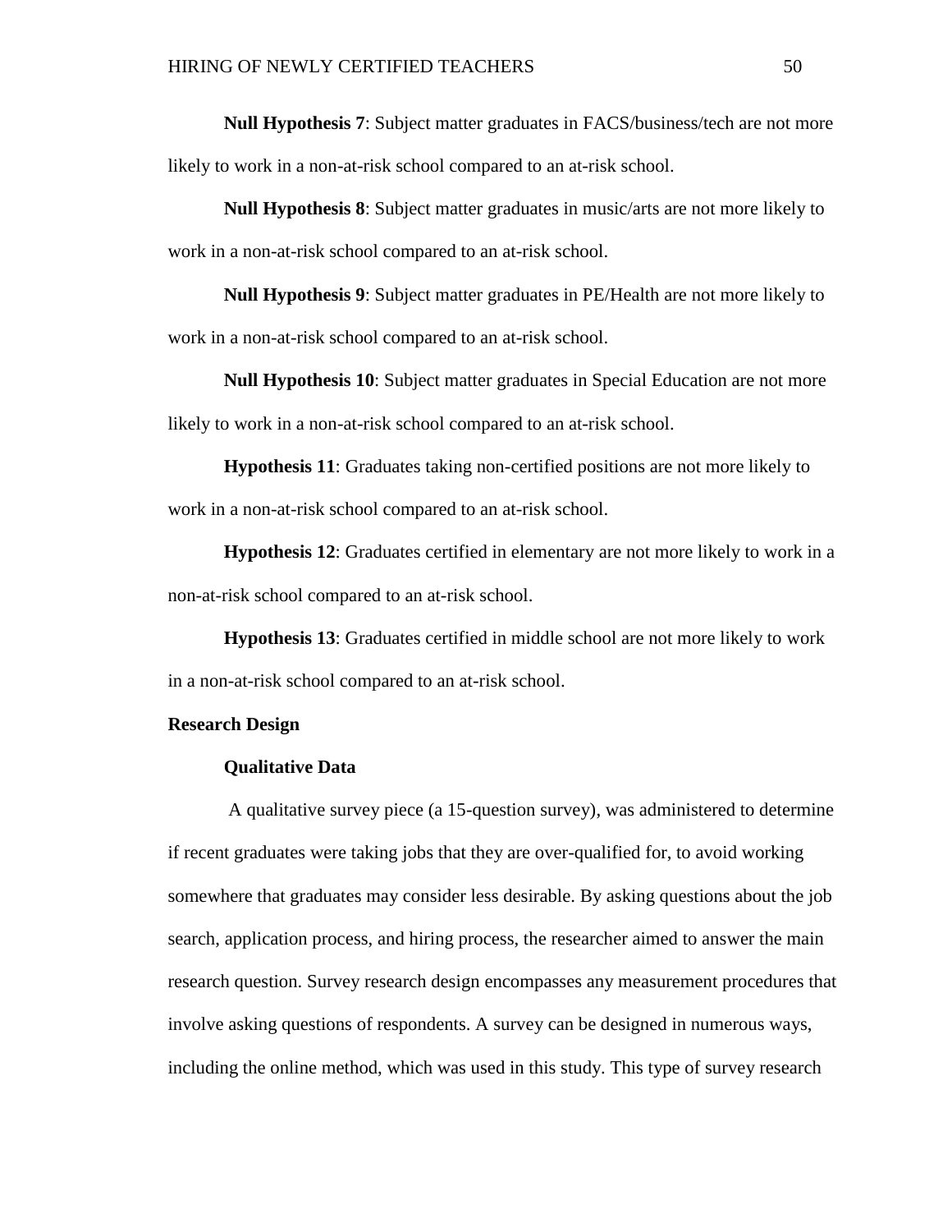**Null Hypothesis 7**: Subject matter graduates in FACS/business/tech are not more likely to work in a non-at-risk school compared to an at-risk school.

**Null Hypothesis 8**: Subject matter graduates in music/arts are not more likely to work in a non-at-risk school compared to an at-risk school.

**Null Hypothesis 9**: Subject matter graduates in PE/Health are not more likely to work in a non-at-risk school compared to an at-risk school.

**Null Hypothesis 10**: Subject matter graduates in Special Education are not more likely to work in a non-at-risk school compared to an at-risk school.

**Hypothesis 11**: Graduates taking non-certified positions are not more likely to work in a non-at-risk school compared to an at-risk school.

**Hypothesis 12**: Graduates certified in elementary are not more likely to work in a non-at-risk school compared to an at-risk school.

**Hypothesis 13**: Graduates certified in middle school are not more likely to work in a non-at-risk school compared to an at-risk school.

## Research Design

### Qualitative Data

A qualitative survey piece (a 15-question survey), was administered to determine if recent graduates were taking jobs that they are over-qualified for, to avoid working somewhere that graduates may consider less desirable. By asking questions about the job search, application process, and hiring process, the researcher aimed to answer the main research question. Survey research design encompasses any measurement procedures that involve asking questions of respondents. A survey can be designed in numerous ways, including the online method, which was used in this study. This type of survey research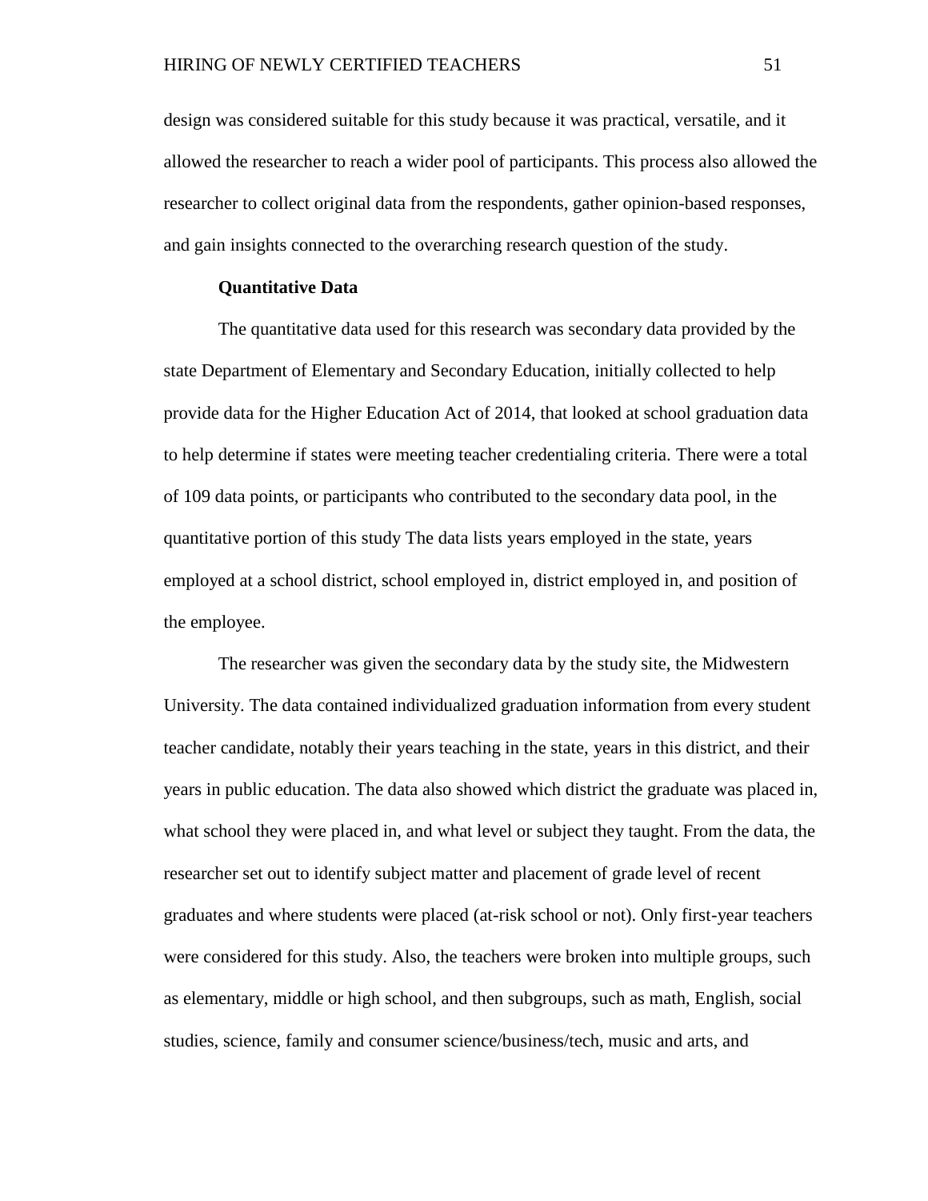design was considered suitable for this study because it was practical, versatile, and it allowed the researcher to reach a wider pool of participants. This process also allowed the researcher to collect original data from the respondents, gather opinion-based responses, and gain insights connected to the overarching research question of the study.

**Quantitative Data**

The quantitative data used for this research was secondary data provided by the state Department of Elementary and Secondary Education, initially collected to help provide data for the Higher Education Act of 2014, that looked at school graduation data to help determine if states were meeting teacher credentialing criteria. There were a total of 109 data points, or participants who contributed to the secondary data pool, in the quantitative portion of this study The data lists years employed in the state, years employed at a school district, school employed in, district employed in, and position of the employee.

The researcher was given the secondary data by the study site, the Midwestern University. The data contained individualized graduation information from every student teacher candidate, notably their years teaching in the state, years in this district, and their years in public education. The data also showed which district the graduate was placed in, what school they were placed in, and what level or subject they taught. From the data, the researcher set out to identify subject matter and placement of grade level of recent graduates and where students were placed (at-risk school or not). Only first-year teachers were considered for this study. Also, the teachers were broken into multiple groups, such as elementary, middle or high school, and then subgroups, such as math, English, social studies, science, family and consumer science/business/tech, music and arts, and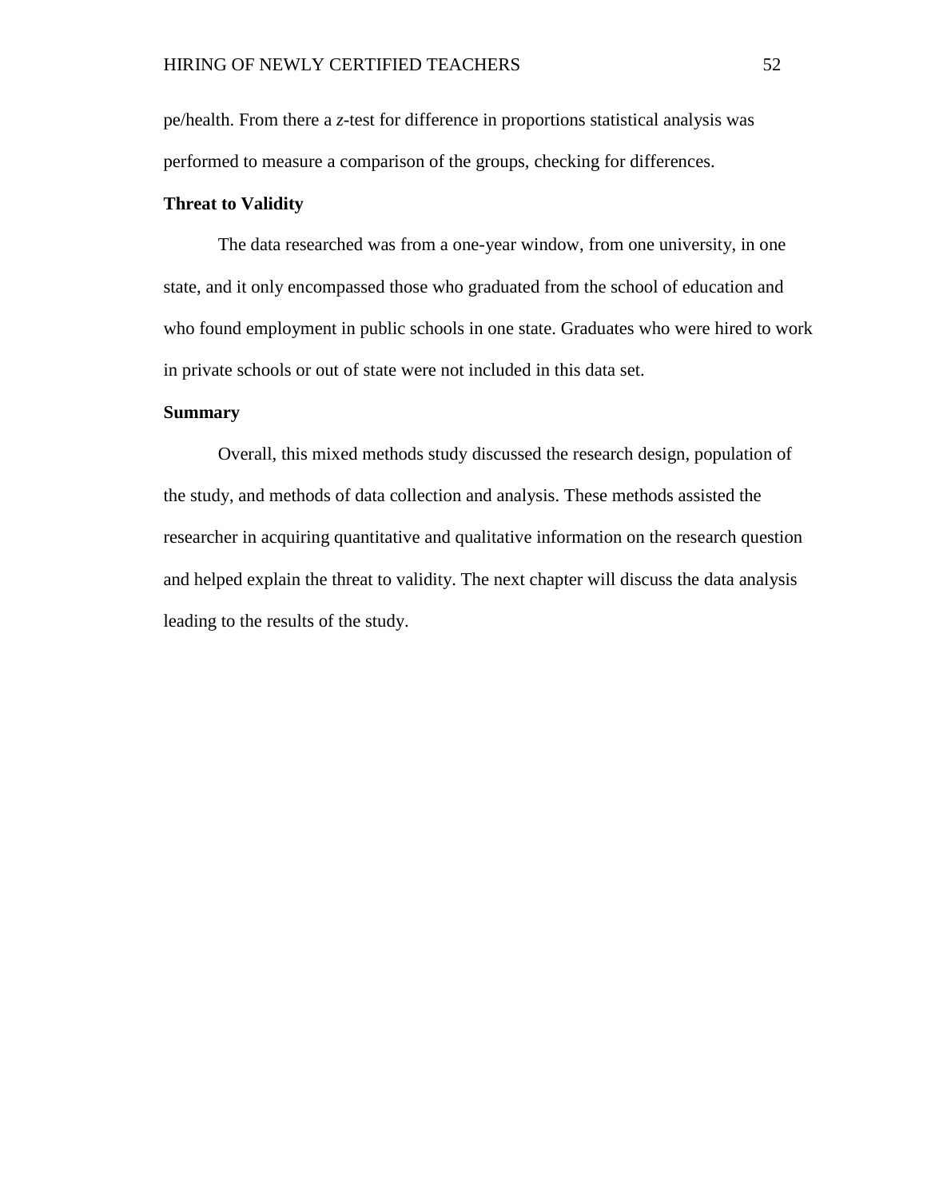pe/health. From there a $z$-test for difference in proportions statistical analysis was performed to measure a comparison of the groups, checking for differences.

### Threat to Validity

The data researched was from a one-year window, from one university, in one state, and it only encompassed those who graduated from the school of education and who found employment in public schools in one state. Graduates who were hired to work in private schools or out of state were not included in this data set.

### Summary

Overall, this mixed methods study discussed the research design, population of the study, and methods of data collection and analysis. These methods assisted the researcher in acquiring quantitative and qualitative information on the research question and helped explain the threat to validity. The next chapter will discuss the data analysis leading to the results of the study.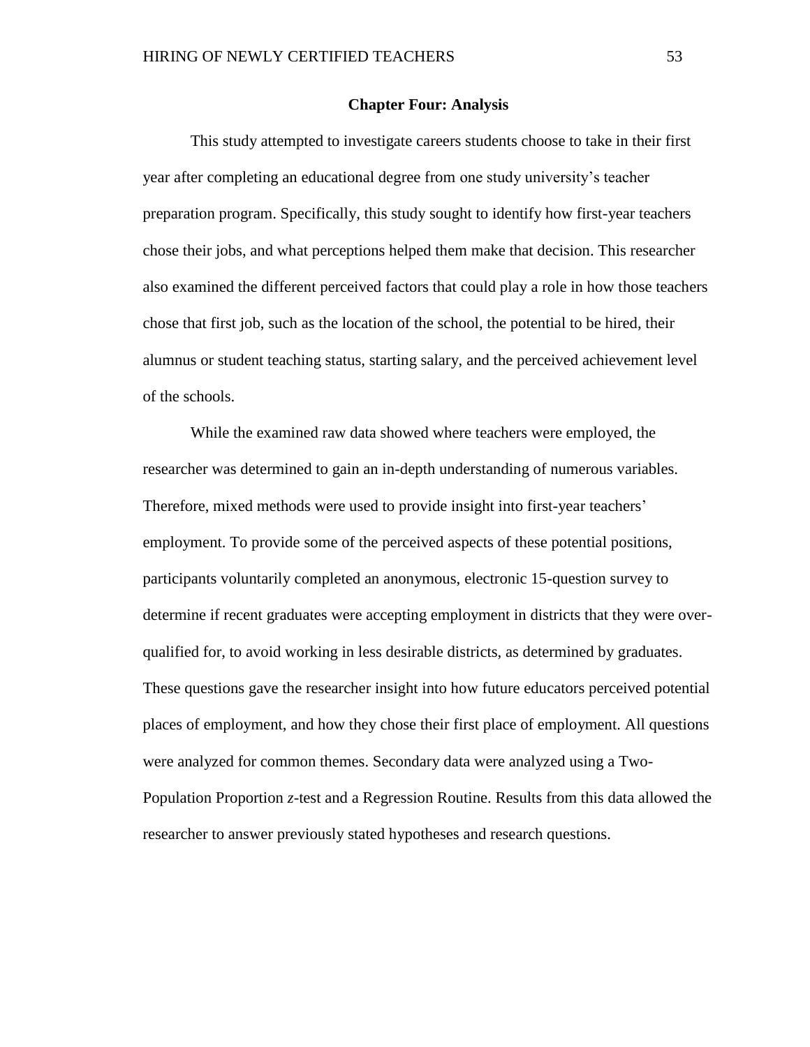# Chapter Four: Analysis

This study attempted to investigate careers students choose to take in their first year after completing an educational degree from one study university's teacher preparation program. Specifically, this study sought to identify how first-year teachers chose their jobs, and what perceptions helped them make that decision. This researcher also examined the different perceived factors that could play a role in how those teachers chose that first job, such as the location of the school, the potential to be hired, their alumnus or student teaching status, starting salary, and the perceived achievement level of the schools.

While the examined raw data showed where teachers were employed, the researcher was determined to gain an in-depth understanding of numerous variables. Therefore, mixed methods were used to provide insight into first-year teachers' employment. To provide some of the perceived aspects of these potential positions, participants voluntarily completed an anonymous, electronic 15-question survey to determine if recent graduates were accepting employment in districts that they were over-qualified for, to avoid working in less desirable districts, as determined by graduates. These questions gave the researcher insight into how future educators perceived potential places of employment, and how they chose their first place of employment. All questions were analyzed for common themes. Secondary data were analyzed using a Two-Population Proportion *z*-test and a Regression Routine. Results from this data allowed the researcher to answer previously stated hypotheses and research questions.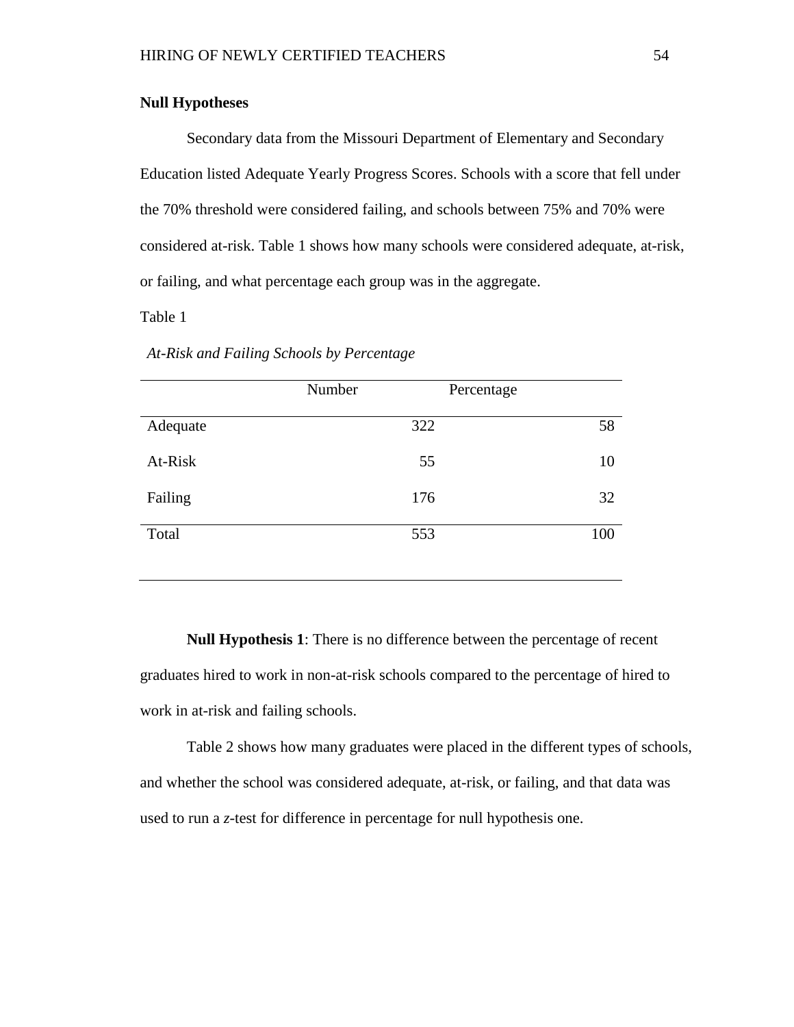**Null Hypotheses**

Secondary data from the Missouri Department of Elementary and Secondary Education listed Adequate Yearly Progress Scores. Schools with a score that fell under the 70% threshold were considered failing, and schools between 75% and 70% were considered at-risk. Table 1 shows how many schools were considered adequate, at-risk, or failing, and what percentage each group was in the aggregate.

Table 1

*At-Risk and Failing Schools by Percentage*

| | Number | Percentage |
|---|---|---|
| Adequate | 322 | 58 |
| At-Risk | 55 | 10 |
| Failing | 176 | 32 |
| Total | 553 | 100 |

**Null Hypothesis 1**: There is no difference between the percentage of recent graduates hired to work in non-at-risk schools compared to the percentage of hired to work in at-risk and failing schools.

Table 2 shows how many graduates were placed in the different types of schools, and whether the school was considered adequate, at-risk, or failing, and that data was used to run a *z*-test for difference in percentage for null hypothesis one.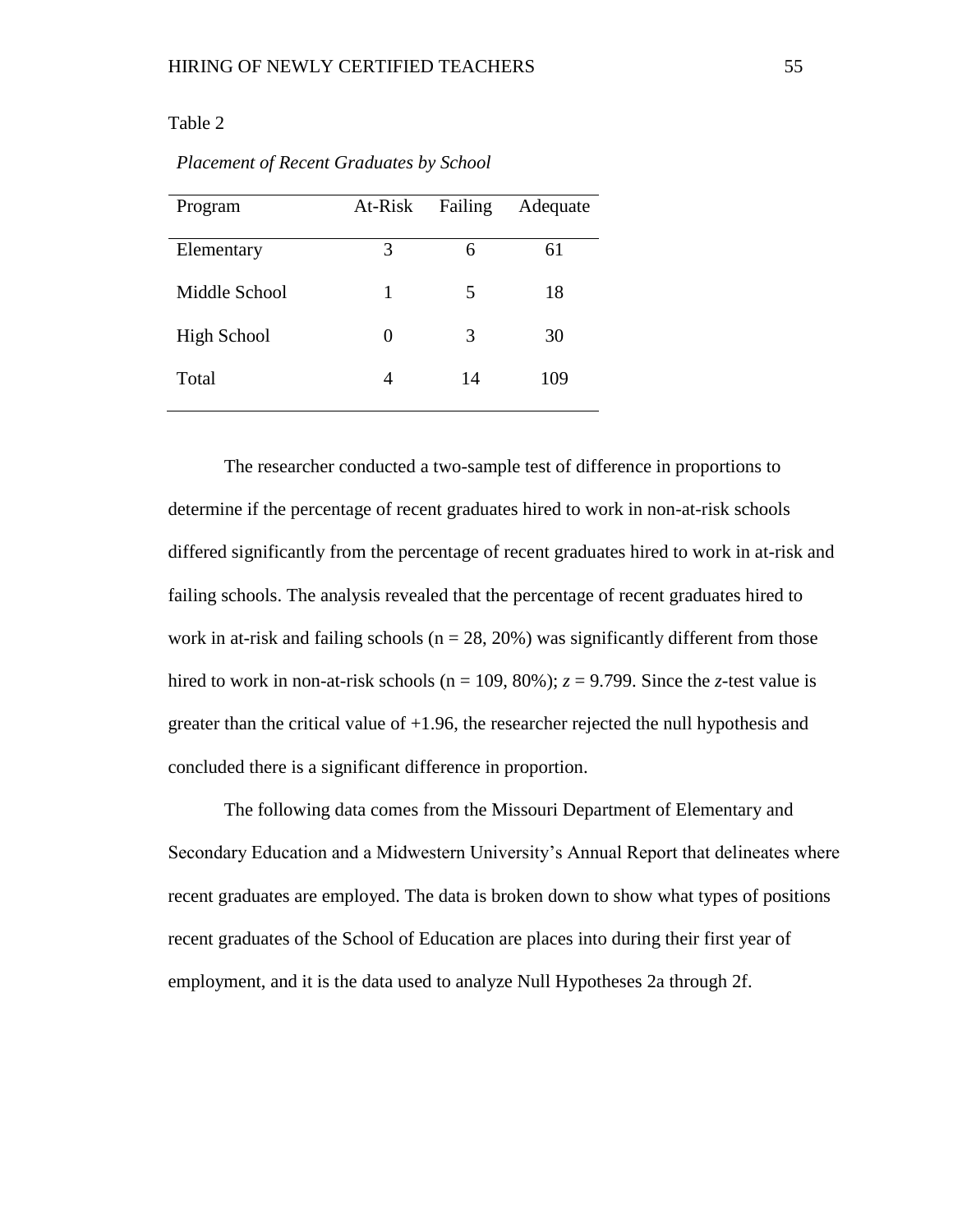Table 2

*Placement of Recent Graduates by School*

| Program | At-Risk | Failing | Adequate |
|---|---|---|---|
| Elementary | 3 | 6 | 61 |
| Middle School | 1 | 5 | 18 |
| High School | 0 | 3 | 30 |
| Total | 4 | 14 | 109 |

The researcher conducted a two-sample test of difference in proportions to determine if the percentage of recent graduates hired to work in non-at-risk schools differed significantly from the percentage of recent graduates hired to work in at-risk and failing schools. The analysis revealed that the percentage of recent graduates hired to work in at-risk and failing schools (n = 28, 20%) was significantly different from those hired to work in non-at-risk schools (n = 109, 80%); $z = 9.799$. Since the *z*-test value is greater than the critical value of +1.96, the researcher rejected the null hypothesis and concluded there is a significant difference in proportion.

The following data comes from the Missouri Department of Elementary and Secondary Education and a Midwestern University's Annual Report that delineates where recent graduates are employed. The data is broken down to show what types of positions recent graduates of the School of Education are places into during their first year of employment, and it is the data used to analyze Null Hypotheses 2a through 2f.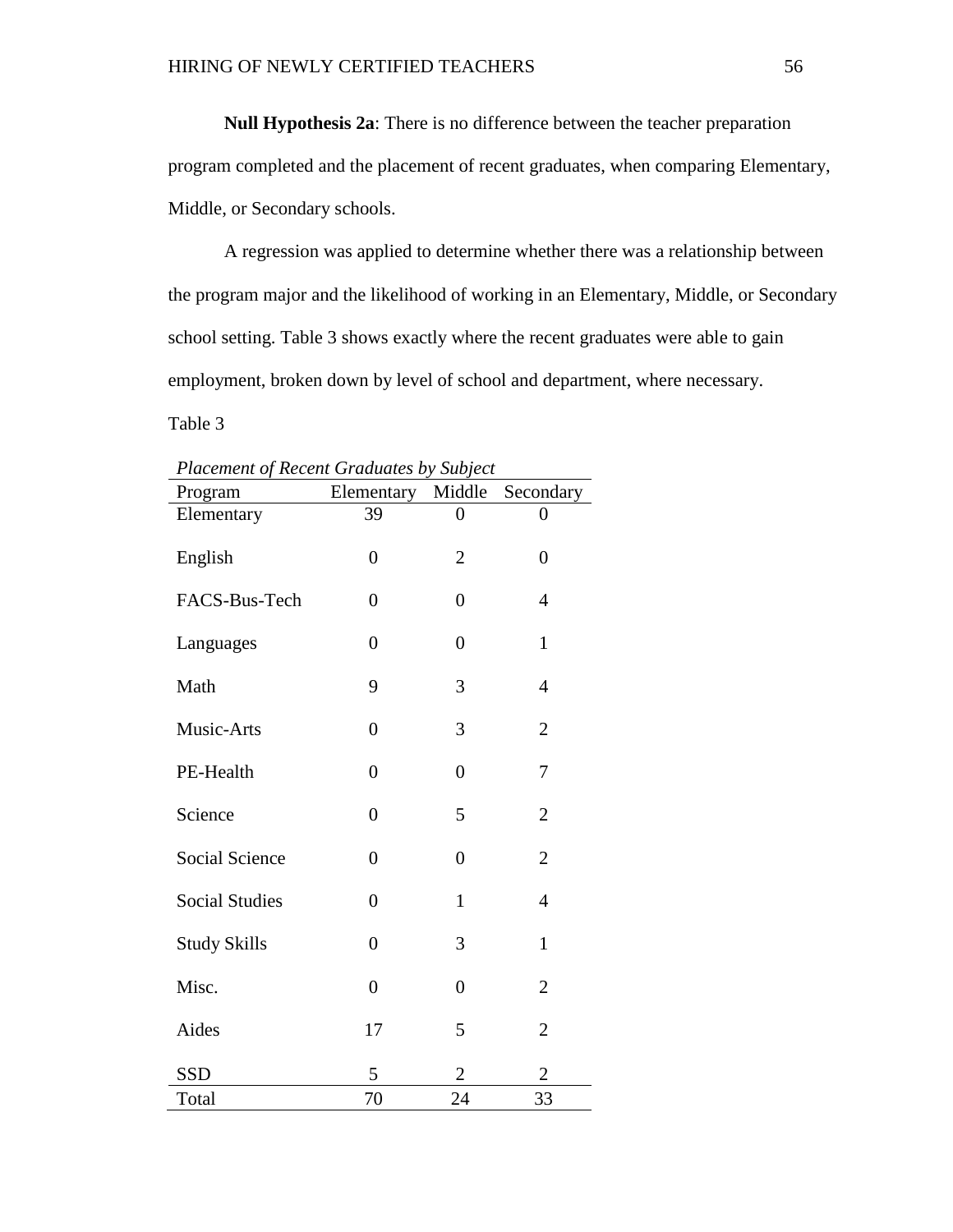**Null Hypothesis 2a**: There is no difference between the teacher preparation program completed and the placement of recent graduates, when comparing Elementary, Middle, or Secondary schools.

A regression was applied to determine whether there was a relationship between the program major and the likelihood of working in an Elementary, Middle, or Secondary school setting. Table 3 shows exactly where the recent graduates were able to gain employment, broken down by level of school and department, where necessary.

Table 3

*Placement of Recent Graduates by Subject*

| Program | Elementary | Middle | Secondary |
|---|---|---|---|
| Elementary | 39 | 0 | 0 |
| English | 0 | 2 | 0 |
| FACS-Bus-Tech | 0 | 0 | 4 |
| Languages | 0 | 0 | 1 |
| Math | 9 | 3 | 4 |
| Music-Arts | 0 | 3 | 2 |
| PE-Health | 0 | 0 | 7 |
| Science | 0 | 5 | 2 |
| Social Science | 0 | 0 | 2 |
| Social Studies | 0 | 1 | 4 |
| Study Skills | 0 | 3 | 1 |
| Misc. | 0 | 0 | 2 |
| Aides | 17 | 5 | 2 |
| SSD | 5 | 2 | 2 |
| Total | 70 | 24 | 33 |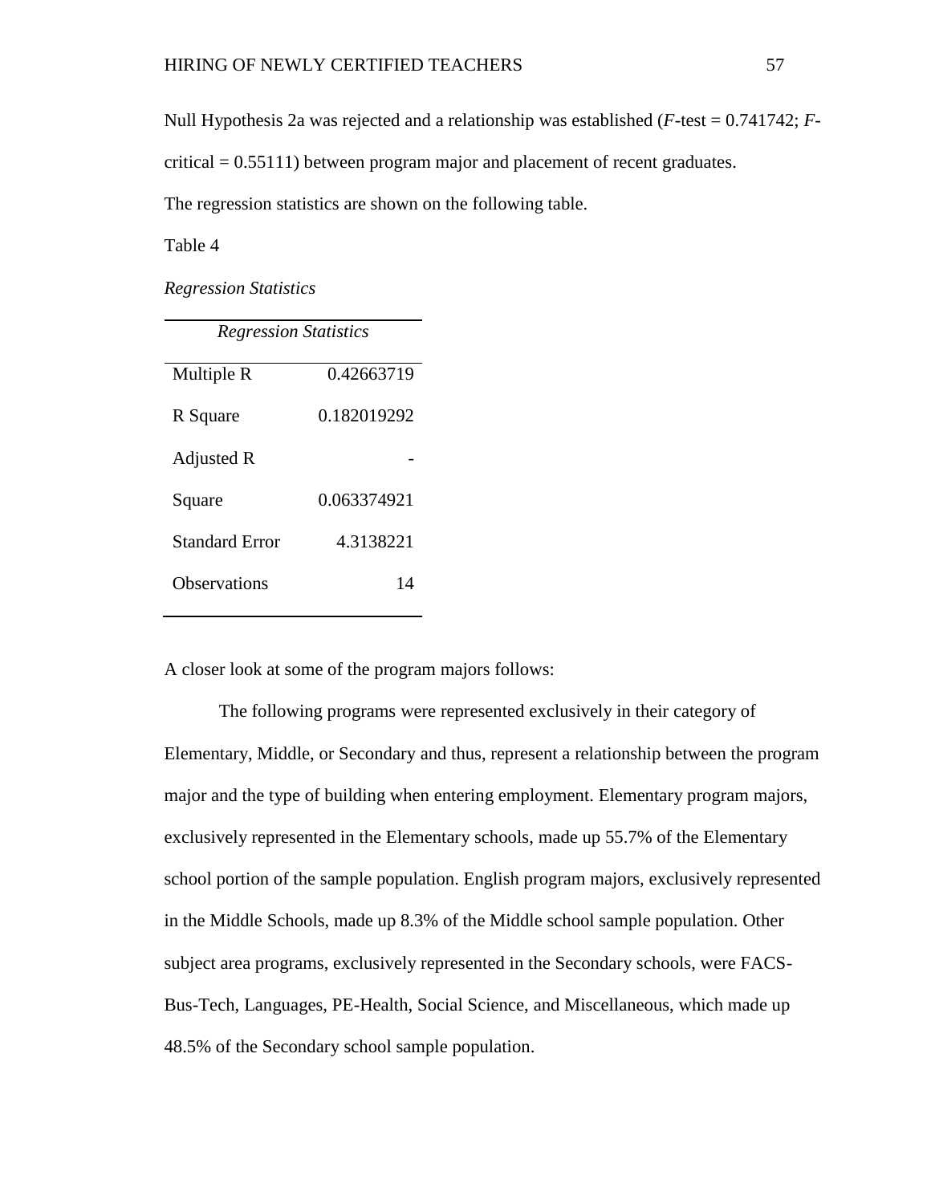Null Hypothesis 2a was rejected and a relationship was established (*F*-test = 0.741742; *F*-critical = 0.55111) between program major and placement of recent graduates.

The regression statistics are shown on the following table.

Table 4

*Regression Statistics*

| *Regression Statistics* | |
|---|---|
| Multiple R | 0.42663719 |
| R Square | 0.182019292 |
| Adjusted R Square | -0.063374921 |
| Standard Error | 4.3138221 |
| Observations | 14 |

A closer look at some of the program majors follows:

The following programs were represented exclusively in their category of Elementary, Middle, or Secondary and thus, represent a relationship between the program major and the type of building when entering employment. Elementary program majors, exclusively represented in the Elementary schools, made up 55.7% of the Elementary school portion of the sample population. English program majors, exclusively represented in the Middle Schools, made up 8.3% of the Middle school sample population. Other subject area programs, exclusively represented in the Secondary schools, were FACS-Bus-Tech, Languages, PE-Health, Social Science, and Miscellaneous, which made up 48.5% of the Secondary school sample population.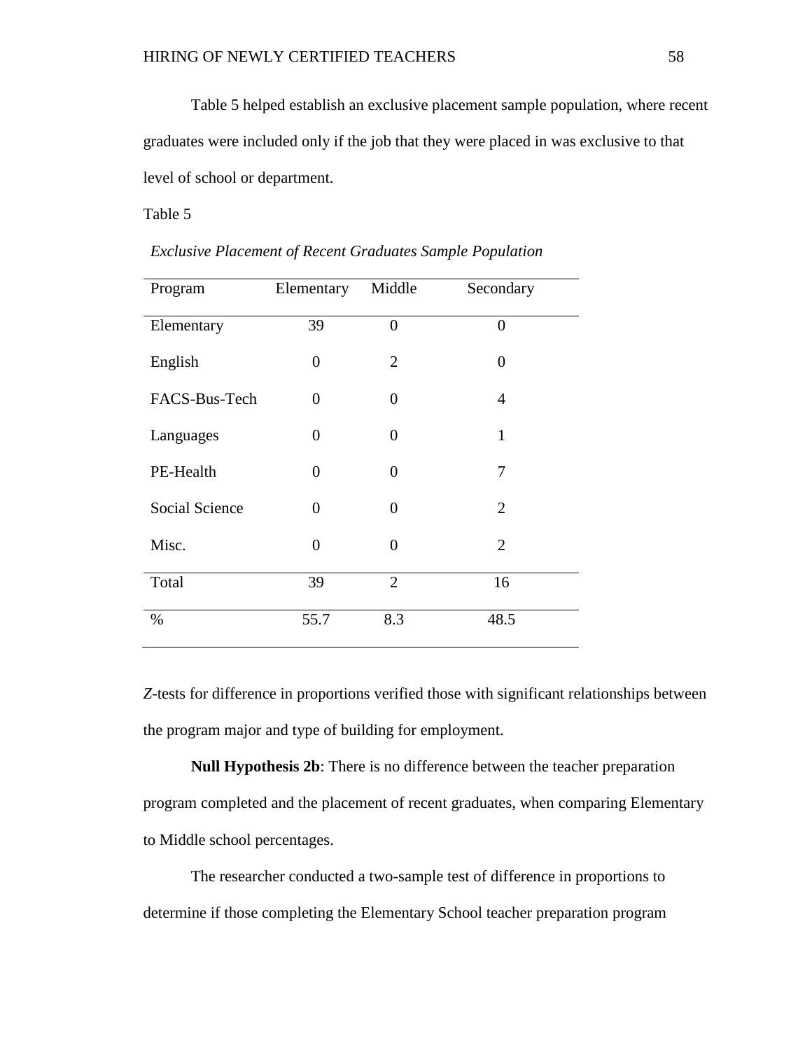Table 5 helped establish an exclusive placement sample population, where recent graduates were included only if the job that they were placed in was exclusive to that level of school or department.

Table 5

*Exclusive Placement of Recent Graduates Sample Population*

| Program | Elementary | Middle | Secondary |
|---|---|---|---|
| Elementary | 39 | 0 | 0 |
| English | 0 | 2 | 0 |
| FACS-Bus-Tech | 0 | 0 | 4 |
| Languages | 0 | 0 | 1 |
| PE-Health | 0 | 0 | 7 |
| Social Science | 0 | 0 | 2 |
| Misc. | 0 | 0 | 2 |
| Total | 39 | 2 | 16 |
| % | 55.7 | 8.3 | 48.5 |

*Z*-tests for difference in proportions verified those with significant relationships between the program major and type of building for employment.

**Null Hypothesis 2b**: There is no difference between the teacher preparation program completed and the placement of recent graduates, when comparing Elementary to Middle school percentages.

The researcher conducted a two-sample test of difference in proportions to determine if those completing the Elementary School teacher preparation program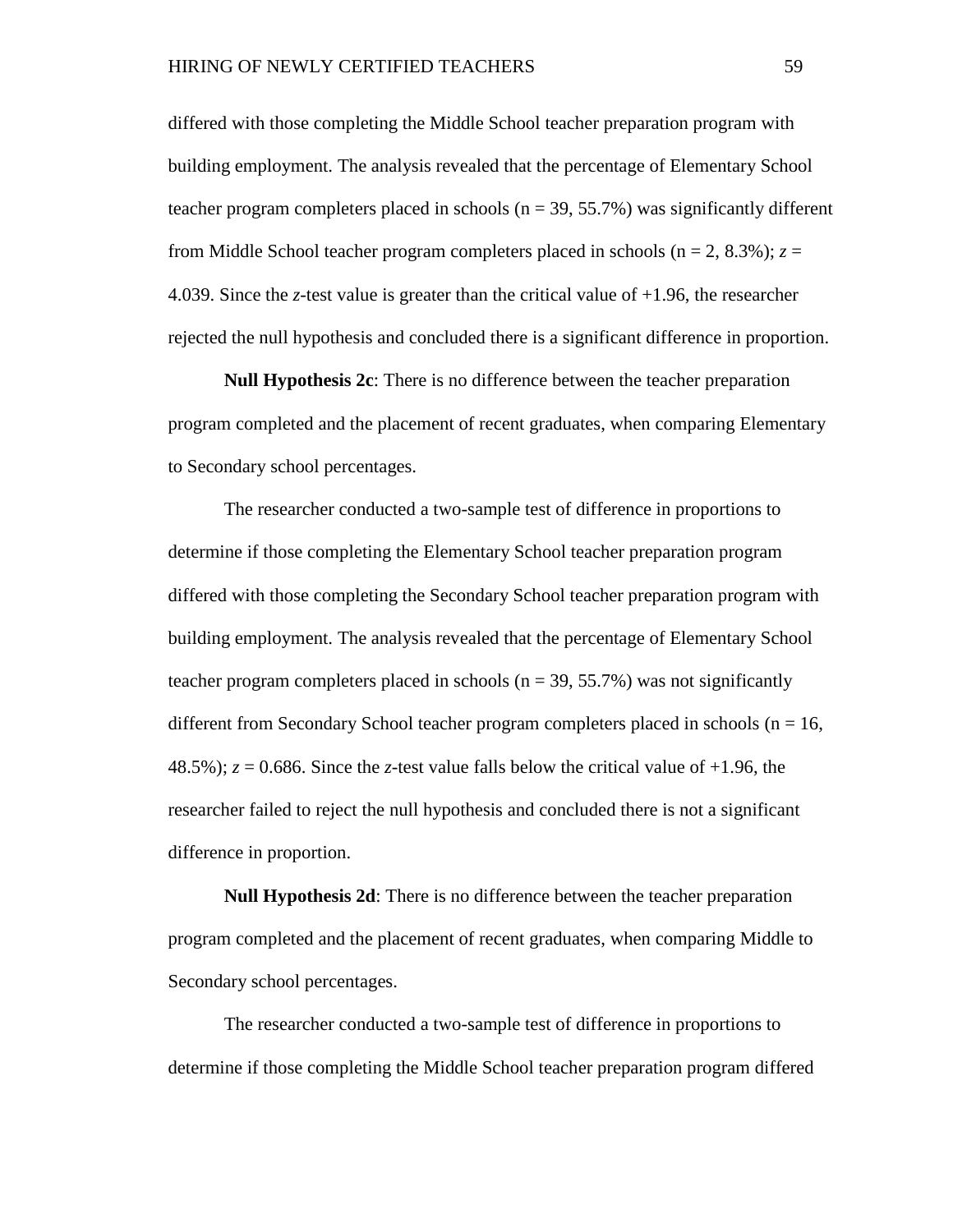differed with those completing the Middle School teacher preparation program with building employment. The analysis revealed that the percentage of Elementary School teacher program completers placed in schools (n = 39, 55.7%) was significantly different from Middle School teacher program completers placed in schools (n = 2, 8.3%); $z$ = 4.039. Since the $z$-test value is greater than the critical value of +1.96, the researcher rejected the null hypothesis and concluded there is a significant difference in proportion.

**Null Hypothesis 2c**: There is no difference between the teacher preparation program completed and the placement of recent graduates, when comparing Elementary to Secondary school percentages.

The researcher conducted a two-sample test of difference in proportions to determine if those completing the Elementary School teacher preparation program differed with those completing the Secondary School teacher preparation program with building employment. The analysis revealed that the percentage of Elementary School teacher program completers placed in schools (n = 39, 55.7%) was not significantly different from Secondary School teacher program completers placed in schools (n = 16, 48.5%); $z$ = 0.686. Since the $z$-test value falls below the critical value of +1.96, the researcher failed to reject the null hypothesis and concluded there is not a significant difference in proportion.

**Null Hypothesis 2d**: There is no difference between the teacher preparation program completed and the placement of recent graduates, when comparing Middle to Secondary school percentages.

The researcher conducted a two-sample test of difference in proportions to determine if those completing the Middle School teacher preparation program differed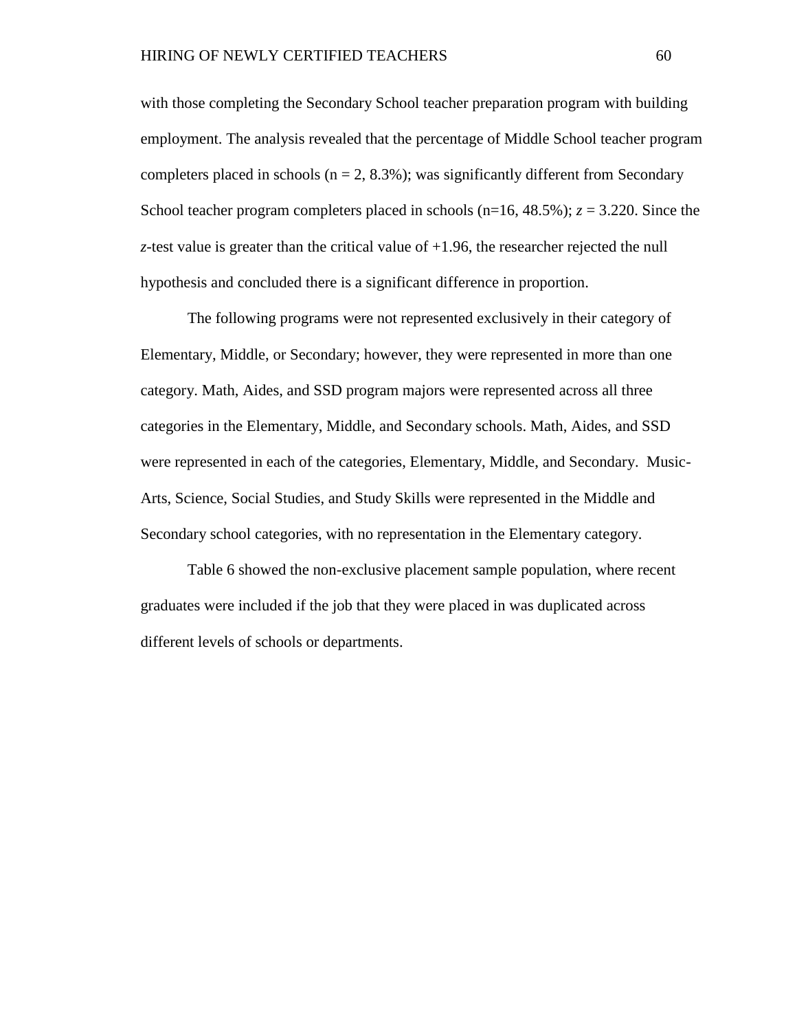with those completing the Secondary School teacher preparation program with building employment. The analysis revealed that the percentage of Middle School teacher program completers placed in schools ($n = 2$, 8.3%); was significantly different from Secondary School teacher program completers placed in schools ($n=16$, 48.5%); $z = 3.220$. Since the $z$-test value is greater than the critical value of +1.96, the researcher rejected the null hypothesis and concluded there is a significant difference in proportion.

The following programs were not represented exclusively in their category of Elementary, Middle, or Secondary; however, they were represented in more than one category. Math, Aides, and SSD program majors were represented across all three categories in the Elementary, Middle, and Secondary schools. Math, Aides, and SSD were represented in each of the categories, Elementary, Middle, and Secondary. Music-Arts, Science, Social Studies, and Study Skills were represented in the Middle and Secondary school categories, with no representation in the Elementary category.

Table 6 showed the non-exclusive placement sample population, where recent graduates were included if the job that they were placed in was duplicated across different levels of schools or departments.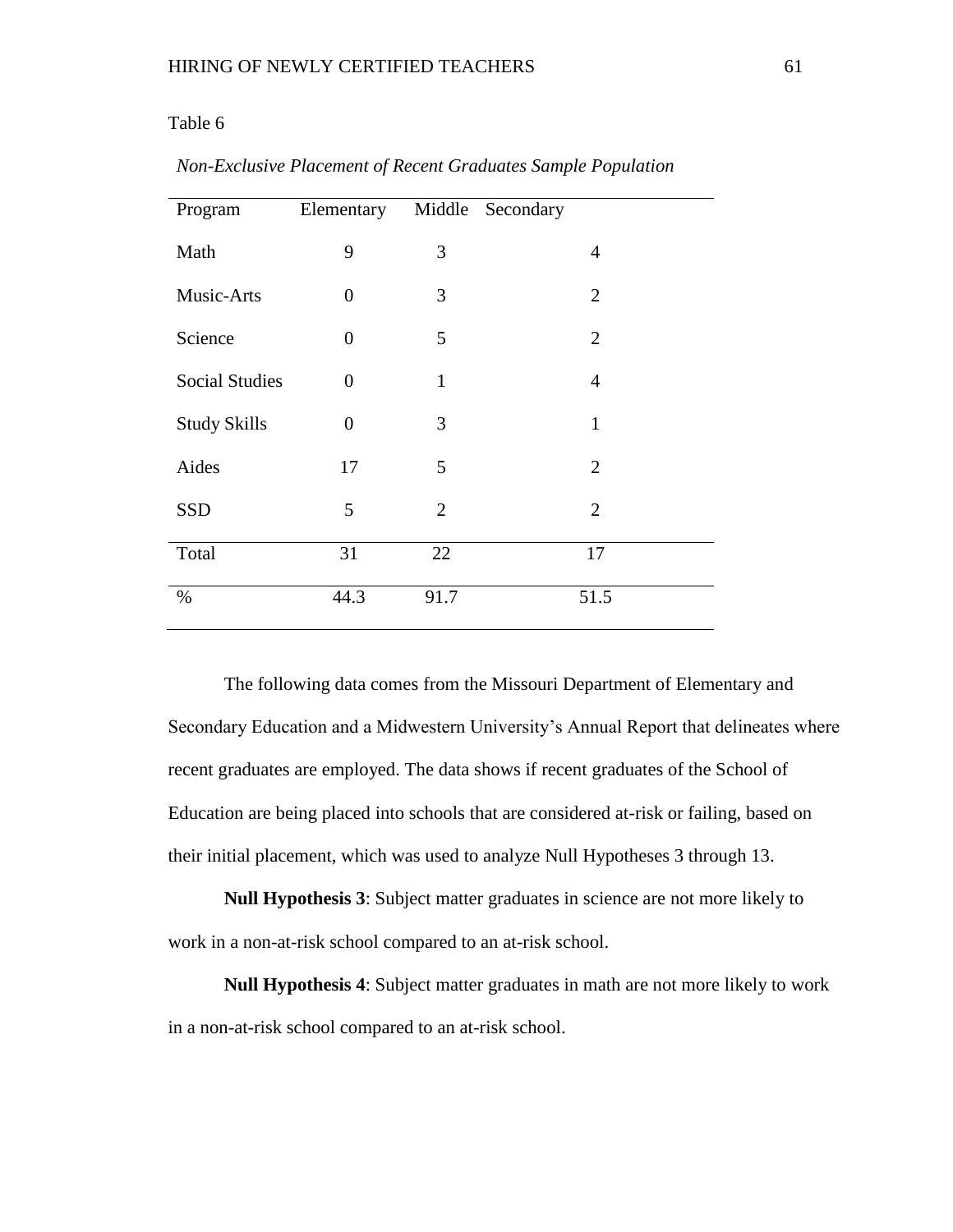Table 6

*Non-Exclusive Placement of Recent Graduates Sample Population*

| Program | Elementary | Middle | Secondary |
|---|---|---|---|
| Math | 9 | 3 | 4 |
| Music-Arts | 0 | 3 | 2 |
| Science | 0 | 5 | 2 |
| Social Studies | 0 | 1 | 4 |
| Study Skills | 0 | 3 | 1 |
| Aides | 17 | 5 | 2 |
| SSD | 5 | 2 | 2 |
| Total | 31 | 22 | 17 |
| % | 44.3 | 91.7 | 51.5 |

The following data comes from the Missouri Department of Elementary and Secondary Education and a Midwestern University's Annual Report that delineates where recent graduates are employed. The data shows if recent graduates of the School of Education are being placed into schools that are considered at-risk or failing, based on their initial placement, which was used to analyze Null Hypotheses 3 through 13.

**Null Hypothesis 3**: Subject matter graduates in science are not more likely to work in a non-at-risk school compared to an at-risk school.

**Null Hypothesis 4**: Subject matter graduates in math are not more likely to work in a non-at-risk school compared to an at-risk school.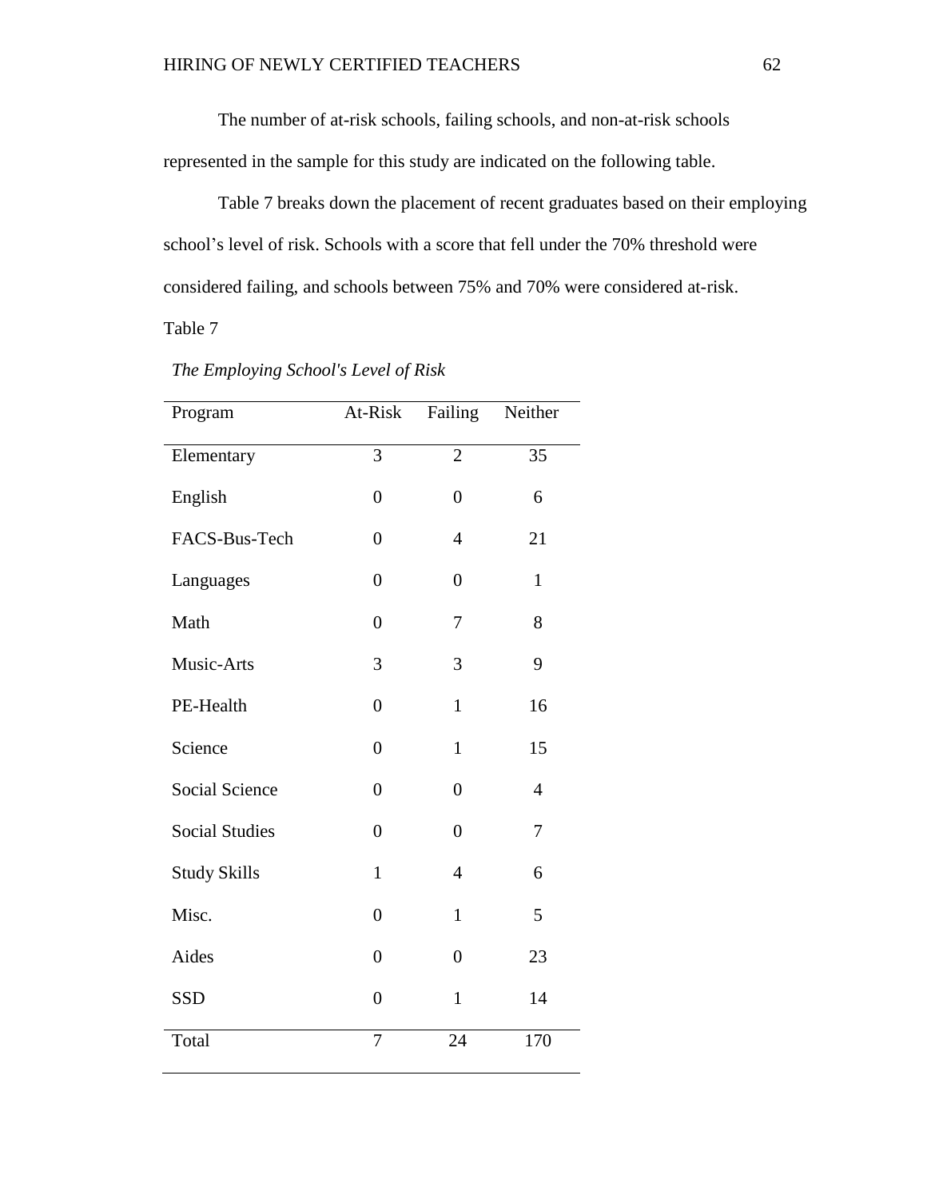The number of at-risk schools, failing schools, and non-at-risk schools represented in the sample for this study are indicated on the following table.

Table 7 breaks down the placement of recent graduates based on their employing school's level of risk. Schools with a score that fell under the 70% threshold were considered failing, and schools between 75% and 70% were considered at-risk.

Table 7

*The Employing School's Level of Risk*

| Program | At-Risk | Failing | Neither |
|---|---|---|---|
| Elementary | 3 | 2 | 35 |
| English | 0 | 0 | 6 |
| FACS-Bus-Tech | 0 | 4 | 21 |
| Languages | 0 | 0 | 1 |
| Math | 0 | 7 | 8 |
| Music-Arts | 3 | 3 | 9 |
| PE-Health | 0 | 1 | 16 |
| Science | 0 | 1 | 15 |
| Social Science | 0 | 0 | 4 |
| Social Studies | 0 | 0 | 7 |
| Study Skills | 1 | 4 | 6 |
| Misc. | 0 | 1 | 5 |
| Aides | 0 | 0 | 23 |
| SSD | 0 | 1 | 14 |
| Total | 7 | 24 | 170 |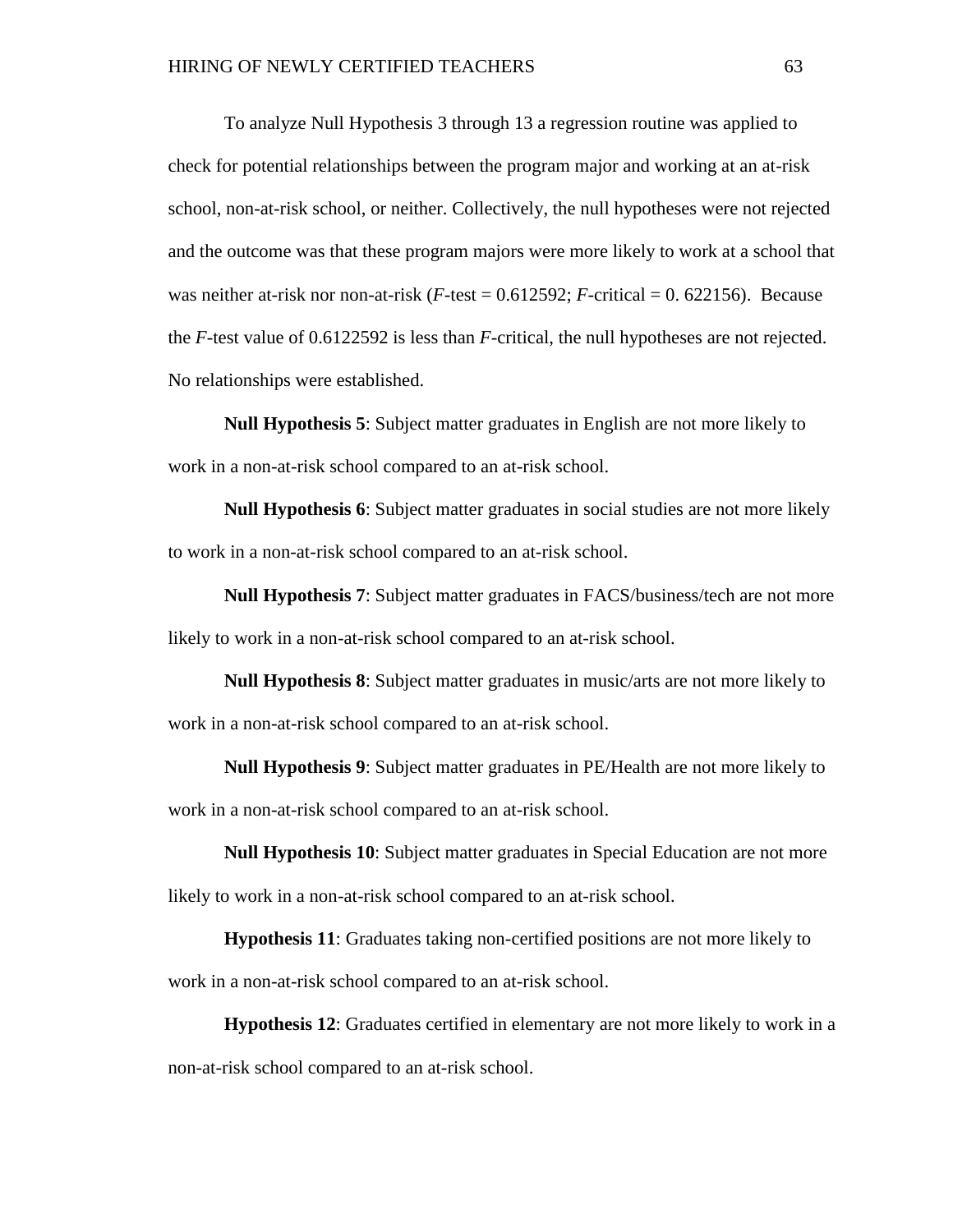To analyze Null Hypothesis 3 through 13 a regression routine was applied to check for potential relationships between the program major and working at an at-risk school, non-at-risk school, or neither. Collectively, the null hypotheses were not rejected and the outcome was that these program majors were more likely to work at a school that was neither at-risk nor non-at-risk (*F*-test = 0.612592; *F*-critical = 0. 622156). Because the *F*-test value of 0.6122592 is less than *F*-critical, the null hypotheses are not rejected. No relationships were established.

**Null Hypothesis 5**: Subject matter graduates in English are not more likely to work in a non-at-risk school compared to an at-risk school.

**Null Hypothesis 6**: Subject matter graduates in social studies are not more likely to work in a non-at-risk school compared to an at-risk school.

**Null Hypothesis 7**: Subject matter graduates in FACS/business/tech are not more likely to work in a non-at-risk school compared to an at-risk school.

**Null Hypothesis 8**: Subject matter graduates in music/arts are not more likely to work in a non-at-risk school compared to an at-risk school.

**Null Hypothesis 9**: Subject matter graduates in PE/Health are not more likely to work in a non-at-risk school compared to an at-risk school.

**Null Hypothesis 10**: Subject matter graduates in Special Education are not more likely to work in a non-at-risk school compared to an at-risk school.

**Hypothesis 11**: Graduates taking non-certified positions are not more likely to work in a non-at-risk school compared to an at-risk school.

**Hypothesis 12**: Graduates certified in elementary are not more likely to work in a non-at-risk school compared to an at-risk school.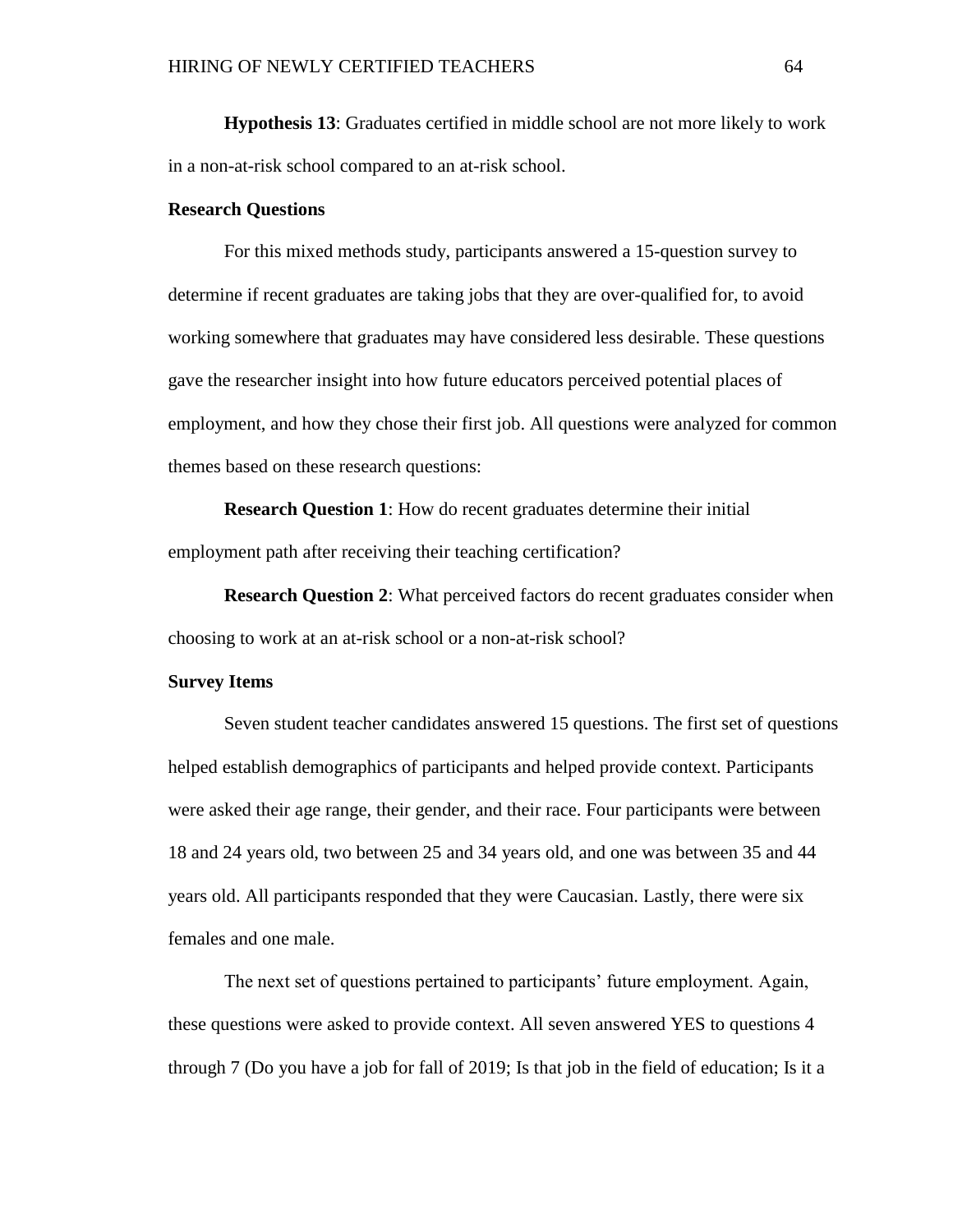**Hypothesis 13**: Graduates certified in middle school are not more likely to work in a non-at-risk school compared to an at-risk school.

### Research Questions

For this mixed methods study, participants answered a 15-question survey to determine if recent graduates are taking jobs that they are over-qualified for, to avoid working somewhere that graduates may have considered less desirable. These questions gave the researcher insight into how future educators perceived potential places of employment, and how they chose their first job. All questions were analyzed for common themes based on these research questions:

**Research Question 1**: How do recent graduates determine their initial employment path after receiving their teaching certification?

**Research Question 2**: What perceived factors do recent graduates consider when choosing to work at an at-risk school or a non-at-risk school?

### Survey Items

Seven student teacher candidates answered 15 questions. The first set of questions helped establish demographics of participants and helped provide context. Participants were asked their age range, their gender, and their race. Four participants were between 18 and 24 years old, two between 25 and 34 years old, and one was between 35 and 44 years old. All participants responded that they were Caucasian. Lastly, there were six females and one male.

The next set of questions pertained to participants' future employment. Again, these questions were asked to provide context. All seven answered YES to questions 4 through 7 (Do you have a job for fall of 2019; Is that job in the field of education; Is it a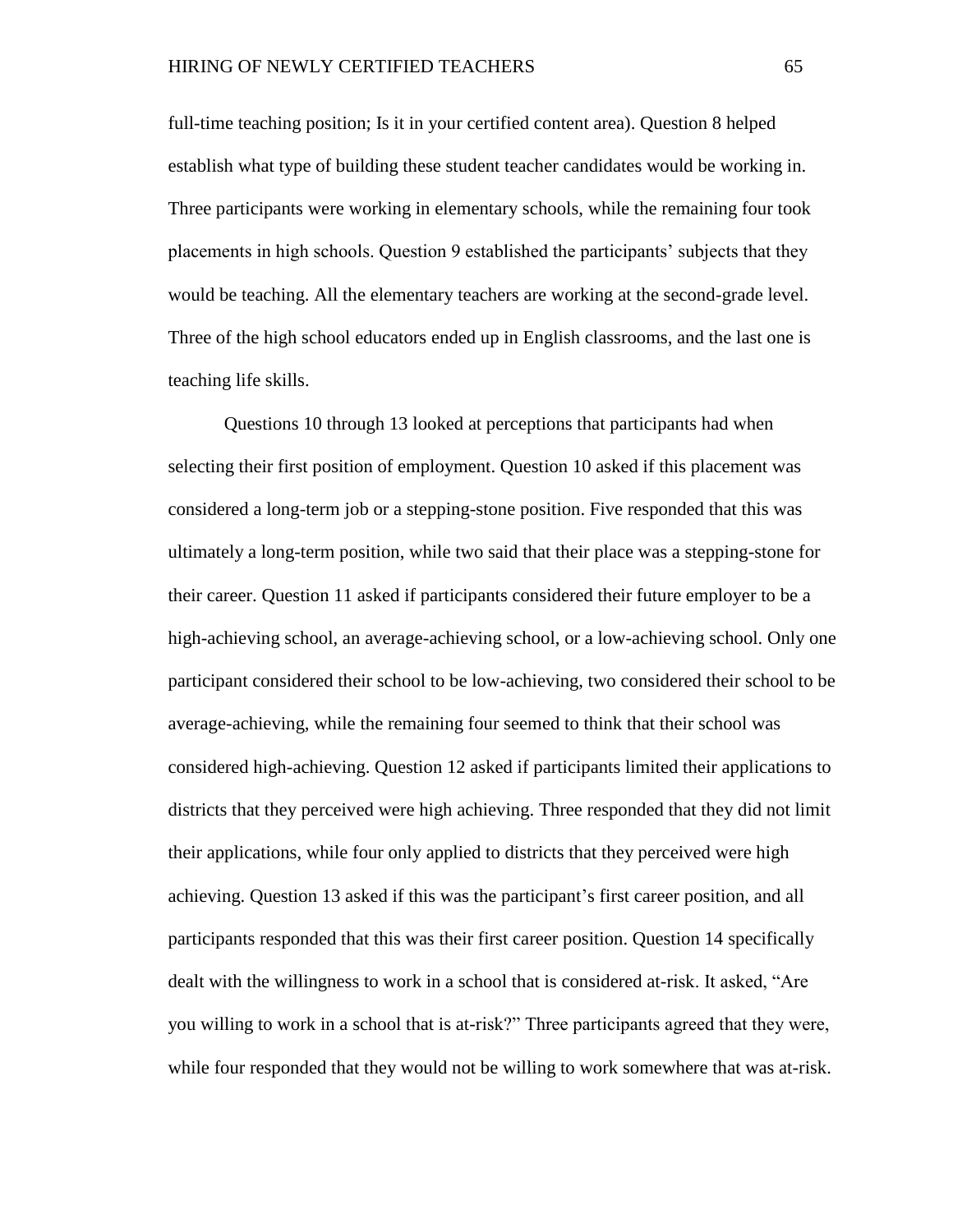full-time teaching position; Is it in your certified content area). Question 8 helped establish what type of building these student teacher candidates would be working in. Three participants were working in elementary schools, while the remaining four took placements in high schools. Question 9 established the participants' subjects that they would be teaching. All the elementary teachers are working at the second-grade level. Three of the high school educators ended up in English classrooms, and the last one is teaching life skills.

Questions 10 through 13 looked at perceptions that participants had when selecting their first position of employment. Question 10 asked if this placement was considered a long-term job or a stepping-stone position. Five responded that this was ultimately a long-term position, while two said that their place was a stepping-stone for their career. Question 11 asked if participants considered their future employer to be a high-achieving school, an average-achieving school, or a low-achieving school. Only one participant considered their school to be low-achieving, two considered their school to be average-achieving, while the remaining four seemed to think that their school was considered high-achieving. Question 12 asked if participants limited their applications to districts that they perceived were high achieving. Three responded that they did not limit their applications, while four only applied to districts that they perceived were high achieving. Question 13 asked if this was the participant's first career position, and all participants responded that this was their first career position. Question 14 specifically dealt with the willingness to work in a school that is considered at-risk. It asked, "Are you willing to work in a school that is at-risk?" Three participants agreed that they were, while four responded that they would not be willing to work somewhere that was at-risk.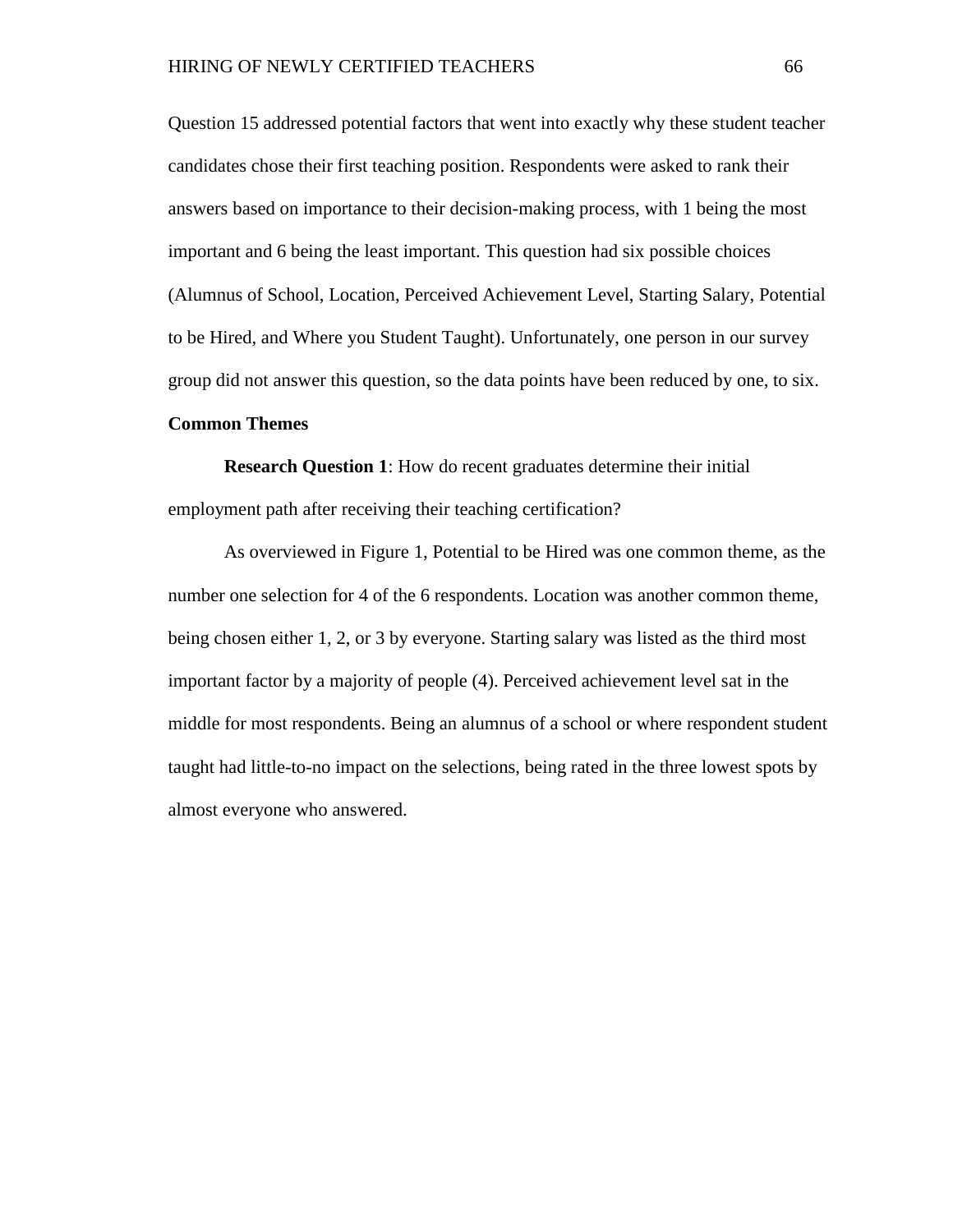Question 15 addressed potential factors that went into exactly why these student teacher candidates chose their first teaching position. Respondents were asked to rank their answers based on importance to their decision-making process, with 1 being the most important and 6 being the least important. This question had six possible choices (Alumnus of School, Location, Perceived Achievement Level, Starting Salary, Potential to be Hired, and Where you Student Taught). Unfortunately, one person in our survey group did not answer this question, so the data points have been reduced by one, to six.

### Common Themes

**Research Question 1**: How do recent graduates determine their initial employment path after receiving their teaching certification?

As overviewed in Figure 1, Potential to be Hired was one common theme, as the number one selection for 4 of the 6 respondents. Location was another common theme, being chosen either 1, 2, or 3 by everyone. Starting salary was listed as the third most important factor by a majority of people (4). Perceived achievement level sat in the middle for most respondents. Being an alumnus of a school or where respondent student taught had little-to-no impact on the selections, being rated in the three lowest spots by almost everyone who answered.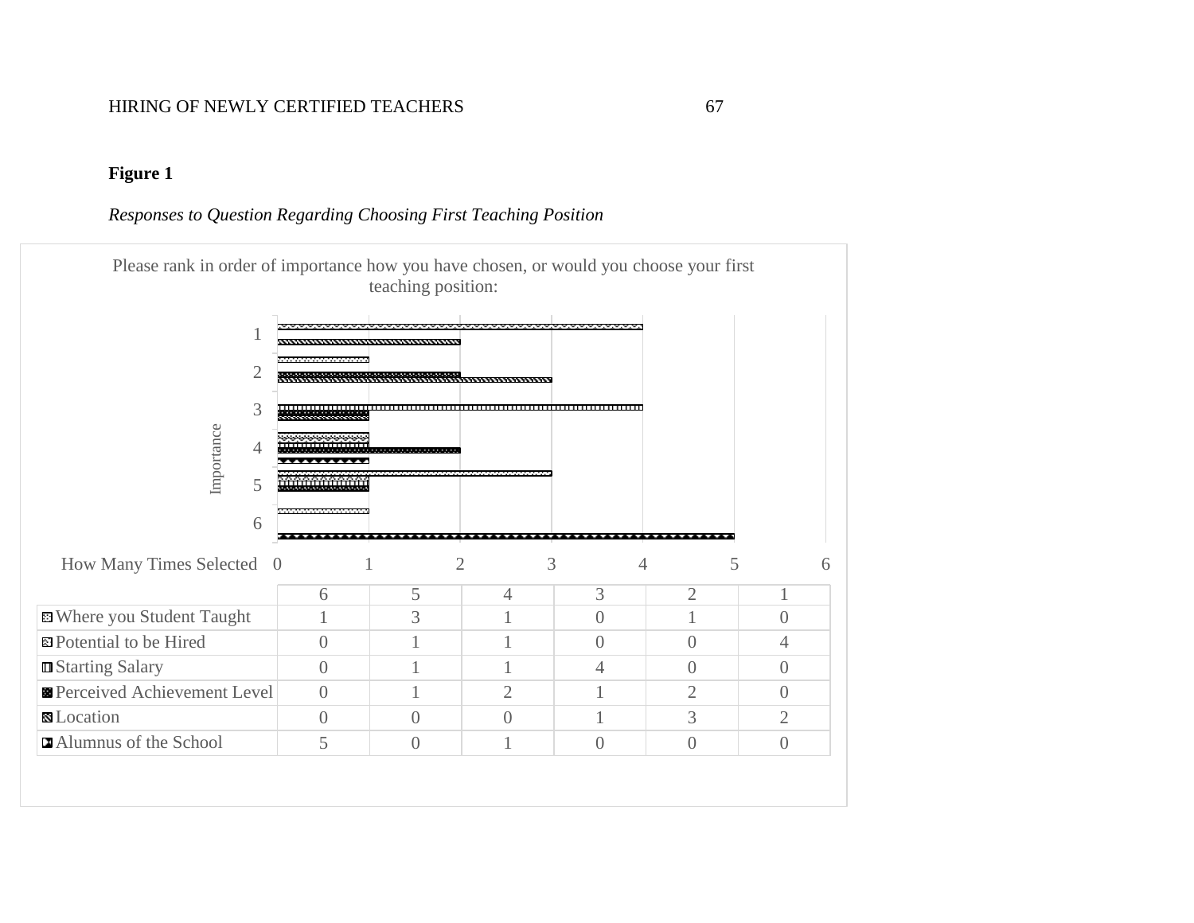**Figure 1**

*Responses to Question Regarding Choosing First Teaching Position*

Please rank in order of importance how you have chosen, or would you choose your first teaching position:

| | 6 | 5 | 4 | 3 | 2 | 1 |
|---|---|---|---|---|---|---|
| Where you Student Taught | 1 | 3 | 1 | 0 | 1 | 0 |
| Potential to be Hired | 0 | 1 | 1 | 0 | 0 | 4 |
| Starting Salary | 0 | 1 | 1 | 4 | 0 | 0 |
| Perceived Achievement Level | 0 | 1 | 2 | 1 | 2 | 0 |
| Location | 0 | 0 | 0 | 1 | 3 | 2 |
| Alumnus of the School | 5 | 0 | 1 | 0 | 0 | 0 |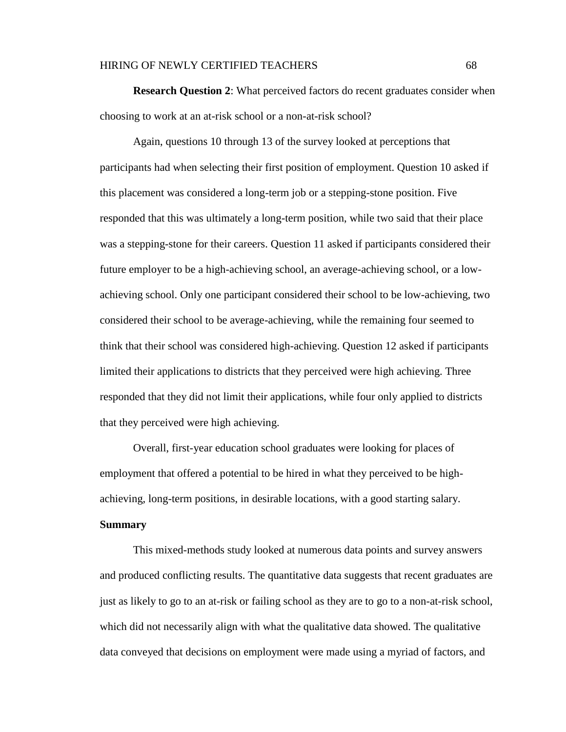**Research Question 2**: What perceived factors do recent graduates consider when choosing to work at an at-risk school or a non-at-risk school?

Again, questions 10 through 13 of the survey looked at perceptions that participants had when selecting their first position of employment. Question 10 asked if this placement was considered a long-term job or a stepping-stone position. Five responded that this was ultimately a long-term position, while two said that their place was a stepping-stone for their careers. Question 11 asked if participants considered their future employer to be a high-achieving school, an average-achieving school, or a low-achieving school. Only one participant considered their school to be low-achieving, two considered their school to be average-achieving, while the remaining four seemed to think that their school was considered high-achieving. Question 12 asked if participants limited their applications to districts that they perceived were high achieving. Three responded that they did not limit their applications, while four only applied to districts that they perceived were high achieving.

Overall, first-year education school graduates were looking for places of employment that offered a potential to be hired in what they perceived to be high-achieving, long-term positions, in desirable locations, with a good starting salary.

**Summary**

This mixed-methods study looked at numerous data points and survey answers and produced conflicting results. The quantitative data suggests that recent graduates are just as likely to go to an at-risk or failing school as they are to go to a non-at-risk school, which did not necessarily align with what the qualitative data showed. The qualitative data conveyed that decisions on employment were made using a myriad of factors, and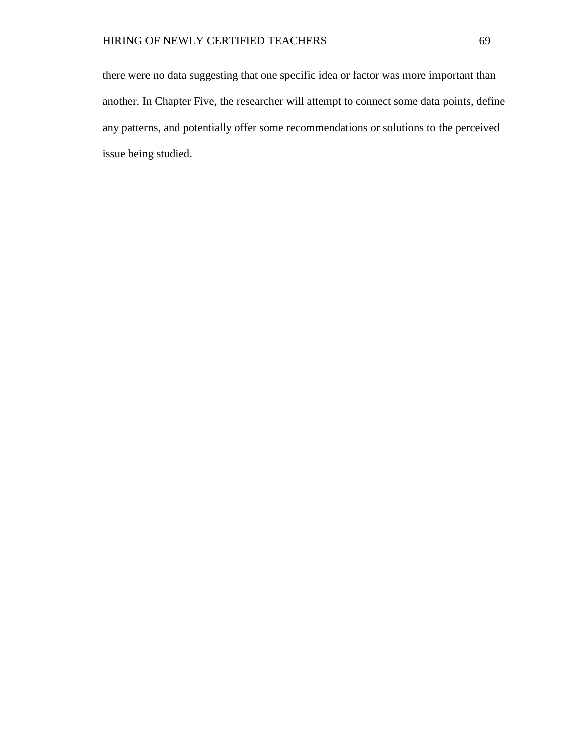there were no data suggesting that one specific idea or factor was more important than another. In Chapter Five, the researcher will attempt to connect some data points, define any patterns, and potentially offer some recommendations or solutions to the perceived issue being studied.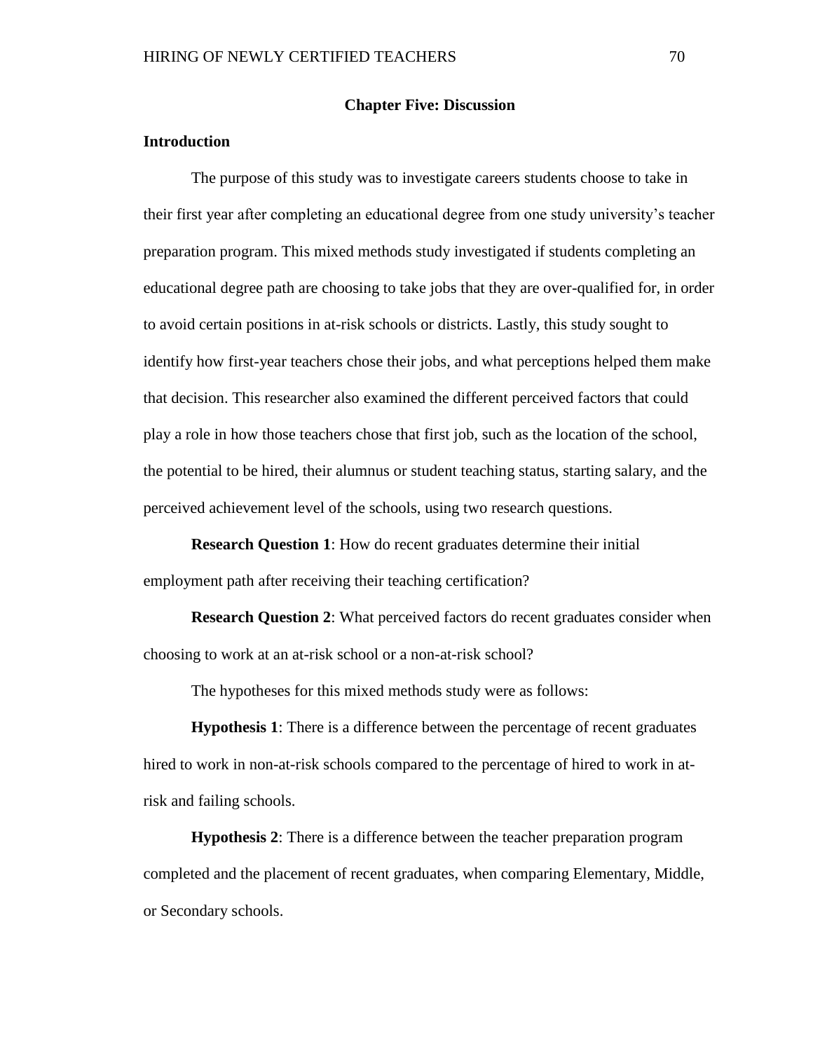# Chapter Five: Discussion

## Introduction

The purpose of this study was to investigate careers students choose to take in their first year after completing an educational degree from one study university's teacher preparation program. This mixed methods study investigated if students completing an educational degree path are choosing to take jobs that they are over-qualified for, in order to avoid certain positions in at-risk schools or districts. Lastly, this study sought to identify how first-year teachers chose their jobs, and what perceptions helped them make that decision. This researcher also examined the different perceived factors that could play a role in how those teachers chose that first job, such as the location of the school, the potential to be hired, their alumnus or student teaching status, starting salary, and the perceived achievement level of the schools, using two research questions.

**Research Question 1**: How do recent graduates determine their initial employment path after receiving their teaching certification?

**Research Question 2**: What perceived factors do recent graduates consider when choosing to work at an at-risk school or a non-at-risk school?

The hypotheses for this mixed methods study were as follows:

**Hypothesis 1**: There is a difference between the percentage of recent graduates hired to work in non-at-risk schools compared to the percentage of hired to work in at-risk and failing schools.

**Hypothesis 2**: There is a difference between the teacher preparation program completed and the placement of recent graduates, when comparing Elementary, Middle, or Secondary schools.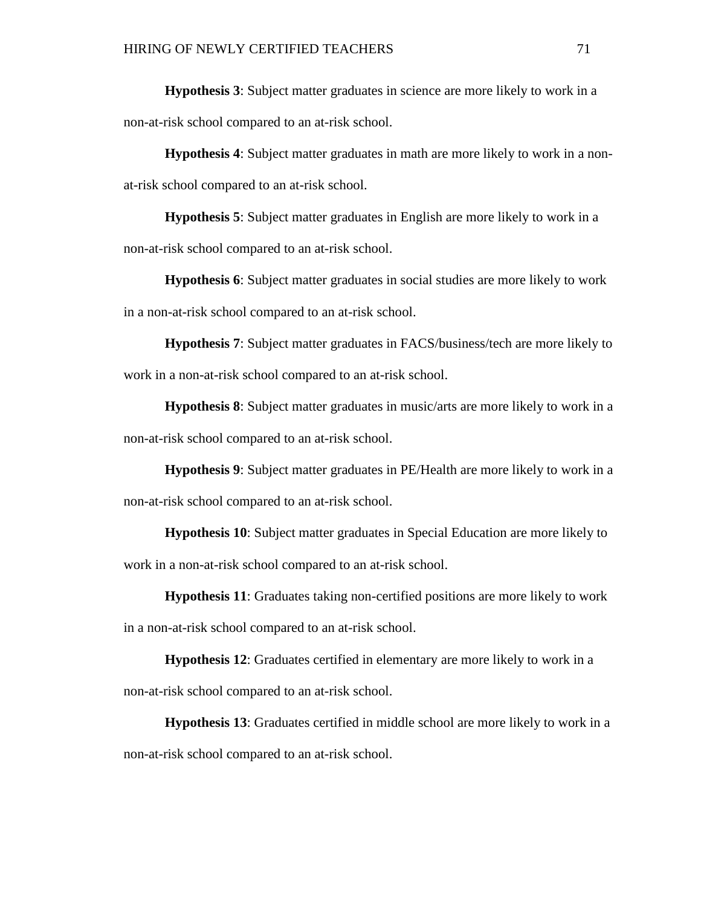**Hypothesis 3**: Subject matter graduates in science are more likely to work in a non-at-risk school compared to an at-risk school.

**Hypothesis 4**: Subject matter graduates in math are more likely to work in a non-at-risk school compared to an at-risk school.

**Hypothesis 5**: Subject matter graduates in English are more likely to work in a non-at-risk school compared to an at-risk school.

**Hypothesis 6**: Subject matter graduates in social studies are more likely to work in a non-at-risk school compared to an at-risk school.

**Hypothesis 7**: Subject matter graduates in FACS/business/tech are more likely to work in a non-at-risk school compared to an at-risk school.

**Hypothesis 8**: Subject matter graduates in music/arts are more likely to work in a non-at-risk school compared to an at-risk school.

**Hypothesis 9**: Subject matter graduates in PE/Health are more likely to work in a non-at-risk school compared to an at-risk school.

**Hypothesis 10**: Subject matter graduates in Special Education are more likely to work in a non-at-risk school compared to an at-risk school.

**Hypothesis 11**: Graduates taking non-certified positions are more likely to work in a non-at-risk school compared to an at-risk school.

**Hypothesis 12**: Graduates certified in elementary are more likely to work in a non-at-risk school compared to an at-risk school.

**Hypothesis 13**: Graduates certified in middle school are more likely to work in a non-at-risk school compared to an at-risk school.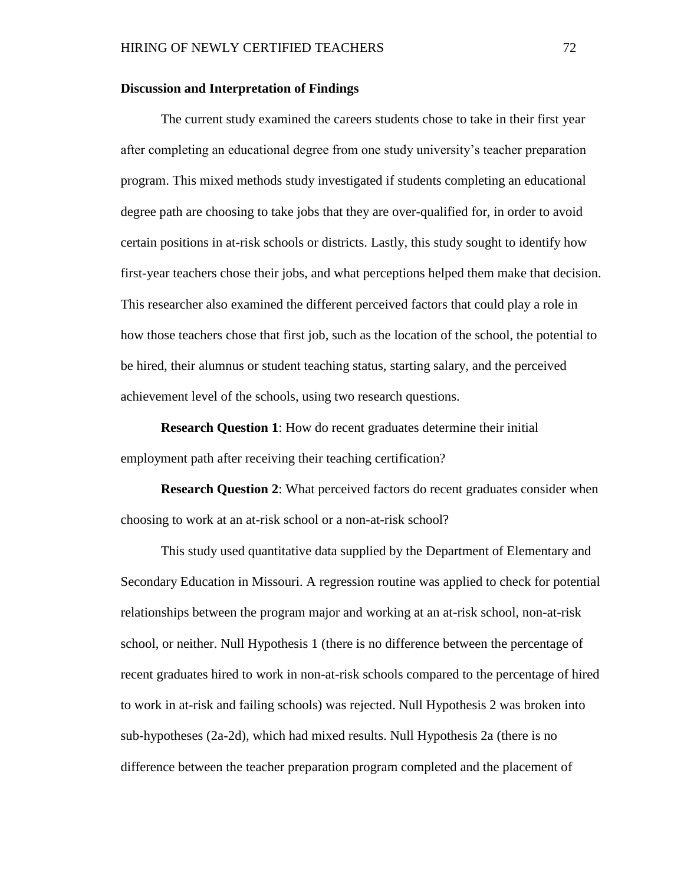## Discussion and Interpretation of Findings

The current study examined the careers students chose to take in their first year after completing an educational degree from one study university's teacher preparation program. This mixed methods study investigated if students completing an educational degree path are choosing to take jobs that they are over-qualified for, in order to avoid certain positions in at-risk schools or districts. Lastly, this study sought to identify how first-year teachers chose their jobs, and what perceptions helped them make that decision. This researcher also examined the different perceived factors that could play a role in how those teachers chose that first job, such as the location of the school, the potential to be hired, their alumnus or student teaching status, starting salary, and the perceived achievement level of the schools, using two research questions.

**Research Question 1**: How do recent graduates determine their initial employment path after receiving their teaching certification?

**Research Question 2**: What perceived factors do recent graduates consider when choosing to work at an at-risk school or a non-at-risk school?

This study used quantitative data supplied by the Department of Elementary and Secondary Education in Missouri. A regression routine was applied to check for potential relationships between the program major and working at an at-risk school, non-at-risk school, or neither. Null Hypothesis 1 (there is no difference between the percentage of recent graduates hired to work in non-at-risk schools compared to the percentage of hired to work in at-risk and failing schools) was rejected. Null Hypothesis 2 was broken into sub-hypotheses (2a-2d), which had mixed results. Null Hypothesis 2a (there is no difference between the teacher preparation program completed and the placement of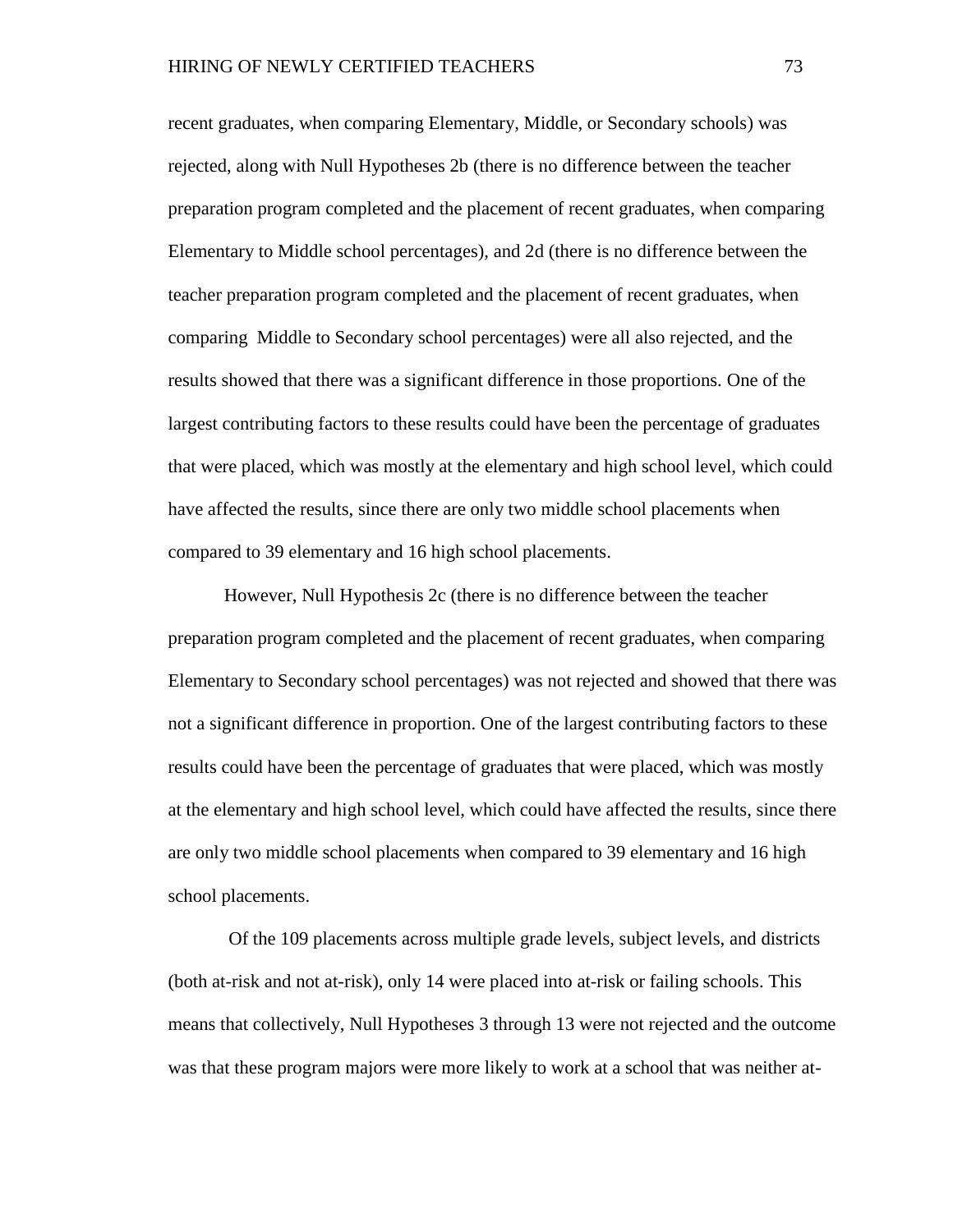recent graduates, when comparing Elementary, Middle, or Secondary schools) was rejected, along with Null Hypotheses 2b (there is no difference between the teacher preparation program completed and the placement of recent graduates, when comparing Elementary to Middle school percentages), and 2d (there is no difference between the teacher preparation program completed and the placement of recent graduates, when comparing Middle to Secondary school percentages) were all also rejected, and the results showed that there was a significant difference in those proportions. One of the largest contributing factors to these results could have been the percentage of graduates that were placed, which was mostly at the elementary and high school level, which could have affected the results, since there are only two middle school placements when compared to 39 elementary and 16 high school placements.

However, Null Hypothesis 2c (there is no difference between the teacher preparation program completed and the placement of recent graduates, when comparing Elementary to Secondary school percentages) was not rejected and showed that there was not a significant difference in proportion. One of the largest contributing factors to these results could have been the percentage of graduates that were placed, which was mostly at the elementary and high school level, which could have affected the results, since there are only two middle school placements when compared to 39 elementary and 16 high school placements.

Of the 109 placements across multiple grade levels, subject levels, and districts (both at-risk and not at-risk), only 14 were placed into at-risk or failing schools. This means that collectively, Null Hypotheses 3 through 13 were not rejected and the outcome was that these program majors were more likely to work at a school that was neither at-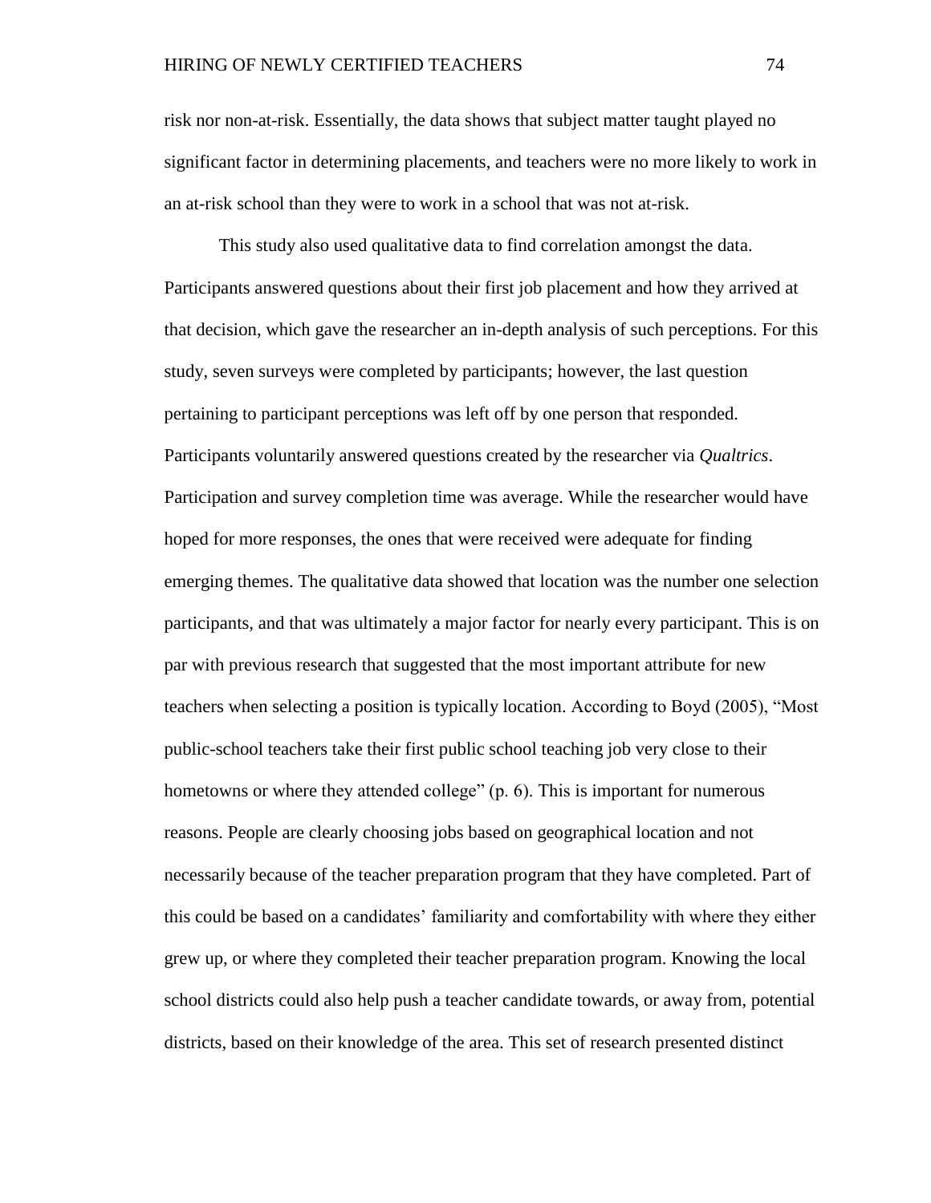risk nor non-at-risk. Essentially, the data shows that subject matter taught played no significant factor in determining placements, and teachers were no more likely to work in an at-risk school than they were to work in a school that was not at-risk.

This study also used qualitative data to find correlation amongst the data. Participants answered questions about their first job placement and how they arrived at that decision, which gave the researcher an in-depth analysis of such perceptions. For this study, seven surveys were completed by participants; however, the last question pertaining to participant perceptions was left off by one person that responded. Participants voluntarily answered questions created by the researcher via *Qualtrics*. Participation and survey completion time was average. While the researcher would have hoped for more responses, the ones that were received were adequate for finding emerging themes. The qualitative data showed that location was the number one selection participants, and that was ultimately a major factor for nearly every participant. This is on par with previous research that suggested that the most important attribute for new teachers when selecting a position is typically location. According to Boyd (2005), "Most public-school teachers take their first public school teaching job very close to their hometowns or where they attended college" (p. 6). This is important for numerous reasons. People are clearly choosing jobs based on geographical location and not necessarily because of the teacher preparation program that they have completed. Part of this could be based on a candidates' familiarity and comfortability with where they either grew up, or where they completed their teacher preparation program. Knowing the local school districts could also help push a teacher candidate towards, or away from, potential districts, based on their knowledge of the area. This set of research presented distinct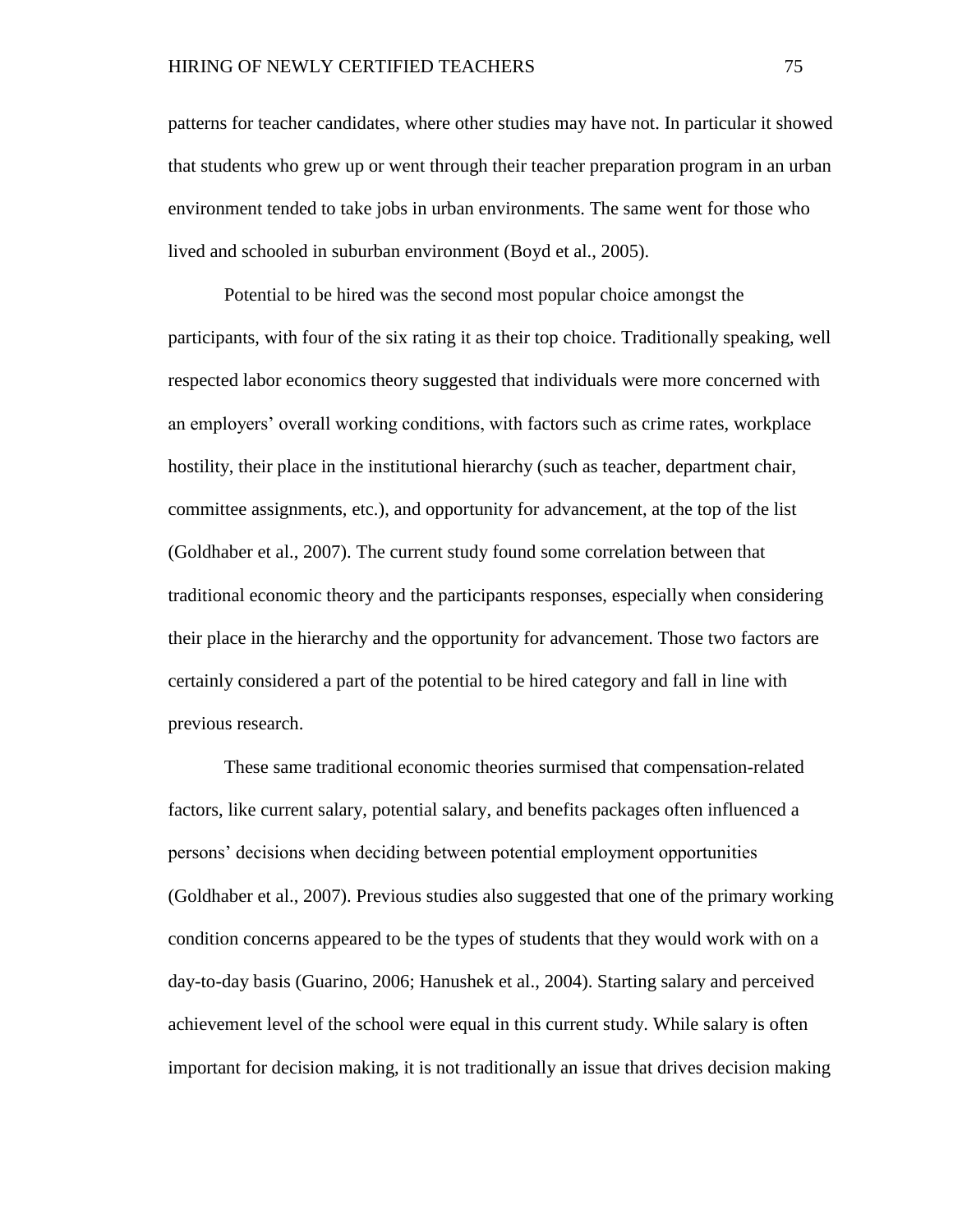patterns for teacher candidates, where other studies may have not. In particular it showed that students who grew up or went through their teacher preparation program in an urban environment tended to take jobs in urban environments. The same went for those who lived and schooled in suburban environment (Boyd et al., 2005).

Potential to be hired was the second most popular choice amongst the participants, with four of the six rating it as their top choice. Traditionally speaking, well respected labor economics theory suggested that individuals were more concerned with an employers' overall working conditions, with factors such as crime rates, workplace hostility, their place in the institutional hierarchy (such as teacher, department chair, committee assignments, etc.), and opportunity for advancement, at the top of the list (Goldhaber et al., 2007). The current study found some correlation between that traditional economic theory and the participants responses, especially when considering their place in the hierarchy and the opportunity for advancement. Those two factors are certainly considered a part of the potential to be hired category and fall in line with previous research.

These same traditional economic theories surmised that compensation-related factors, like current salary, potential salary, and benefits packages often influenced a persons' decisions when deciding between potential employment opportunities (Goldhaber et al., 2007). Previous studies also suggested that one of the primary working condition concerns appeared to be the types of students that they would work with on a day-to-day basis (Guarino, 2006; Hanushek et al., 2004). Starting salary and perceived achievement level of the school were equal in this current study. While salary is often important for decision making, it is not traditionally an issue that drives decision making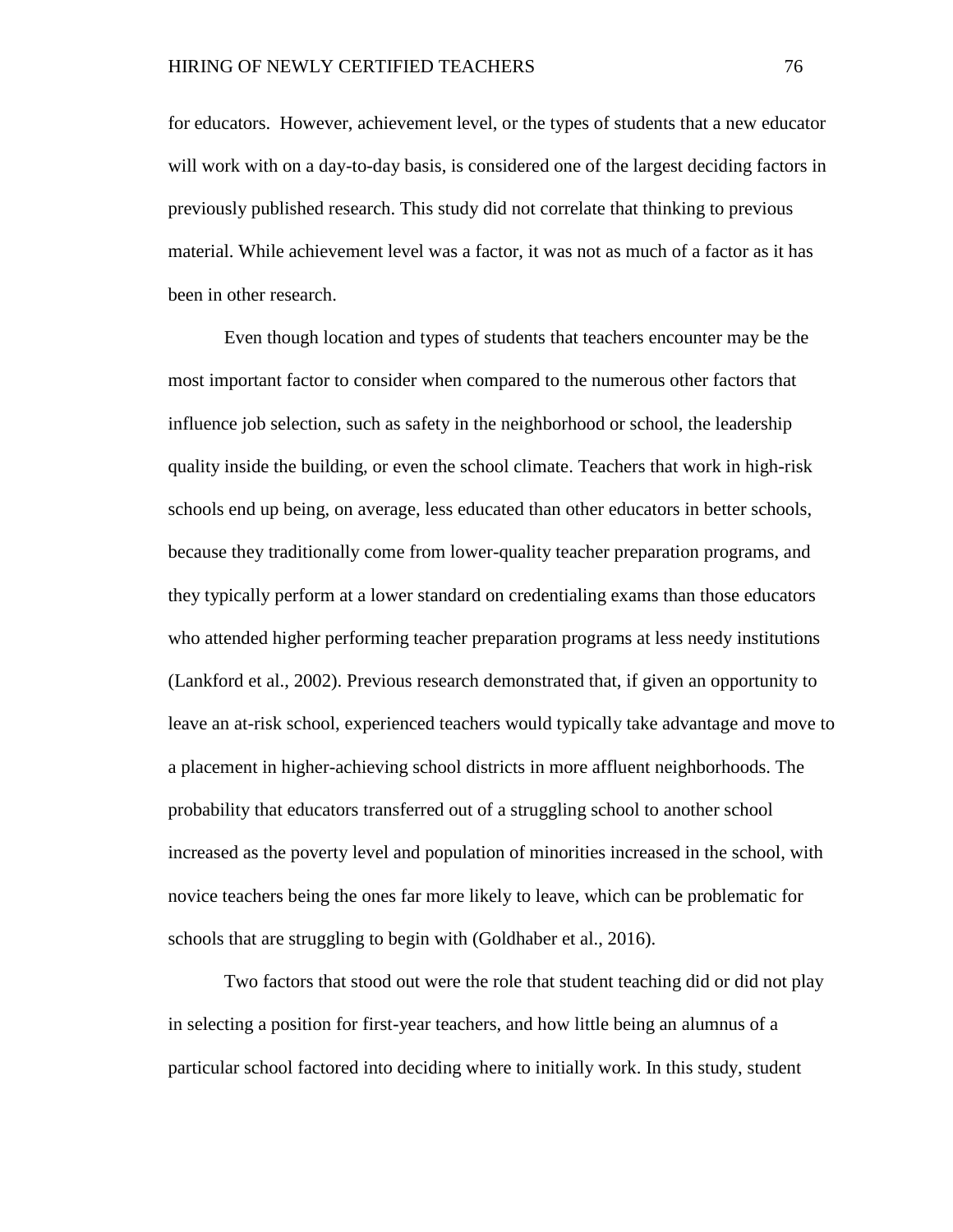for educators. However, achievement level, or the types of students that a new educator will work with on a day-to-day basis, is considered one of the largest deciding factors in previously published research. This study did not correlate that thinking to previous material. While achievement level was a factor, it was not as much of a factor as it has been in other research.

Even though location and types of students that teachers encounter may be the most important factor to consider when compared to the numerous other factors that influence job selection, such as safety in the neighborhood or school, the leadership quality inside the building, or even the school climate. Teachers that work in high-risk schools end up being, on average, less educated than other educators in better schools, because they traditionally come from lower-quality teacher preparation programs, and they typically perform at a lower standard on credentialing exams than those educators who attended higher performing teacher preparation programs at less needy institutions (Lankford et al., 2002). Previous research demonstrated that, if given an opportunity to leave an at-risk school, experienced teachers would typically take advantage and move to a placement in higher-achieving school districts in more affluent neighborhoods. The probability that educators transferred out of a struggling school to another school increased as the poverty level and population of minorities increased in the school, with novice teachers being the ones far more likely to leave, which can be problematic for schools that are struggling to begin with (Goldhaber et al., 2016).

Two factors that stood out were the role that student teaching did or did not play in selecting a position for first-year teachers, and how little being an alumnus of a particular school factored into deciding where to initially work. In this study, student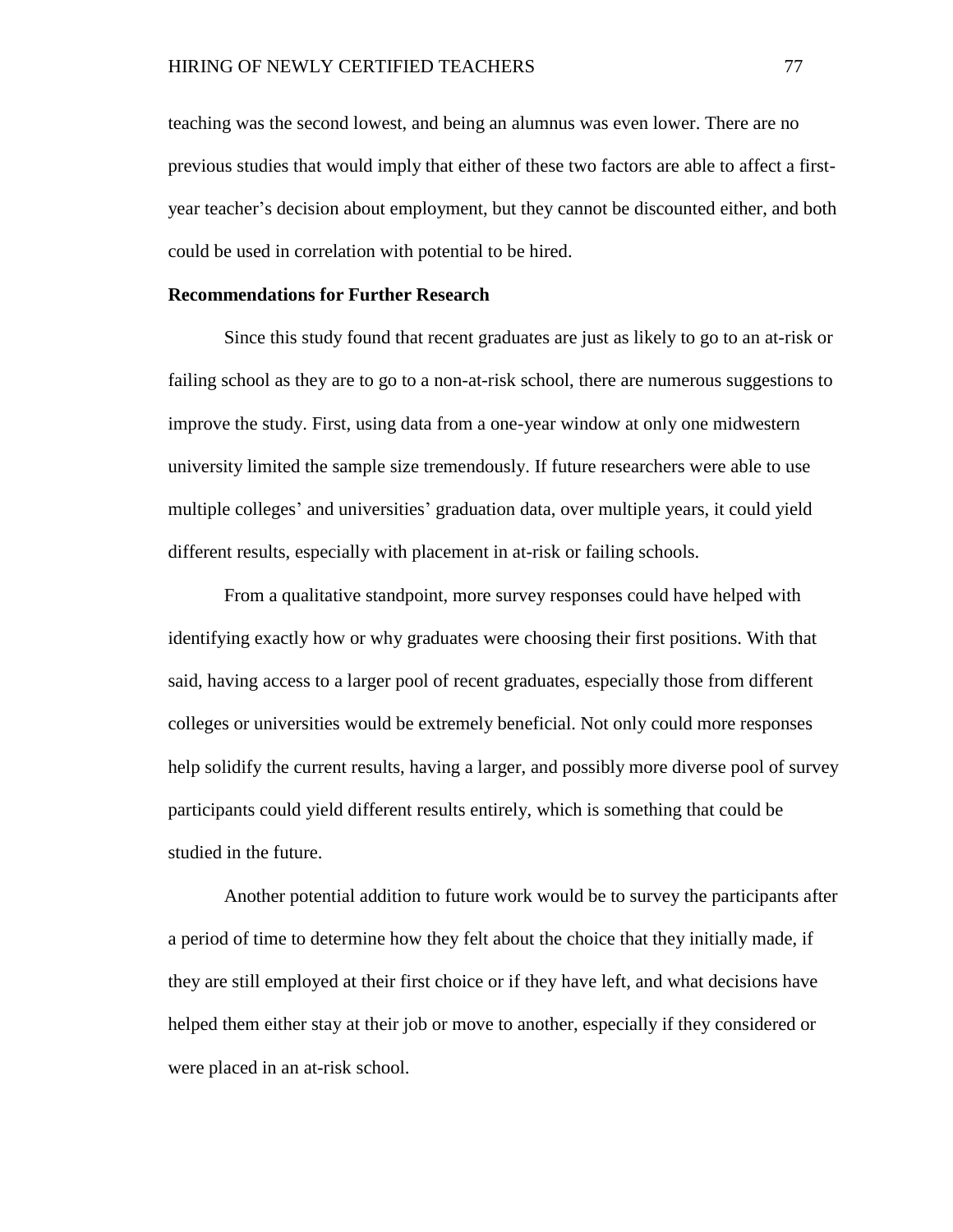teaching was the second lowest, and being an alumnus was even lower. There are no previous studies that would imply that either of these two factors are able to affect a first-year teacher's decision about employment, but they cannot be discounted either, and both could be used in correlation with potential to be hired.

**Recommendations for Further Research**

Since this study found that recent graduates are just as likely to go to an at-risk or failing school as they are to go to a non-at-risk school, there are numerous suggestions to improve the study. First, using data from a one-year window at only one midwestern university limited the sample size tremendously. If future researchers were able to use multiple colleges' and universities' graduation data, over multiple years, it could yield different results, especially with placement in at-risk or failing schools.

From a qualitative standpoint, more survey responses could have helped with identifying exactly how or why graduates were choosing their first positions. With that said, having access to a larger pool of recent graduates, especially those from different colleges or universities would be extremely beneficial. Not only could more responses help solidify the current results, having a larger, and possibly more diverse pool of survey participants could yield different results entirely, which is something that could be studied in the future.

Another potential addition to future work would be to survey the participants after a period of time to determine how they felt about the choice that they initially made, if they are still employed at their first choice or if they have left, and what decisions have helped them either stay at their job or move to another, especially if they considered or were placed in an at-risk school.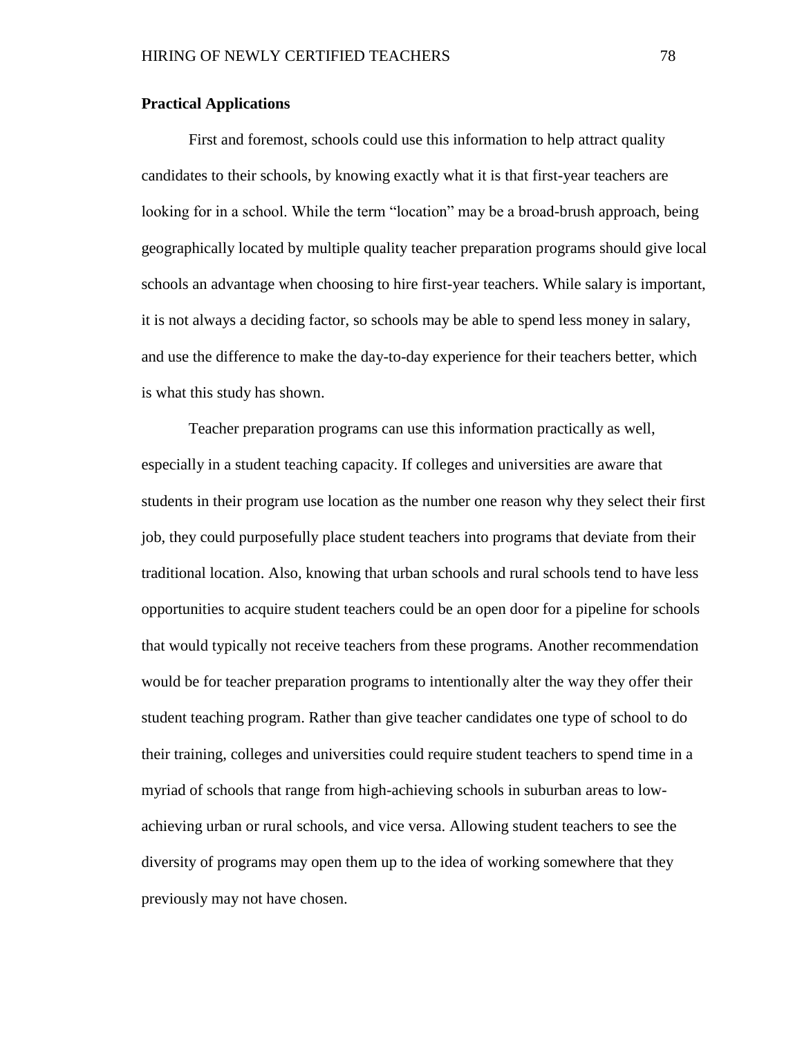**Practical Applications**

First and foremost, schools could use this information to help attract quality candidates to their schools, by knowing exactly what it is that first-year teachers are looking for in a school. While the term "location" may be a broad-brush approach, being geographically located by multiple quality teacher preparation programs should give local schools an advantage when choosing to hire first-year teachers. While salary is important, it is not always a deciding factor, so schools may be able to spend less money in salary, and use the difference to make the day-to-day experience for their teachers better, which is what this study has shown.

Teacher preparation programs can use this information practically as well, especially in a student teaching capacity. If colleges and universities are aware that students in their program use location as the number one reason why they select their first job, they could purposefully place student teachers into programs that deviate from their traditional location. Also, knowing that urban schools and rural schools tend to have less opportunities to acquire student teachers could be an open door for a pipeline for schools that would typically not receive teachers from these programs. Another recommendation would be for teacher preparation programs to intentionally alter the way they offer their student teaching program. Rather than give teacher candidates one type of school to do their training, colleges and universities could require student teachers to spend time in a myriad of schools that range from high-achieving schools in suburban areas to low-achieving urban or rural schools, and vice versa. Allowing student teachers to see the diversity of programs may open them up to the idea of working somewhere that they previously may not have chosen.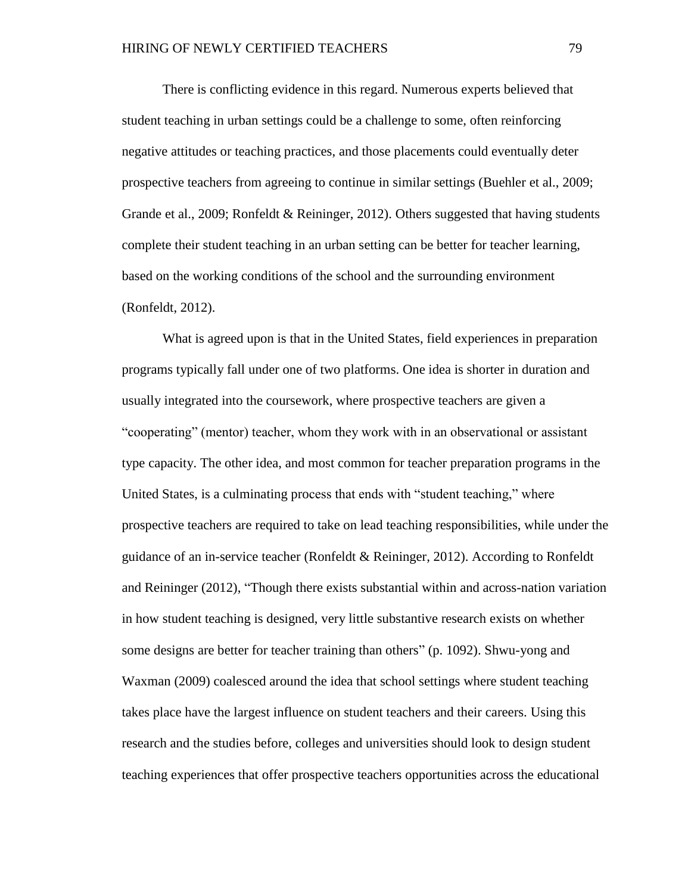There is conflicting evidence in this regard. Numerous experts believed that student teaching in urban settings could be a challenge to some, often reinforcing negative attitudes or teaching practices, and those placements could eventually deter prospective teachers from agreeing to continue in similar settings (Buehler et al., 2009; Grande et al., 2009; Ronfeldt & Reininger, 2012). Others suggested that having students complete their student teaching in an urban setting can be better for teacher learning, based on the working conditions of the school and the surrounding environment (Ronfeldt, 2012).

What is agreed upon is that in the United States, field experiences in preparation programs typically fall under one of two platforms. One idea is shorter in duration and usually integrated into the coursework, where prospective teachers are given a "cooperating" (mentor) teacher, whom they work with in an observational or assistant type capacity. The other idea, and most common for teacher preparation programs in the United States, is a culminating process that ends with "student teaching," where prospective teachers are required to take on lead teaching responsibilities, while under the guidance of an in-service teacher (Ronfeldt & Reininger, 2012). According to Ronfeldt and Reininger (2012), "Though there exists substantial within and across-nation variation in how student teaching is designed, very little substantive research exists on whether some designs are better for teacher training than others" (p. 1092). Shwu-yong and Waxman (2009) coalesced around the idea that school settings where student teaching takes place have the largest influence on student teachers and their careers. Using this research and the studies before, colleges and universities should look to design student teaching experiences that offer prospective teachers opportunities across the educational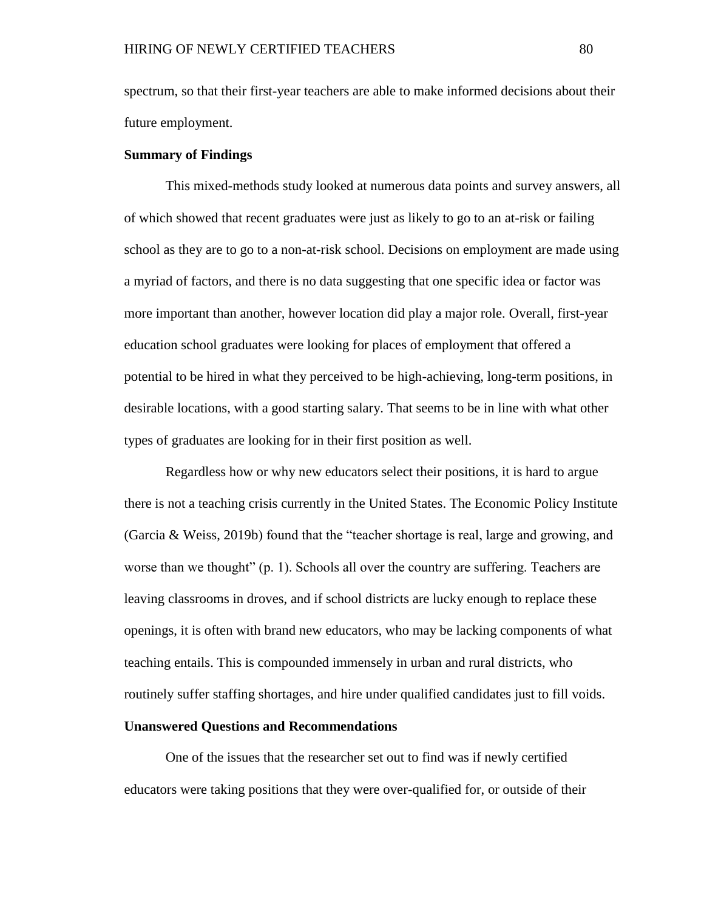spectrum, so that their first-year teachers are able to make informed decisions about their future employment.

**Summary of Findings**

This mixed-methods study looked at numerous data points and survey answers, all of which showed that recent graduates were just as likely to go to an at-risk or failing school as they are to go to a non-at-risk school. Decisions on employment are made using a myriad of factors, and there is no data suggesting that one specific idea or factor was more important than another, however location did play a major role. Overall, first-year education school graduates were looking for places of employment that offered a potential to be hired in what they perceived to be high-achieving, long-term positions, in desirable locations, with a good starting salary. That seems to be in line with what other types of graduates are looking for in their first position as well.

Regardless how or why new educators select their positions, it is hard to argue there is not a teaching crisis currently in the United States. The Economic Policy Institute (Garcia & Weiss, 2019b) found that the "teacher shortage is real, large and growing, and worse than we thought" (p. 1). Schools all over the country are suffering. Teachers are leaving classrooms in droves, and if school districts are lucky enough to replace these openings, it is often with brand new educators, who may be lacking components of what teaching entails. This is compounded immensely in urban and rural districts, who routinely suffer staffing shortages, and hire under qualified candidates just to fill voids.

**Unanswered Questions and Recommendations**

One of the issues that the researcher set out to find was if newly certified educators were taking positions that they were over-qualified for, or outside of their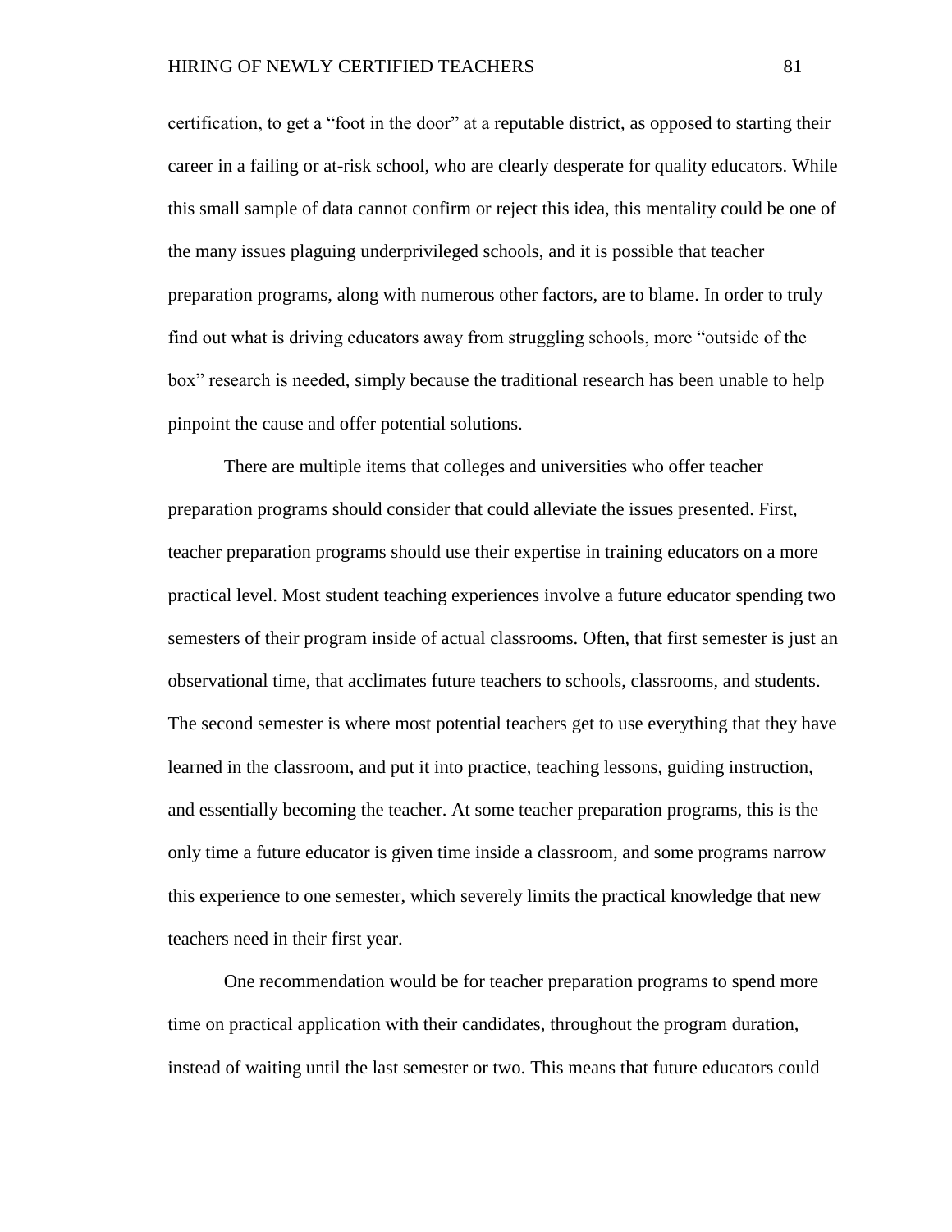certification, to get a “foot in the door” at a reputable district, as opposed to starting their career in a failing or at-risk school, who are clearly desperate for quality educators. While this small sample of data cannot confirm or reject this idea, this mentality could be one of the many issues plaguing underprivileged schools, and it is possible that teacher preparation programs, along with numerous other factors, are to blame. In order to truly find out what is driving educators away from struggling schools, more “outside of the box” research is needed, simply because the traditional research has been unable to help pinpoint the cause and offer potential solutions.

There are multiple items that colleges and universities who offer teacher preparation programs should consider that could alleviate the issues presented. First, teacher preparation programs should use their expertise in training educators on a more practical level. Most student teaching experiences involve a future educator spending two semesters of their program inside of actual classrooms. Often, that first semester is just an observational time, that acclimates future teachers to schools, classrooms, and students. The second semester is where most potential teachers get to use everything that they have learned in the classroom, and put it into practice, teaching lessons, guiding instruction, and essentially becoming the teacher. At some teacher preparation programs, this is the only time a future educator is given time inside a classroom, and some programs narrow this experience to one semester, which severely limits the practical knowledge that new teachers need in their first year.

One recommendation would be for teacher preparation programs to spend more time on practical application with their candidates, throughout the program duration, instead of waiting until the last semester or two. This means that future educators could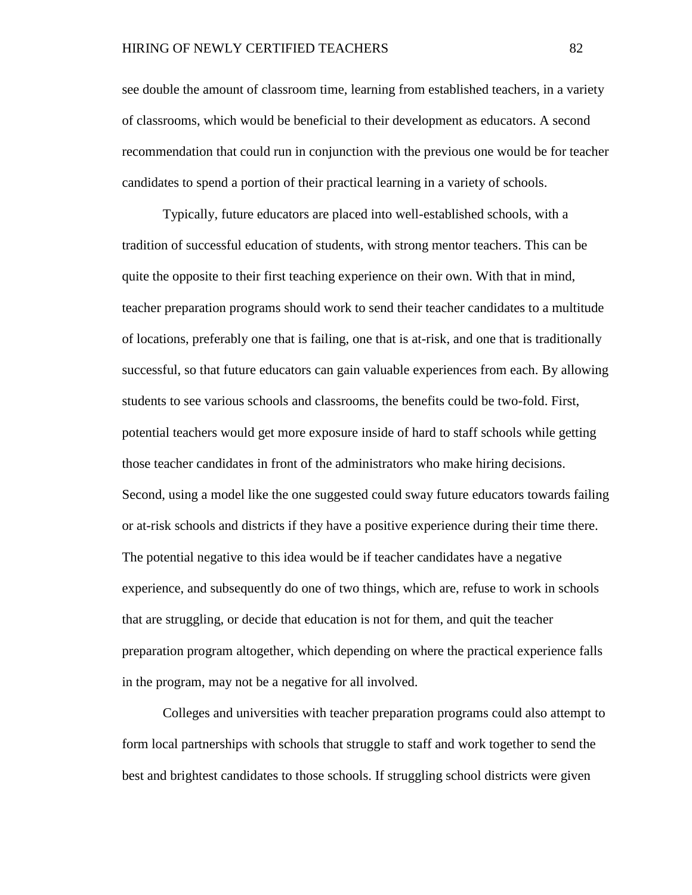see double the amount of classroom time, learning from established teachers, in a variety of classrooms, which would be beneficial to their development as educators. A second recommendation that could run in conjunction with the previous one would be for teacher candidates to spend a portion of their practical learning in a variety of schools.

Typically, future educators are placed into well-established schools, with a tradition of successful education of students, with strong mentor teachers. This can be quite the opposite to their first teaching experience on their own. With that in mind, teacher preparation programs should work to send their teacher candidates to a multitude of locations, preferably one that is failing, one that is at-risk, and one that is traditionally successful, so that future educators can gain valuable experiences from each. By allowing students to see various schools and classrooms, the benefits could be two-fold. First, potential teachers would get more exposure inside of hard to staff schools while getting those teacher candidates in front of the administrators who make hiring decisions. Second, using a model like the one suggested could sway future educators towards failing or at-risk schools and districts if they have a positive experience during their time there. The potential negative to this idea would be if teacher candidates have a negative experience, and subsequently do one of two things, which are, refuse to work in schools that are struggling, or decide that education is not for them, and quit the teacher preparation program altogether, which depending on where the practical experience falls in the program, may not be a negative for all involved.

Colleges and universities with teacher preparation programs could also attempt to form local partnerships with schools that struggle to staff and work together to send the best and brightest candidates to those schools. If struggling school districts were given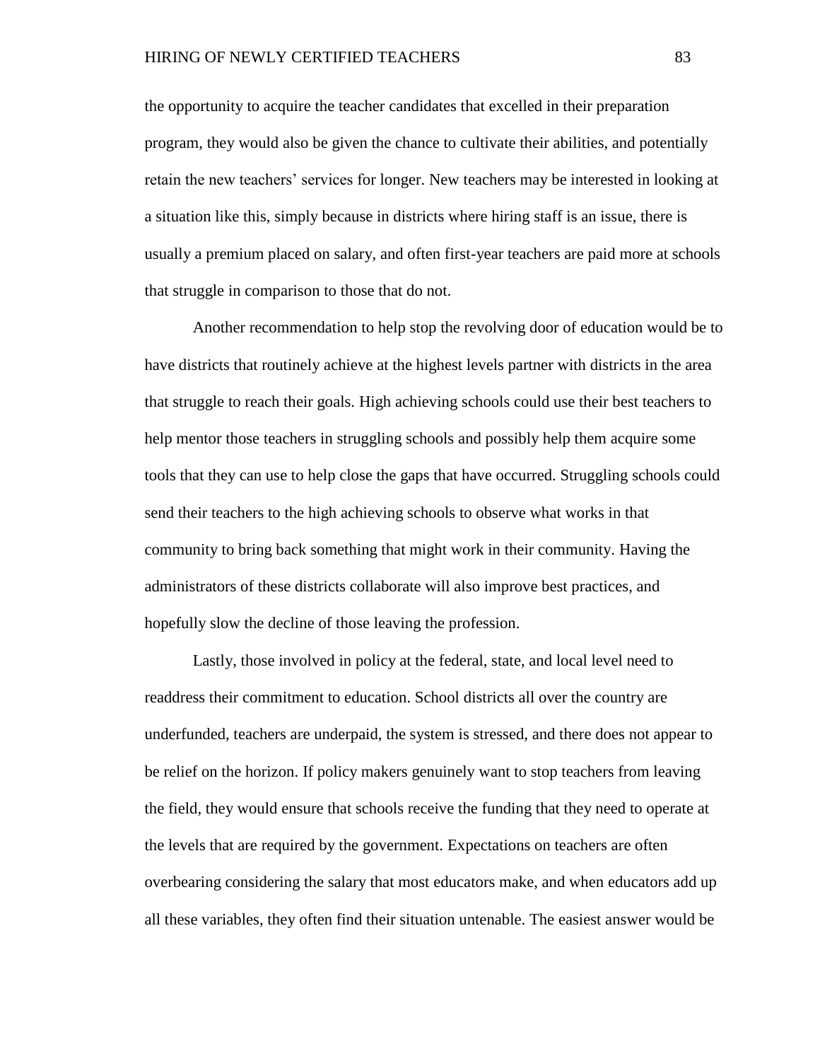the opportunity to acquire the teacher candidates that excelled in their preparation program, they would also be given the chance to cultivate their abilities, and potentially retain the new teachers' services for longer. New teachers may be interested in looking at a situation like this, simply because in districts where hiring staff is an issue, there is usually a premium placed on salary, and often first-year teachers are paid more at schools that struggle in comparison to those that do not.

Another recommendation to help stop the revolving door of education would be to have districts that routinely achieve at the highest levels partner with districts in the area that struggle to reach their goals. High achieving schools could use their best teachers to help mentor those teachers in struggling schools and possibly help them acquire some tools that they can use to help close the gaps that have occurred. Struggling schools could send their teachers to the high achieving schools to observe what works in that community to bring back something that might work in their community. Having the administrators of these districts collaborate will also improve best practices, and hopefully slow the decline of those leaving the profession.

Lastly, those involved in policy at the federal, state, and local level need to readdress their commitment to education. School districts all over the country are underfunded, teachers are underpaid, the system is stressed, and there does not appear to be relief on the horizon. If policy makers genuinely want to stop teachers from leaving the field, they would ensure that schools receive the funding that they need to operate at the levels that are required by the government. Expectations on teachers are often overbearing considering the salary that most educators make, and when educators add up all these variables, they often find their situation untenable. The easiest answer would be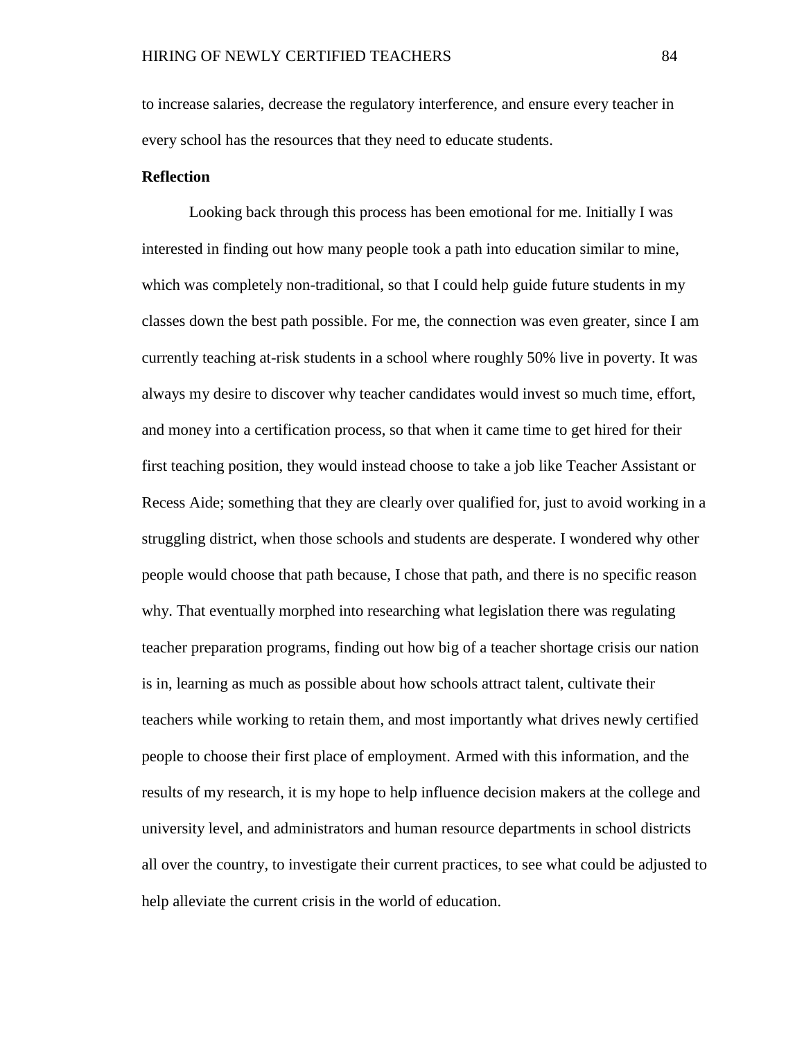to increase salaries, decrease the regulatory interference, and ensure every teacher in every school has the resources that they need to educate students.

**Reflection**

Looking back through this process has been emotional for me. Initially I was interested in finding out how many people took a path into education similar to mine, which was completely non-traditional, so that I could help guide future students in my classes down the best path possible. For me, the connection was even greater, since I am currently teaching at-risk students in a school where roughly 50% live in poverty. It was always my desire to discover why teacher candidates would invest so much time, effort, and money into a certification process, so that when it came time to get hired for their first teaching position, they would instead choose to take a job like Teacher Assistant or Recess Aide; something that they are clearly over qualified for, just to avoid working in a struggling district, when those schools and students are desperate. I wondered why other people would choose that path because, I chose that path, and there is no specific reason why. That eventually morphed into researching what legislation there was regulating teacher preparation programs, finding out how big of a teacher shortage crisis our nation is in, learning as much as possible about how schools attract talent, cultivate their teachers while working to retain them, and most importantly what drives newly certified people to choose their first place of employment. Armed with this information, and the results of my research, it is my hope to help influence decision makers at the college and university level, and administrators and human resource departments in school districts all over the country, to investigate their current practices, to see what could be adjusted to help alleviate the current crisis in the world of education.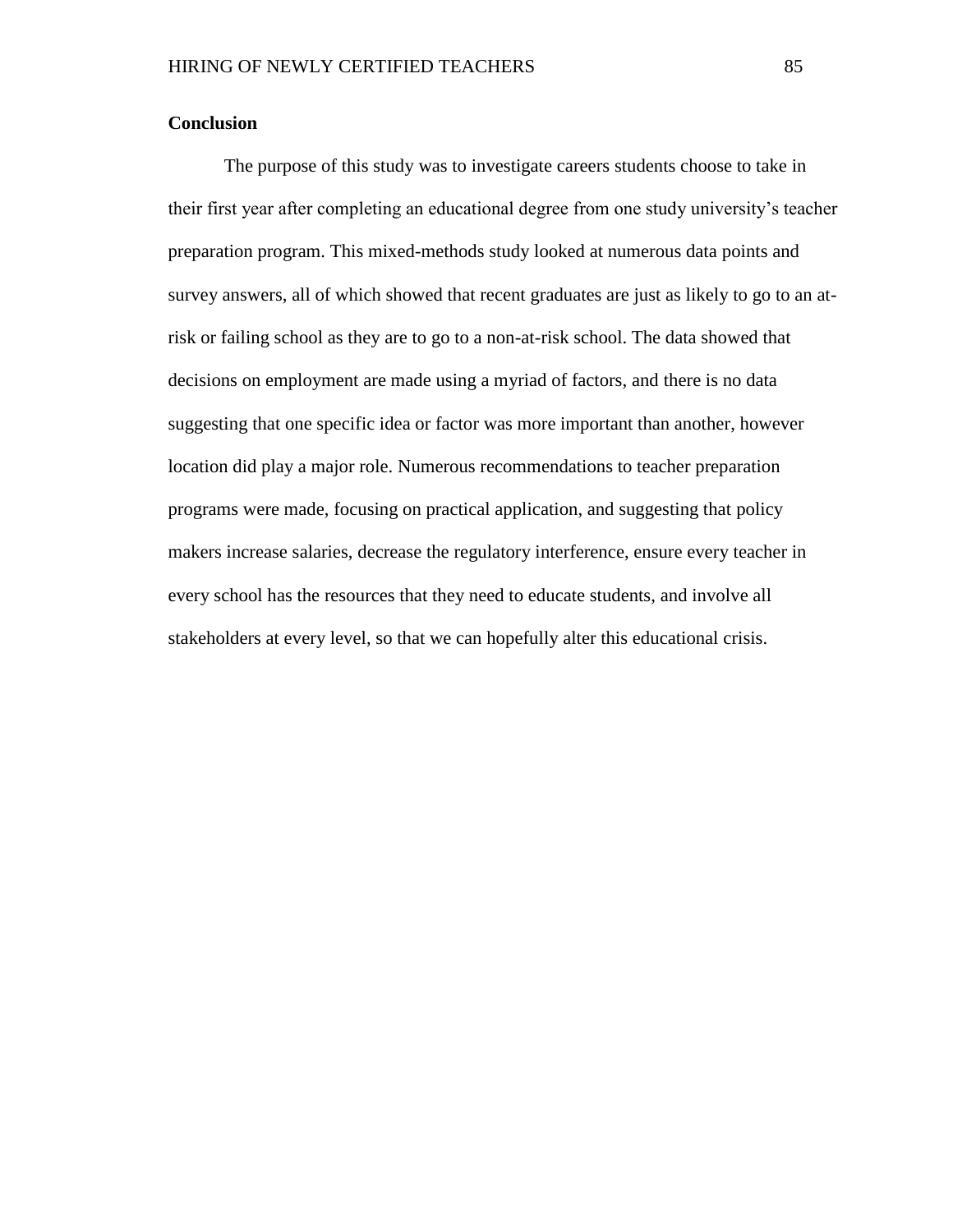## Conclusion

The purpose of this study was to investigate careers students choose to take in their first year after completing an educational degree from one study university's teacher preparation program. This mixed-methods study looked at numerous data points and survey answers, all of which showed that recent graduates are just as likely to go to an at-risk or failing school as they are to go to a non-at-risk school. The data showed that decisions on employment are made using a myriad of factors, and there is no data suggesting that one specific idea or factor was more important than another, however location did play a major role. Numerous recommendations to teacher preparation programs were made, focusing on practical application, and suggesting that policy makers increase salaries, decrease the regulatory interference, ensure every teacher in every school has the resources that they need to educate students, and involve all stakeholders at every level, so that we can hopefully alter this educational crisis.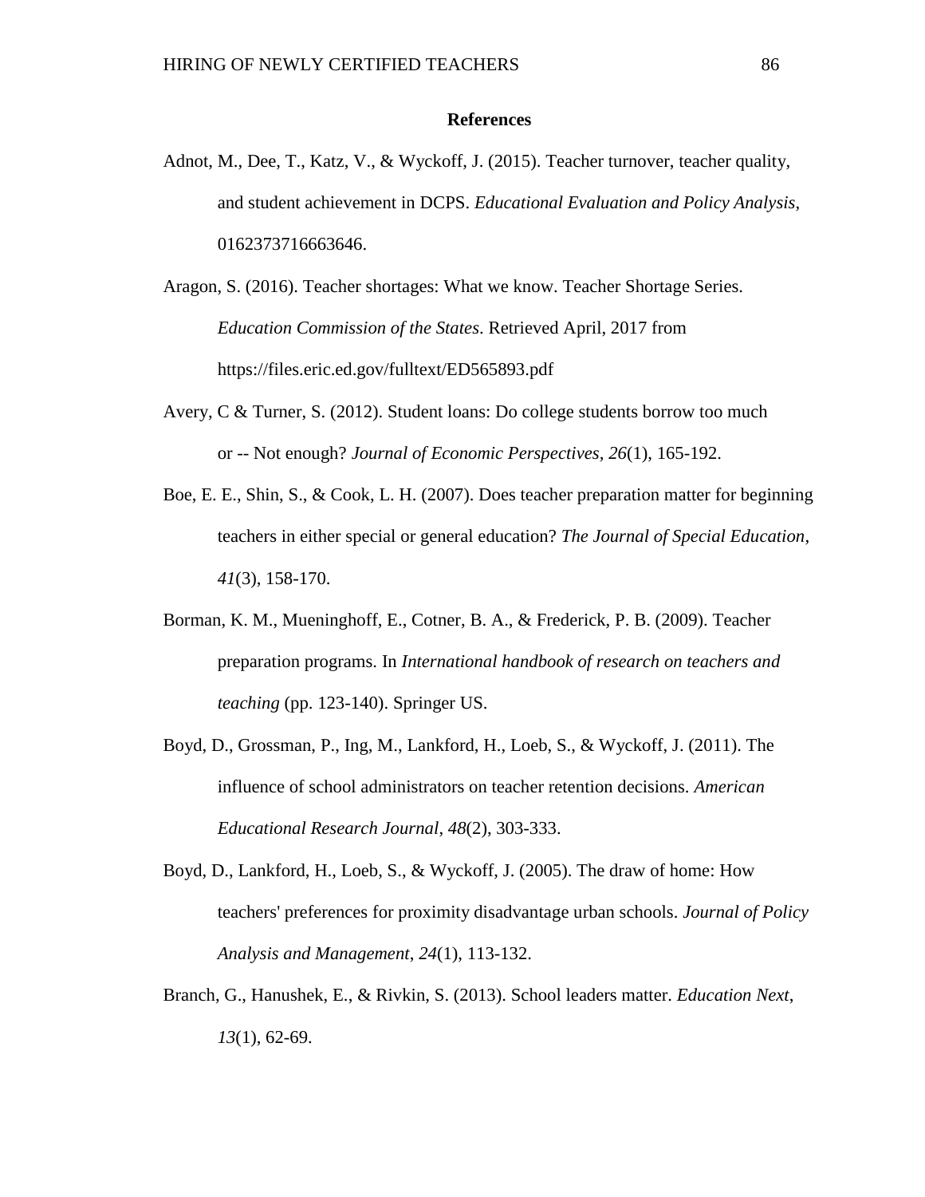**References**

Adnot, M., Dee, T., Katz, V., & Wyckoff, J. (2015). Teacher turnover, teacher quality, and student achievement in DCPS. *Educational Evaluation and Policy Analysis*, 0162373716663646.

Aragon, S. (2016). Teacher shortages: What we know. Teacher Shortage Series. *Education Commission of the States*. Retrieved April, 2017 from https://files.eric.ed.gov/fulltext/ED565893.pdf

Avery, C & Turner, S. (2012). Student loans: Do college students borrow too much or -- Not enough? *Journal of Economic Perspectives, 26*(1), 165-192.

Boe, E. E., Shin, S., & Cook, L. H. (2007). Does teacher preparation matter for beginning teachers in either special or general education? *The Journal of Special Education*, *41*(3), 158-170.

Borman, K. M., Mueninghoff, E., Cotner, B. A., & Frederick, P. B. (2009). Teacher preparation programs. In *International handbook of research on teachers and teaching* (pp. 123-140). Springer US.

Boyd, D., Grossman, P., Ing, M., Lankford, H., Loeb, S., & Wyckoff, J. (2011). The influence of school administrators on teacher retention decisions. *American Educational Research Journal*, *48*(2), 303-333.

Boyd, D., Lankford, H., Loeb, S., & Wyckoff, J. (2005). The draw of home: How teachers' preferences for proximity disadvantage urban schools. *Journal of Policy Analysis and Management*, *24*(1), 113-132.

Branch, G., Hanushek, E., & Rivkin, S. (2013). School leaders matter. *Education Next*, *13*(1), 62-69.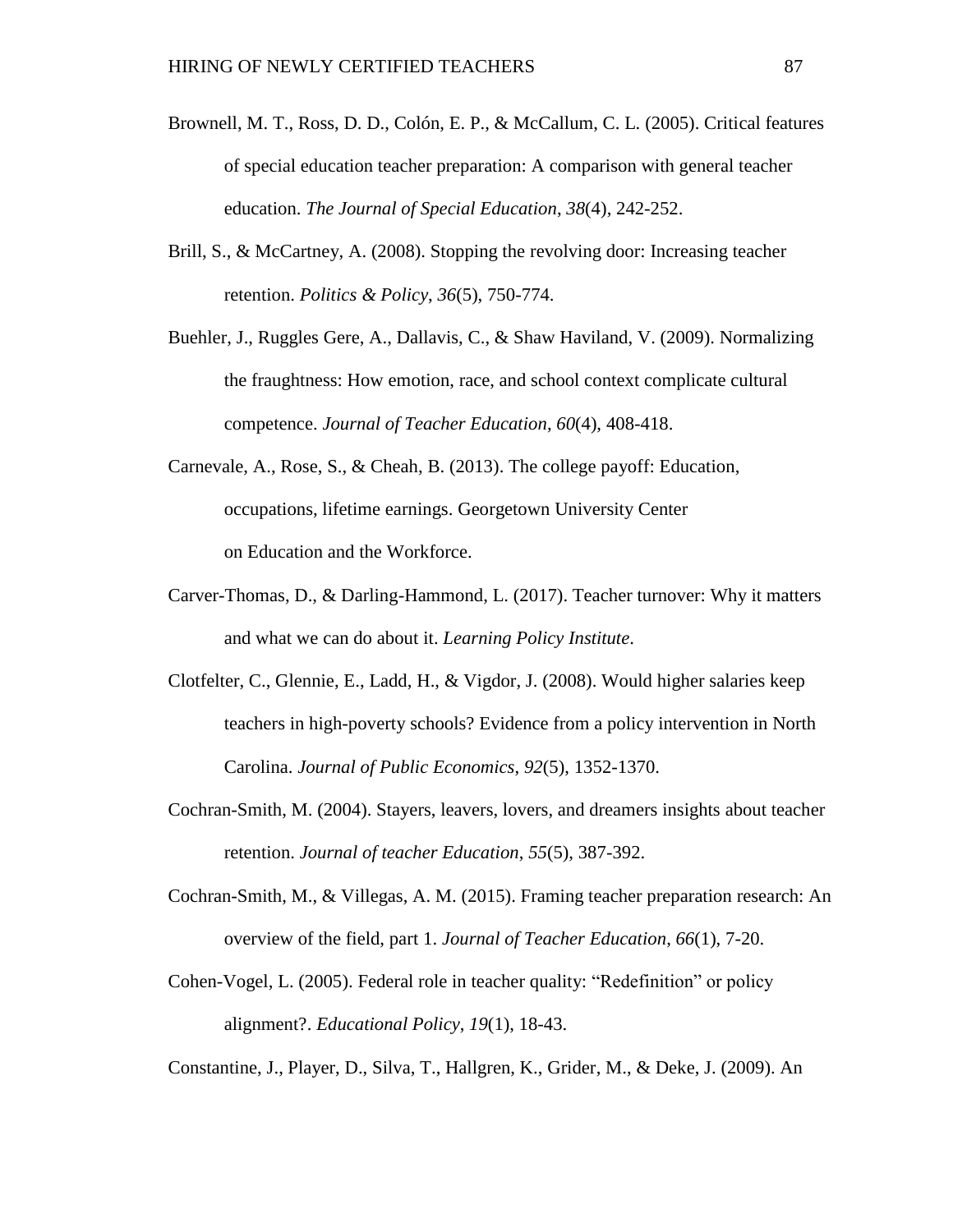Brownell, M. T., Ross, D. D., Colón, E. P., & McCallum, C. L. (2005). Critical features of special education teacher preparation: A comparison with general teacher education. *The Journal of Special Education*, *38*(4), 242-252.

Brill, S., & McCartney, A. (2008). Stopping the revolving door: Increasing teacher retention. *Politics & Policy*, *36*(5), 750-774.

Buehler, J., Ruggles Gere, A., Dallavis, C., & Shaw Haviland, V. (2009). Normalizing the fraughtness: How emotion, race, and school context complicate cultural competence. *Journal of Teacher Education*, *60*(4), 408-418.

Carnevale, A., Rose, S., & Cheah, B. (2013). The college payoff: Education, occupations, lifetime earnings. Georgetown University Center on Education and the Workforce.

Carver-Thomas, D., & Darling-Hammond, L. (2017). Teacher turnover: Why it matters and what we can do about it. *Learning Policy Institute*.

Clotfelter, C., Glennie, E., Ladd, H., & Vigdor, J. (2008). Would higher salaries keep teachers in high-poverty schools? Evidence from a policy intervention in North Carolina. *Journal of Public Economics*, *92*(5), 1352-1370.

Cochran-Smith, M. (2004). Stayers, leavers, lovers, and dreamers insights about teacher retention. *Journal of teacher Education*, *55*(5), 387-392.

Cochran-Smith, M., & Villegas, A. M. (2015). Framing teacher preparation research: An overview of the field, part 1. *Journal of Teacher Education*, *66*(1), 7-20.

Cohen-Vogel, L. (2005). Federal role in teacher quality: "Redefinition" or policy alignment?. *Educational Policy*, *19*(1), 18-43.

Constantine, J., Player, D., Silva, T., Hallgren, K., Grider, M., & Deke, J. (2009). An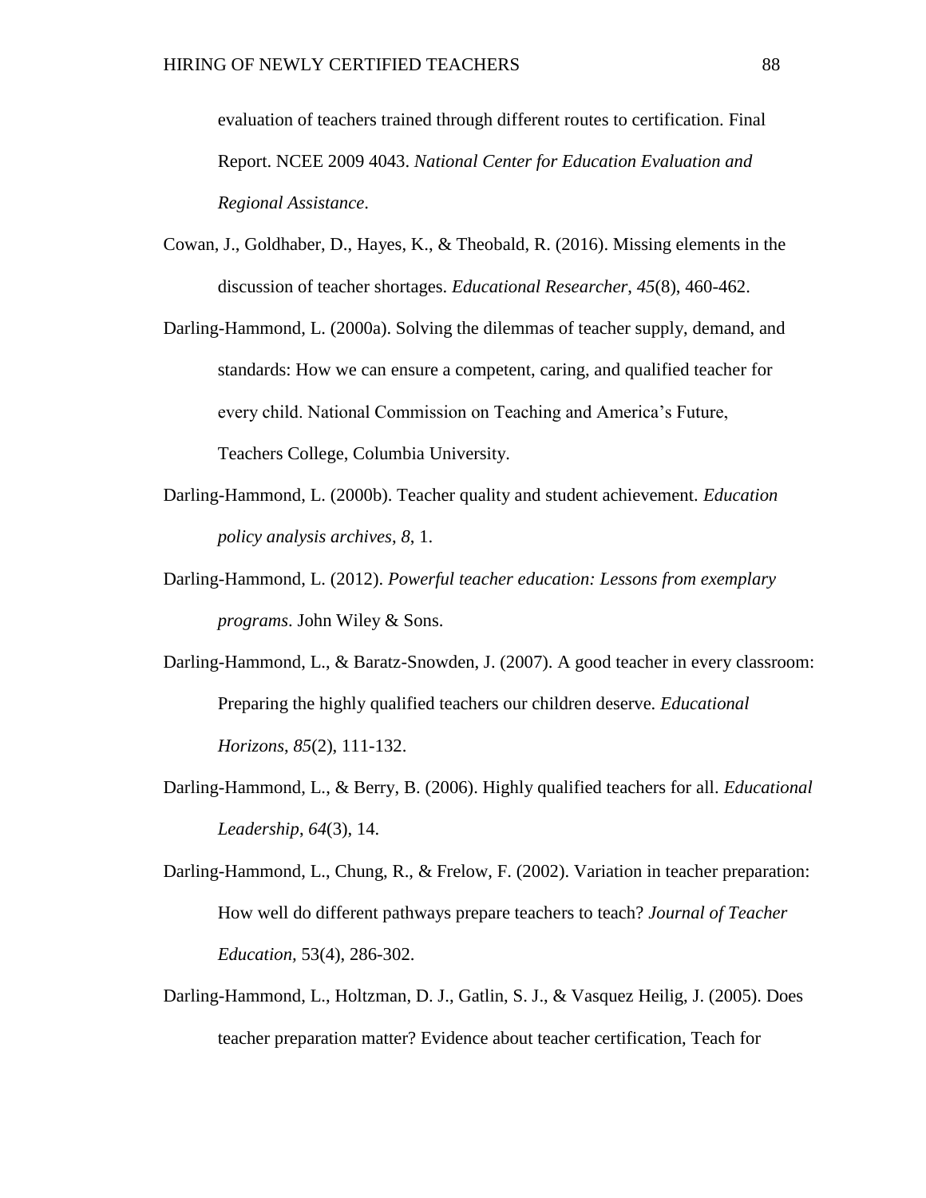evaluation of teachers trained through different routes to certification. Final Report. NCEE 2009 4043. *National Center for Education Evaluation and Regional Assistance*.

Cowan, J., Goldhaber, D., Hayes, K., & Theobald, R. (2016). Missing elements in the discussion of teacher shortages. *Educational Researcher*, *45*(8), 460-462.

Darling-Hammond, L. (2000a). Solving the dilemmas of teacher supply, demand, and standards: How we can ensure a competent, caring, and qualified teacher for every child. National Commission on Teaching and America's Future, Teachers College, Columbia University.

Darling-Hammond, L. (2000b). Teacher quality and student achievement. *Education policy analysis archives*, *8*, 1.

Darling-Hammond, L. (2012). *Powerful teacher education: Lessons from exemplary programs*. John Wiley & Sons.

Darling-Hammond, L., & Baratz-Snowden, J. (2007). A good teacher in every classroom: Preparing the highly qualified teachers our children deserve. *Educational Horizons*, *85*(2), 111-132.

Darling-Hammond, L., & Berry, B. (2006). Highly qualified teachers for all. *Educational Leadership*, *64*(3), 14.

Darling-Hammond, L., Chung, R., & Frelow, F. (2002). Variation in teacher preparation: How well do different pathways prepare teachers to teach? *Journal of Teacher Education*, 53(4), 286-302.

Darling-Hammond, L., Holtzman, D. J., Gatlin, S. J., & Vasquez Heilig, J. (2005). Does teacher preparation matter? Evidence about teacher certification, Teach for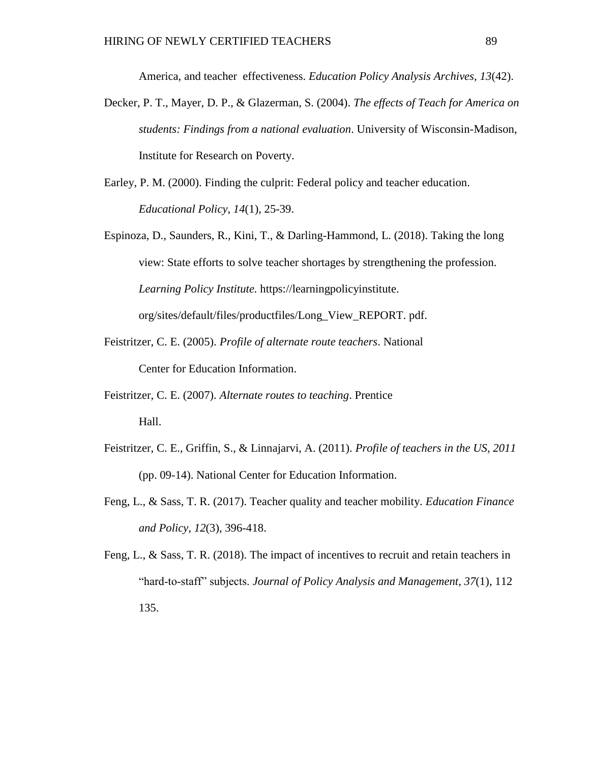America, and teacher effectiveness. *Education Policy Analysis Archives, 13*(42).

Decker, P. T., Mayer, D. P., & Glazerman, S. (2004). *The effects of Teach for America on students: Findings from a national evaluation*. University of Wisconsin-Madison, Institute for Research on Poverty.

Earley, P. M. (2000). Finding the culprit: Federal policy and teacher education. *Educational Policy*, *14*(1), 25-39.

Espinoza, D., Saunders, R., Kini, T., & Darling-Hammond, L. (2018). Taking the long view: State efforts to solve teacher shortages by strengthening the profession. *Learning Policy Institute.* https://learningpolicyinstitute. org/sites/default/files/productfiles/Long_View_REPORT. pdf.

Feistritzer, C. E. (2005). *Profile of alternate route teachers*. National Center for Education Information.

Feistritzer, C. E. (2007). *Alternate routes to teaching*. Prentice Hall.

Feistritzer, C. E., Griffin, S., & Linnajarvi, A. (2011). *Profile of teachers in the US, 2011* (pp. 09-14). National Center for Education Information.

Feng, L., & Sass, T. R. (2017). Teacher quality and teacher mobility. *Education Finance and Policy*, *12*(3), 396-418.

Feng, L., & Sass, T. R. (2018). The impact of incentives to recruit and retain teachers in "hard-to-staff" subjects. *Journal of Policy Analysis and Management*, *37*(1), 112 135.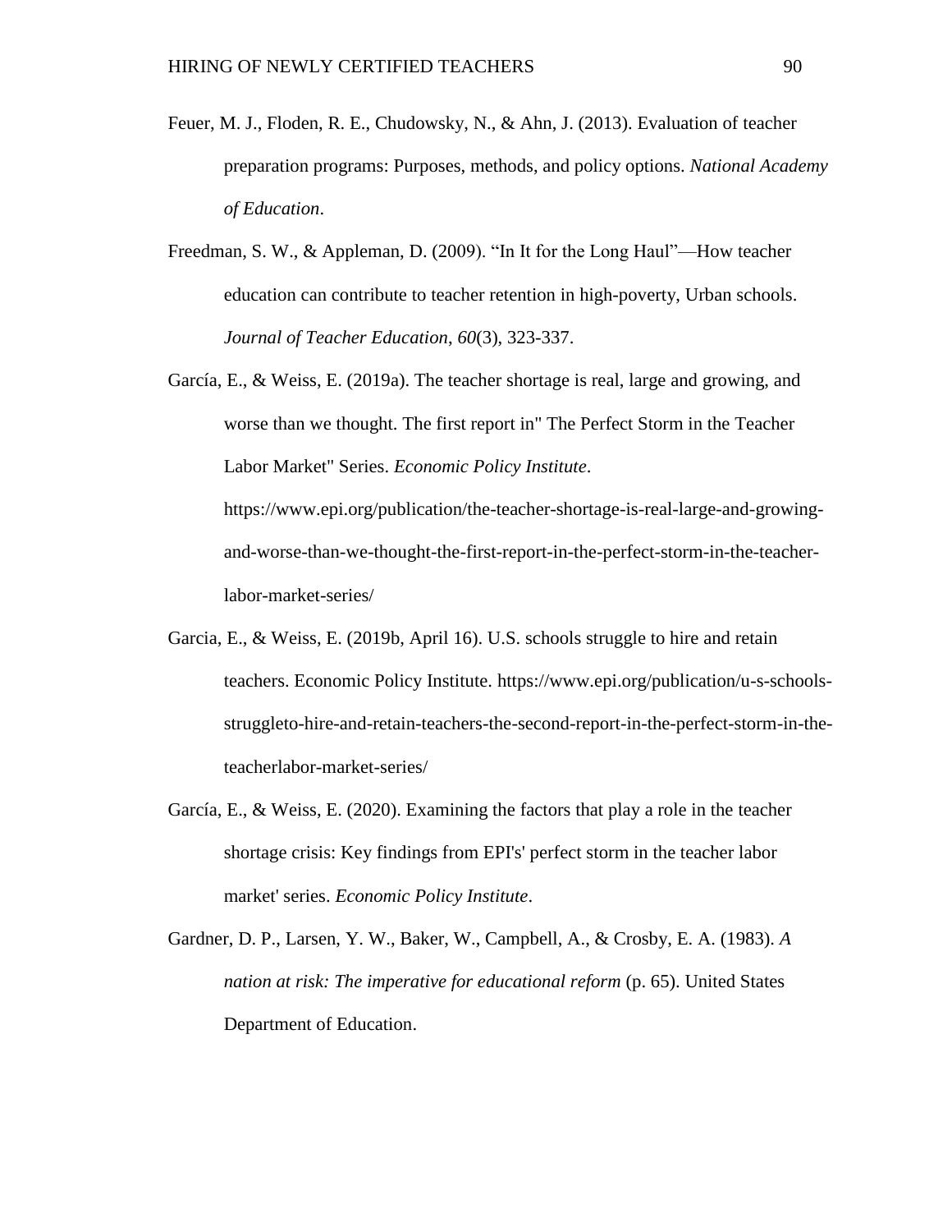Feuer, M. J., Floden, R. E., Chudowsky, N., & Ahn, J. (2013). Evaluation of teacher preparation programs: Purposes, methods, and policy options. *National Academy of Education*.

Freedman, S. W., & Appleman, D. (2009). "In It for the Long Haul"—How teacher education can contribute to teacher retention in high-poverty, Urban schools. *Journal of Teacher Education*, *60*(3), 323-337.

García, E., & Weiss, E. (2019a). The teacher shortage is real, large and growing, and worse than we thought. The first report in" The Perfect Storm in the Teacher Labor Market" Series. *Economic Policy Institute*. https://www.epi.org/publication/the-teacher-shortage-is-real-large-and-growing-and-worse-than-we-thought-the-first-report-in-the-perfect-storm-in-the-teacher-labor-market-series/

Garcia, E., & Weiss, E. (2019b, April 16). U.S. schools struggle to hire and retain teachers. Economic Policy Institute. https://www.epi.org/publication/u-s-schools-struggleto-hire-and-retain-teachers-the-second-report-in-the-perfect-storm-in-the-teacherlabor-market-series/

García, E., & Weiss, E. (2020). Examining the factors that play a role in the teacher shortage crisis: Key findings from EPI's' perfect storm in the teacher labor market' series. *Economic Policy Institute*.

Gardner, D. P., Larsen, Y. W., Baker, W., Campbell, A., & Crosby, E. A. (1983). *A nation at risk: The imperative for educational reform* (p. 65). United States Department of Education.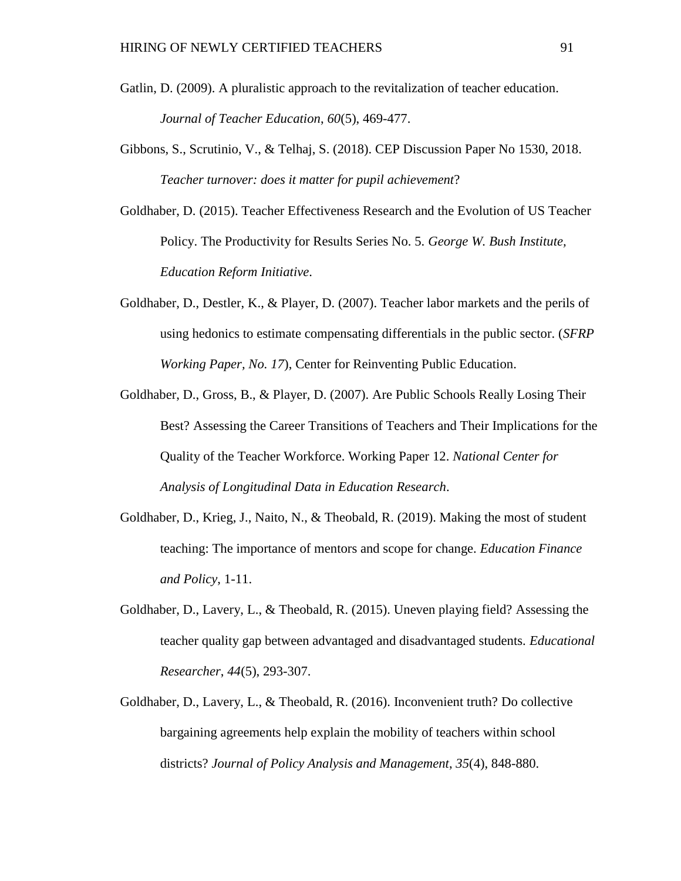Gatlin, D. (2009). A pluralistic approach to the revitalization of teacher education. *Journal of Teacher Education*, *60*(5), 469-477.

Gibbons, S., Scrutinio, V., & Telhaj, S. (2018). CEP Discussion Paper No 1530, 2018. *Teacher turnover: does it matter for pupil achievement*?

Goldhaber, D. (2015). Teacher Effectiveness Research and the Evolution of US Teacher Policy. The Productivity for Results Series No. 5. *George W. Bush Institute, Education Reform Initiative*.

Goldhaber, D., Destler, K., & Player, D. (2007). Teacher labor markets and the perils of using hedonics to estimate compensating differentials in the public sector. (*SFRP Working Paper, No. 17*), Center for Reinventing Public Education.

Goldhaber, D., Gross, B., & Player, D. (2007). Are Public Schools Really Losing Their Best? Assessing the Career Transitions of Teachers and Their Implications for the Quality of the Teacher Workforce. Working Paper 12. *National Center for Analysis of Longitudinal Data in Education Research*.

Goldhaber, D., Krieg, J., Naito, N., & Theobald, R. (2019). Making the most of student teaching: The importance of mentors and scope for change. *Education Finance and Policy*, 1-11.

Goldhaber, D., Lavery, L., & Theobald, R. (2015). Uneven playing field? Assessing the teacher quality gap between advantaged and disadvantaged students. *Educational Researcher*, *44*(5), 293-307.

Goldhaber, D., Lavery, L., & Theobald, R. (2016). Inconvenient truth? Do collective bargaining agreements help explain the mobility of teachers within school districts? *Journal of Policy Analysis and Management*, *35*(4), 848-880.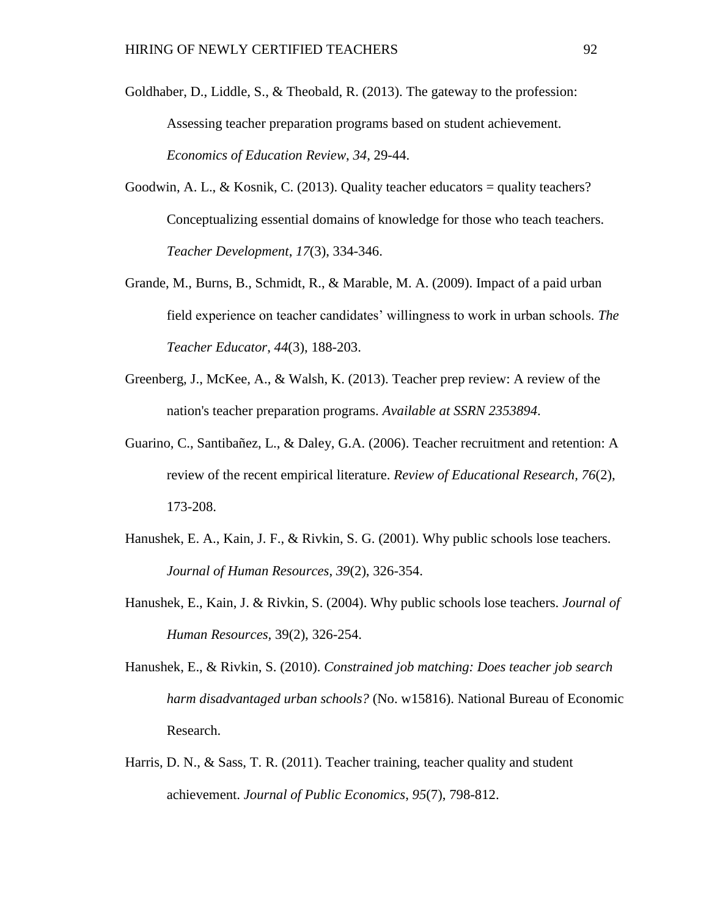Goldhaber, D., Liddle, S., & Theobald, R. (2013). The gateway to the profession: Assessing teacher preparation programs based on student achievement. *Economics of Education Review*, *34*, 29-44.

Goodwin, A. L., & Kosnik, C. (2013). Quality teacher educators = quality teachers? Conceptualizing essential domains of knowledge for those who teach teachers. *Teacher Development*, *17*(3), 334-346.

Grande, M., Burns, B., Schmidt, R., & Marable, M. A. (2009). Impact of a paid urban field experience on teacher candidates' willingness to work in urban schools. *The Teacher Educator*, *44*(3), 188-203.

Greenberg, J., McKee, A., & Walsh, K. (2013). Teacher prep review: A review of the nation's teacher preparation programs. *Available at SSRN 2353894*.

Guarino, C., Santibañez, L., & Daley, G.A. (2006). Teacher recruitment and retention: A review of the recent empirical literature. *Review of Educational Research, 76*(2), 173-208.

Hanushek, E. A., Kain, J. F., & Rivkin, S. G. (2001). Why public schools lose teachers. *Journal of Human Resources*, *39*(2), 326-354.

Hanushek, E., Kain, J. & Rivkin, S. (2004). Why public schools lose teachers. *Journal of Human Resources*, 39(2), 326-254.

Hanushek, E., & Rivkin, S. (2010). *Constrained job matching: Does teacher job search harm disadvantaged urban schools?* (No. w15816). National Bureau of Economic Research.

Harris, D. N., & Sass, T. R. (2011). Teacher training, teacher quality and student achievement. *Journal of Public Economics*, *95*(7), 798-812.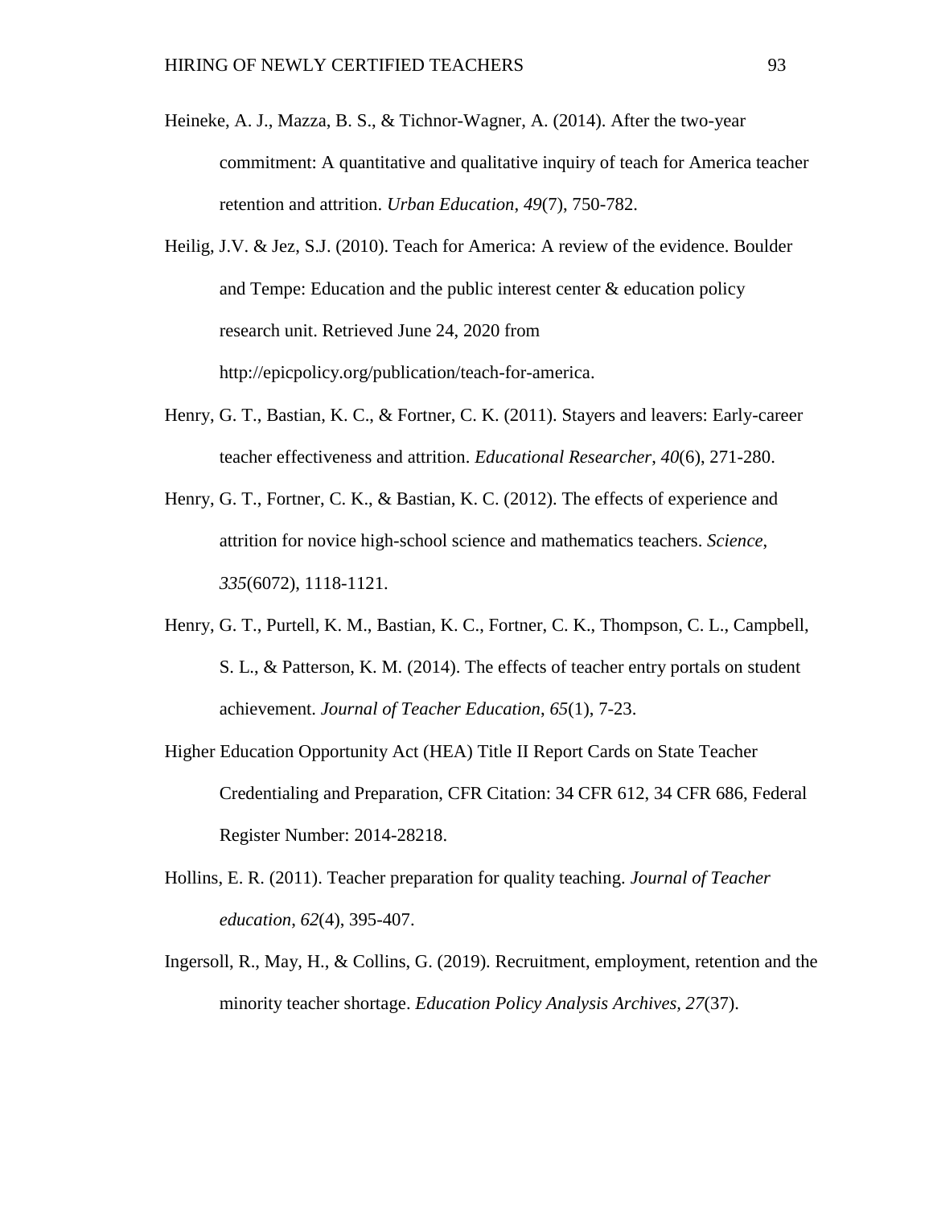Heineke, A. J., Mazza, B. S., & Tichnor-Wagner, A. (2014). After the two-year commitment: A quantitative and qualitative inquiry of teach for America teacher retention and attrition. *Urban Education*, *49*(7), 750-782.

Heilig, J.V. & Jez, S.J. (2010). Teach for America: A review of the evidence. Boulder and Tempe: Education and the public interest center & education policy research unit. Retrieved June 24, 2020 from http://epicpolicy.org/publication/teach-for-america.

Henry, G. T., Bastian, K. C., & Fortner, C. K. (2011). Stayers and leavers: Early-career teacher effectiveness and attrition. *Educational Researcher*, *40*(6), 271-280.

Henry, G. T., Fortner, C. K., & Bastian, K. C. (2012). The effects of experience and attrition for novice high-school science and mathematics teachers. *Science*, *335*(6072), 1118-1121.

Henry, G. T., Purtell, K. M., Bastian, K. C., Fortner, C. K., Thompson, C. L., Campbell, S. L., & Patterson, K. M. (2014). The effects of teacher entry portals on student achievement. *Journal of Teacher Education*, *65*(1), 7-23.

Higher Education Opportunity Act (HEA) Title II Report Cards on State Teacher Credentialing and Preparation, CFR Citation: 34 CFR 612, 34 CFR 686, Federal Register Number: 2014-28218.

Hollins, E. R. (2011). Teacher preparation for quality teaching. *Journal of Teacher education*, *62*(4), 395-407.

Ingersoll, R., May, H., & Collins, G. (2019). Recruitment, employment, retention and the minority teacher shortage. *Education Policy Analysis Archives, 27*(37).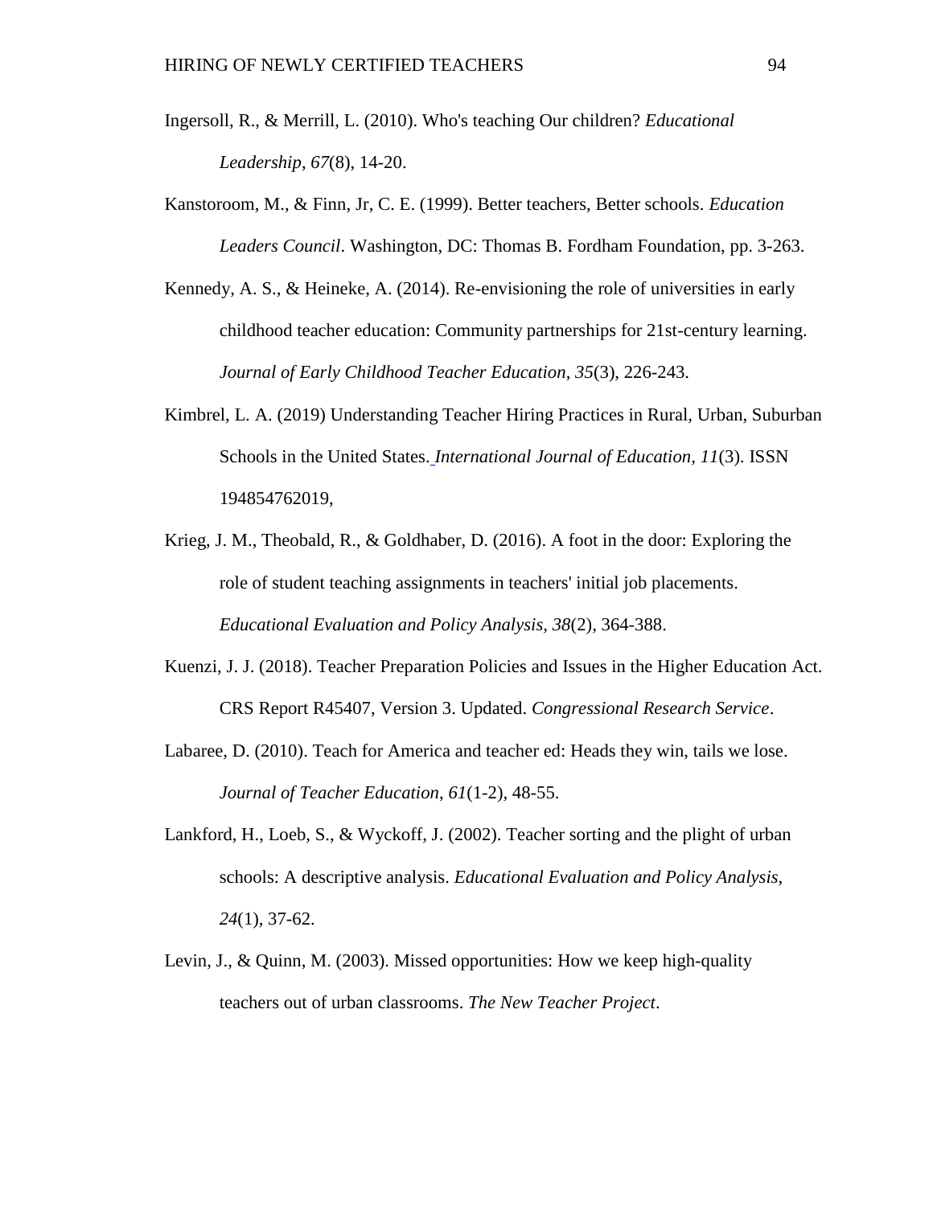Ingersoll, R., & Merrill, L. (2010). Who's teaching Our children? *Educational Leadership*, *67*(8), 14-20.

Kanstoroom, M., & Finn, Jr, C. E. (1999). Better teachers, Better schools. *Education Leaders Council*. Washington, DC: Thomas B. Fordham Foundation, pp. 3-263.

Kennedy, A. S., & Heineke, A. (2014). Re-envisioning the role of universities in early childhood teacher education: Community partnerships for 21st-century learning. *Journal of Early Childhood Teacher Education*, *35*(3), 226-243.

Kimbrel, L. A. (2019) Understanding Teacher Hiring Practices in Rural, Urban, Suburban Schools in the United States. *International Journal of Education, 11*(3). ISSN 194854762019,

Krieg, J. M., Theobald, R., & Goldhaber, D. (2016). A foot in the door: Exploring the role of student teaching assignments in teachers' initial job placements. *Educational Evaluation and Policy Analysis, 38*(2), 364-388.

Kuenzi, J. J. (2018). Teacher Preparation Policies and Issues in the Higher Education Act. CRS Report R45407, Version 3. Updated. *Congressional Research Service*.

Labaree, D. (2010). Teach for America and teacher ed: Heads they win, tails we lose. *Journal of Teacher Education*, *61*(1-2), 48-55.

Lankford, H., Loeb, S., & Wyckoff, J. (2002). Teacher sorting and the plight of urban schools: A descriptive analysis. *Educational Evaluation and Policy Analysis, 24*(1), 37-62.

Levin, J., & Quinn, M. (2003). Missed opportunities: How we keep high-quality teachers out of urban classrooms. *The New Teacher Project*.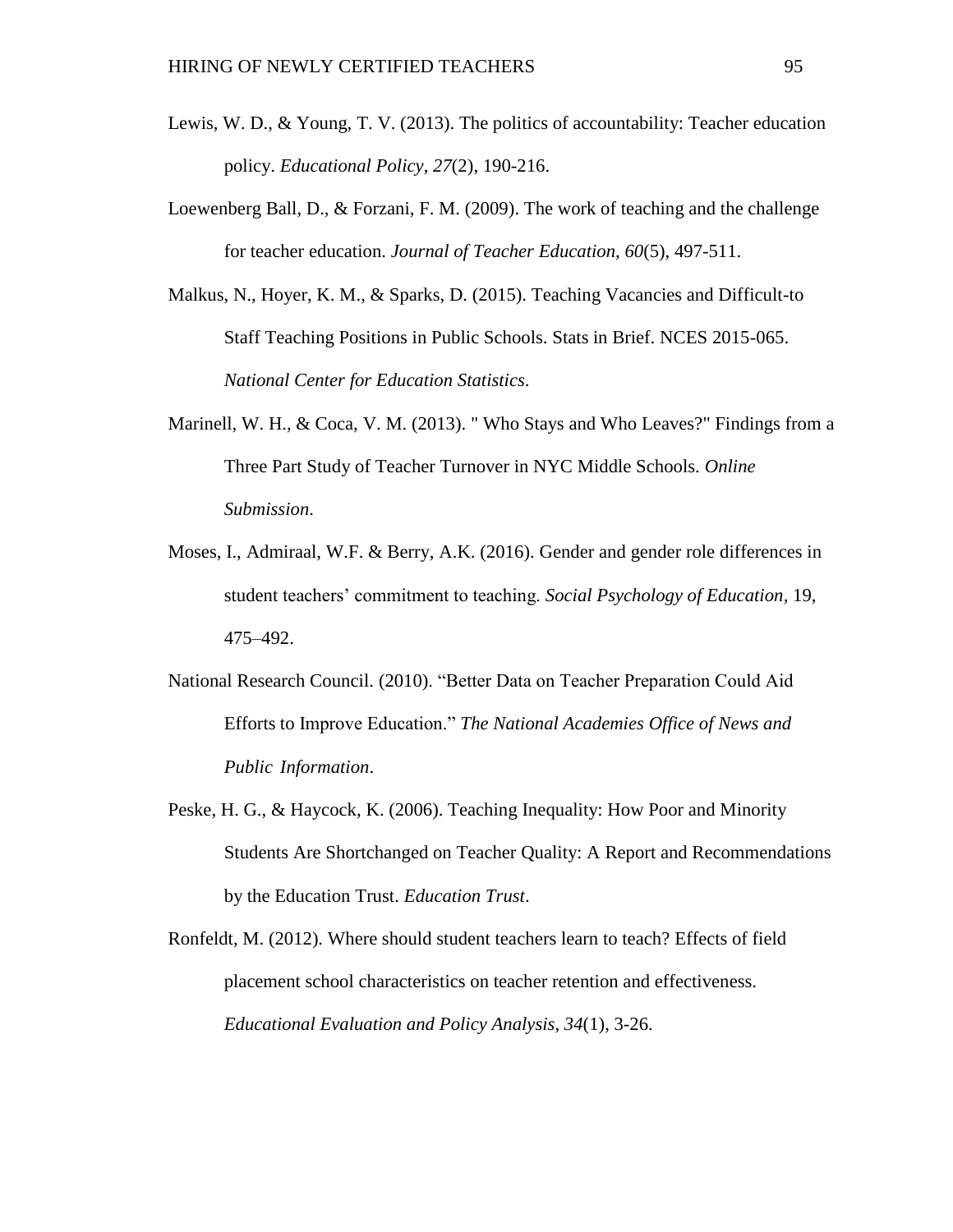Lewis, W. D., & Young, T. V. (2013). The politics of accountability: Teacher education policy. *Educational Policy*, *27*(2), 190-216.

Loewenberg Ball, D., & Forzani, F. M. (2009). The work of teaching and the challenge for teacher education. *Journal of Teacher Education*, *60*(5), 497-511.

Malkus, N., Hoyer, K. M., & Sparks, D. (2015). Teaching Vacancies and Difficult-to Staff Teaching Positions in Public Schools. Stats in Brief. NCES 2015-065. *National Center for Education Statistics*.

Marinell, W. H., & Coca, V. M. (2013). " Who Stays and Who Leaves?" Findings from a Three Part Study of Teacher Turnover in NYC Middle Schools. *Online Submission*.

Moses, I., Admiraal, W.F. & Berry, A.K. (2016). Gender and gender role differences in student teachers' commitment to teaching. *Social Psychology of Education*, 19, 475–492.

National Research Council. (2010). "Better Data on Teacher Preparation Could Aid Efforts to Improve Education." *The National Academies Office of News and Public Information*.

Peske, H. G., & Haycock, K. (2006). Teaching Inequality: How Poor and Minority Students Are Shortchanged on Teacher Quality: A Report and Recommendations by the Education Trust. *Education Trust*.

Ronfeldt, M. (2012). Where should student teachers learn to teach? Effects of field placement school characteristics on teacher retention and effectiveness. *Educational Evaluation and Policy Analysis*, *34*(1), 3-26.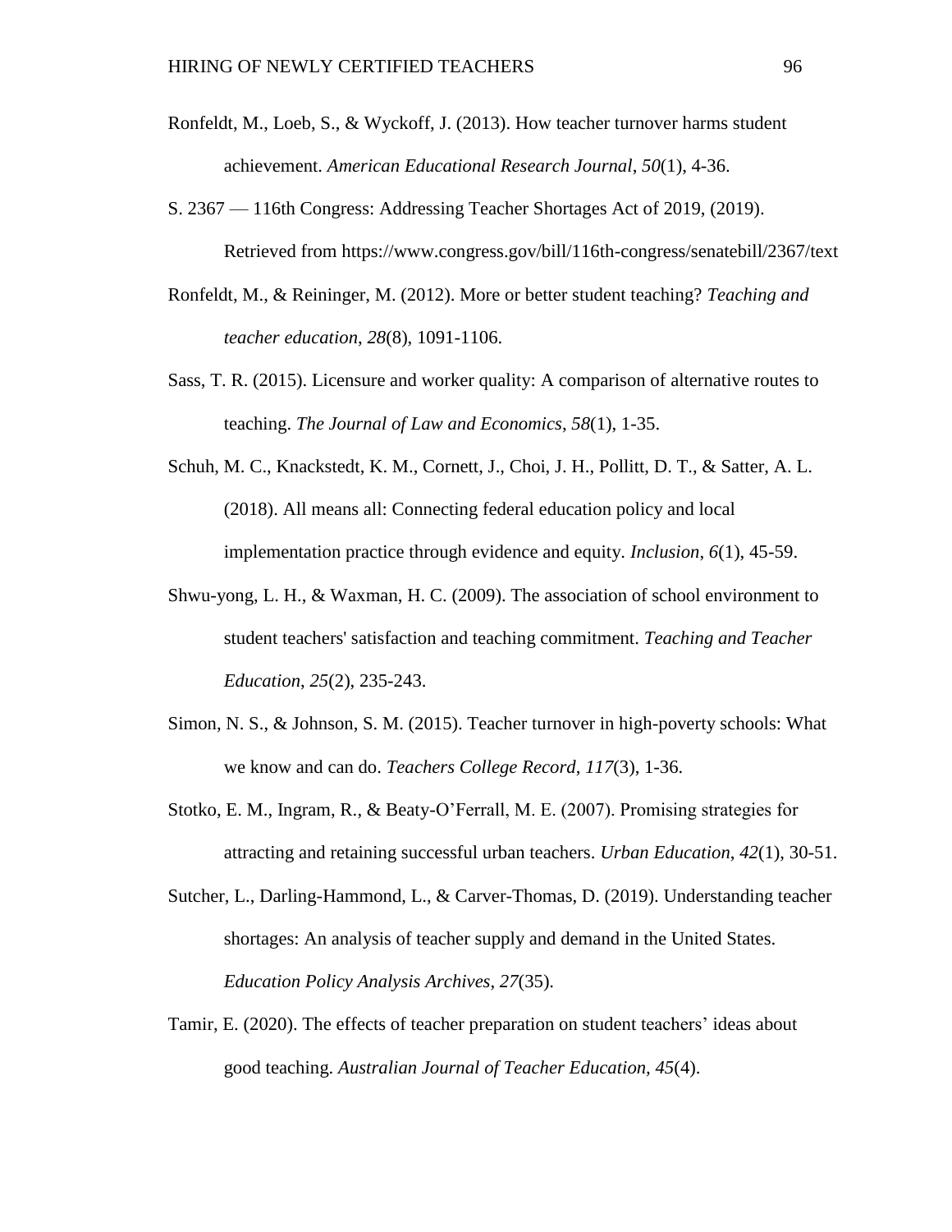Ronfeldt, M., Loeb, S., & Wyckoff, J. (2013). How teacher turnover harms student achievement. *American Educational Research Journal*, *50*(1), 4-36.

S. 2367 — 116th Congress: Addressing Teacher Shortages Act of 2019, (2019). Retrieved from https://www.congress.gov/bill/116th-congress/senatebill/2367/text

Ronfeldt, M., & Reininger, M. (2012). More or better student teaching? *Teaching and teacher education*, *28*(8), 1091-1106.

Sass, T. R. (2015). Licensure and worker quality: A comparison of alternative routes to teaching. *The Journal of Law and Economics*, *58*(1), 1-35.

Schuh, M. C., Knackstedt, K. M., Cornett, J., Choi, J. H., Pollitt, D. T., & Satter, A. L. (2018). All means all: Connecting federal education policy and local implementation practice through evidence and equity. *Inclusion*, *6*(1), 45-59.

Shwu-yong, L. H., & Waxman, H. C. (2009). The association of school environment to student teachers' satisfaction and teaching commitment. *Teaching and Teacher Education*, *25*(2), 235-243.

Simon, N. S., & Johnson, S. M. (2015). Teacher turnover in high-poverty schools: What we know and can do. *Teachers College Record*, *117*(3), 1-36.

Stotko, E. M., Ingram, R., & Beaty-O'Ferrall, M. E. (2007). Promising strategies for attracting and retaining successful urban teachers. *Urban Education*, *42*(1), 30-51.

Sutcher, L., Darling-Hammond, L., & Carver-Thomas, D. (2019). Understanding teacher shortages: An analysis of teacher supply and demand in the United States. *Education Policy Analysis Archives*, *27*(35).

Tamir, E. (2020). The effects of teacher preparation on student teachers' ideas about good teaching. *Australian Journal of Teacher Education, 45*(4).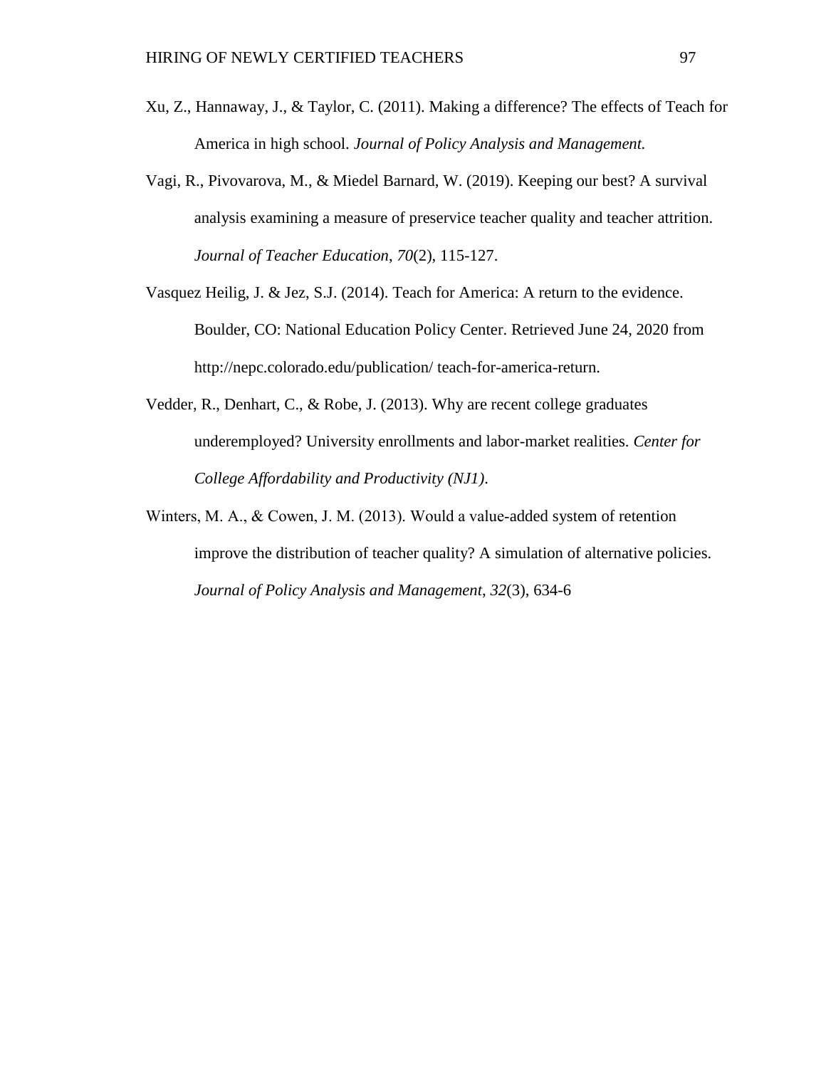Xu, Z., Hannaway, J., & Taylor, C. (2011). Making a difference? The effects of Teach for America in high school. *Journal of Policy Analysis and Management.*

Vagi, R., Pivovarova, M., & Miedel Barnard, W. (2019). Keeping our best? A survival analysis examining a measure of preservice teacher quality and teacher attrition. *Journal of Teacher Education*, *70*(2), 115-127.

Vasquez Heilig, J. & Jez, S.J. (2014). Teach for America: A return to the evidence. Boulder, CO: National Education Policy Center. Retrieved June 24, 2020 from http://nepc.colorado.edu/publication/ teach-for-america-return.

Vedder, R., Denhart, C., & Robe, J. (2013). Why are recent college graduates underemployed? University enrollments and labor-market realities. *Center for College Affordability and Productivity (NJ1)*.

Winters, M. A., & Cowen, J. M. (2013). Would a value-added system of retention improve the distribution of teacher quality? A simulation of alternative policies. *Journal of Policy Analysis and Management*, *32*(3), 634-6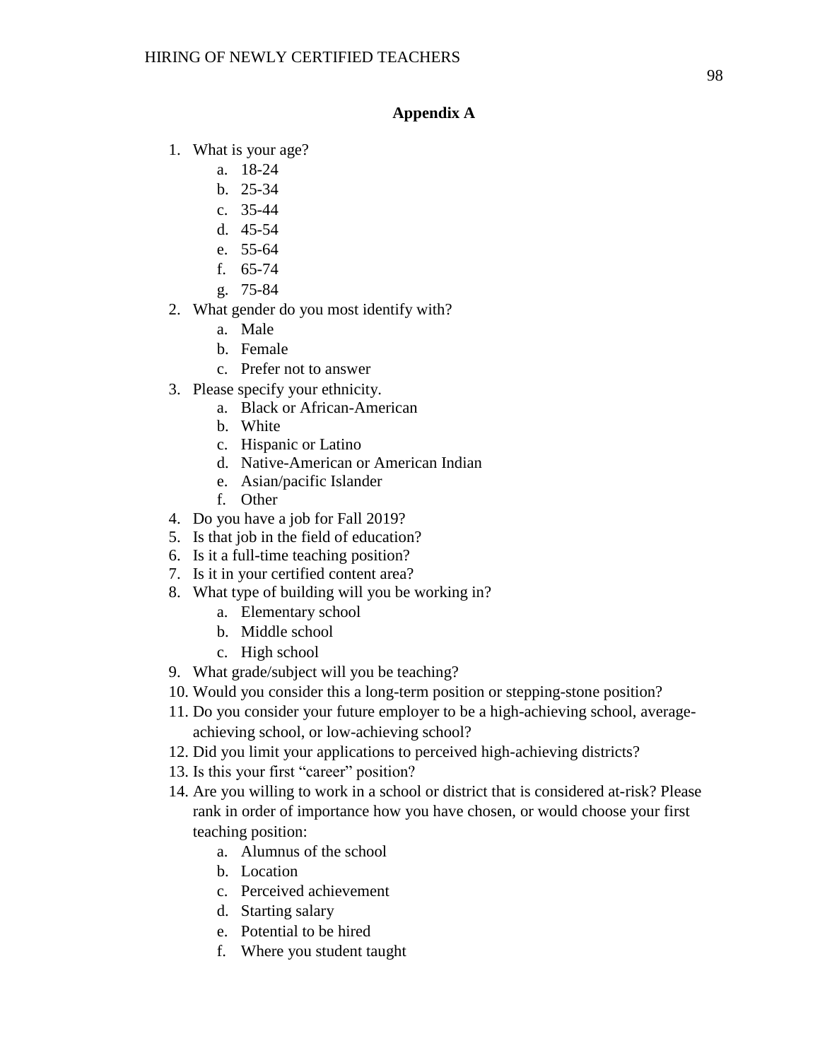## Appendix A

1. What is your age?
    a. 18-24
    b. 25-34
    c. 35-44
    d. 45-54
    e. 55-64
    f. 65-74
    g. 75-84
2. What gender do you most identify with?
    a. Male
    b. Female
    c. Prefer not to answer
3. Please specify your ethnicity.
    a. Black or African-American
    b. White
    c. Hispanic or Latino
    d. Native-American or American Indian
    e. Asian/pacific Islander
    f. Other
4. Do you have a job for Fall 2019?
5. Is that job in the field of education?
6. Is it a full-time teaching position?
7. Is it in your certified content area?
8. What type of building will you be working in?
    a. Elementary school
    b. Middle school
    c. High school
9. What grade/subject will you be teaching?
10. Would you consider this a long-term position or stepping-stone position?
11. Do you consider your future employer to be a high-achieving school, average-achieving school, or low-achieving school?
12. Did you limit your applications to perceived high-achieving districts?
13. Is this your first "career" position?
14. Are you willing to work in a school or district that is considered at-risk? Please rank in order of importance how you have chosen, or would choose your first teaching position:
    a. Alumnus of the school
    b. Location
    c. Perceived achievement
    d. Starting salary
    e. Potential to be hired
    f. Where you student taught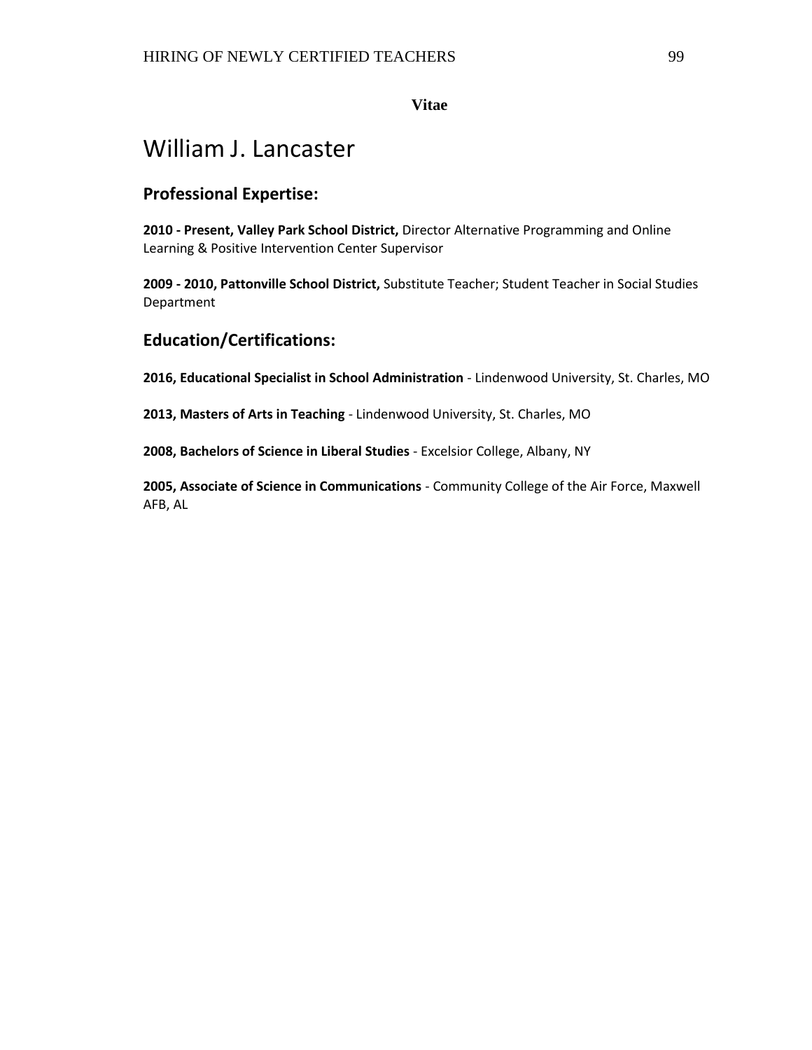**Vitae**

# William J. Lancaster

## Professional Expertise:

**2010 - Present, Valley Park School District,** Director Alternative Programming and Online Learning & Positive Intervention Center Supervisor

**2009 - 2010, Pattonville School District,** Substitute Teacher; Student Teacher in Social Studies Department

## Education/Certifications:

**2016, Educational Specialist in School Administration** - Lindenwood University, St. Charles, MO

**2013, Masters of Arts in Teaching** - Lindenwood University, St. Charles, MO

**2008, Bachelors of Science in Liberal Studies** - Excelsior College, Albany, NY

**2005, Associate of Science in Communications** - Community College of the Air Force, Maxwell AFB, AL